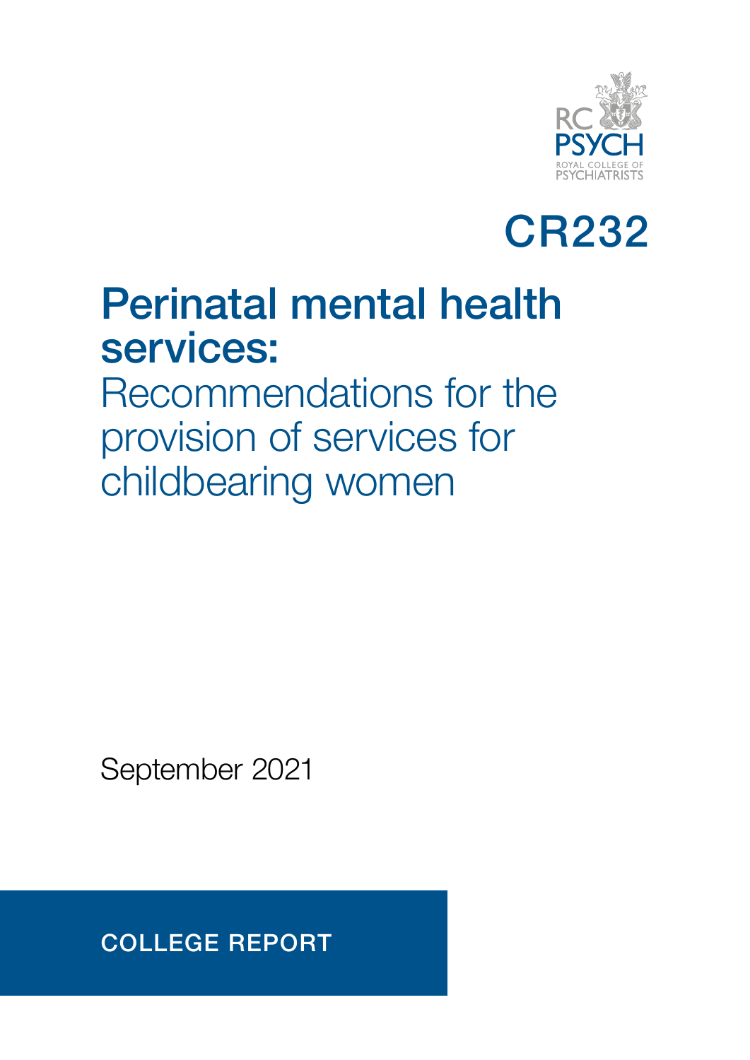RC PSYCH
ROYAL COLLEGE OF PSYCHIATRISTS

CR232

# Perinatal mental health services:

Recommendations for the provision of services for childbearing women

September 2021

COLLEGE REPORT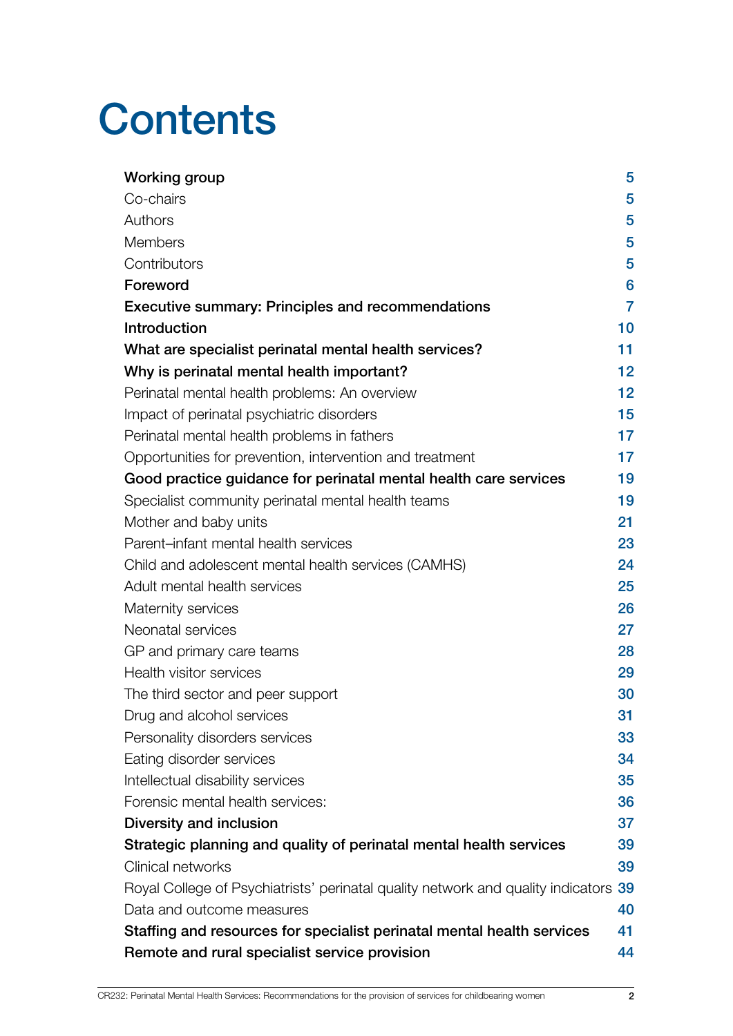# Contents

| | |
|---|---|
| **Working group** | 5 |
| Co-chairs | 5 |
| Authors | 5 |
| Members | 5 |
| Contributors | 5 |
| **Foreword** | 6 |
| **Executive summary: Principles and recommendations** | 7 |
| **Introduction** | 10 |
| **What are specialist perinatal mental health services?** | 11 |
| **Why is perinatal mental health important?** | 12 |
| Perinatal mental health problems: An overview | 12 |
| Impact of perinatal psychiatric disorders | 15 |
| Perinatal mental health problems in fathers | 17 |
| Opportunities for prevention, intervention and treatment | 17 |
| **Good practice guidance for perinatal mental health care services** | 19 |
| Specialist community perinatal mental health teams | 19 |
| Mother and baby units | 21 |
| Parent–infant mental health services | 23 |
| Child and adolescent mental health services (CAMHS) | 24 |
| Adult mental health services | 25 |
| Maternity services | 26 |
| Neonatal services | 27 |
| GP and primary care teams | 28 |
| Health visitor services | 29 |
| The third sector and peer support | 30 |
| Drug and alcohol services | 31 |
| Personality disorders services | 33 |
| Eating disorder services | 34 |
| Intellectual disability services | 35 |
| Forensic mental health services: | 36 |
| **Diversity and inclusion** | 37 |
| **Strategic planning and quality of perinatal mental health services** | 39 |
| Clinical networks | 39 |
| Royal College of Psychiatrists' perinatal quality network and quality indicators | 39 |
| Data and outcome measures | 40 |
| **Staffing and resources for specialist perinatal mental health services** | 41 |
| **Remote and rural specialist service provision** | 44 |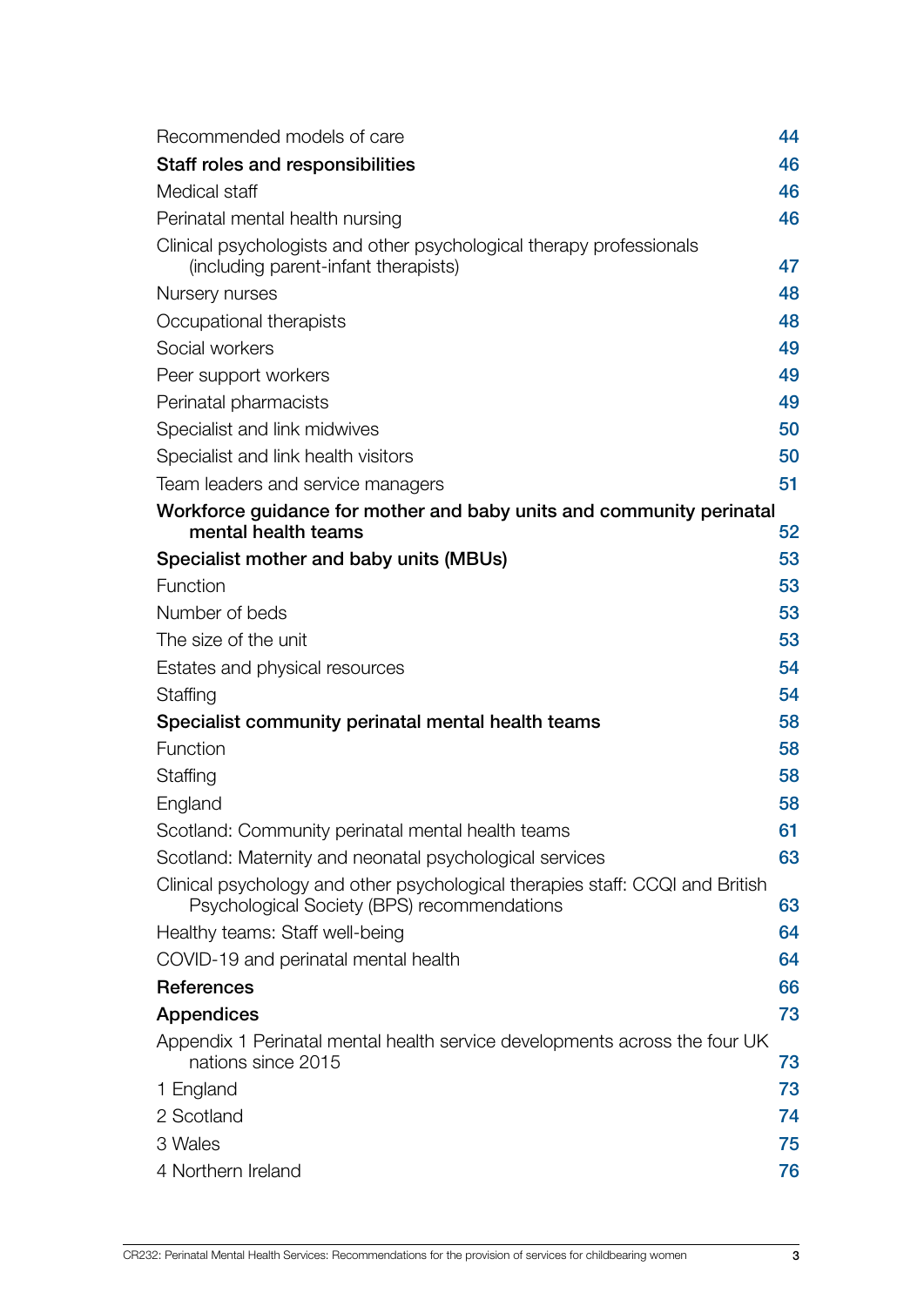| | |
|---|---|
| Recommended models of care | 44 |
| **Staff roles and responsibilities** | 46 |
| Medical staff | 46 |
| Perinatal mental health nursing | 46 |
| Clinical psychologists and other psychological therapy professionals (including parent-infant therapists) | 47 |
| Nursery nurses | 48 |
| Occupational therapists | 48 |
| Social workers | 49 |
| Peer support workers | 49 |
| Perinatal pharmacists | 49 |
| Specialist and link midwives | 50 |
| Specialist and link health visitors | 50 |
| Team leaders and service managers | 51 |
| **Workforce guidance for mother and baby units and community perinatal mental health teams** | 52 |
| **Specialist mother and baby units (MBUs)** | 53 |
| Function | 53 |
| Number of beds | 53 |
| The size of the unit | 53 |
| Estates and physical resources | 54 |
| Staffing | 54 |
| **Specialist community perinatal mental health teams** | 58 |
| Function | 58 |
| Staffing | 58 |
| England | 58 |
| Scotland: Community perinatal mental health teams | 61 |
| Scotland: Maternity and neonatal psychological services | 63 |
| Clinical psychology and other psychological therapies staff: CCQI and British Psychological Society (BPS) recommendations | 63 |
| Healthy teams: Staff well-being | 64 |
| COVID-19 and perinatal mental health | 64 |
| **References** | 66 |
| **Appendices** | 73 |
| Appendix 1 Perinatal mental health service developments across the four UK nations since 2015 | 73 |
| 1 England | 73 |
| 2 Scotland | 74 |
| 3 Wales | 75 |
| 4 Northern Ireland | 76 |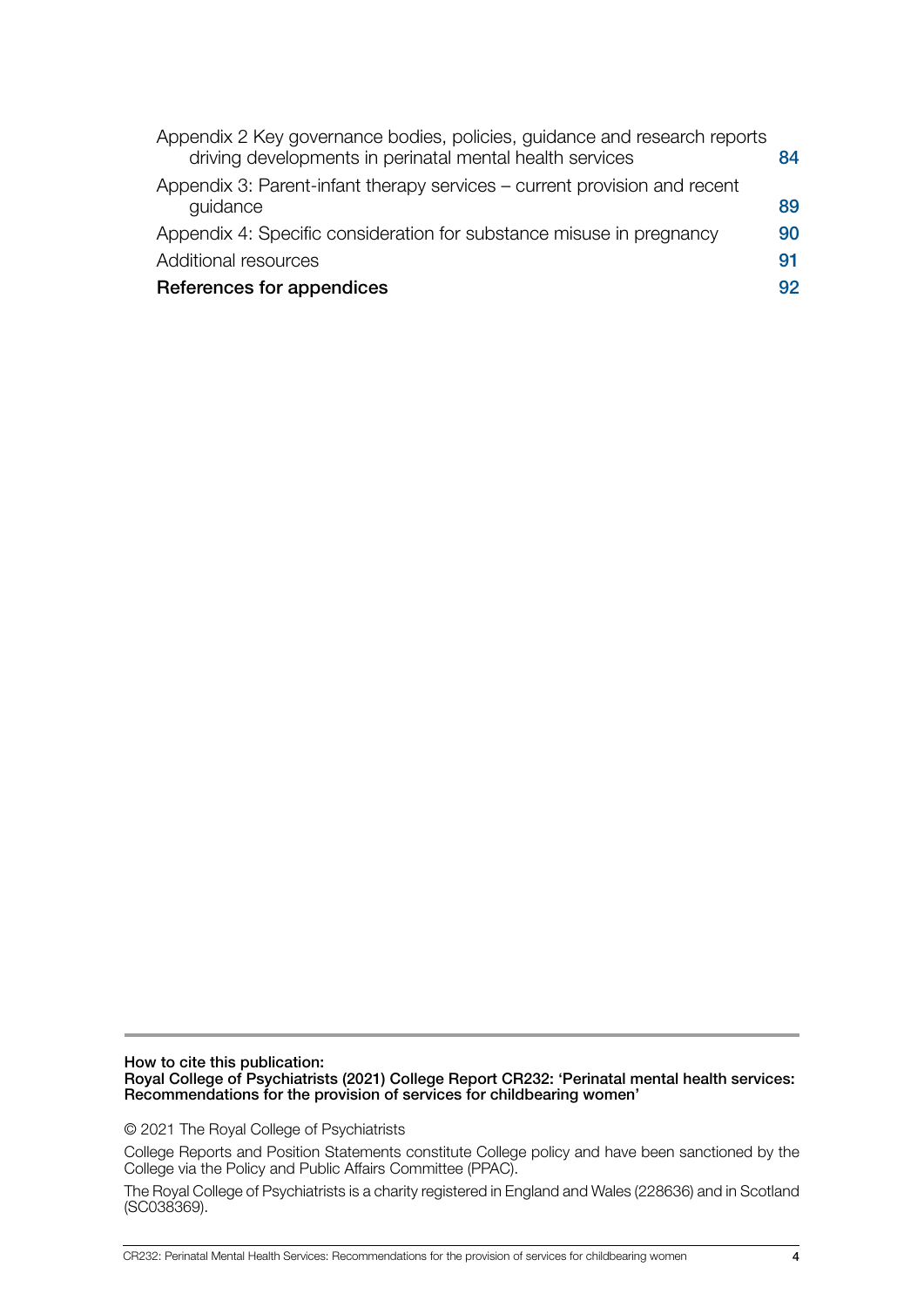Appendix 2 Key governance bodies, policies, guidance and research reports driving developments in perinatal mental health services 84

Appendix 3: Parent-infant therapy services – current provision and recent guidance 89

Appendix 4: Specific consideration for substance misuse in pregnancy 90

Additional resources 91

**References for appendices** 92

**How to cite this publication:**
**Royal College of Psychiatrists (2021) College Report CR232: 'Perinatal mental health services: Recommendations for the provision of services for childbearing women'**

© 2021 The Royal College of Psychiatrists

College Reports and Position Statements constitute College policy and have been sanctioned by the College via the Policy and Public Affairs Committee (PPAC).

The Royal College of Psychiatrists is a charity registered in England and Wales (228636) and in Scotland (SC038369).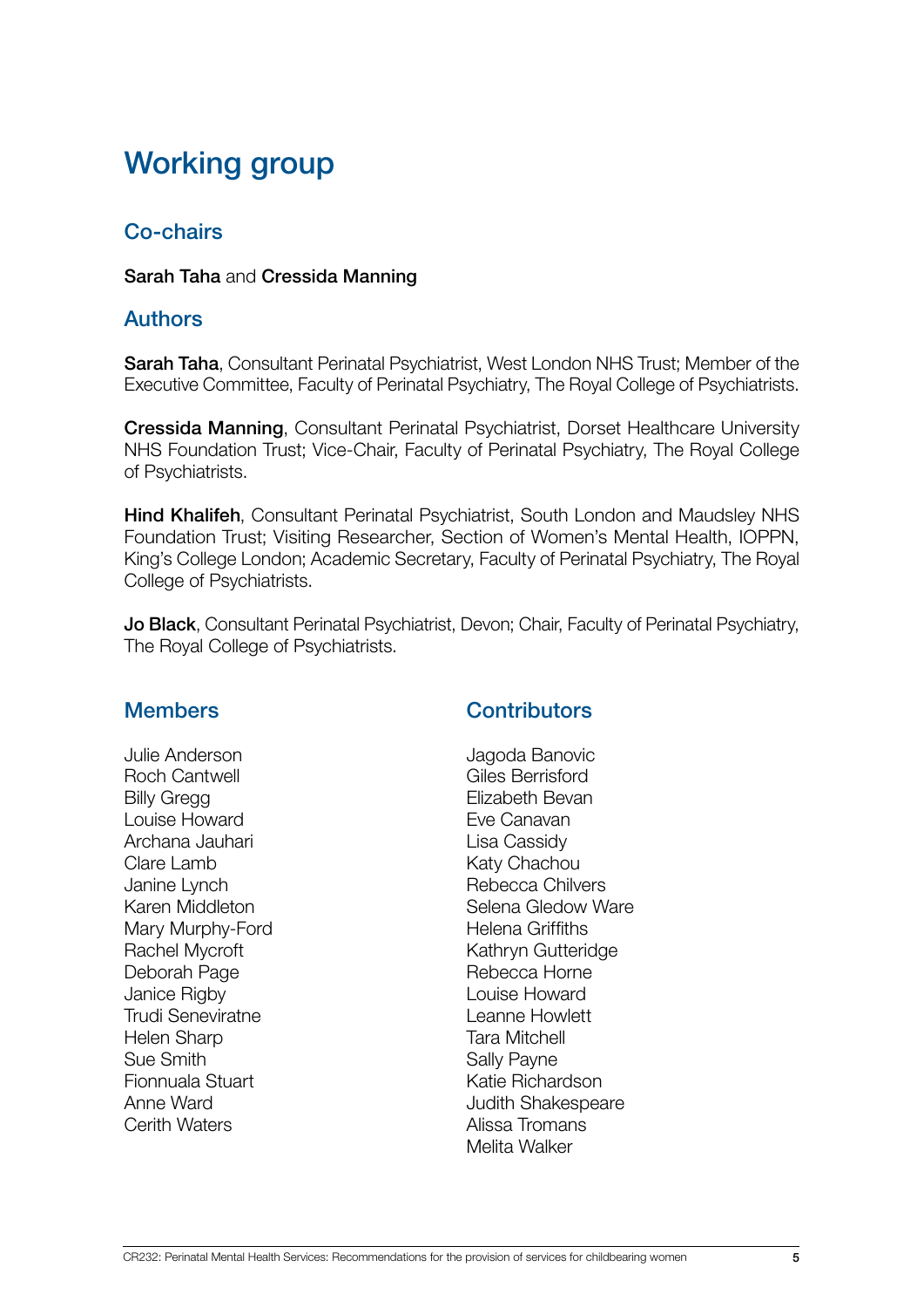# Working group

## Co-chairs

**Sarah Taha** and **Cressida Manning**

## Authors

**Sarah Taha**, Consultant Perinatal Psychiatrist, West London NHS Trust; Member of the Executive Committee, Faculty of Perinatal Psychiatry, The Royal College of Psychiatrists.

**Cressida Manning**, Consultant Perinatal Psychiatrist, Dorset Healthcare University NHS Foundation Trust; Vice-Chair, Faculty of Perinatal Psychiatry, The Royal College of Psychiatrists.

**Hind Khalifeh**, Consultant Perinatal Psychiatrist, South London and Maudsley NHS Foundation Trust; Visiting Researcher, Section of Women's Mental Health, IOPPN, King's College London; Academic Secretary, Faculty of Perinatal Psychiatry, The Royal College of Psychiatrists.

**Jo Black**, Consultant Perinatal Psychiatrist, Devon; Chair, Faculty of Perinatal Psychiatry, The Royal College of Psychiatrists.

## Members

Julie Anderson
Roch Cantwell
Billy Gregg
Louise Howard
Archana Jauhari
Clare Lamb
Janine Lynch
Karen Middleton
Mary Murphy-Ford
Rachel Mycroft
Deborah Page
Janice Rigby
Trudi Seneviratne
Helen Sharp
Sue Smith
Fionnuala Stuart
Anne Ward
Cerith Waters

## Contributors

Jagoda Banovic
Giles Berrisford
Elizabeth Bevan
Eve Canavan
Lisa Cassidy
Katy Chachou
Rebecca Chilvers
Selena Gledow Ware
Helena Griffiths
Kathryn Gutteridge
Rebecca Horne
Louise Howard
Leanne Howlett
Tara Mitchell
Sally Payne
Katie Richardson
Judith Shakespeare
Alissa Tromans
Melita Walker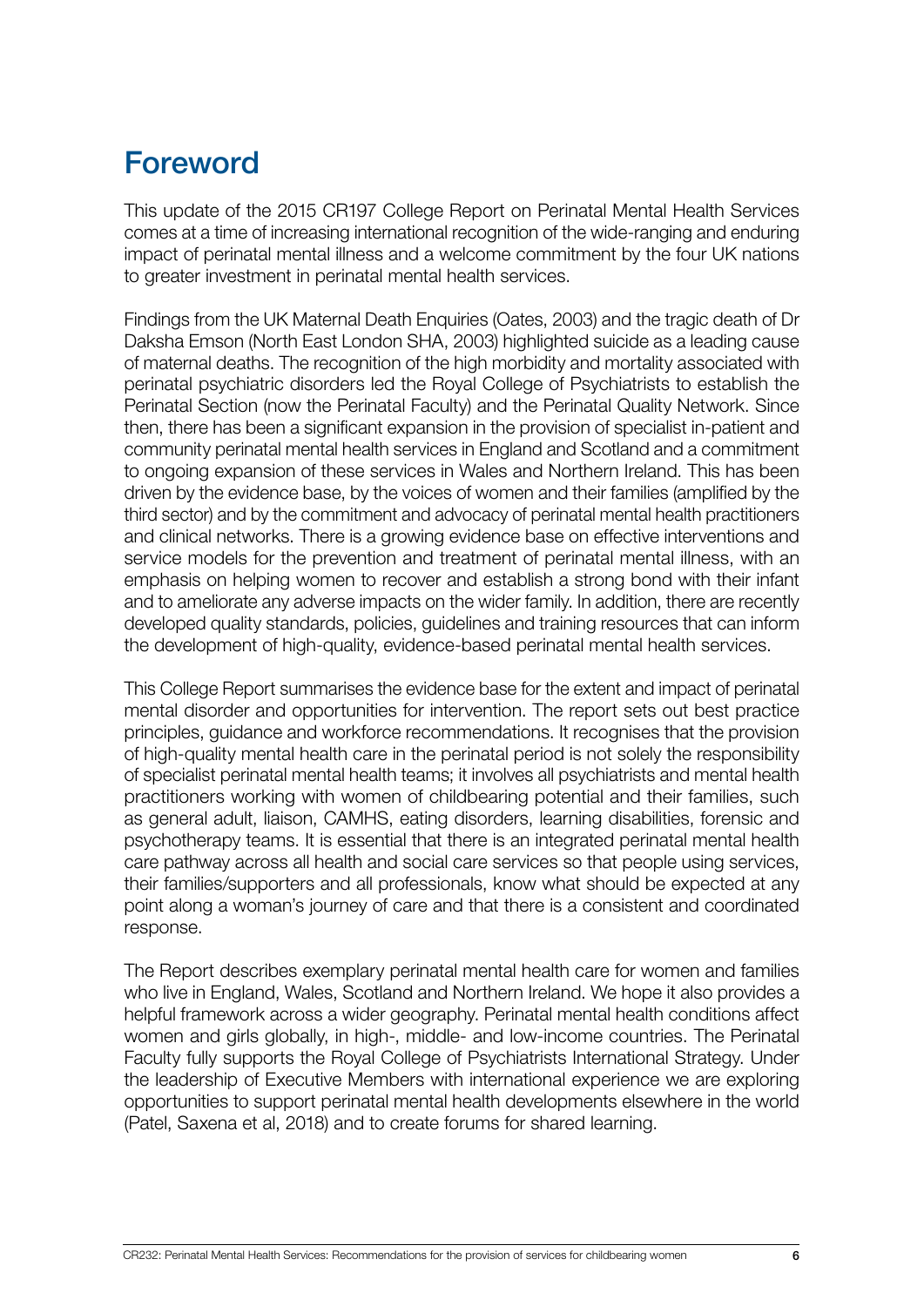# Foreword

This update of the 2015 CR197 College Report on Perinatal Mental Health Services comes at a time of increasing international recognition of the wide-ranging and enduring impact of perinatal mental illness and a welcome commitment by the four UK nations to greater investment in perinatal mental health services.

Findings from the UK Maternal Death Enquiries (Oates, 2003) and the tragic death of Dr Daksha Emson (North East London SHA, 2003) highlighted suicide as a leading cause of maternal deaths. The recognition of the high morbidity and mortality associated with perinatal psychiatric disorders led the Royal College of Psychiatrists to establish the Perinatal Section (now the Perinatal Faculty) and the Perinatal Quality Network. Since then, there has been a significant expansion in the provision of specialist in-patient and community perinatal mental health services in England and Scotland and a commitment to ongoing expansion of these services in Wales and Northern Ireland. This has been driven by the evidence base, by the voices of women and their families (amplified by the third sector) and by the commitment and advocacy of perinatal mental health practitioners and clinical networks. There is a growing evidence base on effective interventions and service models for the prevention and treatment of perinatal mental illness, with an emphasis on helping women to recover and establish a strong bond with their infant and to ameliorate any adverse impacts on the wider family. In addition, there are recently developed quality standards, policies, guidelines and training resources that can inform the development of high-quality, evidence-based perinatal mental health services.

This College Report summarises the evidence base for the extent and impact of perinatal mental disorder and opportunities for intervention. The report sets out best practice principles, guidance and workforce recommendations. It recognises that the provision of high-quality mental health care in the perinatal period is not solely the responsibility of specialist perinatal mental health teams; it involves all psychiatrists and mental health practitioners working with women of childbearing potential and their families, such as general adult, liaison, CAMHS, eating disorders, learning disabilities, forensic and psychotherapy teams. It is essential that there is an integrated perinatal mental health care pathway across all health and social care services so that people using services, their families/supporters and all professionals, know what should be expected at any point along a woman's journey of care and that there is a consistent and coordinated response.

The Report describes exemplary perinatal mental health care for women and families who live in England, Wales, Scotland and Northern Ireland. We hope it also provides a helpful framework across a wider geography. Perinatal mental health conditions affect women and girls globally, in high-, middle- and low-income countries. The Perinatal Faculty fully supports the Royal College of Psychiatrists International Strategy. Under the leadership of Executive Members with international experience we are exploring opportunities to support perinatal mental health developments elsewhere in the world (Patel, Saxena et al, 2018) and to create forums for shared learning.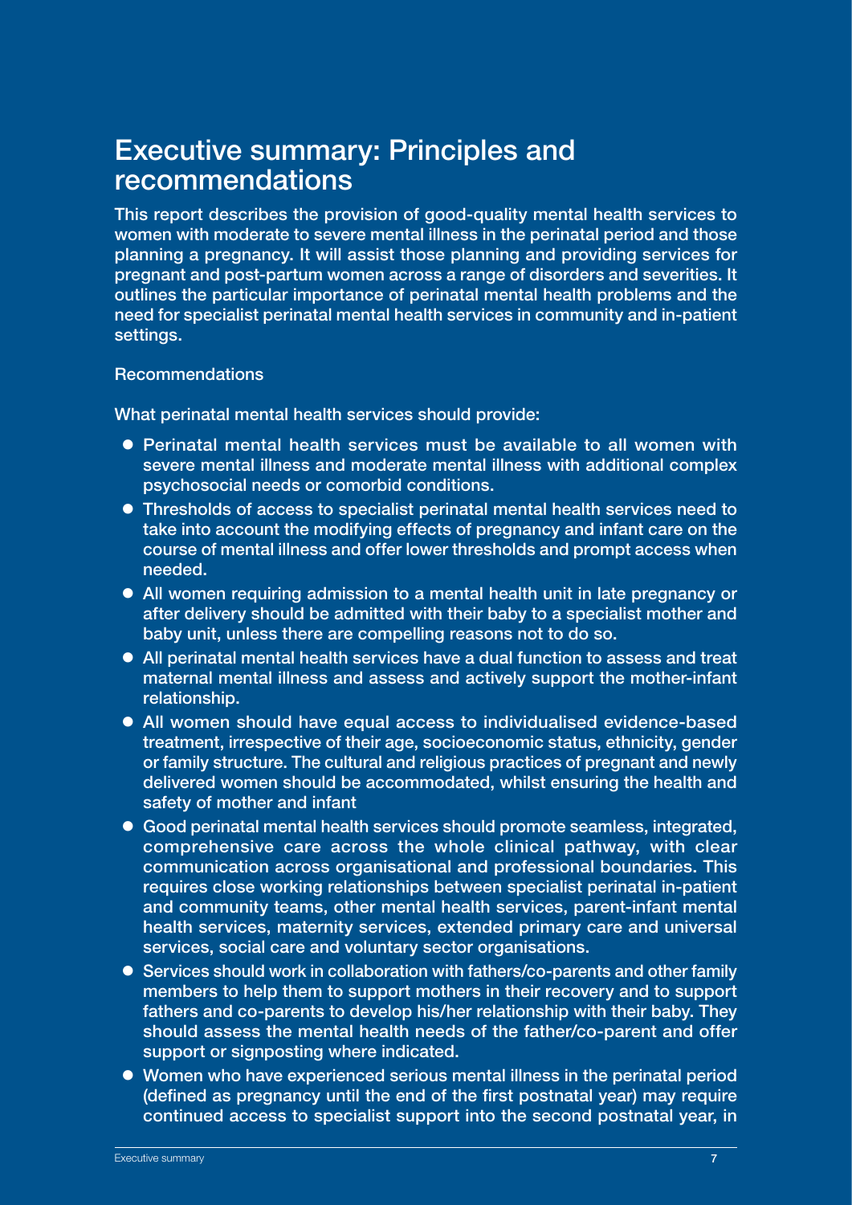# Executive summary: Principles and recommendations

**This report describes the provision of good-quality mental health services to women with moderate to severe mental illness in the perinatal period and those planning a pregnancy. It will assist those planning and providing services for pregnant and post-partum women across a range of disorders and severities. It outlines the particular importance of perinatal mental health problems and the need for specialist perinatal mental health services in community and in-patient settings.**

Recommendations

What perinatal mental health services should provide:

- Perinatal mental health services must be available to all women with severe mental illness and moderate mental illness with additional complex psychosocial needs or comorbid conditions.
- Thresholds of access to specialist perinatal mental health services need to take into account the modifying effects of pregnancy and infant care on the course of mental illness and offer lower thresholds and prompt access when needed.
- All women requiring admission to a mental health unit in late pregnancy or after delivery should be admitted with their baby to a specialist mother and baby unit, unless there are compelling reasons not to do so.
- All perinatal mental health services have a dual function to assess and treat maternal mental illness and assess and actively support the mother-infant relationship.
- All women should have equal access to individualised evidence-based treatment, irrespective of their age, socioeconomic status, ethnicity, gender or family structure. The cultural and religious practices of pregnant and newly delivered women should be accommodated, whilst ensuring the health and safety of mother and infant
- Good perinatal mental health services should promote seamless, integrated, comprehensive care across the whole clinical pathway, with clear communication across organisational and professional boundaries. This requires close working relationships between specialist perinatal in-patient and community teams, other mental health services, parent-infant mental health services, maternity services, extended primary care and universal services, social care and voluntary sector organisations.
- Services should work in collaboration with fathers/co-parents and other family members to help them to support mothers in their recovery and to support fathers and co-parents to develop his/her relationship with their baby. They should assess the mental health needs of the father/co-parent and offer support or signposting where indicated.
- Women who have experienced serious mental illness in the perinatal period (defined as pregnancy until the end of the first postnatal year) may require continued access to specialist support into the second postnatal year, in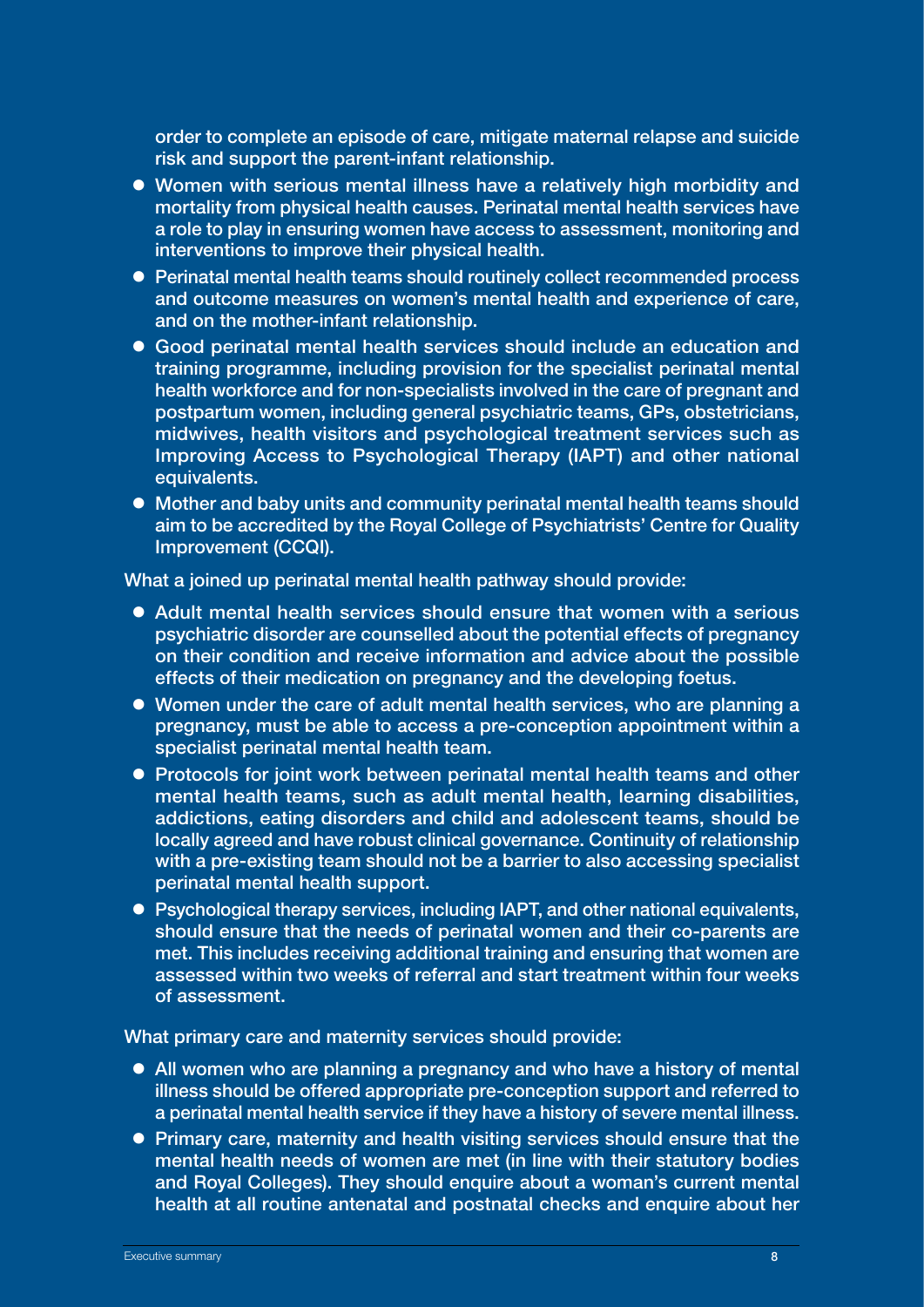order to complete an episode of care, mitigate maternal relapse and suicide risk and support the parent-infant relationship.

- Women with serious mental illness have a relatively high morbidity and mortality from physical health causes. Perinatal mental health services have a role to play in ensuring women have access to assessment, monitoring and interventions to improve their physical health.
- Perinatal mental health teams should routinely collect recommended process and outcome measures on women's mental health and experience of care, and on the mother-infant relationship.
- Good perinatal mental health services should include an education and training programme, including provision for the specialist perinatal mental health workforce and for non-specialists involved in the care of pregnant and postpartum women, including general psychiatric teams, GPs, obstetricians, midwives, health visitors and psychological treatment services such as Improving Access to Psychological Therapy (IAPT) and other national equivalents.
- Mother and baby units and community perinatal mental health teams should aim to be accredited by the Royal College of Psychiatrists' Centre for Quality Improvement (CCQI).

What a joined up perinatal mental health pathway should provide:

- Adult mental health services should ensure that women with a serious psychiatric disorder are counselled about the potential effects of pregnancy on their condition and receive information and advice about the possible effects of their medication on pregnancy and the developing foetus.
- Women under the care of adult mental health services, who are planning a pregnancy, must be able to access a pre-conception appointment within a specialist perinatal mental health team.
- Protocols for joint work between perinatal mental health teams and other mental health teams, such as adult mental health, learning disabilities, addictions, eating disorders and child and adolescent teams, should be locally agreed and have robust clinical governance. Continuity of relationship with a pre-existing team should not be a barrier to also accessing specialist perinatal mental health support.
- Psychological therapy services, including IAPT, and other national equivalents, should ensure that the needs of perinatal women and their co-parents are met. This includes receiving additional training and ensuring that women are assessed within two weeks of referral and start treatment within four weeks of assessment.

What primary care and maternity services should provide:

- All women who are planning a pregnancy and who have a history of mental illness should be offered appropriate pre-conception support and referred to a perinatal mental health service if they have a history of severe mental illness.
- Primary care, maternity and health visiting services should ensure that the mental health needs of women are met (in line with their statutory bodies and Royal Colleges). They should enquire about a woman's current mental health at all routine antenatal and postnatal checks and enquire about her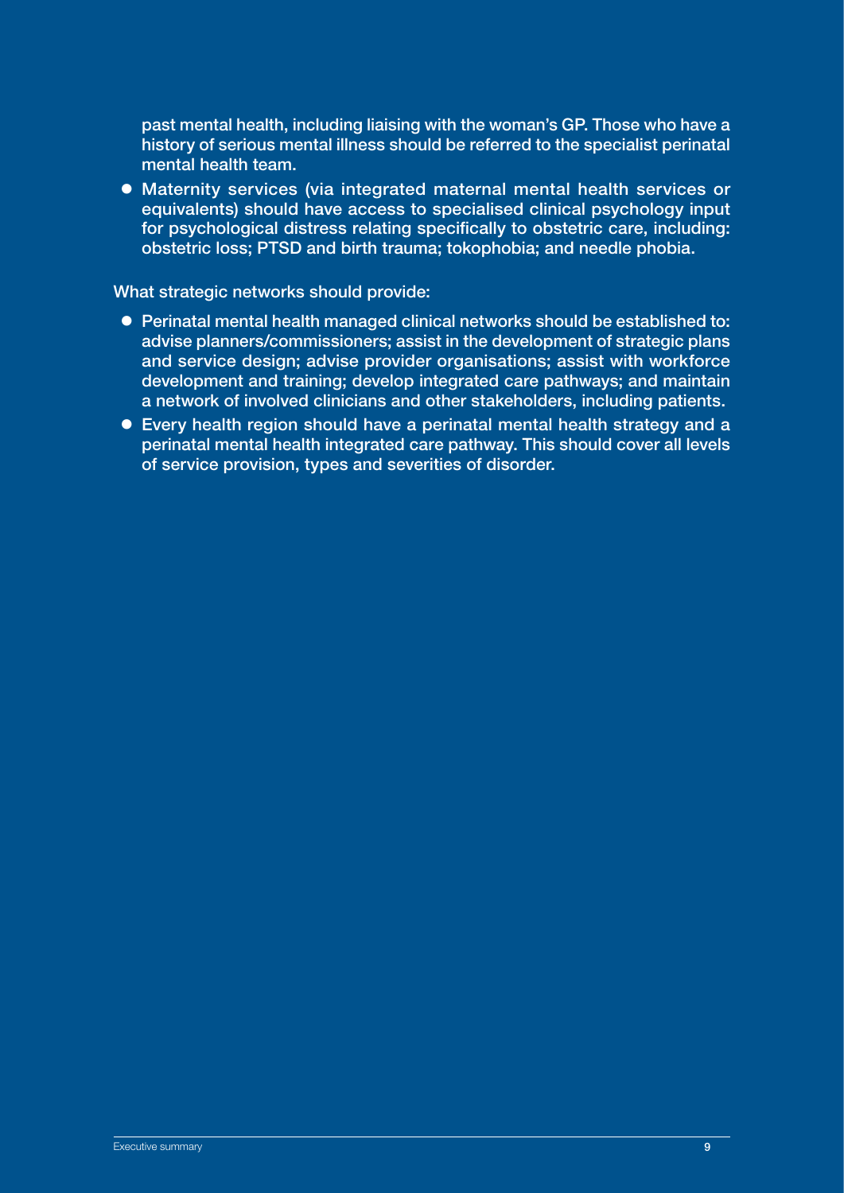past mental health, including liaising with the woman's GP. Those who have a history of serious mental illness should be referred to the specialist perinatal mental health team.

- Maternity services (via integrated maternal mental health services or equivalents) should have access to specialised clinical psychology input for psychological distress relating specifically to obstetric care, including: obstetric loss; PTSD and birth trauma; tokophobia; and needle phobia.

What strategic networks should provide:

- Perinatal mental health managed clinical networks should be established to: advise planners/commissioners; assist in the development of strategic plans and service design; advise provider organisations; assist with workforce development and training; develop integrated care pathways; and maintain a network of involved clinicians and other stakeholders, including patients.
- Every health region should have a perinatal mental health strategy and a perinatal mental health integrated care pathway. This should cover all levels of service provision, types and severities of disorder.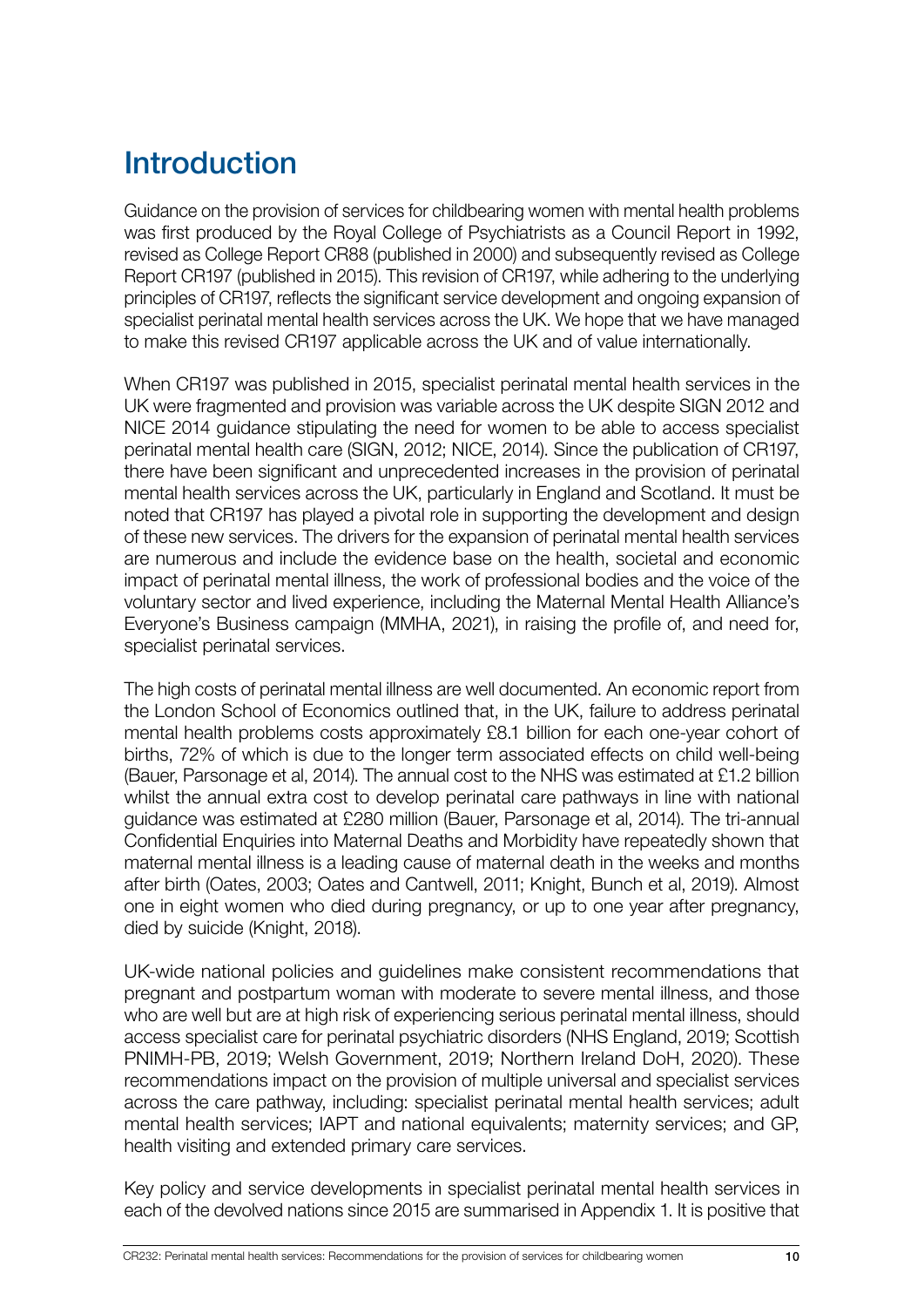# Introduction

Guidance on the provision of services for childbearing women with mental health problems was first produced by the Royal College of Psychiatrists as a Council Report in 1992, revised as College Report CR88 (published in 2000) and subsequently revised as College Report CR197 (published in 2015). This revision of CR197, while adhering to the underlying principles of CR197, reflects the significant service development and ongoing expansion of specialist perinatal mental health services across the UK. We hope that we have managed to make this revised CR197 applicable across the UK and of value internationally.

When CR197 was published in 2015, specialist perinatal mental health services in the UK were fragmented and provision was variable across the UK despite SIGN 2012 and NICE 2014 guidance stipulating the need for women to be able to access specialist perinatal mental health care (SIGN, 2012; NICE, 2014). Since the publication of CR197, there have been significant and unprecedented increases in the provision of perinatal mental health services across the UK, particularly in England and Scotland. It must be noted that CR197 has played a pivotal role in supporting the development and design of these new services. The drivers for the expansion of perinatal mental health services are numerous and include the evidence base on the health, societal and economic impact of perinatal mental illness, the work of professional bodies and the voice of the voluntary sector and lived experience, including the Maternal Mental Health Alliance's Everyone's Business campaign (MMHA, 2021), in raising the profile of, and need for, specialist perinatal services.

The high costs of perinatal mental illness are well documented. An economic report from the London School of Economics outlined that, in the UK, failure to address perinatal mental health problems costs approximately £8.1 billion for each one-year cohort of births, 72% of which is due to the longer term associated effects on child well-being (Bauer, Parsonage et al, 2014). The annual cost to the NHS was estimated at £1.2 billion whilst the annual extra cost to develop perinatal care pathways in line with national guidance was estimated at £280 million (Bauer, Parsonage et al, 2014). The tri-annual Confidential Enquiries into Maternal Deaths and Morbidity have repeatedly shown that maternal mental illness is a leading cause of maternal death in the weeks and months after birth (Oates, 2003; Oates and Cantwell, 2011; Knight, Bunch et al, 2019). Almost one in eight women who died during pregnancy, or up to one year after pregnancy, died by suicide (Knight, 2018).

UK-wide national policies and guidelines make consistent recommendations that pregnant and postpartum woman with moderate to severe mental illness, and those who are well but are at high risk of experiencing serious perinatal mental illness, should access specialist care for perinatal psychiatric disorders (NHS England, 2019; Scottish PNIMH-PB, 2019; Welsh Government, 2019; Northern Ireland DoH, 2020). These recommendations impact on the provision of multiple universal and specialist services across the care pathway, including: specialist perinatal mental health services; adult mental health services; IAPT and national equivalents; maternity services; and GP, health visiting and extended primary care services.

Key policy and service developments in specialist perinatal mental health services in each of the devolved nations since 2015 are summarised in Appendix 1. It is positive that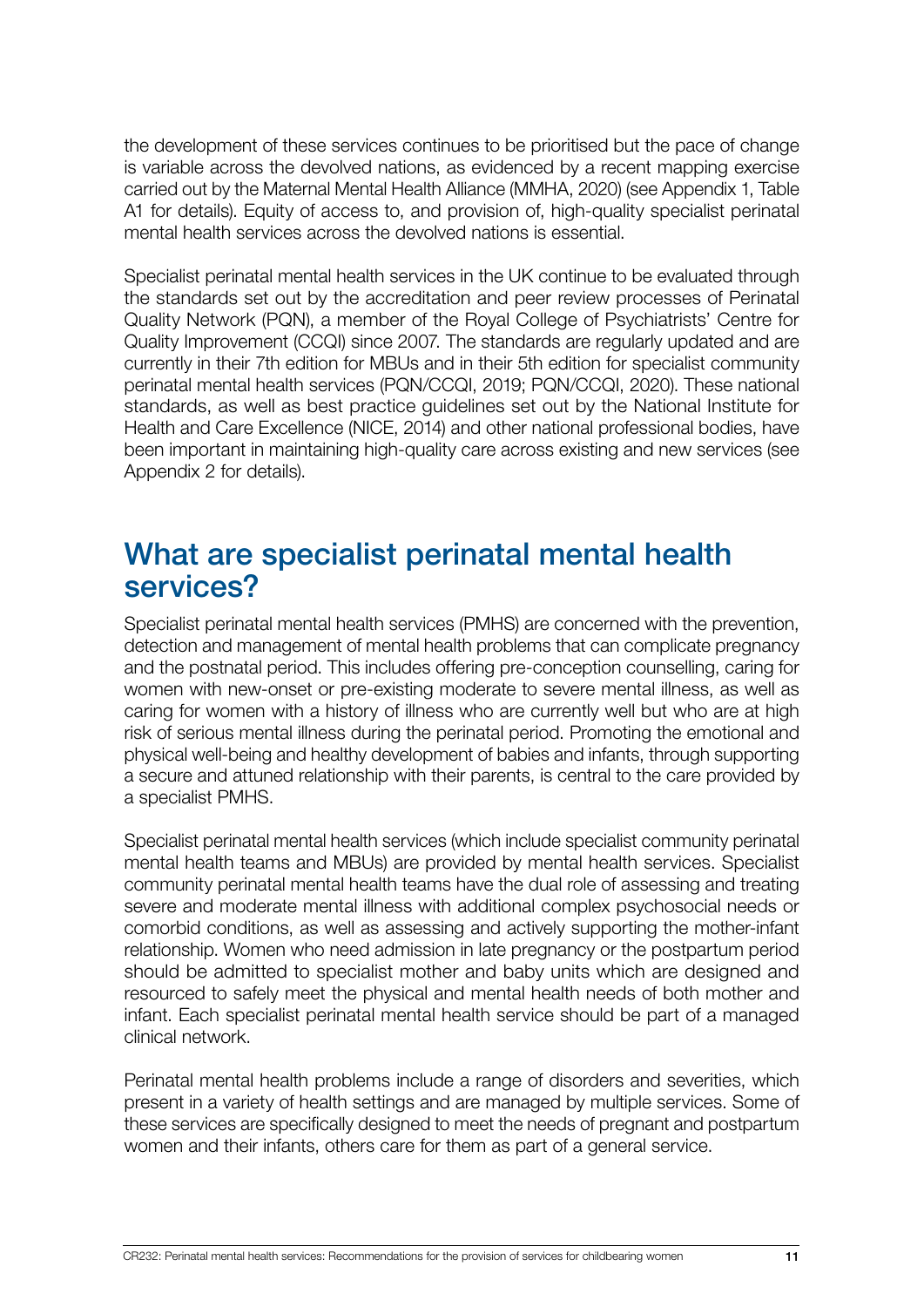the development of these services continues to be prioritised but the pace of change is variable across the devolved nations, as evidenced by a recent mapping exercise carried out by the Maternal Mental Health Alliance (MMHA, 2020) (see Appendix 1, Table A1 for details). Equity of access to, and provision of, high-quality specialist perinatal mental health services across the devolved nations is essential.

Specialist perinatal mental health services in the UK continue to be evaluated through the standards set out by the accreditation and peer review processes of Perinatal Quality Network (PQN), a member of the Royal College of Psychiatrists' Centre for Quality Improvement (CCQI) since 2007. The standards are regularly updated and are currently in their 7th edition for MBUs and in their 5th edition for specialist community perinatal mental health services (PQN/CCQI, 2019; PQN/CCQI, 2020). These national standards, as well as best practice guidelines set out by the National Institute for Health and Care Excellence (NICE, 2014) and other national professional bodies, have been important in maintaining high-quality care across existing and new services (see Appendix 2 for details).

## What are specialist perinatal mental health services?

Specialist perinatal mental health services (PMHS) are concerned with the prevention, detection and management of mental health problems that can complicate pregnancy and the postnatal period. This includes offering pre-conception counselling, caring for women with new-onset or pre-existing moderate to severe mental illness, as well as caring for women with a history of illness who are currently well but who are at high risk of serious mental illness during the perinatal period. Promoting the emotional and physical well-being and healthy development of babies and infants, through supporting a secure and attuned relationship with their parents, is central to the care provided by a specialist PMHS.

Specialist perinatal mental health services (which include specialist community perinatal mental health teams and MBUs) are provided by mental health services. Specialist community perinatal mental health teams have the dual role of assessing and treating severe and moderate mental illness with additional complex psychosocial needs or comorbid conditions, as well as assessing and actively supporting the mother-infant relationship. Women who need admission in late pregnancy or the postpartum period should be admitted to specialist mother and baby units which are designed and resourced to safely meet the physical and mental health needs of both mother and infant. Each specialist perinatal mental health service should be part of a managed clinical network.

Perinatal mental health problems include a range of disorders and severities, which present in a variety of health settings and are managed by multiple services. Some of these services are specifically designed to meet the needs of pregnant and postpartum women and their infants, others care for them as part of a general service.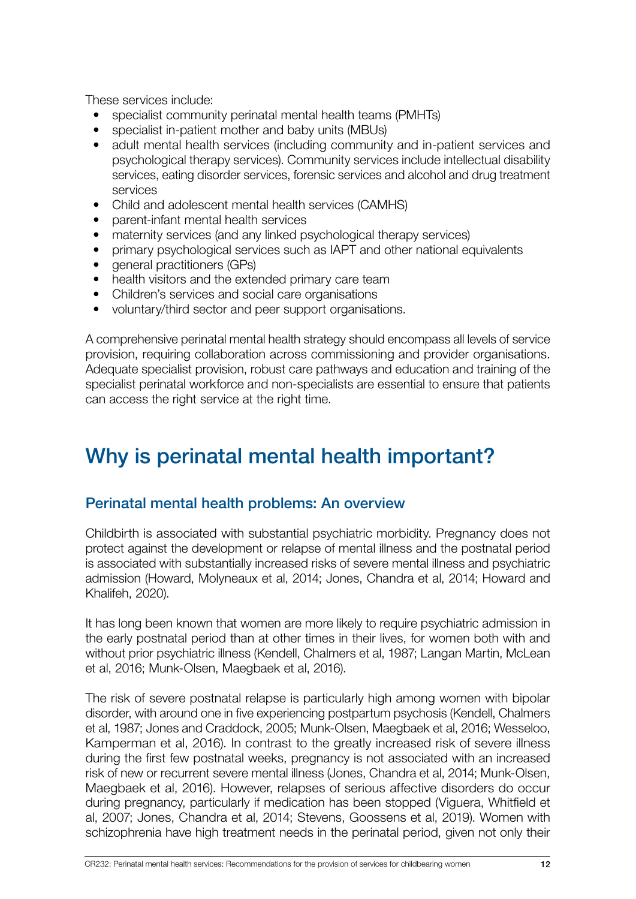These services include:

- specialist community perinatal mental health teams (PMHTs)
- specialist in-patient mother and baby units (MBUs)
- adult mental health services (including community and in-patient services and psychological therapy services). Community services include intellectual disability services, eating disorder services, forensic services and alcohol and drug treatment services
- Child and adolescent mental health services (CAMHS)
- parent-infant mental health services
- maternity services (and any linked psychological therapy services)
- primary psychological services such as IAPT and other national equivalents
- general practitioners (GPs)
- health visitors and the extended primary care team
- Children's services and social care organisations
- voluntary/third sector and peer support organisations.

A comprehensive perinatal mental health strategy should encompass all levels of service provision, requiring collaboration across commissioning and provider organisations. Adequate specialist provision, robust care pathways and education and training of the specialist perinatal workforce and non-specialists are essential to ensure that patients can access the right service at the right time.

# Why is perinatal mental health important?

## Perinatal mental health problems: An overview

Childbirth is associated with substantial psychiatric morbidity. Pregnancy does not protect against the development or relapse of mental illness and the postnatal period is associated with substantially increased risks of severe mental illness and psychiatric admission (Howard, Molyneaux et al, 2014; Jones, Chandra et al, 2014; Howard and Khalifeh, 2020).

It has long been known that women are more likely to require psychiatric admission in the early postnatal period than at other times in their lives, for women both with and without prior psychiatric illness (Kendell, Chalmers et al, 1987; Langan Martin, McLean et al, 2016; Munk-Olsen, Maegbaek et al, 2016).

The risk of severe postnatal relapse is particularly high among women with bipolar disorder, with around one in five experiencing postpartum psychosis (Kendell, Chalmers et al, 1987; Jones and Craddock, 2005; Munk-Olsen, Maegbaek et al, 2016; Wesseloo, Kamperman et al, 2016). In contrast to the greatly increased risk of severe illness during the first few postnatal weeks, pregnancy is not associated with an increased risk of new or recurrent severe mental illness (Jones, Chandra et al, 2014; Munk-Olsen, Maegbaek et al, 2016). However, relapses of serious affective disorders do occur during pregnancy, particularly if medication has been stopped (Viguera, Whitfield et al, 2007; Jones, Chandra et al, 2014; Stevens, Goossens et al, 2019). Women with schizophrenia have high treatment needs in the perinatal period, given not only their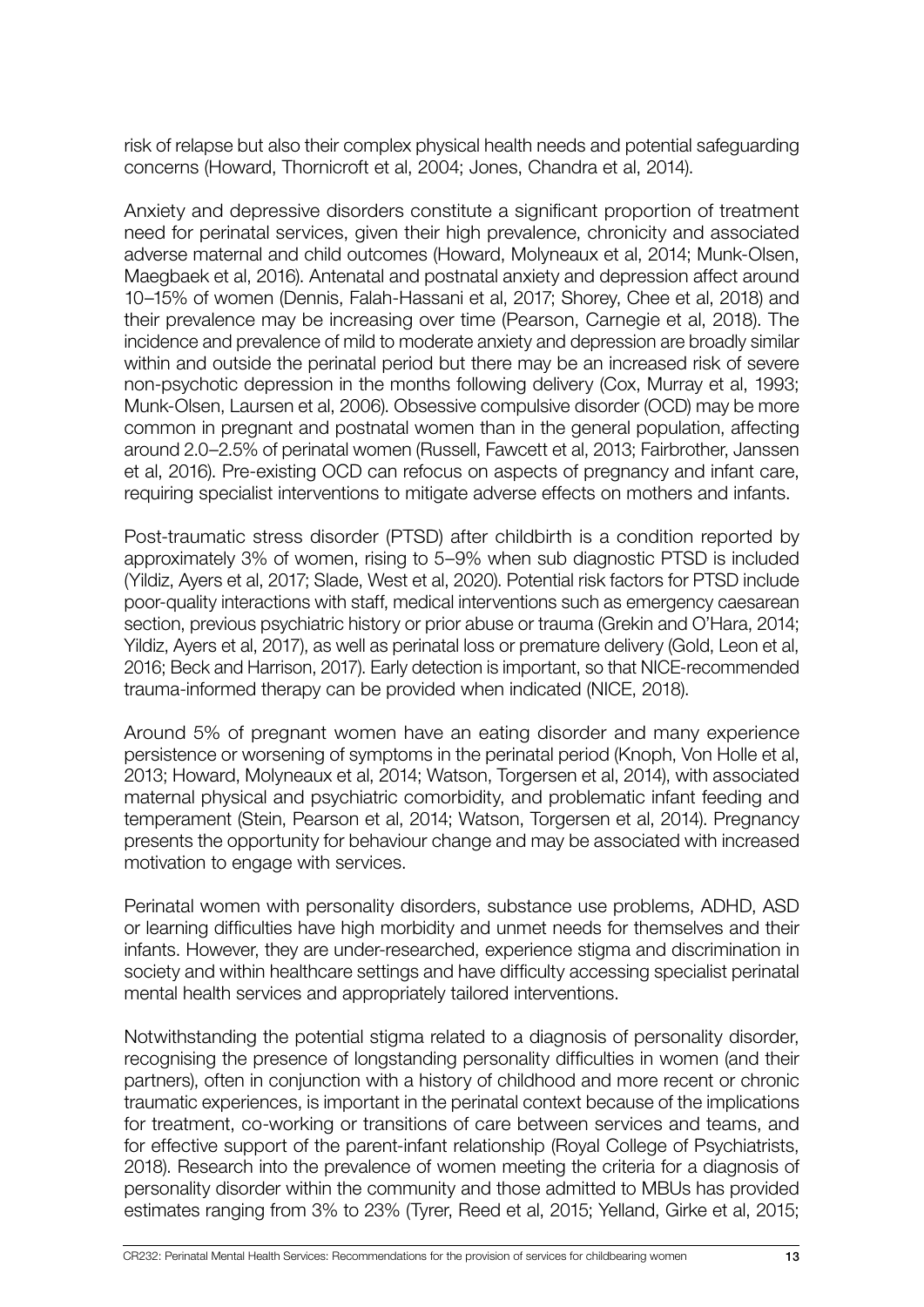risk of relapse but also their complex physical health needs and potential safeguarding concerns (Howard, Thornicroft et al, 2004; Jones, Chandra et al, 2014).

Anxiety and depressive disorders constitute a significant proportion of treatment need for perinatal services, given their high prevalence, chronicity and associated adverse maternal and child outcomes (Howard, Molyneaux et al, 2014; Munk-Olsen, Maegbaek et al, 2016). Antenatal and postnatal anxiety and depression affect around 10–15% of women (Dennis, Falah-Hassani et al, 2017; Shorey, Chee et al, 2018) and their prevalence may be increasing over time (Pearson, Carnegie et al, 2018). The incidence and prevalence of mild to moderate anxiety and depression are broadly similar within and outside the perinatal period but there may be an increased risk of severe non-psychotic depression in the months following delivery (Cox, Murray et al, 1993; Munk-Olsen, Laursen et al, 2006). Obsessive compulsive disorder (OCD) may be more common in pregnant and postnatal women than in the general population, affecting around 2.0–2.5% of perinatal women (Russell, Fawcett et al, 2013; Fairbrother, Janssen et al, 2016). Pre-existing OCD can refocus on aspects of pregnancy and infant care, requiring specialist interventions to mitigate adverse effects on mothers and infants.

Post-traumatic stress disorder (PTSD) after childbirth is a condition reported by approximately 3% of women, rising to 5–9% when sub diagnostic PTSD is included (Yildiz, Ayers et al, 2017; Slade, West et al, 2020). Potential risk factors for PTSD include poor-quality interactions with staff, medical interventions such as emergency caesarean section, previous psychiatric history or prior abuse or trauma (Grekin and O'Hara, 2014; Yildiz, Ayers et al, 2017), as well as perinatal loss or premature delivery (Gold, Leon et al, 2016; Beck and Harrison, 2017). Early detection is important, so that NICE-recommended trauma-informed therapy can be provided when indicated (NICE, 2018).

Around 5% of pregnant women have an eating disorder and many experience persistence or worsening of symptoms in the perinatal period (Knoph, Von Holle et al, 2013; Howard, Molyneaux et al, 2014; Watson, Torgersen et al, 2014), with associated maternal physical and psychiatric comorbidity, and problematic infant feeding and temperament (Stein, Pearson et al, 2014; Watson, Torgersen et al, 2014). Pregnancy presents the opportunity for behaviour change and may be associated with increased motivation to engage with services.

Perinatal women with personality disorders, substance use problems, ADHD, ASD or learning difficulties have high morbidity and unmet needs for themselves and their infants. However, they are under-researched, experience stigma and discrimination in society and within healthcare settings and have difficulty accessing specialist perinatal mental health services and appropriately tailored interventions.

Notwithstanding the potential stigma related to a diagnosis of personality disorder, recognising the presence of longstanding personality difficulties in women (and their partners), often in conjunction with a history of childhood and more recent or chronic traumatic experiences, is important in the perinatal context because of the implications for treatment, co-working or transitions of care between services and teams, and for effective support of the parent-infant relationship (Royal College of Psychiatrists, 2018). Research into the prevalence of women meeting the criteria for a diagnosis of personality disorder within the community and those admitted to MBUs has provided estimates ranging from 3% to 23% (Tyrer, Reed et al, 2015; Yelland, Girke et al, 2015;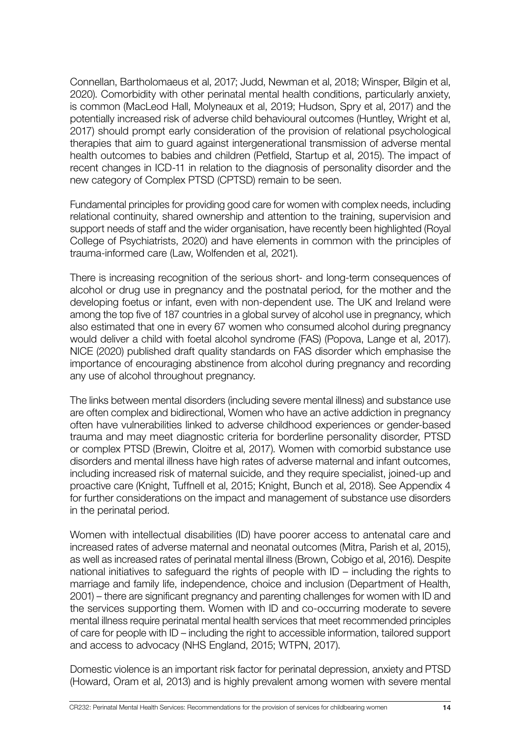Connellan, Bartholomaeus et al, 2017; Judd, Newman et al, 2018; Winsper, Bilgin et al, 2020). Comorbidity with other perinatal mental health conditions, particularly anxiety, is common (MacLeod Hall, Molyneaux et al, 2019; Hudson, Spry et al, 2017) and the potentially increased risk of adverse child behavioural outcomes (Huntley, Wright et al, 2017) should prompt early consideration of the provision of relational psychological therapies that aim to guard against intergenerational transmission of adverse mental health outcomes to babies and children (Petfield, Startup et al, 2015). The impact of recent changes in ICD-11 in relation to the diagnosis of personality disorder and the new category of Complex PTSD (CPTSD) remain to be seen.

Fundamental principles for providing good care for women with complex needs, including relational continuity, shared ownership and attention to the training, supervision and support needs of staff and the wider organisation, have recently been highlighted (Royal College of Psychiatrists, 2020) and have elements in common with the principles of trauma-informed care (Law, Wolfenden et al, 2021).

There is increasing recognition of the serious short- and long-term consequences of alcohol or drug use in pregnancy and the postnatal period, for the mother and the developing foetus or infant, even with non-dependent use. The UK and Ireland were among the top five of 187 countries in a global survey of alcohol use in pregnancy, which also estimated that one in every 67 women who consumed alcohol during pregnancy would deliver a child with foetal alcohol syndrome (FAS) (Popova, Lange et al, 2017). NICE (2020) published draft quality standards on FAS disorder which emphasise the importance of encouraging abstinence from alcohol during pregnancy and recording any use of alcohol throughout pregnancy.

The links between mental disorders (including severe mental illness) and substance use are often complex and bidirectional, Women who have an active addiction in pregnancy often have vulnerabilities linked to adverse childhood experiences or gender-based trauma and may meet diagnostic criteria for borderline personality disorder, PTSD or complex PTSD (Brewin, Cloitre et al, 2017). Women with comorbid substance use disorders and mental illness have high rates of adverse maternal and infant outcomes, including increased risk of maternal suicide, and they require specialist, joined-up and proactive care (Knight, Tuffnell et al, 2015; Knight, Bunch et al, 2018). See Appendix 4 for further considerations on the impact and management of substance use disorders in the perinatal period.

Women with intellectual disabilities (ID) have poorer access to antenatal care and increased rates of adverse maternal and neonatal outcomes (Mitra, Parish et al, 2015), as well as increased rates of perinatal mental illness (Brown, Cobigo et al, 2016). Despite national initiatives to safeguard the rights of people with ID – including the rights to marriage and family life, independence, choice and inclusion (Department of Health, 2001) – there are significant pregnancy and parenting challenges for women with ID and the services supporting them. Women with ID and co-occurring moderate to severe mental illness require perinatal mental health services that meet recommended principles of care for people with ID – including the right to accessible information, tailored support and access to advocacy (NHS England, 2015; WTPN, 2017).

Domestic violence is an important risk factor for perinatal depression, anxiety and PTSD (Howard, Oram et al, 2013) and is highly prevalent among women with severe mental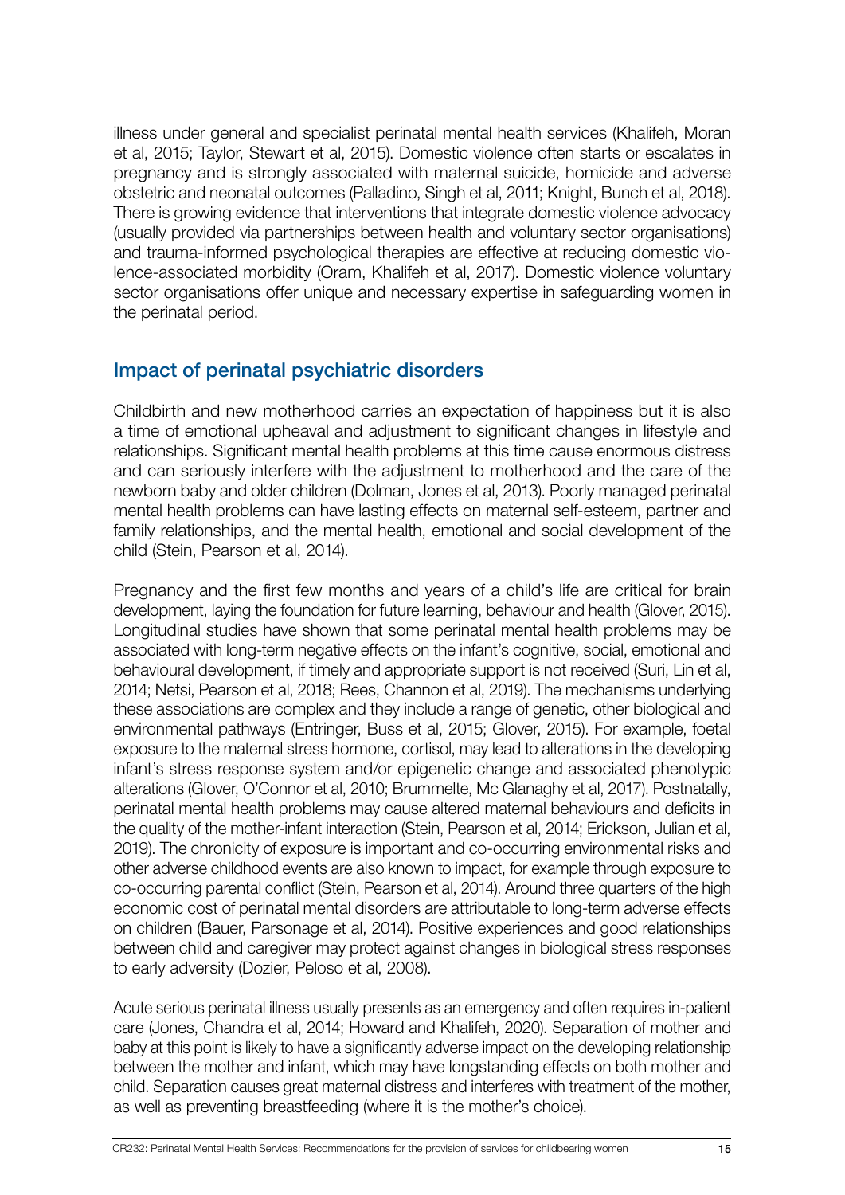illness under general and specialist perinatal mental health services (Khalifeh, Moran et al, 2015; Taylor, Stewart et al, 2015). Domestic violence often starts or escalates in pregnancy and is strongly associated with maternal suicide, homicide and adverse obstetric and neonatal outcomes (Palladino, Singh et al, 2011; Knight, Bunch et al, 2018). There is growing evidence that interventions that integrate domestic violence advocacy (usually provided via partnerships between health and voluntary sector organisations) and trauma-informed psychological therapies are effective at reducing domestic violence-associated morbidity (Oram, Khalifeh et al, 2017). Domestic violence voluntary sector organisations offer unique and necessary expertise in safeguarding women in the perinatal period.

## Impact of perinatal psychiatric disorders

Childbirth and new motherhood carries an expectation of happiness but it is also a time of emotional upheaval and adjustment to significant changes in lifestyle and relationships. Significant mental health problems at this time cause enormous distress and can seriously interfere with the adjustment to motherhood and the care of the newborn baby and older children (Dolman, Jones et al, 2013). Poorly managed perinatal mental health problems can have lasting effects on maternal self-esteem, partner and family relationships, and the mental health, emotional and social development of the child (Stein, Pearson et al, 2014).

Pregnancy and the first few months and years of a child's life are critical for brain development, laying the foundation for future learning, behaviour and health (Glover, 2015). Longitudinal studies have shown that some perinatal mental health problems may be associated with long-term negative effects on the infant's cognitive, social, emotional and behavioural development, if timely and appropriate support is not received (Suri, Lin et al, 2014; Netsi, Pearson et al, 2018; Rees, Channon et al, 2019). The mechanisms underlying these associations are complex and they include a range of genetic, other biological and environmental pathways (Entringer, Buss et al, 2015; Glover, 2015). For example, foetal exposure to the maternal stress hormone, cortisol, may lead to alterations in the developing infant's stress response system and/or epigenetic change and associated phenotypic alterations (Glover, O'Connor et al, 2010; Brummelte, Mc Glanaghy et al, 2017). Postnatally, perinatal mental health problems may cause altered maternal behaviours and deficits in the quality of the mother-infant interaction (Stein, Pearson et al, 2014; Erickson, Julian et al, 2019). The chronicity of exposure is important and co-occurring environmental risks and other adverse childhood events are also known to impact, for example through exposure to co-occurring parental conflict (Stein, Pearson et al, 2014). Around three quarters of the high economic cost of perinatal mental disorders are attributable to long-term adverse effects on children (Bauer, Parsonage et al, 2014). Positive experiences and good relationships between child and caregiver may protect against changes in biological stress responses to early adversity (Dozier, Peloso et al, 2008).

Acute serious perinatal illness usually presents as an emergency and often requires in-patient care (Jones, Chandra et al, 2014; Howard and Khalifeh, 2020). Separation of mother and baby at this point is likely to have a significantly adverse impact on the developing relationship between the mother and infant, which may have longstanding effects on both mother and child. Separation causes great maternal distress and interferes with treatment of the mother, as well as preventing breastfeeding (where it is the mother's choice).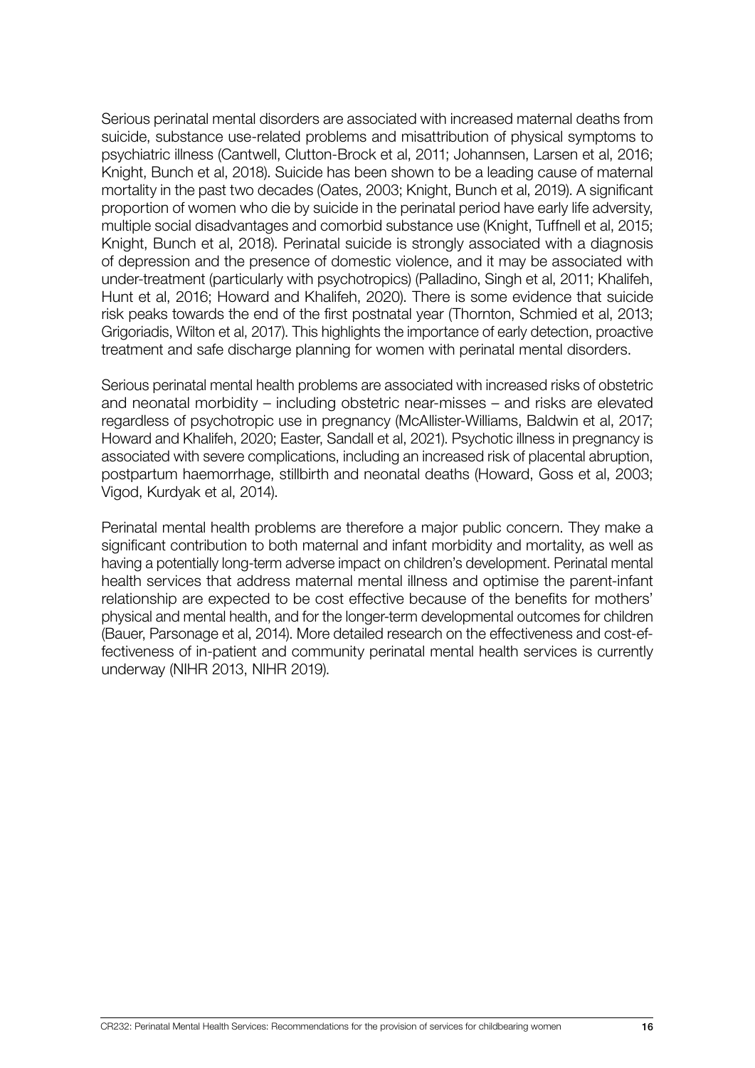Serious perinatal mental disorders are associated with increased maternal deaths from suicide, substance use-related problems and misattribution of physical symptoms to psychiatric illness (Cantwell, Clutton-Brock et al, 2011; Johannsen, Larsen et al, 2016; Knight, Bunch et al, 2018). Suicide has been shown to be a leading cause of maternal mortality in the past two decades (Oates, 2003; Knight, Bunch et al, 2019). A significant proportion of women who die by suicide in the perinatal period have early life adversity, multiple social disadvantages and comorbid substance use (Knight, Tuffnell et al, 2015; Knight, Bunch et al, 2018). Perinatal suicide is strongly associated with a diagnosis of depression and the presence of domestic violence, and it may be associated with under-treatment (particularly with psychotropics) (Palladino, Singh et al, 2011; Khalifeh, Hunt et al, 2016; Howard and Khalifeh, 2020). There is some evidence that suicide risk peaks towards the end of the first postnatal year (Thornton, Schmied et al, 2013; Grigoriadis, Wilton et al, 2017). This highlights the importance of early detection, proactive treatment and safe discharge planning for women with perinatal mental disorders.

Serious perinatal mental health problems are associated with increased risks of obstetric and neonatal morbidity – including obstetric near-misses – and risks are elevated regardless of psychotropic use in pregnancy (McAllister-Williams, Baldwin et al, 2017; Howard and Khalifeh, 2020; Easter, Sandall et al, 2021). Psychotic illness in pregnancy is associated with severe complications, including an increased risk of placental abruption, postpartum haemorrhage, stillbirth and neonatal deaths (Howard, Goss et al, 2003; Vigod, Kurdyak et al, 2014).

Perinatal mental health problems are therefore a major public concern. They make a significant contribution to both maternal and infant morbidity and mortality, as well as having a potentially long-term adverse impact on children's development. Perinatal mental health services that address maternal mental illness and optimise the parent-infant relationship are expected to be cost effective because of the benefits for mothers' physical and mental health, and for the longer-term developmental outcomes for children (Bauer, Parsonage et al, 2014). More detailed research on the effectiveness and cost-effectiveness of in-patient and community perinatal mental health services is currently underway (NIHR 2013, NIHR 2019).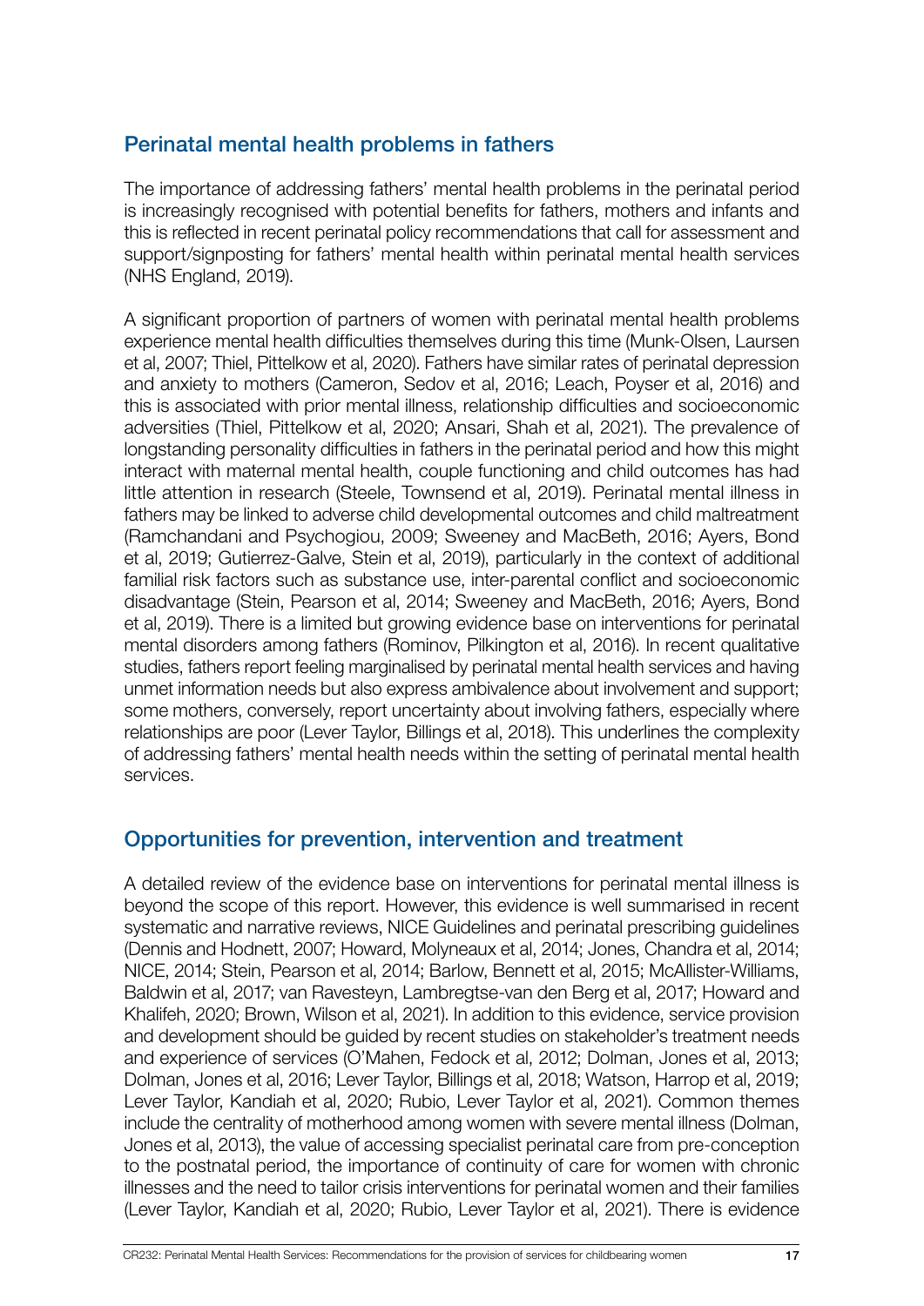## Perinatal mental health problems in fathers

The importance of addressing fathers' mental health problems in the perinatal period is increasingly recognised with potential benefits for fathers, mothers and infants and this is reflected in recent perinatal policy recommendations that call for assessment and support/signposting for fathers' mental health within perinatal mental health services (NHS England, 2019).

A significant proportion of partners of women with perinatal mental health problems experience mental health difficulties themselves during this time (Munk-Olsen, Laursen et al, 2007; Thiel, Pittelkow et al, 2020). Fathers have similar rates of perinatal depression and anxiety to mothers (Cameron, Sedov et al, 2016; Leach, Poyser et al, 2016) and this is associated with prior mental illness, relationship difficulties and socioeconomic adversities (Thiel, Pittelkow et al, 2020; Ansari, Shah et al, 2021). The prevalence of longstanding personality difficulties in fathers in the perinatal period and how this might interact with maternal mental health, couple functioning and child outcomes has had little attention in research (Steele, Townsend et al, 2019). Perinatal mental illness in fathers may be linked to adverse child developmental outcomes and child maltreatment (Ramchandani and Psychogiou, 2009; Sweeney and MacBeth, 2016; Ayers, Bond et al, 2019; Gutierrez-Galve, Stein et al, 2019), particularly in the context of additional familial risk factors such as substance use, inter-parental conflict and socioeconomic disadvantage (Stein, Pearson et al, 2014; Sweeney and MacBeth, 2016; Ayers, Bond et al, 2019). There is a limited but growing evidence base on interventions for perinatal mental disorders among fathers (Rominov, Pilkington et al, 2016). In recent qualitative studies, fathers report feeling marginalised by perinatal mental health services and having unmet information needs but also express ambivalence about involvement and support; some mothers, conversely, report uncertainty about involving fathers, especially where relationships are poor (Lever Taylor, Billings et al, 2018). This underlines the complexity of addressing fathers' mental health needs within the setting of perinatal mental health services.

## Opportunities for prevention, intervention and treatment

A detailed review of the evidence base on interventions for perinatal mental illness is beyond the scope of this report. However, this evidence is well summarised in recent systematic and narrative reviews, NICE Guidelines and perinatal prescribing guidelines (Dennis and Hodnett, 2007; Howard, Molyneaux et al, 2014; Jones, Chandra et al, 2014; NICE, 2014; Stein, Pearson et al, 2014; Barlow, Bennett et al, 2015; McAllister-Williams, Baldwin et al, 2017; van Ravesteyn, Lambregtse-van den Berg et al, 2017; Howard and Khalifeh, 2020; Brown, Wilson et al, 2021). In addition to this evidence, service provision and development should be guided by recent studies on stakeholder's treatment needs and experience of services (O'Mahen, Fedock et al, 2012; Dolman, Jones et al, 2013; Dolman, Jones et al, 2016; Lever Taylor, Billings et al, 2018; Watson, Harrop et al, 2019; Lever Taylor, Kandiah et al, 2020; Rubio, Lever Taylor et al, 2021). Common themes include the centrality of motherhood among women with severe mental illness (Dolman, Jones et al, 2013), the value of accessing specialist perinatal care from pre-conception to the postnatal period, the importance of continuity of care for women with chronic illnesses and the need to tailor crisis interventions for perinatal women and their families (Lever Taylor, Kandiah et al, 2020; Rubio, Lever Taylor et al, 2021). There is evidence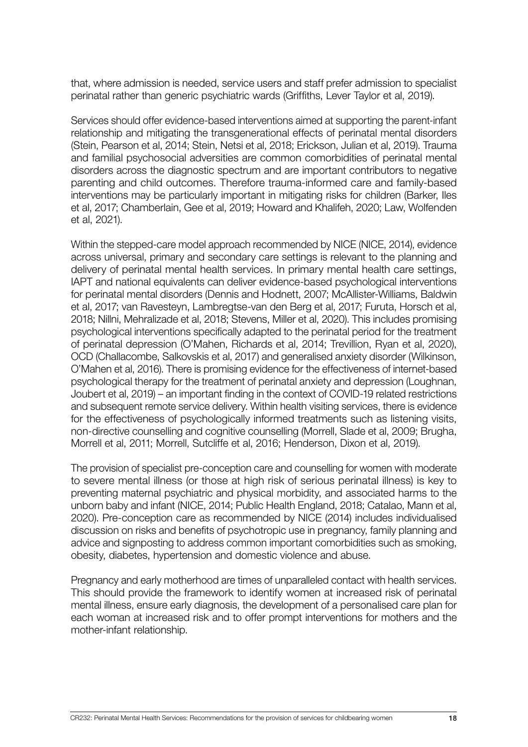that, where admission is needed, service users and staff prefer admission to specialist perinatal rather than generic psychiatric wards (Griffiths, Lever Taylor et al, 2019).

Services should offer evidence-based interventions aimed at supporting the parent-infant relationship and mitigating the transgenerational effects of perinatal mental disorders (Stein, Pearson et al, 2014; Stein, Netsi et al, 2018; Erickson, Julian et al, 2019). Trauma and familial psychosocial adversities are common comorbidities of perinatal mental disorders across the diagnostic spectrum and are important contributors to negative parenting and child outcomes. Therefore trauma-informed care and family-based interventions may be particularly important in mitigating risks for children (Barker, Iles et al, 2017; Chamberlain, Gee et al, 2019; Howard and Khalifeh, 2020; Law, Wolfenden et al, 2021).

Within the stepped-care model approach recommended by NICE (NICE, 2014), evidence across universal, primary and secondary care settings is relevant to the planning and delivery of perinatal mental health services. In primary mental health care settings, IAPT and national equivalents can deliver evidence-based psychological interventions for perinatal mental disorders (Dennis and Hodnett, 2007; McAllister-Williams, Baldwin et al, 2017; van Ravesteyn, Lambregtse-van den Berg et al, 2017; Furuta, Horsch et al, 2018; Nillni, Mehralizade et al, 2018; Stevens, Miller et al, 2020). This includes promising psychological interventions specifically adapted to the perinatal period for the treatment of perinatal depression (O'Mahen, Richards et al, 2014; Trevillion, Ryan et al, 2020), OCD (Challacombe, Salkovskis et al, 2017) and generalised anxiety disorder (Wilkinson, O'Mahen et al, 2016). There is promising evidence for the effectiveness of internet-based psychological therapy for the treatment of perinatal anxiety and depression (Loughnan, Joubert et al, 2019) – an important finding in the context of COVID-19 related restrictions and subsequent remote service delivery. Within health visiting services, there is evidence for the effectiveness of psychologically informed treatments such as listening visits, non-directive counselling and cognitive counselling (Morrell, Slade et al, 2009; Brugha, Morrell et al, 2011; Morrell, Sutcliffe et al, 2016; Henderson, Dixon et al, 2019).

The provision of specialist pre-conception care and counselling for women with moderate to severe mental illness (or those at high risk of serious perinatal illness) is key to preventing maternal psychiatric and physical morbidity, and associated harms to the unborn baby and infant (NICE, 2014; Public Health England, 2018; Catalao, Mann et al, 2020). Pre-conception care as recommended by NICE (2014) includes individualised discussion on risks and benefits of psychotropic use in pregnancy, family planning and advice and signposting to address common important comorbidities such as smoking, obesity, diabetes, hypertension and domestic violence and abuse.

Pregnancy and early motherhood are times of unparalleled contact with health services. This should provide the framework to identify women at increased risk of perinatal mental illness, ensure early diagnosis, the development of a personalised care plan for each woman at increased risk and to offer prompt interventions for mothers and the mother-infant relationship.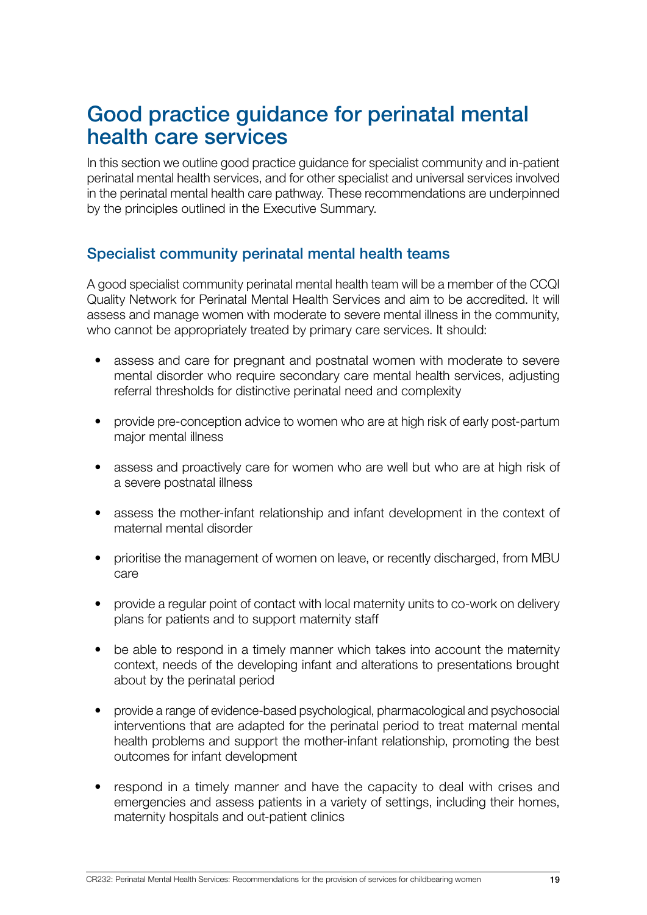# Good practice guidance for perinatal mental health care services

In this section we outline good practice guidance for specialist community and in-patient perinatal mental health services, and for other specialist and universal services involved in the perinatal mental health care pathway. These recommendations are underpinned by the principles outlined in the Executive Summary.

## Specialist community perinatal mental health teams

A good specialist community perinatal mental health team will be a member of the CCQI Quality Network for Perinatal Mental Health Services and aim to be accredited. It will assess and manage women with moderate to severe mental illness in the community, who cannot be appropriately treated by primary care services. It should:

- assess and care for pregnant and postnatal women with moderate to severe mental disorder who require secondary care mental health services, adjusting referral thresholds for distinctive perinatal need and complexity
- provide pre-conception advice to women who are at high risk of early post-partum major mental illness
- assess and proactively care for women who are well but who are at high risk of a severe postnatal illness
- assess the mother-infant relationship and infant development in the context of maternal mental disorder
- prioritise the management of women on leave, or recently discharged, from MBU care
- provide a regular point of contact with local maternity units to co-work on delivery plans for patients and to support maternity staff
- be able to respond in a timely manner which takes into account the maternity context, needs of the developing infant and alterations to presentations brought about by the perinatal period
- provide a range of evidence-based psychological, pharmacological and psychosocial interventions that are adapted for the perinatal period to treat maternal mental health problems and support the mother-infant relationship, promoting the best outcomes for infant development
- respond in a timely manner and have the capacity to deal with crises and emergencies and assess patients in a variety of settings, including their homes, maternity hospitals and out-patient clinics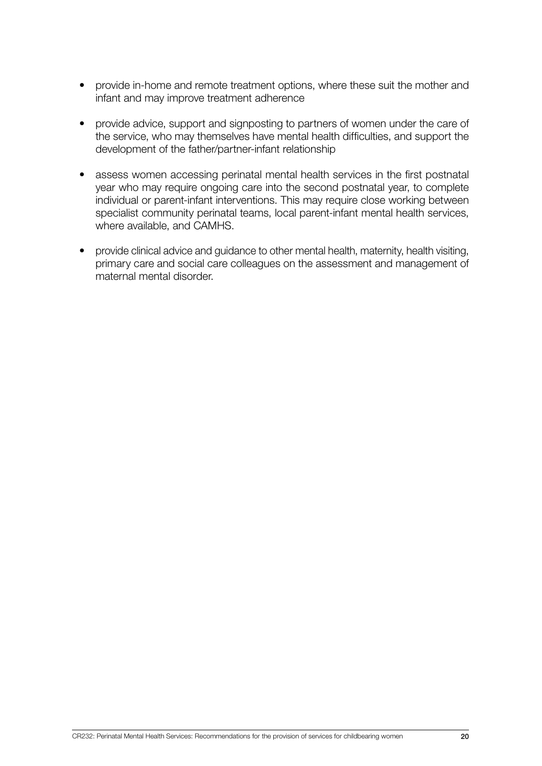- provide in-home and remote treatment options, where these suit the mother and infant and may improve treatment adherence
- provide advice, support and signposting to partners of women under the care of the service, who may themselves have mental health difficulties, and support the development of the father/partner-infant relationship
- assess women accessing perinatal mental health services in the first postnatal year who may require ongoing care into the second postnatal year, to complete individual or parent-infant interventions. This may require close working between specialist community perinatal teams, local parent-infant mental health services, where available, and CAMHS.
- provide clinical advice and guidance to other mental health, maternity, health visiting, primary care and social care colleagues on the assessment and management of maternal mental disorder.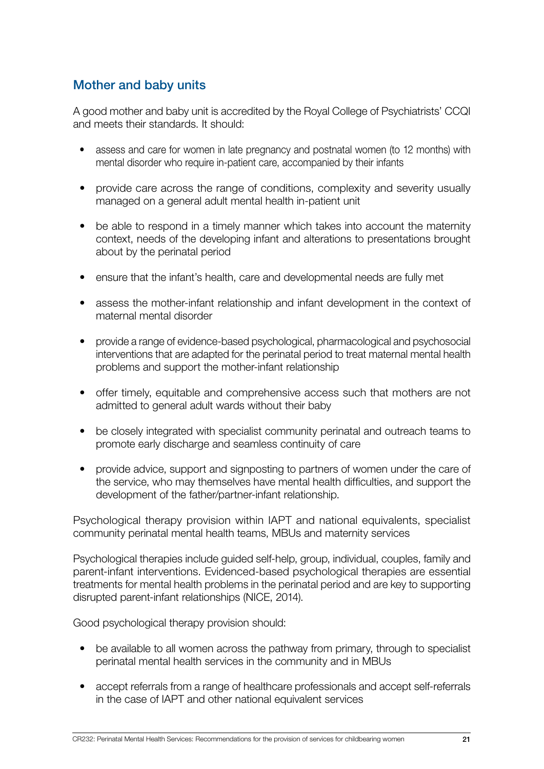## Mother and baby units

A good mother and baby unit is accredited by the Royal College of Psychiatrists' CCQI and meets their standards. It should:

- assess and care for women in late pregnancy and postnatal women (to 12 months) with mental disorder who require in-patient care, accompanied by their infants
- provide care across the range of conditions, complexity and severity usually managed on a general adult mental health in-patient unit
- be able to respond in a timely manner which takes into account the maternity context, needs of the developing infant and alterations to presentations brought about by the perinatal period
- ensure that the infant's health, care and developmental needs are fully met
- assess the mother-infant relationship and infant development in the context of maternal mental disorder
- provide a range of evidence-based psychological, pharmacological and psychosocial interventions that are adapted for the perinatal period to treat maternal mental health problems and support the mother-infant relationship
- offer timely, equitable and comprehensive access such that mothers are not admitted to general adult wards without their baby
- be closely integrated with specialist community perinatal and outreach teams to promote early discharge and seamless continuity of care
- provide advice, support and signposting to partners of women under the care of the service, who may themselves have mental health difficulties, and support the development of the father/partner-infant relationship.

Psychological therapy provision within IAPT and national equivalents, specialist community perinatal mental health teams, MBUs and maternity services

Psychological therapies include guided self-help, group, individual, couples, family and parent-infant interventions. Evidenced-based psychological therapies are essential treatments for mental health problems in the perinatal period and are key to supporting disrupted parent-infant relationships (NICE, 2014).

Good psychological therapy provision should:

- be available to all women across the pathway from primary, through to specialist perinatal mental health services in the community and in MBUs
- accept referrals from a range of healthcare professionals and accept self-referrals in the case of IAPT and other national equivalent services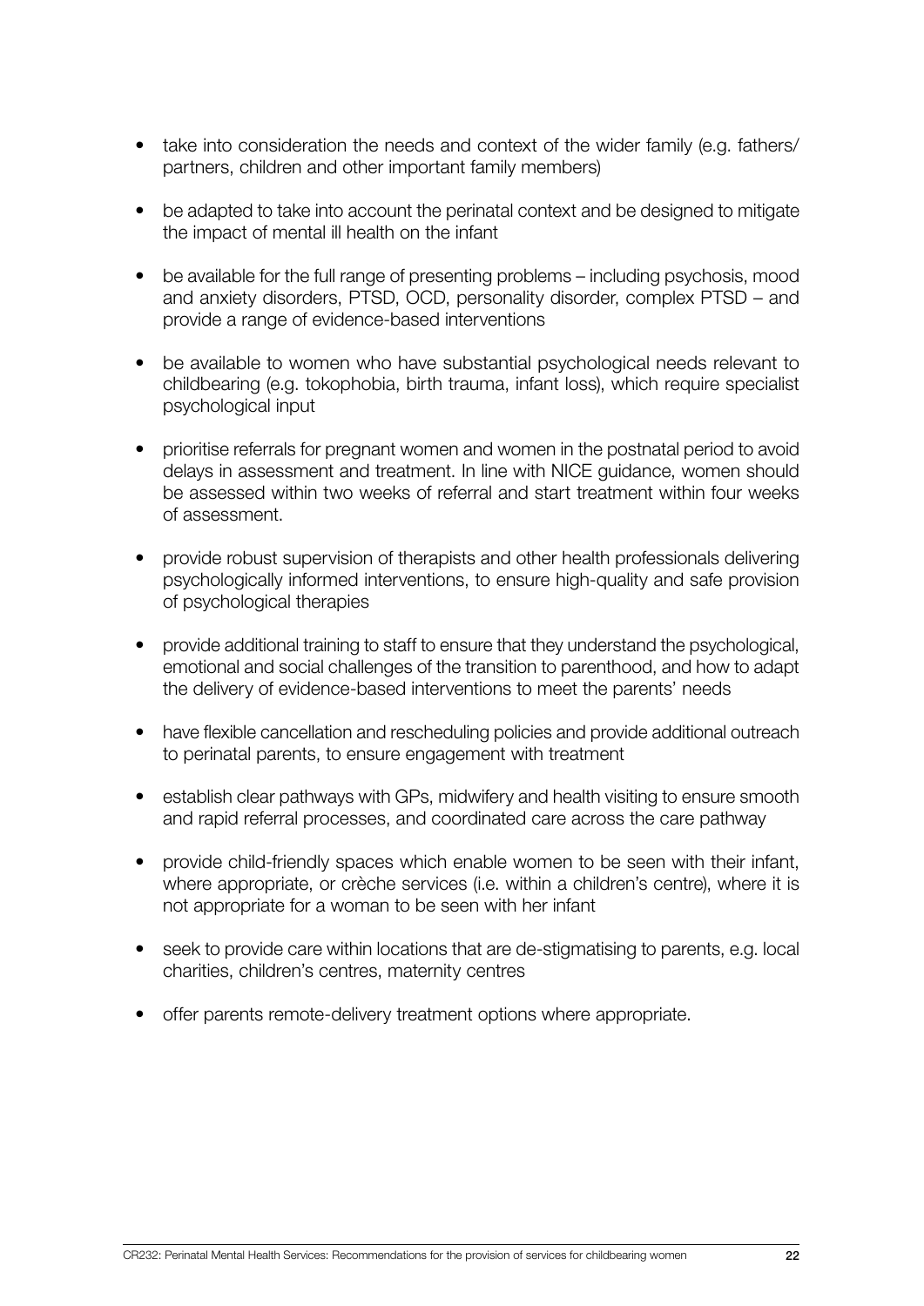- take into consideration the needs and context of the wider family (e.g. fathers/partners, children and other important family members)
- be adapted to take into account the perinatal context and be designed to mitigate the impact of mental ill health on the infant
- be available for the full range of presenting problems – including psychosis, mood and anxiety disorders, PTSD, OCD, personality disorder, complex PTSD – and provide a range of evidence-based interventions
- be available to women who have substantial psychological needs relevant to childbearing (e.g. tokophobia, birth trauma, infant loss), which require specialist psychological input
- prioritise referrals for pregnant women and women in the postnatal period to avoid delays in assessment and treatment. In line with NICE guidance, women should be assessed within two weeks of referral and start treatment within four weeks of assessment.
- provide robust supervision of therapists and other health professionals delivering psychologically informed interventions, to ensure high-quality and safe provision of psychological therapies
- provide additional training to staff to ensure that they understand the psychological, emotional and social challenges of the transition to parenthood, and how to adapt the delivery of evidence-based interventions to meet the parents' needs
- have flexible cancellation and rescheduling policies and provide additional outreach to perinatal parents, to ensure engagement with treatment
- establish clear pathways with GPs, midwifery and health visiting to ensure smooth and rapid referral processes, and coordinated care across the care pathway
- provide child-friendly spaces which enable women to be seen with their infant, where appropriate, or crèche services (i.e. within a children's centre), where it is not appropriate for a woman to be seen with her infant
- seek to provide care within locations that are de-stigmatising to parents, e.g. local charities, children's centres, maternity centres
- offer parents remote-delivery treatment options where appropriate.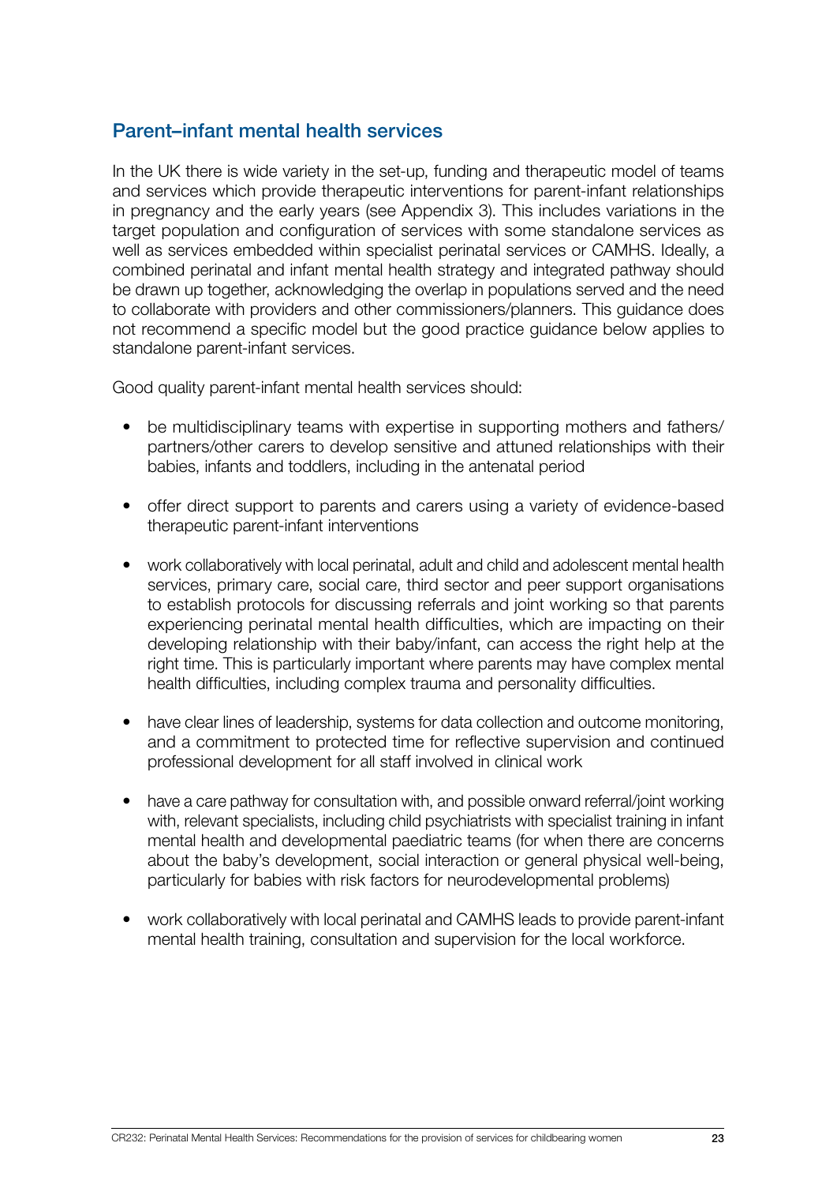## Parent–infant mental health services

In the UK there is wide variety in the set-up, funding and therapeutic model of teams and services which provide therapeutic interventions for parent-infant relationships in pregnancy and the early years (see Appendix 3). This includes variations in the target population and configuration of services with some standalone services as well as services embedded within specialist perinatal services or CAMHS. Ideally, a combined perinatal and infant mental health strategy and integrated pathway should be drawn up together, acknowledging the overlap in populations served and the need to collaborate with providers and other commissioners/planners. This guidance does not recommend a specific model but the good practice guidance below applies to standalone parent-infant services.

Good quality parent-infant mental health services should:

- be multidisciplinary teams with expertise in supporting mothers and fathers/partners/other carers to develop sensitive and attuned relationships with their babies, infants and toddlers, including in the antenatal period
- offer direct support to parents and carers using a variety of evidence-based therapeutic parent-infant interventions
- work collaboratively with local perinatal, adult and child and adolescent mental health services, primary care, social care, third sector and peer support organisations to establish protocols for discussing referrals and joint working so that parents experiencing perinatal mental health difficulties, which are impacting on their developing relationship with their baby/infant, can access the right help at the right time. This is particularly important where parents may have complex mental health difficulties, including complex trauma and personality difficulties.
- have clear lines of leadership, systems for data collection and outcome monitoring, and a commitment to protected time for reflective supervision and continued professional development for all staff involved in clinical work
- have a care pathway for consultation with, and possible onward referral/joint working with, relevant specialists, including child psychiatrists with specialist training in infant mental health and developmental paediatric teams (for when there are concerns about the baby's development, social interaction or general physical well-being, particularly for babies with risk factors for neurodevelopmental problems)
- work collaboratively with local perinatal and CAMHS leads to provide parent-infant mental health training, consultation and supervision for the local workforce.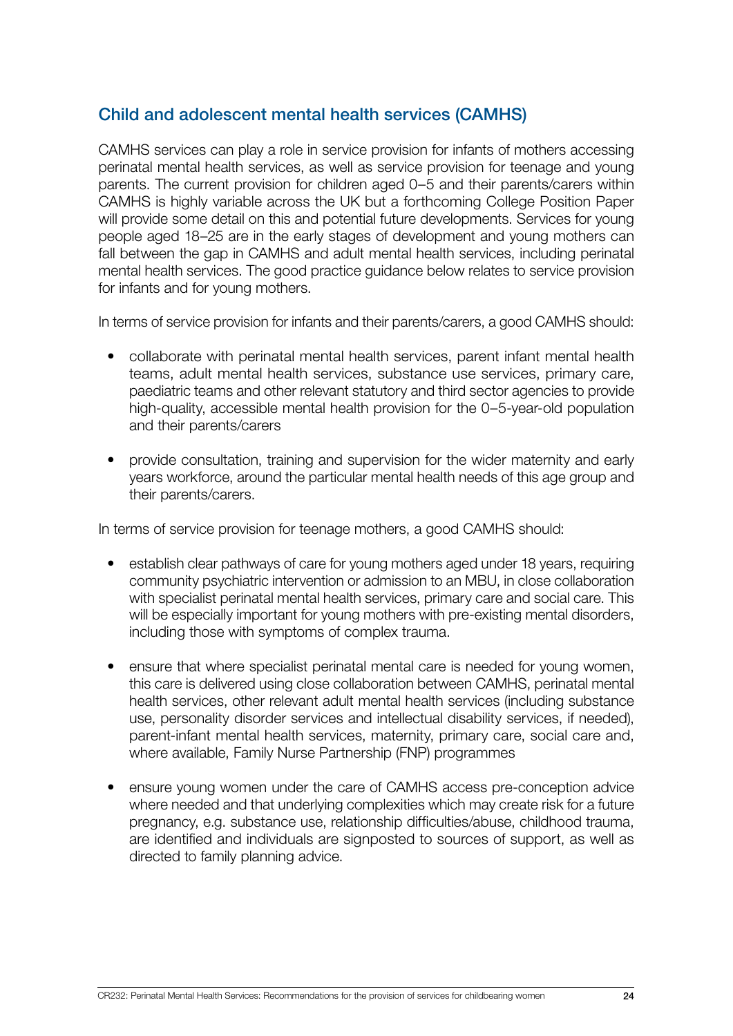## Child and adolescent mental health services (CAMHS)

CAMHS services can play a role in service provision for infants of mothers accessing perinatal mental health services, as well as service provision for teenage and young parents. The current provision for children aged 0–5 and their parents/carers within CAMHS is highly variable across the UK but a forthcoming College Position Paper will provide some detail on this and potential future developments. Services for young people aged 18–25 are in the early stages of development and young mothers can fall between the gap in CAMHS and adult mental health services, including perinatal mental health services. The good practice guidance below relates to service provision for infants and for young mothers.

In terms of service provision for infants and their parents/carers, a good CAMHS should:

- collaborate with perinatal mental health services, parent infant mental health teams, adult mental health services, substance use services, primary care, paediatric teams and other relevant statutory and third sector agencies to provide high-quality, accessible mental health provision for the 0–5-year-old population and their parents/carers
- provide consultation, training and supervision for the wider maternity and early years workforce, around the particular mental health needs of this age group and their parents/carers.

In terms of service provision for teenage mothers, a good CAMHS should:

- establish clear pathways of care for young mothers aged under 18 years, requiring community psychiatric intervention or admission to an MBU, in close collaboration with specialist perinatal mental health services, primary care and social care. This will be especially important for young mothers with pre-existing mental disorders, including those with symptoms of complex trauma.
- ensure that where specialist perinatal mental care is needed for young women, this care is delivered using close collaboration between CAMHS, perinatal mental health services, other relevant adult mental health services (including substance use, personality disorder services and intellectual disability services, if needed), parent-infant mental health services, maternity, primary care, social care and, where available, Family Nurse Partnership (FNP) programmes
- ensure young women under the care of CAMHS access pre-conception advice where needed and that underlying complexities which may create risk for a future pregnancy, e.g. substance use, relationship difficulties/abuse, childhood trauma, are identified and individuals are signposted to sources of support, as well as directed to family planning advice.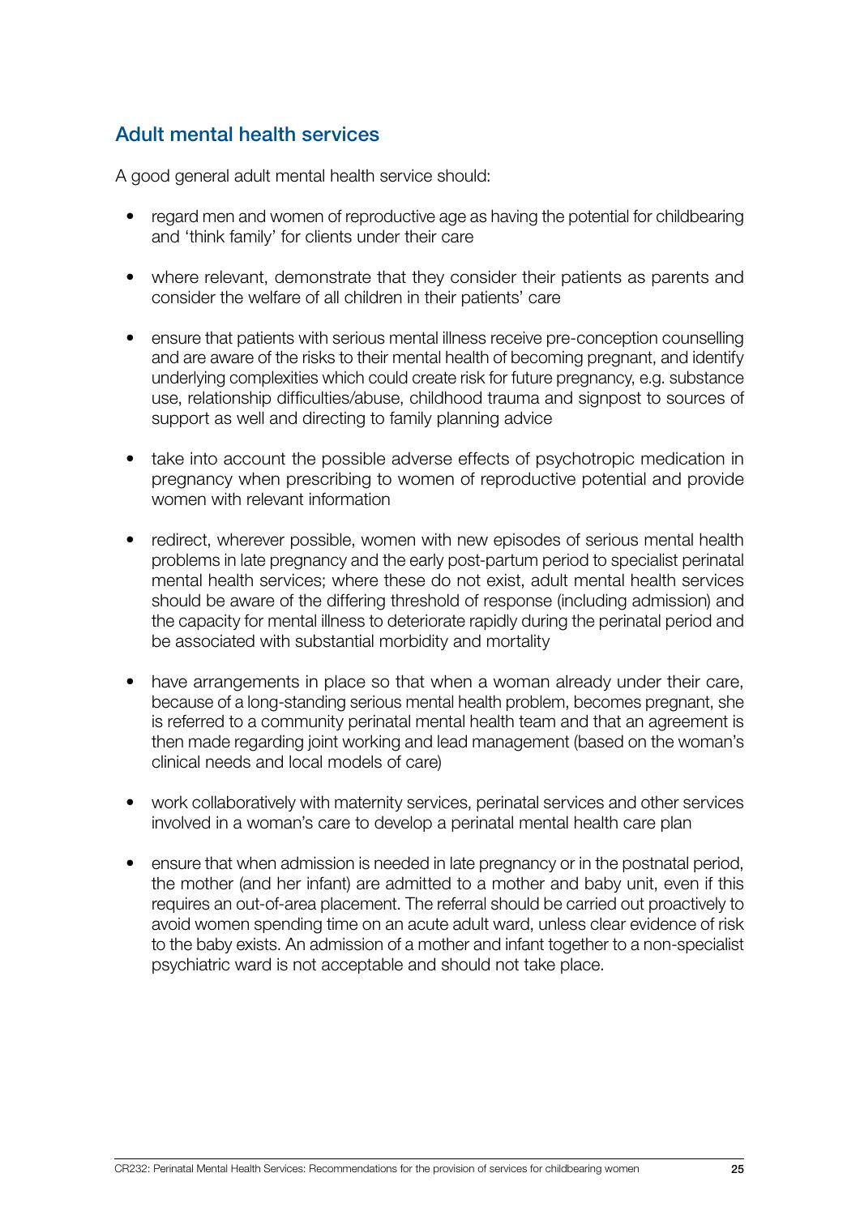## Adult mental health services

A good general adult mental health service should:

- regard men and women of reproductive age as having the potential for childbearing and 'think family' for clients under their care
- where relevant, demonstrate that they consider their patients as parents and consider the welfare of all children in their patients' care
- ensure that patients with serious mental illness receive pre-conception counselling and are aware of the risks to their mental health of becoming pregnant, and identify underlying complexities which could create risk for future pregnancy, e.g. substance use, relationship difficulties/abuse, childhood trauma and signpost to sources of support as well and directing to family planning advice
- take into account the possible adverse effects of psychotropic medication in pregnancy when prescribing to women of reproductive potential and provide women with relevant information
- redirect, wherever possible, women with new episodes of serious mental health problems in late pregnancy and the early post-partum period to specialist perinatal mental health services; where these do not exist, adult mental health services should be aware of the differing threshold of response (including admission) and the capacity for mental illness to deteriorate rapidly during the perinatal period and be associated with substantial morbidity and mortality
- have arrangements in place so that when a woman already under their care, because of a long-standing serious mental health problem, becomes pregnant, she is referred to a community perinatal mental health team and that an agreement is then made regarding joint working and lead management (based on the woman's clinical needs and local models of care)
- work collaboratively with maternity services, perinatal services and other services involved in a woman's care to develop a perinatal mental health care plan
- ensure that when admission is needed in late pregnancy or in the postnatal period, the mother (and her infant) are admitted to a mother and baby unit, even if this requires an out-of-area placement. The referral should be carried out proactively to avoid women spending time on an acute adult ward, unless clear evidence of risk to the baby exists. An admission of a mother and infant together to a non-specialist psychiatric ward is not acceptable and should not take place.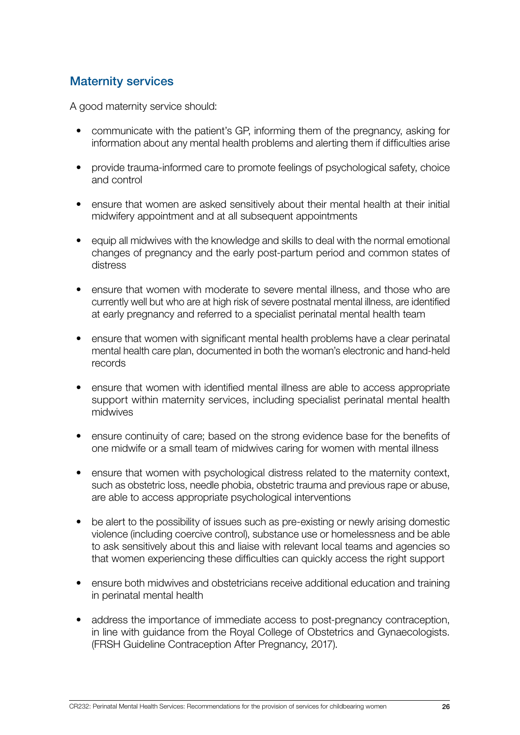## Maternity services

A good maternity service should:

- communicate with the patient's GP, informing them of the pregnancy, asking for information about any mental health problems and alerting them if difficulties arise
- provide trauma-informed care to promote feelings of psychological safety, choice and control
- ensure that women are asked sensitively about their mental health at their initial midwifery appointment and at all subsequent appointments
- equip all midwives with the knowledge and skills to deal with the normal emotional changes of pregnancy and the early post-partum period and common states of distress
- ensure that women with moderate to severe mental illness, and those who are currently well but who are at high risk of severe postnatal mental illness, are identified at early pregnancy and referred to a specialist perinatal mental health team
- ensure that women with significant mental health problems have a clear perinatal mental health care plan, documented in both the woman's electronic and hand-held records
- ensure that women with identified mental illness are able to access appropriate support within maternity services, including specialist perinatal mental health midwives
- ensure continuity of care; based on the strong evidence base for the benefits of one midwife or a small team of midwives caring for women with mental illness
- ensure that women with psychological distress related to the maternity context, such as obstetric loss, needle phobia, obstetric trauma and previous rape or abuse, are able to access appropriate psychological interventions
- be alert to the possibility of issues such as pre-existing or newly arising domestic violence (including coercive control), substance use or homelessness and be able to ask sensitively about this and liaise with relevant local teams and agencies so that women experiencing these difficulties can quickly access the right support
- ensure both midwives and obstetricians receive additional education and training in perinatal mental health
- address the importance of immediate access to post-pregnancy contraception, in line with guidance from the Royal College of Obstetrics and Gynaecologists. (FRSH Guideline Contraception After Pregnancy, 2017).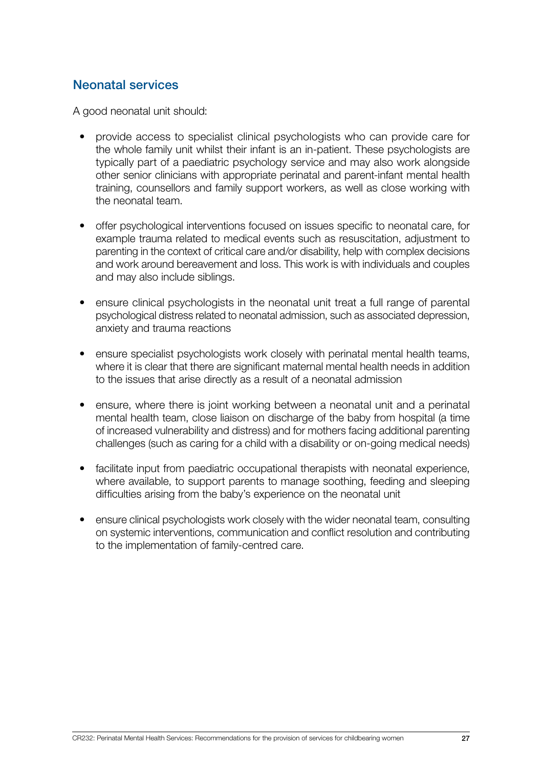## Neonatal services

A good neonatal unit should:

- provide access to specialist clinical psychologists who can provide care for the whole family unit whilst their infant is an in-patient. These psychologists are typically part of a paediatric psychology service and may also work alongside other senior clinicians with appropriate perinatal and parent-infant mental health training, counsellors and family support workers, as well as close working with the neonatal team.
- offer psychological interventions focused on issues specific to neonatal care, for example trauma related to medical events such as resuscitation, adjustment to parenting in the context of critical care and/or disability, help with complex decisions and work around bereavement and loss. This work is with individuals and couples and may also include siblings.
- ensure clinical psychologists in the neonatal unit treat a full range of parental psychological distress related to neonatal admission, such as associated depression, anxiety and trauma reactions
- ensure specialist psychologists work closely with perinatal mental health teams, where it is clear that there are significant maternal mental health needs in addition to the issues that arise directly as a result of a neonatal admission
- ensure, where there is joint working between a neonatal unit and a perinatal mental health team, close liaison on discharge of the baby from hospital (a time of increased vulnerability and distress) and for mothers facing additional parenting challenges (such as caring for a child with a disability or on-going medical needs)
- facilitate input from paediatric occupational therapists with neonatal experience, where available, to support parents to manage soothing, feeding and sleeping difficulties arising from the baby's experience on the neonatal unit
- ensure clinical psychologists work closely with the wider neonatal team, consulting on systemic interventions, communication and conflict resolution and contributing to the implementation of family-centred care.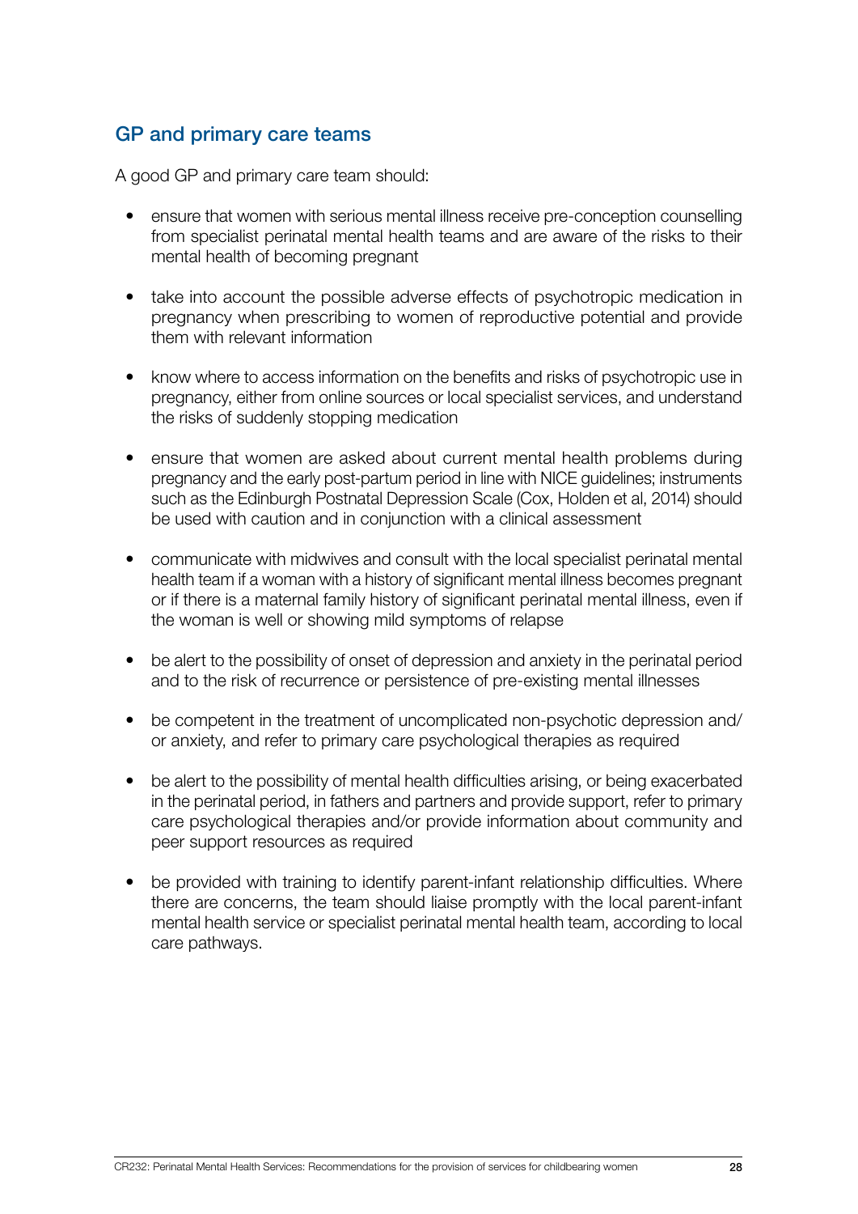## GP and primary care teams

A good GP and primary care team should:

- ensure that women with serious mental illness receive pre-conception counselling from specialist perinatal mental health teams and are aware of the risks to their mental health of becoming pregnant
- take into account the possible adverse effects of psychotropic medication in pregnancy when prescribing to women of reproductive potential and provide them with relevant information
- know where to access information on the benefits and risks of psychotropic use in pregnancy, either from online sources or local specialist services, and understand the risks of suddenly stopping medication
- ensure that women are asked about current mental health problems during pregnancy and the early post-partum period in line with NICE guidelines; instruments such as the Edinburgh Postnatal Depression Scale (Cox, Holden et al, 2014) should be used with caution and in conjunction with a clinical assessment
- communicate with midwives and consult with the local specialist perinatal mental health team if a woman with a history of significant mental illness becomes pregnant or if there is a maternal family history of significant perinatal mental illness, even if the woman is well or showing mild symptoms of relapse
- be alert to the possibility of onset of depression and anxiety in the perinatal period and to the risk of recurrence or persistence of pre-existing mental illnesses
- be competent in the treatment of uncomplicated non-psychotic depression and/or anxiety, and refer to primary care psychological therapies as required
- be alert to the possibility of mental health difficulties arising, or being exacerbated in the perinatal period, in fathers and partners and provide support, refer to primary care psychological therapies and/or provide information about community and peer support resources as required
- be provided with training to identify parent-infant relationship difficulties. Where there are concerns, the team should liaise promptly with the local parent-infant mental health service or specialist perinatal mental health team, according to local care pathways.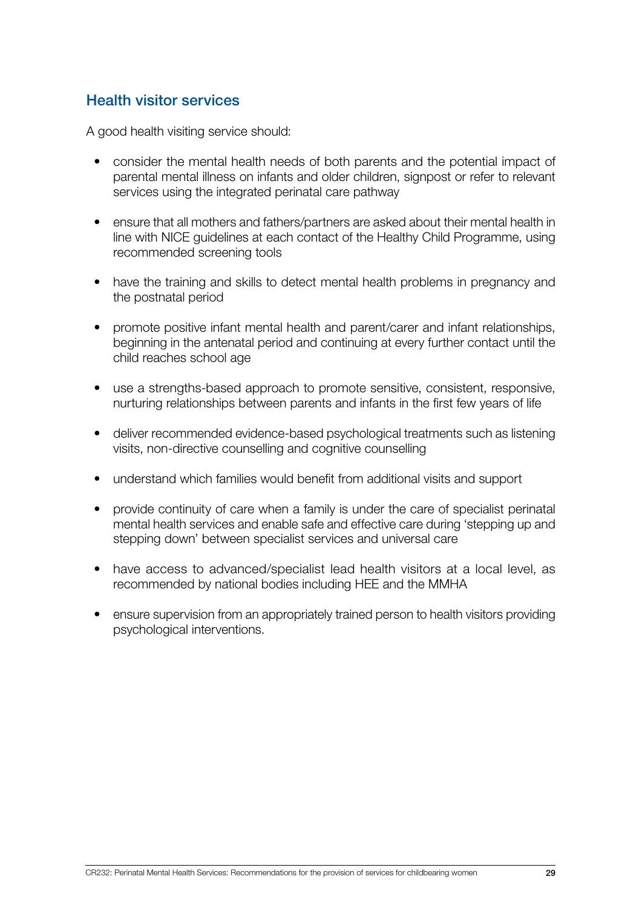## Health visitor services

A good health visiting service should:

- consider the mental health needs of both parents and the potential impact of parental mental illness on infants and older children, signpost or refer to relevant services using the integrated perinatal care pathway
- ensure that all mothers and fathers/partners are asked about their mental health in line with NICE guidelines at each contact of the Healthy Child Programme, using recommended screening tools
- have the training and skills to detect mental health problems in pregnancy and the postnatal period
- promote positive infant mental health and parent/carer and infant relationships, beginning in the antenatal period and continuing at every further contact until the child reaches school age
- use a strengths-based approach to promote sensitive, consistent, responsive, nurturing relationships between parents and infants in the first few years of life
- deliver recommended evidence-based psychological treatments such as listening visits, non-directive counselling and cognitive counselling
- understand which families would benefit from additional visits and support
- provide continuity of care when a family is under the care of specialist perinatal mental health services and enable safe and effective care during 'stepping up and stepping down' between specialist services and universal care
- have access to advanced/specialist lead health visitors at a local level, as recommended by national bodies including HEE and the MMHA
- ensure supervision from an appropriately trained person to health visitors providing psychological interventions.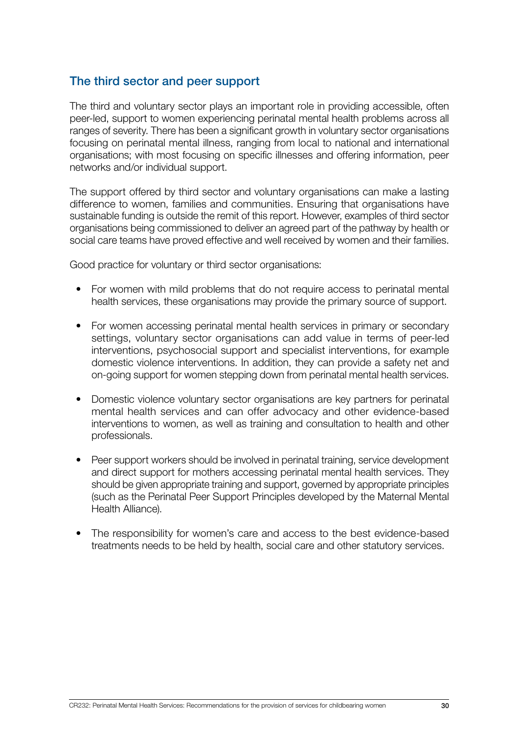## The third sector and peer support

The third and voluntary sector plays an important role in providing accessible, often peer-led, support to women experiencing perinatal mental health problems across all ranges of severity. There has been a significant growth in voluntary sector organisations focusing on perinatal mental illness, ranging from local to national and international organisations; with most focusing on specific illnesses and offering information, peer networks and/or individual support.

The support offered by third sector and voluntary organisations can make a lasting difference to women, families and communities. Ensuring that organisations have sustainable funding is outside the remit of this report. However, examples of third sector organisations being commissioned to deliver an agreed part of the pathway by health or social care teams have proved effective and well received by women and their families.

Good practice for voluntary or third sector organisations:

- For women with mild problems that do not require access to perinatal mental health services, these organisations may provide the primary source of support.
- For women accessing perinatal mental health services in primary or secondary settings, voluntary sector organisations can add value in terms of peer-led interventions, psychosocial support and specialist interventions, for example domestic violence interventions. In addition, they can provide a safety net and on-going support for women stepping down from perinatal mental health services.
- Domestic violence voluntary sector organisations are key partners for perinatal mental health services and can offer advocacy and other evidence-based interventions to women, as well as training and consultation to health and other professionals.
- Peer support workers should be involved in perinatal training, service development and direct support for mothers accessing perinatal mental health services. They should be given appropriate training and support, governed by appropriate principles (such as the Perinatal Peer Support Principles developed by the Maternal Mental Health Alliance).
- The responsibility for women's care and access to the best evidence-based treatments needs to be held by health, social care and other statutory services.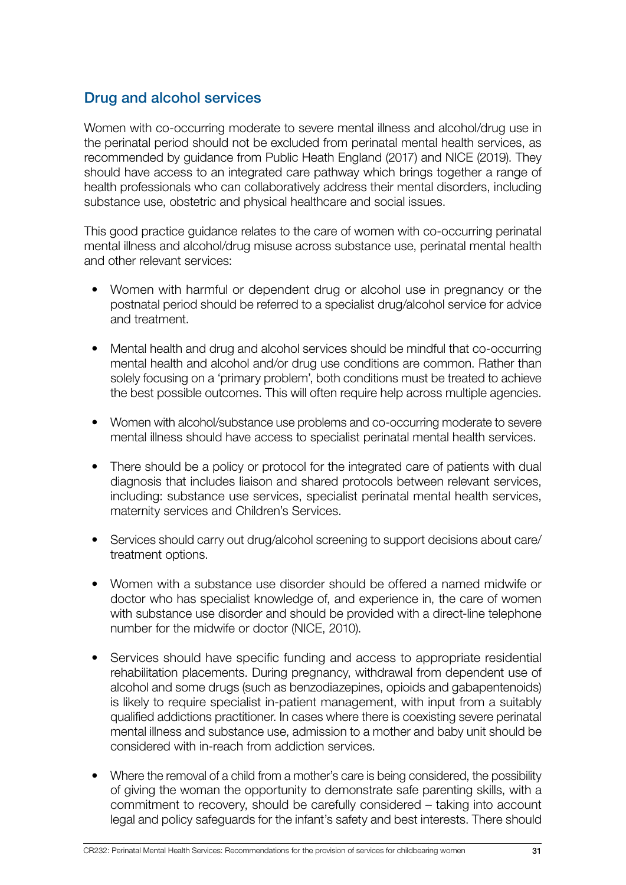## Drug and alcohol services

Women with co-occurring moderate to severe mental illness and alcohol/drug use in the perinatal period should not be excluded from perinatal mental health services, as recommended by guidance from Public Heath England (2017) and NICE (2019). They should have access to an integrated care pathway which brings together a range of health professionals who can collaboratively address their mental disorders, including substance use, obstetric and physical healthcare and social issues.

This good practice guidance relates to the care of women with co-occurring perinatal mental illness and alcohol/drug misuse across substance use, perinatal mental health and other relevant services:

- Women with harmful or dependent drug or alcohol use in pregnancy or the postnatal period should be referred to a specialist drug/alcohol service for advice and treatment.
- Mental health and drug and alcohol services should be mindful that co-occurring mental health and alcohol and/or drug use conditions are common. Rather than solely focusing on a 'primary problem', both conditions must be treated to achieve the best possible outcomes. This will often require help across multiple agencies.
- Women with alcohol/substance use problems and co-occurring moderate to severe mental illness should have access to specialist perinatal mental health services.
- There should be a policy or protocol for the integrated care of patients with dual diagnosis that includes liaison and shared protocols between relevant services, including: substance use services, specialist perinatal mental health services, maternity services and Children's Services.
- Services should carry out drug/alcohol screening to support decisions about care/treatment options.
- Women with a substance use disorder should be offered a named midwife or doctor who has specialist knowledge of, and experience in, the care of women with substance use disorder and should be provided with a direct-line telephone number for the midwife or doctor (NICE, 2010).
- Services should have specific funding and access to appropriate residential rehabilitation placements. During pregnancy, withdrawal from dependent use of alcohol and some drugs (such as benzodiazepines, opioids and gabapentenoids) is likely to require specialist in-patient management, with input from a suitably qualified addictions practitioner. In cases where there is coexisting severe perinatal mental illness and substance use, admission to a mother and baby unit should be considered with in-reach from addiction services.
- Where the removal of a child from a mother's care is being considered, the possibility of giving the woman the opportunity to demonstrate safe parenting skills, with a commitment to recovery, should be carefully considered – taking into account legal and policy safeguards for the infant's safety and best interests. There should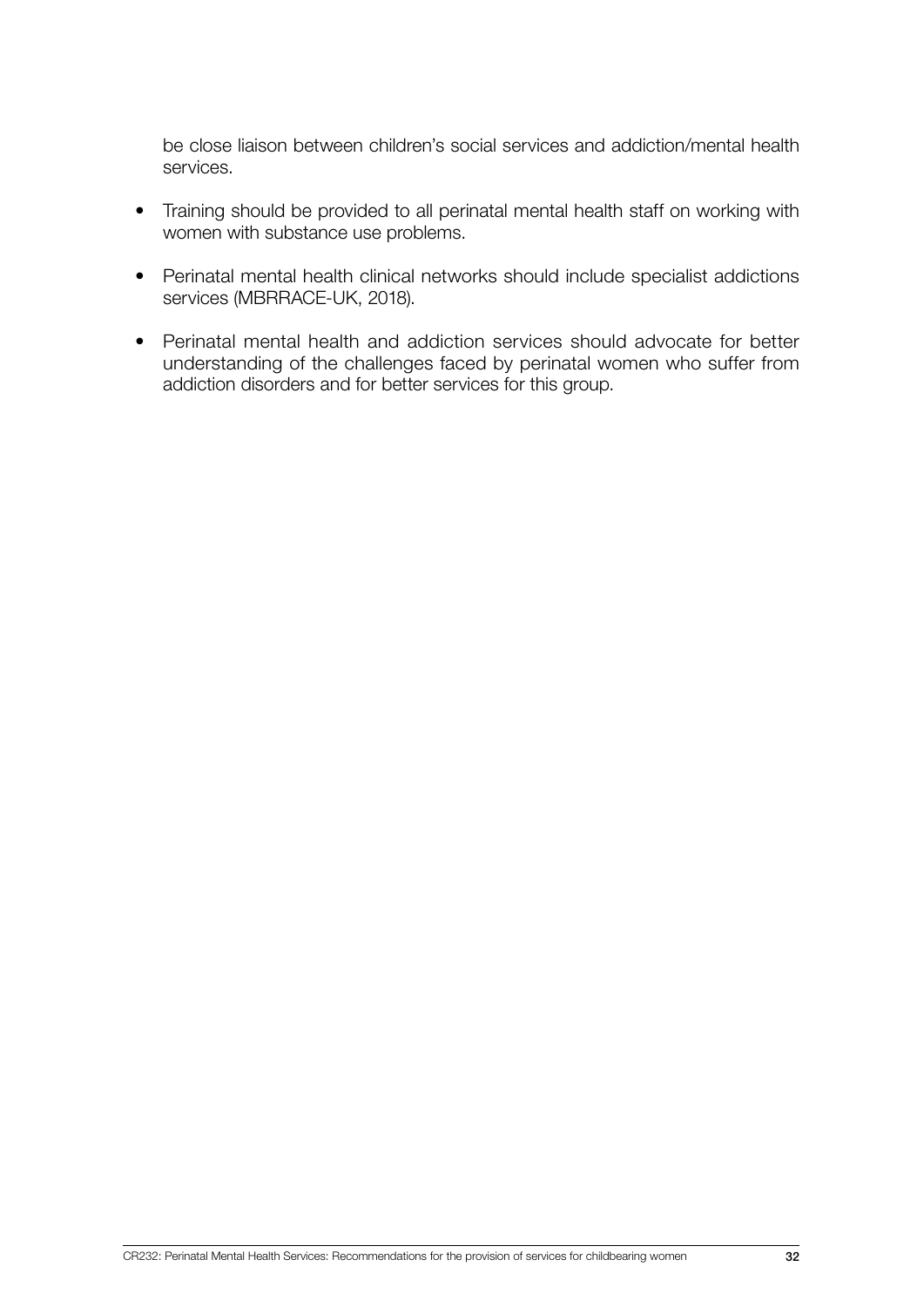be close liaison between children's social services and addiction/mental health services.

- Training should be provided to all perinatal mental health staff on working with women with substance use problems.
- Perinatal mental health clinical networks should include specialist addictions services (MBRRACE-UK, 2018).
- Perinatal mental health and addiction services should advocate for better understanding of the challenges faced by perinatal women who suffer from addiction disorders and for better services for this group.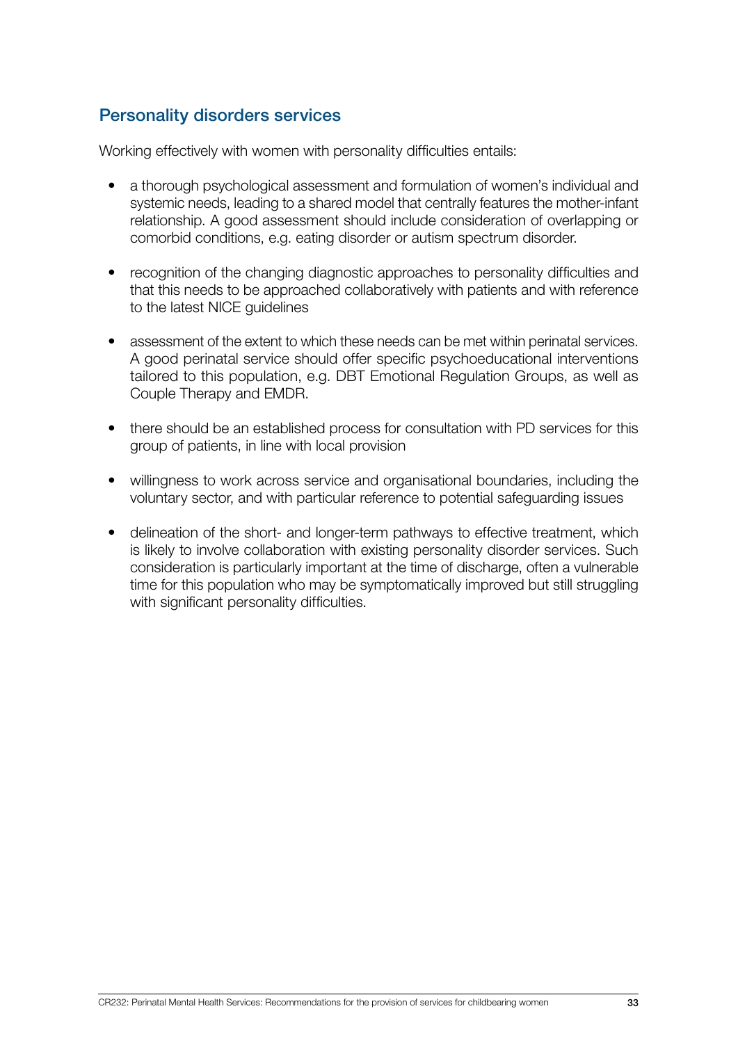## Personality disorders services

Working effectively with women with personality difficulties entails:

- a thorough psychological assessment and formulation of women's individual and systemic needs, leading to a shared model that centrally features the mother-infant relationship. A good assessment should include consideration of overlapping or comorbid conditions, e.g. eating disorder or autism spectrum disorder.
- recognition of the changing diagnostic approaches to personality difficulties and that this needs to be approached collaboratively with patients and with reference to the latest NICE guidelines
- assessment of the extent to which these needs can be met within perinatal services. A good perinatal service should offer specific psychoeducational interventions tailored to this population, e.g. DBT Emotional Regulation Groups, as well as Couple Therapy and EMDR.
- there should be an established process for consultation with PD services for this group of patients, in line with local provision
- willingness to work across service and organisational boundaries, including the voluntary sector, and with particular reference to potential safeguarding issues
- delineation of the short- and longer-term pathways to effective treatment, which is likely to involve collaboration with existing personality disorder services. Such consideration is particularly important at the time of discharge, often a vulnerable time for this population who may be symptomatically improved but still struggling with significant personality difficulties.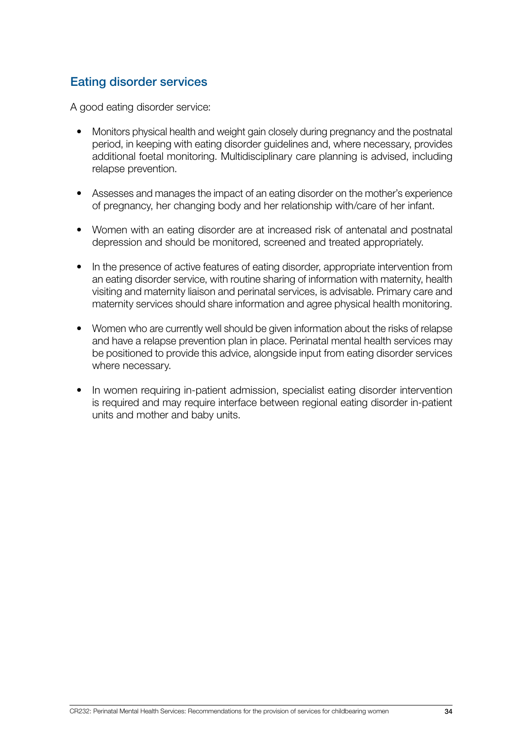## Eating disorder services

A good eating disorder service:

- Monitors physical health and weight gain closely during pregnancy and the postnatal period, in keeping with eating disorder guidelines and, where necessary, provides additional foetal monitoring. Multidisciplinary care planning is advised, including relapse prevention.
- Assesses and manages the impact of an eating disorder on the mother's experience of pregnancy, her changing body and her relationship with/care of her infant.
- Women with an eating disorder are at increased risk of antenatal and postnatal depression and should be monitored, screened and treated appropriately.
- In the presence of active features of eating disorder, appropriate intervention from an eating disorder service, with routine sharing of information with maternity, health visiting and maternity liaison and perinatal services, is advisable. Primary care and maternity services should share information and agree physical health monitoring.
- Women who are currently well should be given information about the risks of relapse and have a relapse prevention plan in place. Perinatal mental health services may be positioned to provide this advice, alongside input from eating disorder services where necessary.
- In women requiring in-patient admission, specialist eating disorder intervention is required and may require interface between regional eating disorder in-patient units and mother and baby units.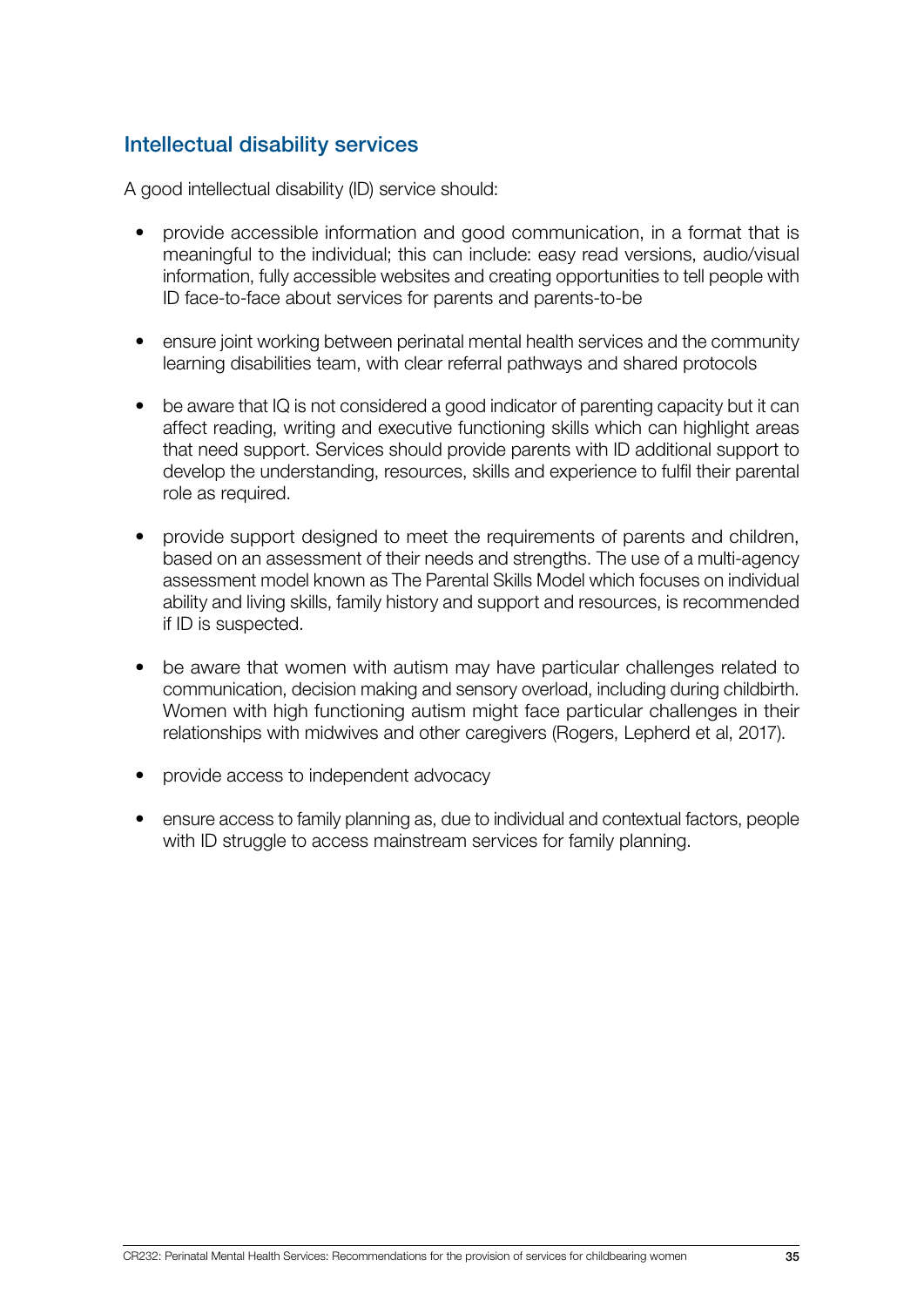## Intellectual disability services

A good intellectual disability (ID) service should:

- provide accessible information and good communication, in a format that is meaningful to the individual; this can include: easy read versions, audio/visual information, fully accessible websites and creating opportunities to tell people with ID face-to-face about services for parents and parents-to-be
- ensure joint working between perinatal mental health services and the community learning disabilities team, with clear referral pathways and shared protocols
- be aware that IQ is not considered a good indicator of parenting capacity but it can affect reading, writing and executive functioning skills which can highlight areas that need support. Services should provide parents with ID additional support to develop the understanding, resources, skills and experience to fulfil their parental role as required.
- provide support designed to meet the requirements of parents and children, based on an assessment of their needs and strengths. The use of a multi-agency assessment model known as The Parental Skills Model which focuses on individual ability and living skills, family history and support and resources, is recommended if ID is suspected.
- be aware that women with autism may have particular challenges related to communication, decision making and sensory overload, including during childbirth. Women with high functioning autism might face particular challenges in their relationships with midwives and other caregivers (Rogers, Lepherd et al, 2017).
- provide access to independent advocacy
- ensure access to family planning as, due to individual and contextual factors, people with ID struggle to access mainstream services for family planning.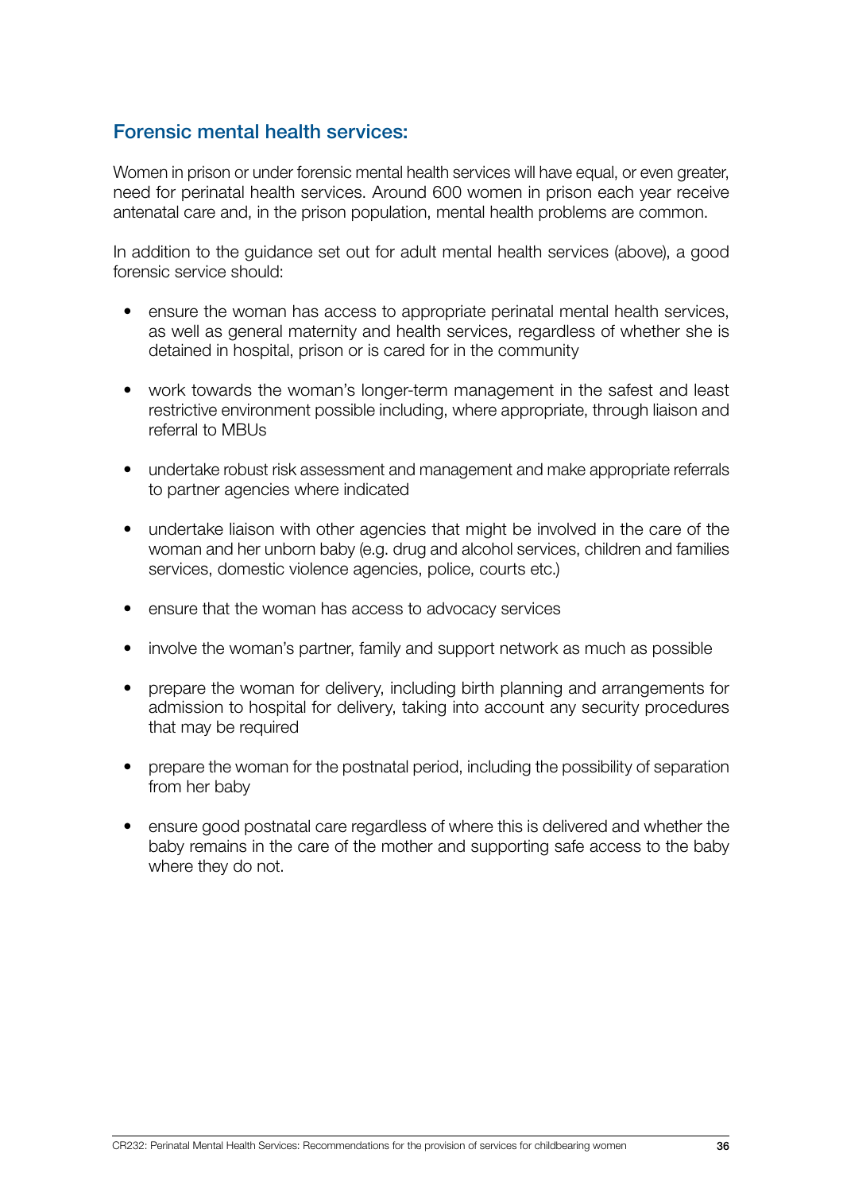## Forensic mental health services:

Women in prison or under forensic mental health services will have equal, or even greater, need for perinatal health services. Around 600 women in prison each year receive antenatal care and, in the prison population, mental health problems are common.

In addition to the guidance set out for adult mental health services (above), a good forensic service should:

- ensure the woman has access to appropriate perinatal mental health services, as well as general maternity and health services, regardless of whether she is detained in hospital, prison or is cared for in the community
- work towards the woman's longer-term management in the safest and least restrictive environment possible including, where appropriate, through liaison and referral to MBUs
- undertake robust risk assessment and management and make appropriate referrals to partner agencies where indicated
- undertake liaison with other agencies that might be involved in the care of the woman and her unborn baby (e.g. drug and alcohol services, children and families services, domestic violence agencies, police, courts etc.)
- ensure that the woman has access to advocacy services
- involve the woman's partner, family and support network as much as possible
- prepare the woman for delivery, including birth planning and arrangements for admission to hospital for delivery, taking into account any security procedures that may be required
- prepare the woman for the postnatal period, including the possibility of separation from her baby
- ensure good postnatal care regardless of where this is delivered and whether the baby remains in the care of the mother and supporting safe access to the baby where they do not.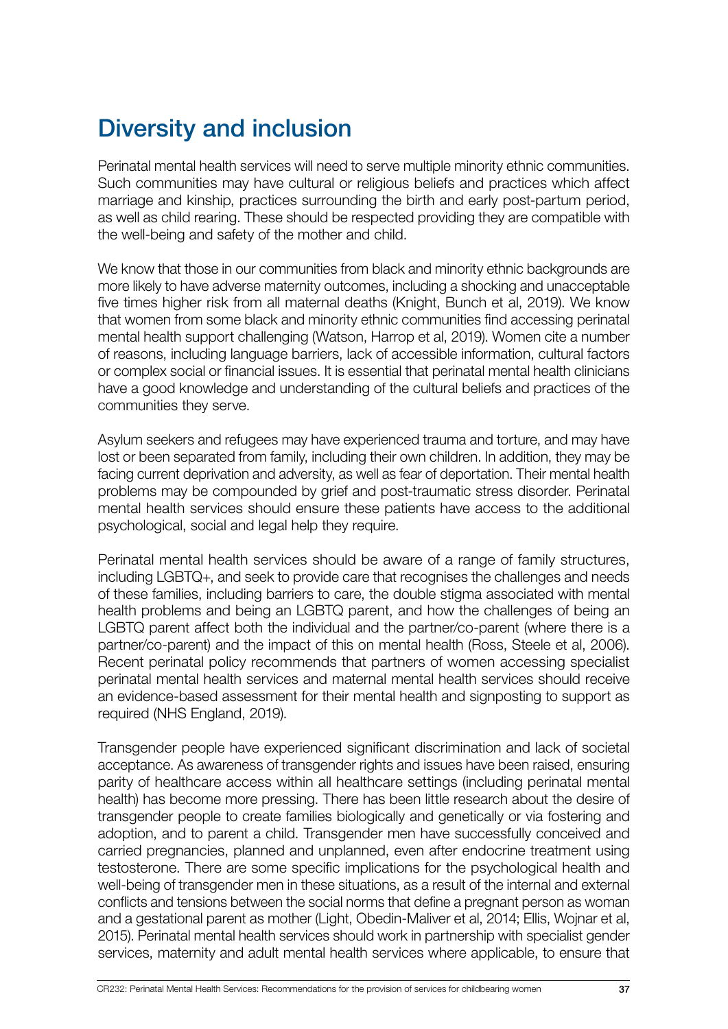# Diversity and inclusion

Perinatal mental health services will need to serve multiple minority ethnic communities. Such communities may have cultural or religious beliefs and practices which affect marriage and kinship, practices surrounding the birth and early post-partum period, as well as child rearing. These should be respected providing they are compatible with the well-being and safety of the mother and child.

We know that those in our communities from black and minority ethnic backgrounds are more likely to have adverse maternity outcomes, including a shocking and unacceptable five times higher risk from all maternal deaths (Knight, Bunch et al, 2019). We know that women from some black and minority ethnic communities find accessing perinatal mental health support challenging (Watson, Harrop et al, 2019). Women cite a number of reasons, including language barriers, lack of accessible information, cultural factors or complex social or financial issues. It is essential that perinatal mental health clinicians have a good knowledge and understanding of the cultural beliefs and practices of the communities they serve.

Asylum seekers and refugees may have experienced trauma and torture, and may have lost or been separated from family, including their own children. In addition, they may be facing current deprivation and adversity, as well as fear of deportation. Their mental health problems may be compounded by grief and post-traumatic stress disorder. Perinatal mental health services should ensure these patients have access to the additional psychological, social and legal help they require.

Perinatal mental health services should be aware of a range of family structures, including LGBTQ+, and seek to provide care that recognises the challenges and needs of these families, including barriers to care, the double stigma associated with mental health problems and being an LGBTQ parent, and how the challenges of being an LGBTQ parent affect both the individual and the partner/co-parent (where there is a partner/co-parent) and the impact of this on mental health (Ross, Steele et al, 2006). Recent perinatal policy recommends that partners of women accessing specialist perinatal mental health services and maternal mental health services should receive an evidence-based assessment for their mental health and signposting to support as required (NHS England, 2019).

Transgender people have experienced significant discrimination and lack of societal acceptance. As awareness of transgender rights and issues have been raised, ensuring parity of healthcare access within all healthcare settings (including perinatal mental health) has become more pressing. There has been little research about the desire of transgender people to create families biologically and genetically or via fostering and adoption, and to parent a child. Transgender men have successfully conceived and carried pregnancies, planned and unplanned, even after endocrine treatment using testosterone. There are some specific implications for the psychological health and well-being of transgender men in these situations, as a result of the internal and external conflicts and tensions between the social norms that define a pregnant person as woman and a gestational parent as mother (Light, Obedin-Maliver et al, 2014; Ellis, Wojnar et al, 2015). Perinatal mental health services should work in partnership with specialist gender services, maternity and adult mental health services where applicable, to ensure that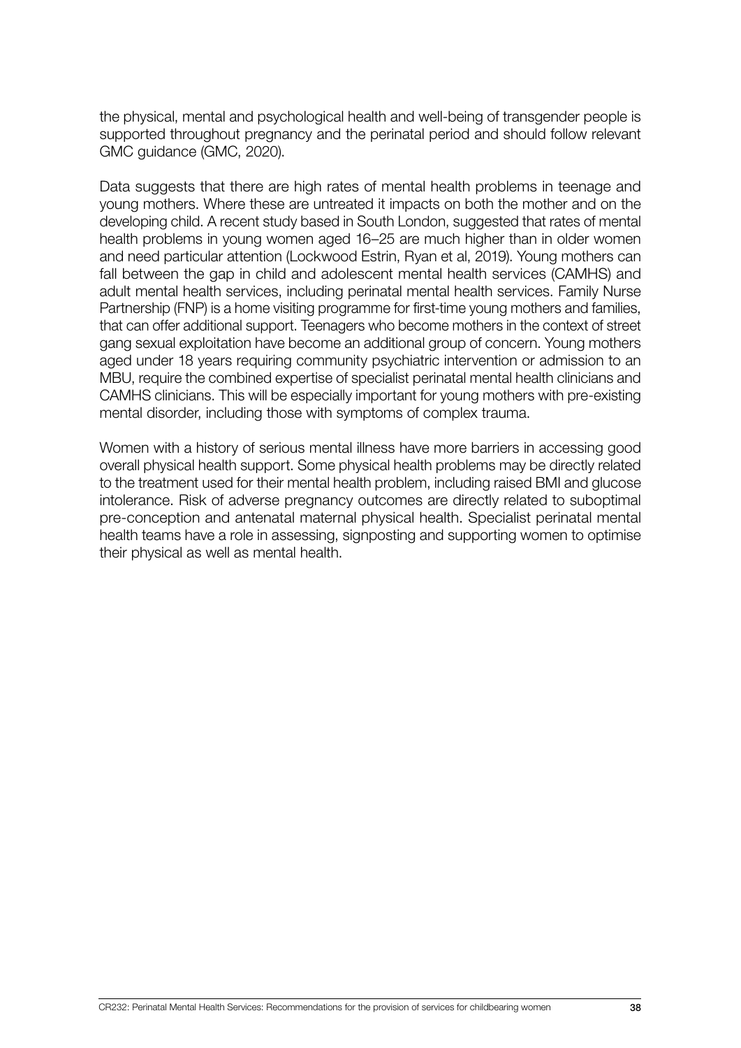the physical, mental and psychological health and well-being of transgender people is supported throughout pregnancy and the perinatal period and should follow relevant GMC guidance (GMC, 2020).

Data suggests that there are high rates of mental health problems in teenage and young mothers. Where these are untreated it impacts on both the mother and on the developing child. A recent study based in South London, suggested that rates of mental health problems in young women aged 16–25 are much higher than in older women and need particular attention (Lockwood Estrin, Ryan et al, 2019). Young mothers can fall between the gap in child and adolescent mental health services (CAMHS) and adult mental health services, including perinatal mental health services. Family Nurse Partnership (FNP) is a home visiting programme for first-time young mothers and families, that can offer additional support. Teenagers who become mothers in the context of street gang sexual exploitation have become an additional group of concern. Young mothers aged under 18 years requiring community psychiatric intervention or admission to an MBU, require the combined expertise of specialist perinatal mental health clinicians and CAMHS clinicians. This will be especially important for young mothers with pre-existing mental disorder, including those with symptoms of complex trauma.

Women with a history of serious mental illness have more barriers in accessing good overall physical health support. Some physical health problems may be directly related to the treatment used for their mental health problem, including raised BMI and glucose intolerance. Risk of adverse pregnancy outcomes are directly related to suboptimal pre-conception and antenatal maternal physical health. Specialist perinatal mental health teams have a role in assessing, signposting and supporting women to optimise their physical as well as mental health.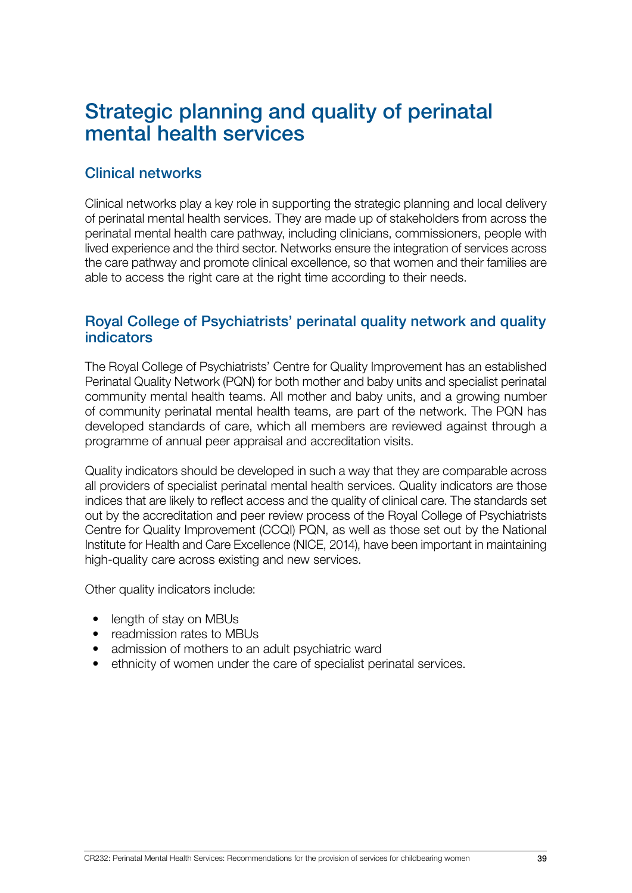# Strategic planning and quality of perinatal mental health services

## Clinical networks

Clinical networks play a key role in supporting the strategic planning and local delivery of perinatal mental health services. They are made up of stakeholders from across the perinatal mental health care pathway, including clinicians, commissioners, people with lived experience and the third sector. Networks ensure the integration of services across the care pathway and promote clinical excellence, so that women and their families are able to access the right care at the right time according to their needs.

## Royal College of Psychiatrists' perinatal quality network and quality indicators

The Royal College of Psychiatrists' Centre for Quality Improvement has an established Perinatal Quality Network (PQN) for both mother and baby units and specialist perinatal community mental health teams. All mother and baby units, and a growing number of community perinatal mental health teams, are part of the network. The PQN has developed standards of care, which all members are reviewed against through a programme of annual peer appraisal and accreditation visits.

Quality indicators should be developed in such a way that they are comparable across all providers of specialist perinatal mental health services. Quality indicators are those indices that are likely to reflect access and the quality of clinical care. The standards set out by the accreditation and peer review process of the Royal College of Psychiatrists Centre for Quality Improvement (CCQI) PQN, as well as those set out by the National Institute for Health and Care Excellence (NICE, 2014), have been important in maintaining high-quality care across existing and new services.

Other quality indicators include:

- length of stay on MBUs
- readmission rates to MBUs
- admission of mothers to an adult psychiatric ward
- ethnicity of women under the care of specialist perinatal services.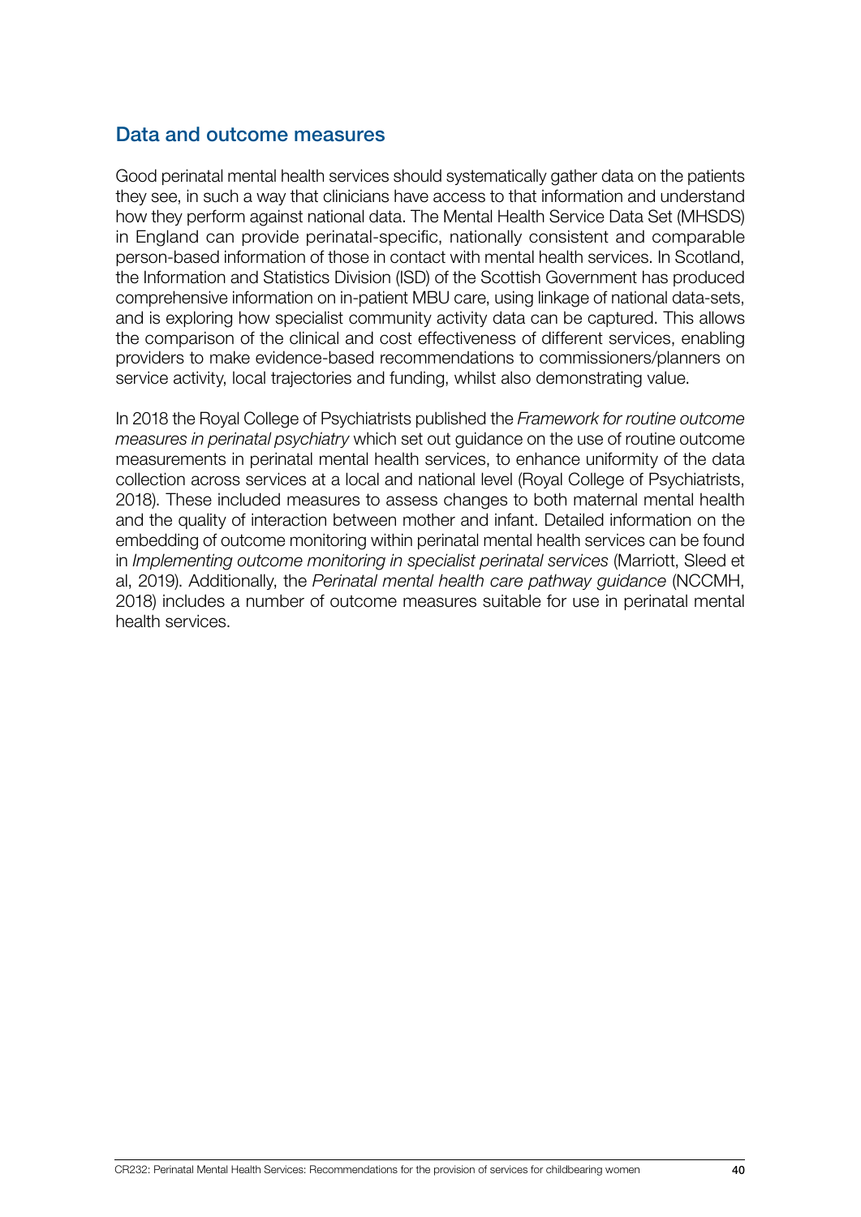## Data and outcome measures

Good perinatal mental health services should systematically gather data on the patients they see, in such a way that clinicians have access to that information and understand how they perform against national data. The Mental Health Service Data Set (MHSDS) in England can provide perinatal-specific, nationally consistent and comparable person-based information of those in contact with mental health services. In Scotland, the Information and Statistics Division (ISD) of the Scottish Government has produced comprehensive information on in-patient MBU care, using linkage of national data-sets, and is exploring how specialist community activity data can be captured. This allows the comparison of the clinical and cost effectiveness of different services, enabling providers to make evidence-based recommendations to commissioners/planners on service activity, local trajectories and funding, whilst also demonstrating value.

In 2018 the Royal College of Psychiatrists published the *Framework for routine outcome measures in perinatal psychiatry* which set out guidance on the use of routine outcome measurements in perinatal mental health services, to enhance uniformity of the data collection across services at a local and national level (Royal College of Psychiatrists, 2018). These included measures to assess changes to both maternal mental health and the quality of interaction between mother and infant. Detailed information on the embedding of outcome monitoring within perinatal mental health services can be found in *Implementing outcome monitoring in specialist perinatal services* (Marriott, Sleed et al, 2019). Additionally, the *Perinatal mental health care pathway guidance* (NCCMH, 2018) includes a number of outcome measures suitable for use in perinatal mental health services.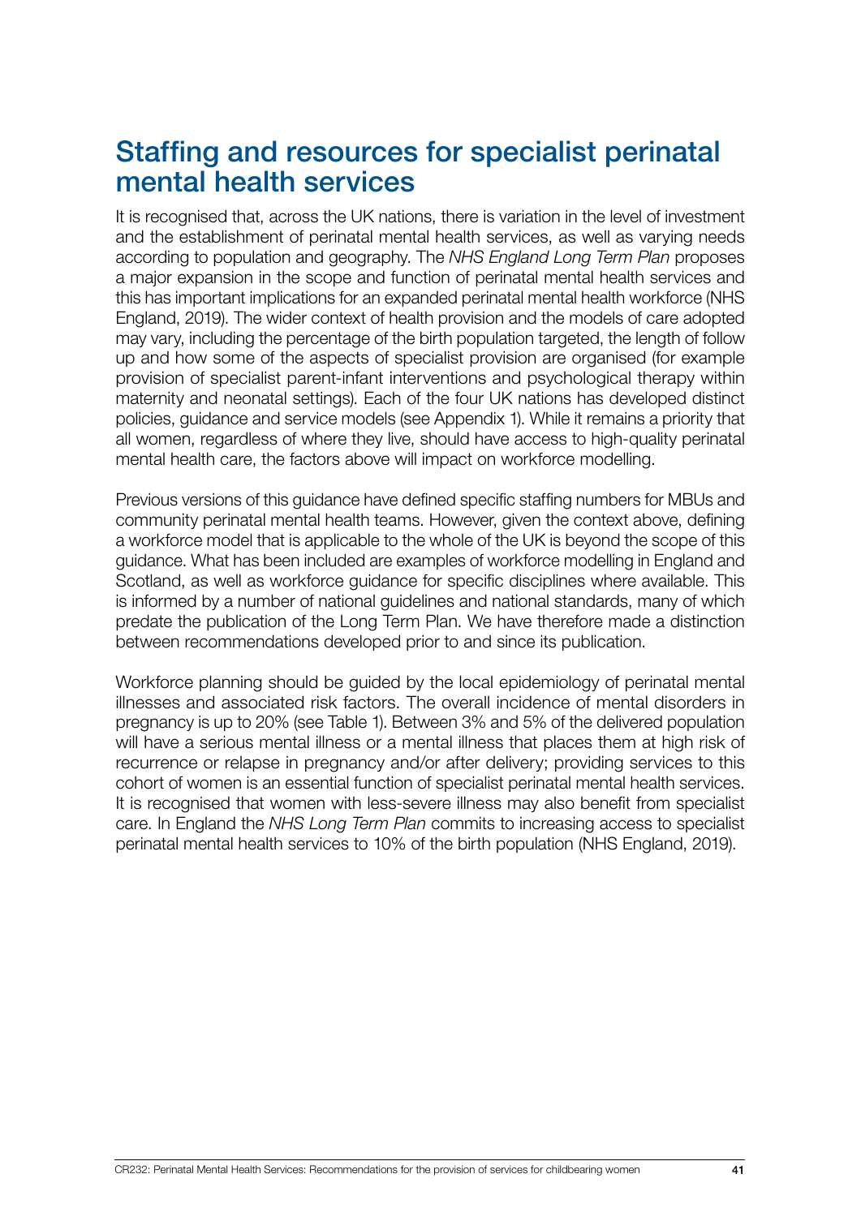## Staffing and resources for specialist perinatal mental health services

It is recognised that, across the UK nations, there is variation in the level of investment and the establishment of perinatal mental health services, as well as varying needs according to population and geography. The *NHS England Long Term Plan* proposes a major expansion in the scope and function of perinatal mental health services and this has important implications for an expanded perinatal mental health workforce (NHS England, 2019). The wider context of health provision and the models of care adopted may vary, including the percentage of the birth population targeted, the length of follow up and how some of the aspects of specialist provision are organised (for example provision of specialist parent-infant interventions and psychological therapy within maternity and neonatal settings). Each of the four UK nations has developed distinct policies, guidance and service models (see Appendix 1). While it remains a priority that all women, regardless of where they live, should have access to high-quality perinatal mental health care, the factors above will impact on workforce modelling.

Previous versions of this guidance have defined specific staffing numbers for MBUs and community perinatal mental health teams. However, given the context above, defining a workforce model that is applicable to the whole of the UK is beyond the scope of this guidance. What has been included are examples of workforce modelling in England and Scotland, as well as workforce guidance for specific disciplines where available. This is informed by a number of national guidelines and national standards, many of which predate the publication of the Long Term Plan. We have therefore made a distinction between recommendations developed prior to and since its publication.

Workforce planning should be guided by the local epidemiology of perinatal mental illnesses and associated risk factors. The overall incidence of mental disorders in pregnancy is up to 20% (see Table 1). Between 3% and 5% of the delivered population will have a serious mental illness or a mental illness that places them at high risk of recurrence or relapse in pregnancy and/or after delivery; providing services to this cohort of women is an essential function of specialist perinatal mental health services. It is recognised that women with less-severe illness may also benefit from specialist care. In England the *NHS Long Term Plan* commits to increasing access to specialist perinatal mental health services to 10% of the birth population (NHS England, 2019).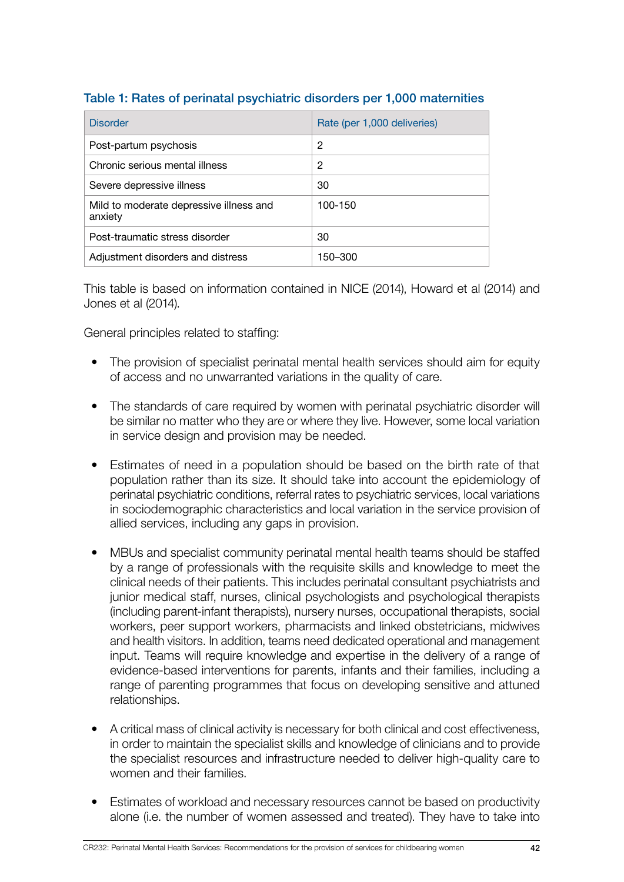### Table 1: Rates of perinatal psychiatric disorders per 1,000 maternities

| Disorder | Rate (per 1,000 deliveries) |
|---|---|
| Post-partum psychosis | 2 |
| Chronic serious mental illness | 2 |
| Severe depressive illness | 30 |
| Mild to moderate depressive illness and anxiety | 100-150 |
| Post-traumatic stress disorder | 30 |
| Adjustment disorders and distress | 150–300 |

This table is based on information contained in NICE (2014), Howard et al (2014) and Jones et al (2014).

General principles related to staffing:

- The provision of specialist perinatal mental health services should aim for equity of access and no unwarranted variations in the quality of care.
- The standards of care required by women with perinatal psychiatric disorder will be similar no matter who they are or where they live. However, some local variation in service design and provision may be needed.
- Estimates of need in a population should be based on the birth rate of that population rather than its size. It should take into account the epidemiology of perinatal psychiatric conditions, referral rates to psychiatric services, local variations in sociodemographic characteristics and local variation in the service provision of allied services, including any gaps in provision.
- MBUs and specialist community perinatal mental health teams should be staffed by a range of professionals with the requisite skills and knowledge to meet the clinical needs of their patients. This includes perinatal consultant psychiatrists and junior medical staff, nurses, clinical psychologists and psychological therapists (including parent-infant therapists), nursery nurses, occupational therapists, social workers, peer support workers, pharmacists and linked obstetricians, midwives and health visitors. In addition, teams need dedicated operational and management input. Teams will require knowledge and expertise in the delivery of a range of evidence-based interventions for parents, infants and their families, including a range of parenting programmes that focus on developing sensitive and attuned relationships.
- A critical mass of clinical activity is necessary for both clinical and cost effectiveness, in order to maintain the specialist skills and knowledge of clinicians and to provide the specialist resources and infrastructure needed to deliver high-quality care to women and their families.
- Estimates of workload and necessary resources cannot be based on productivity alone (i.e. the number of women assessed and treated). They have to take into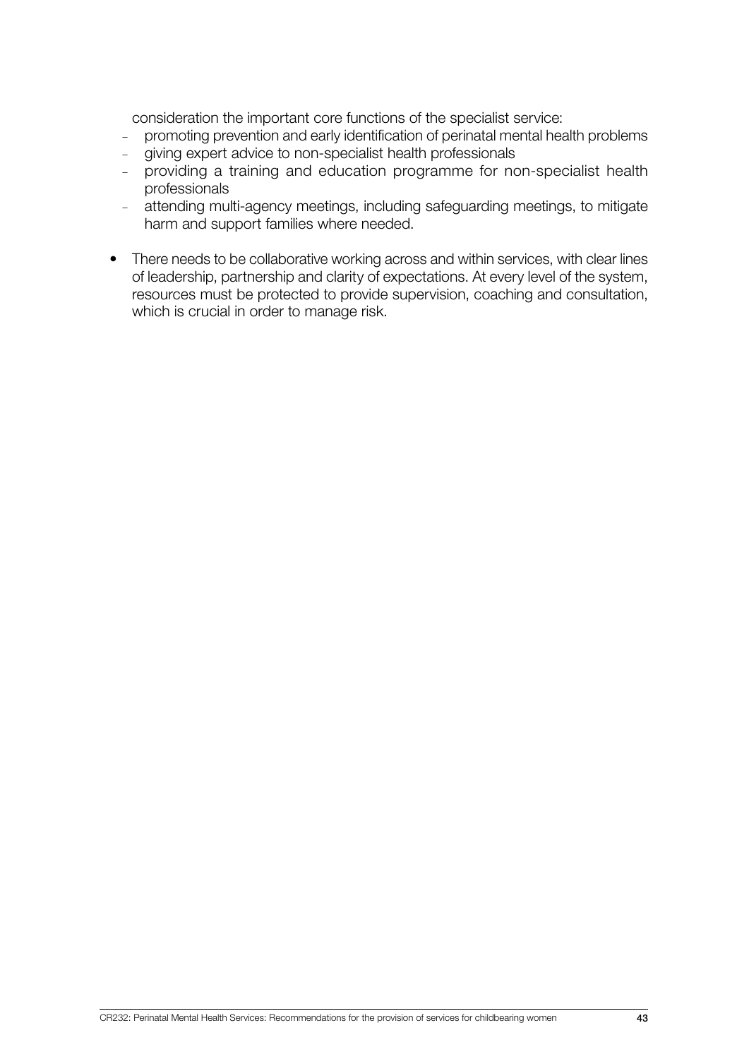consideration the important core functions of the specialist service:

  - promoting prevention and early identification of perinatal mental health problems
  - giving expert advice to non-specialist health professionals
  - providing a training and education programme for non-specialist health professionals
  - attending multi-agency meetings, including safeguarding meetings, to mitigate harm and support families where needed.

- There needs to be collaborative working across and within services, with clear lines of leadership, partnership and clarity of expectations. At every level of the system, resources must be protected to provide supervision, coaching and consultation, which is crucial in order to manage risk.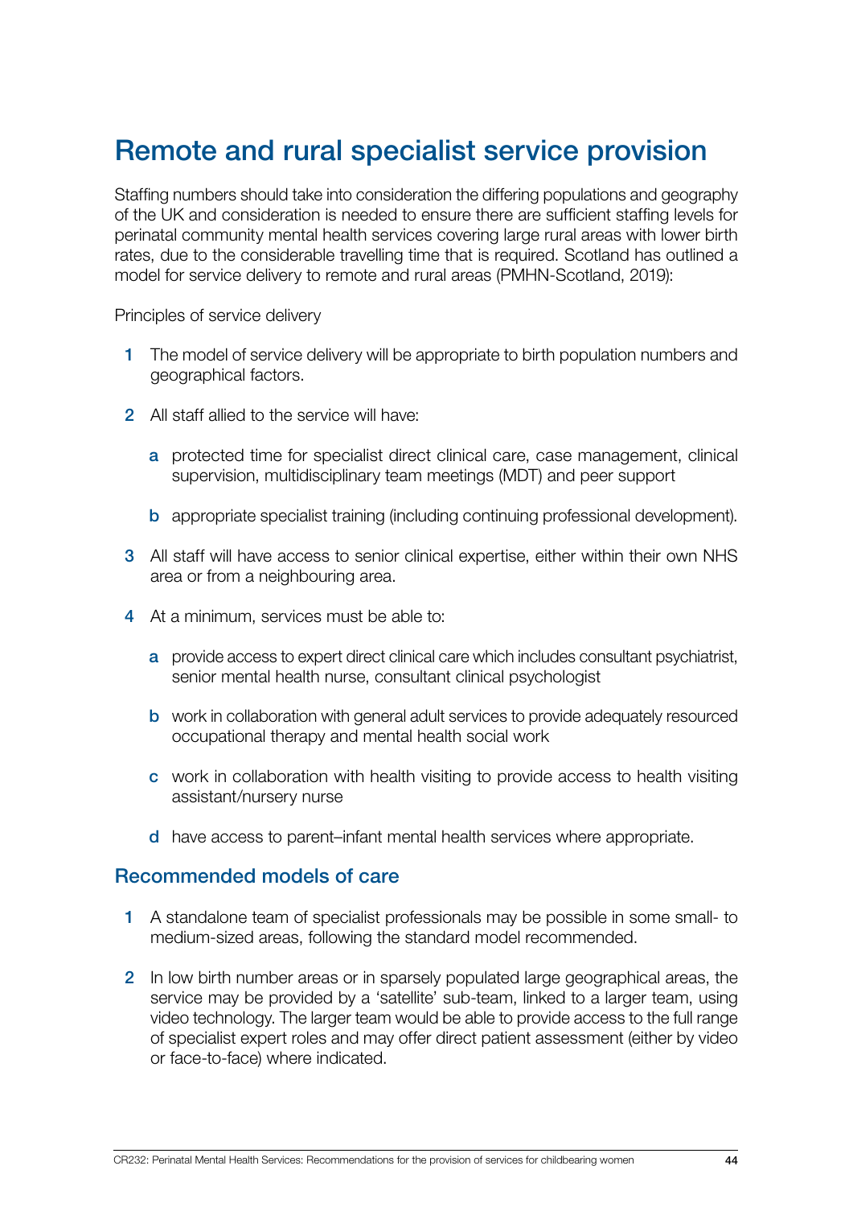# Remote and rural specialist service provision

Staffing numbers should take into consideration the differing populations and geography of the UK and consideration is needed to ensure there are sufficient staffing levels for perinatal community mental health services covering large rural areas with lower birth rates, due to the considerable travelling time that is required. Scotland has outlined a model for service delivery to remote and rural areas (PMHN-Scotland, 2019):

Principles of service delivery

1. The model of service delivery will be appropriate to birth population numbers and geographical factors.
2. All staff allied to the service will have:
   a. protected time for specialist direct clinical care, case management, clinical supervision, multidisciplinary team meetings (MDT) and peer support
   b. appropriate specialist training (including continuing professional development).
3. All staff will have access to senior clinical expertise, either within their own NHS area or from a neighbouring area.
4. At a minimum, services must be able to:
   a. provide access to expert direct clinical care which includes consultant psychiatrist, senior mental health nurse, consultant clinical psychologist
   b. work in collaboration with general adult services to provide adequately resourced occupational therapy and mental health social work
   c. work in collaboration with health visiting to provide access to health visiting assistant/nursery nurse
   d. have access to parent–infant mental health services where appropriate.

## Recommended models of care

1. A standalone team of specialist professionals may be possible in some small- to medium-sized areas, following the standard model recommended.
2. In low birth number areas or in sparsely populated large geographical areas, the service may be provided by a 'satellite' sub-team, linked to a larger team, using video technology. The larger team would be able to provide access to the full range of specialist expert roles and may offer direct patient assessment (either by video or face-to-face) where indicated.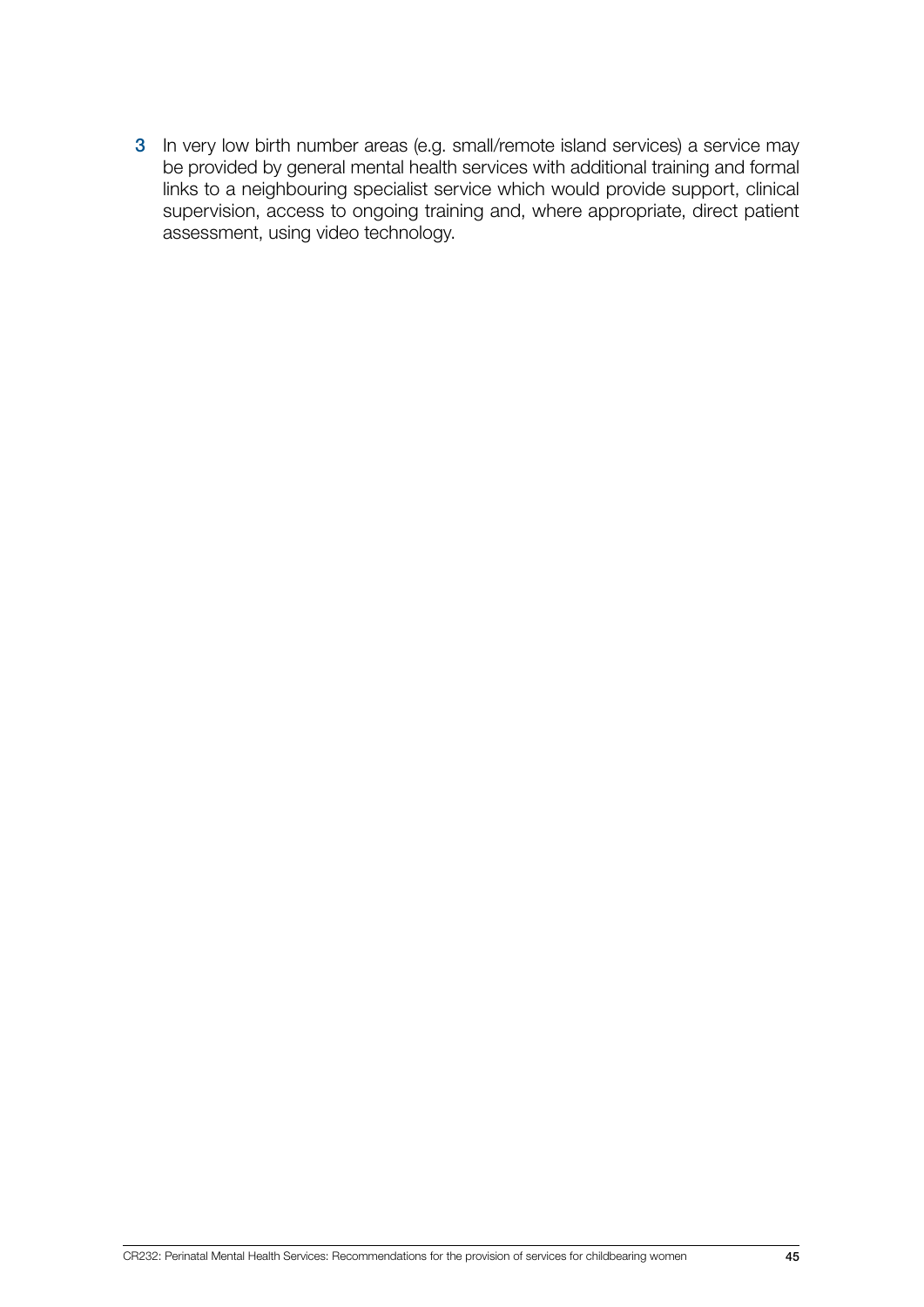3 In very low birth number areas (e.g. small/remote island services) a service may be provided by general mental health services with additional training and formal links to a neighbouring specialist service which would provide support, clinical supervision, access to ongoing training and, where appropriate, direct patient assessment, using video technology.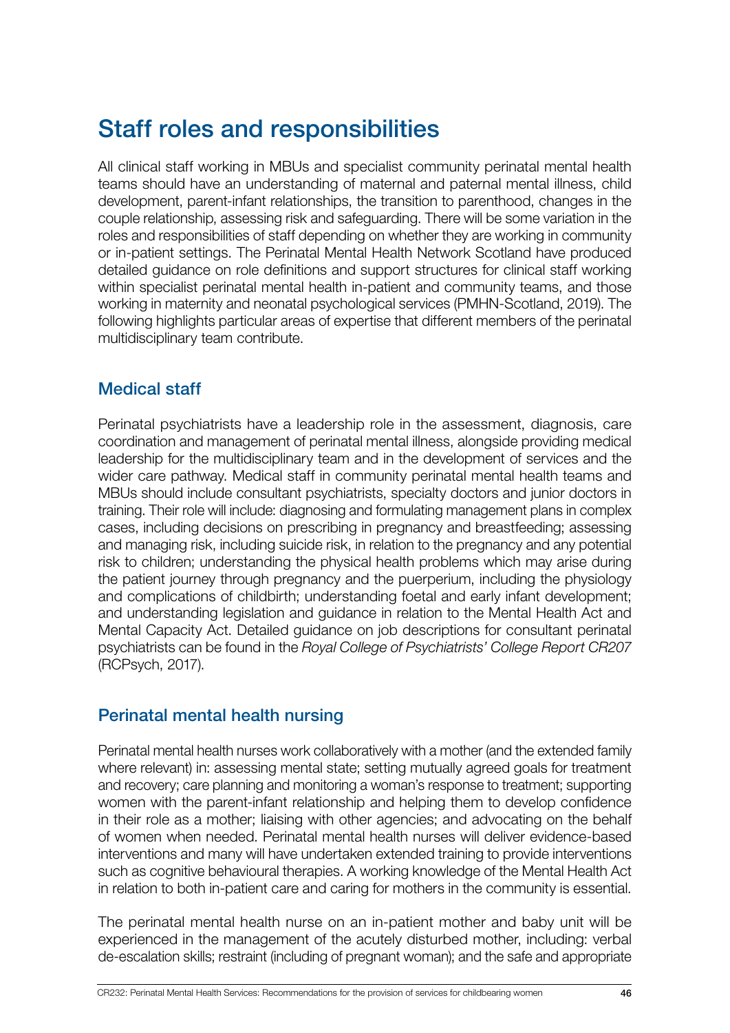# Staff roles and responsibilities

All clinical staff working in MBUs and specialist community perinatal mental health teams should have an understanding of maternal and paternal mental illness, child development, parent-infant relationships, the transition to parenthood, changes in the couple relationship, assessing risk and safeguarding. There will be some variation in the roles and responsibilities of staff depending on whether they are working in community or in-patient settings. The Perinatal Mental Health Network Scotland have produced detailed guidance on role definitions and support structures for clinical staff working within specialist perinatal mental health in-patient and community teams, and those working in maternity and neonatal psychological services (PMHN-Scotland, 2019). The following highlights particular areas of expertise that different members of the perinatal multidisciplinary team contribute.

## Medical staff

Perinatal psychiatrists have a leadership role in the assessment, diagnosis, care coordination and management of perinatal mental illness, alongside providing medical leadership for the multidisciplinary team and in the development of services and the wider care pathway. Medical staff in community perinatal mental health teams and MBUs should include consultant psychiatrists, specialty doctors and junior doctors in training. Their role will include: diagnosing and formulating management plans in complex cases, including decisions on prescribing in pregnancy and breastfeeding; assessing and managing risk, including suicide risk, in relation to the pregnancy and any potential risk to children; understanding the physical health problems which may arise during the patient journey through pregnancy and the puerperium, including the physiology and complications of childbirth; understanding foetal and early infant development; and understanding legislation and guidance in relation to the Mental Health Act and Mental Capacity Act. Detailed guidance on job descriptions for consultant perinatal psychiatrists can be found in the *Royal College of Psychiatrists' College Report CR207* (RCPsych, 2017).

## Perinatal mental health nursing

Perinatal mental health nurses work collaboratively with a mother (and the extended family where relevant) in: assessing mental state; setting mutually agreed goals for treatment and recovery; care planning and monitoring a woman's response to treatment; supporting women with the parent-infant relationship and helping them to develop confidence in their role as a mother; liaising with other agencies; and advocating on the behalf of women when needed. Perinatal mental health nurses will deliver evidence-based interventions and many will have undertaken extended training to provide interventions such as cognitive behavioural therapies. A working knowledge of the Mental Health Act in relation to both in-patient care and caring for mothers in the community is essential.

The perinatal mental health nurse on an in-patient mother and baby unit will be experienced in the management of the acutely disturbed mother, including: verbal de-escalation skills; restraint (including of pregnant woman); and the safe and appropriate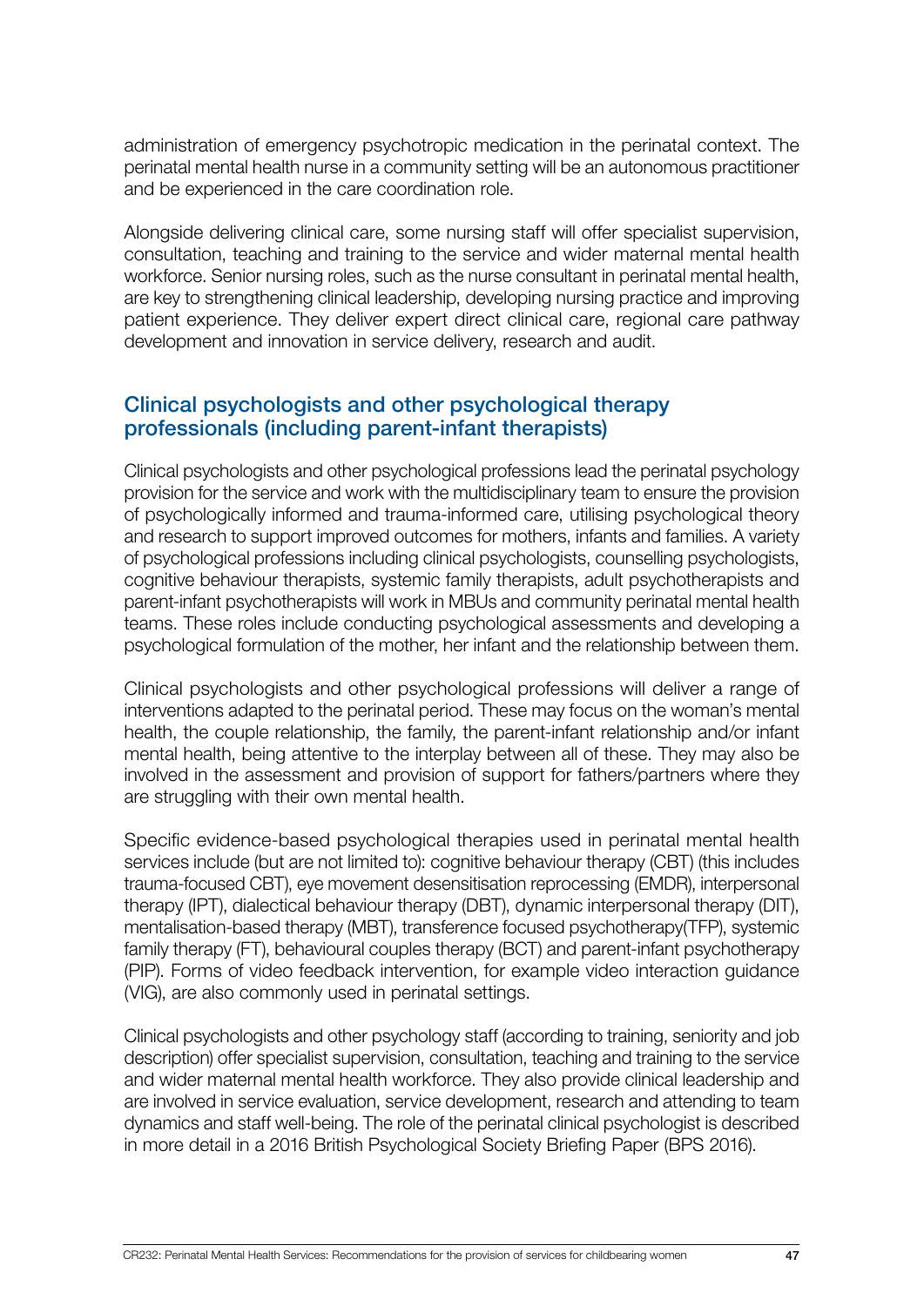administration of emergency psychotropic medication in the perinatal context. The perinatal mental health nurse in a community setting will be an autonomous practitioner and be experienced in the care coordination role.

Alongside delivering clinical care, some nursing staff will offer specialist supervision, consultation, teaching and training to the service and wider maternal mental health workforce. Senior nursing roles, such as the nurse consultant in perinatal mental health, are key to strengthening clinical leadership, developing nursing practice and improving patient experience. They deliver expert direct clinical care, regional care pathway development and innovation in service delivery, research and audit.

## Clinical psychologists and other psychological therapy professionals (including parent-infant therapists)

Clinical psychologists and other psychological professions lead the perinatal psychology provision for the service and work with the multidisciplinary team to ensure the provision of psychologically informed and trauma-informed care, utilising psychological theory and research to support improved outcomes for mothers, infants and families. A variety of psychological professions including clinical psychologists, counselling psychologists, cognitive behaviour therapists, systemic family therapists, adult psychotherapists and parent-infant psychotherapists will work in MBUs and community perinatal mental health teams. These roles include conducting psychological assessments and developing a psychological formulation of the mother, her infant and the relationship between them.

Clinical psychologists and other psychological professions will deliver a range of interventions adapted to the perinatal period. These may focus on the woman's mental health, the couple relationship, the family, the parent-infant relationship and/or infant mental health, being attentive to the interplay between all of these. They may also be involved in the assessment and provision of support for fathers/partners where they are struggling with their own mental health.

Specific evidence-based psychological therapies used in perinatal mental health services include (but are not limited to): cognitive behaviour therapy (CBT) (this includes trauma-focused CBT), eye movement desensitisation reprocessing (EMDR), interpersonal therapy (IPT), dialectical behaviour therapy (DBT), dynamic interpersonal therapy (DIT), mentalisation-based therapy (MBT), transference focused psychotherapy(TFP), systemic family therapy (FT), behavioural couples therapy (BCT) and parent-infant psychotherapy (PIP). Forms of video feedback intervention, for example video interaction guidance (VIG), are also commonly used in perinatal settings.

Clinical psychologists and other psychology staff (according to training, seniority and job description) offer specialist supervision, consultation, teaching and training to the service and wider maternal mental health workforce. They also provide clinical leadership and are involved in service evaluation, service development, research and attending to team dynamics and staff well-being. The role of the perinatal clinical psychologist is described in more detail in a 2016 British Psychological Society Briefing Paper (BPS 2016).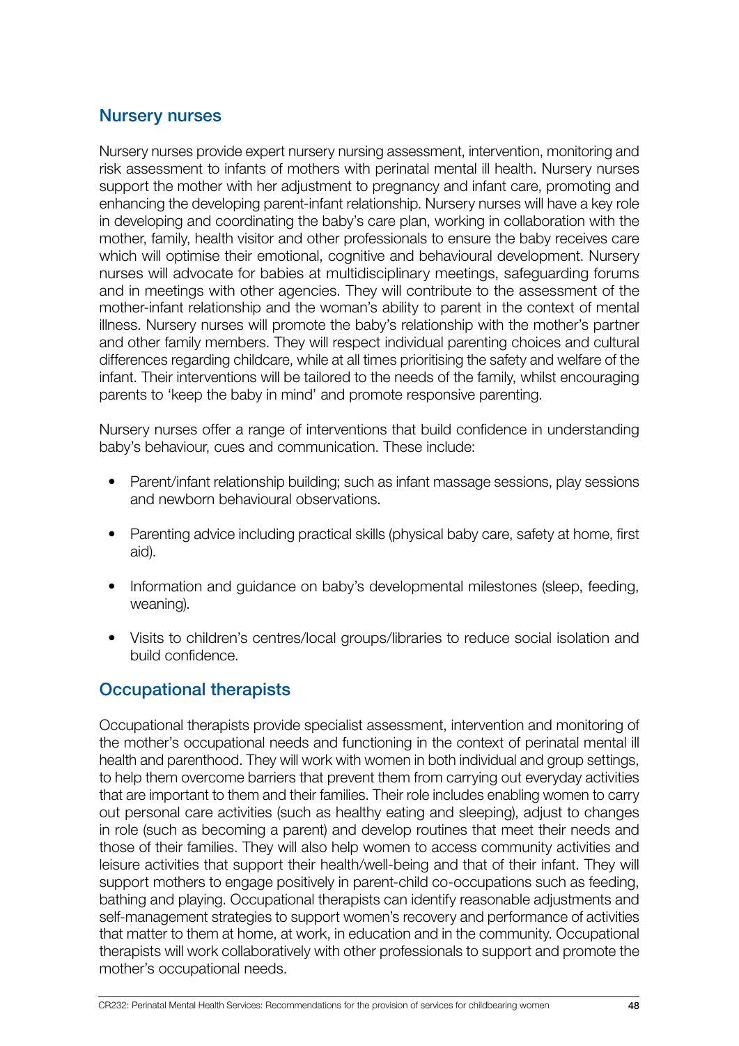## Nursery nurses

Nursery nurses provide expert nursery nursing assessment, intervention, monitoring and risk assessment to infants of mothers with perinatal mental ill health. Nursery nurses support the mother with her adjustment to pregnancy and infant care, promoting and enhancing the developing parent-infant relationship. Nursery nurses will have a key role in developing and coordinating the baby's care plan, working in collaboration with the mother, family, health visitor and other professionals to ensure the baby receives care which will optimise their emotional, cognitive and behavioural development. Nursery nurses will advocate for babies at multidisciplinary meetings, safeguarding forums and in meetings with other agencies. They will contribute to the assessment of the mother-infant relationship and the woman's ability to parent in the context of mental illness. Nursery nurses will promote the baby's relationship with the mother's partner and other family members. They will respect individual parenting choices and cultural differences regarding childcare, while at all times prioritising the safety and welfare of the infant. Their interventions will be tailored to the needs of the family, whilst encouraging parents to 'keep the baby in mind' and promote responsive parenting.

Nursery nurses offer a range of interventions that build confidence in understanding baby's behaviour, cues and communication. These include:

- Parent/infant relationship building; such as infant massage sessions, play sessions and newborn behavioural observations.
- Parenting advice including practical skills (physical baby care, safety at home, first aid).
- Information and guidance on baby's developmental milestones (sleep, feeding, weaning).
- Visits to children's centres/local groups/libraries to reduce social isolation and build confidence.

## Occupational therapists

Occupational therapists provide specialist assessment, intervention and monitoring of the mother's occupational needs and functioning in the context of perinatal mental ill health and parenthood. They will work with women in both individual and group settings, to help them overcome barriers that prevent them from carrying out everyday activities that are important to them and their families. Their role includes enabling women to carry out personal care activities (such as healthy eating and sleeping), adjust to changes in role (such as becoming a parent) and develop routines that meet their needs and those of their families. They will also help women to access community activities and leisure activities that support their health/well-being and that of their infant. They will support mothers to engage positively in parent-child co-occupations such as feeding, bathing and playing. Occupational therapists can identify reasonable adjustments and self-management strategies to support women's recovery and performance of activities that matter to them at home, at work, in education and in the community. Occupational therapists will work collaboratively with other professionals to support and promote the mother's occupational needs.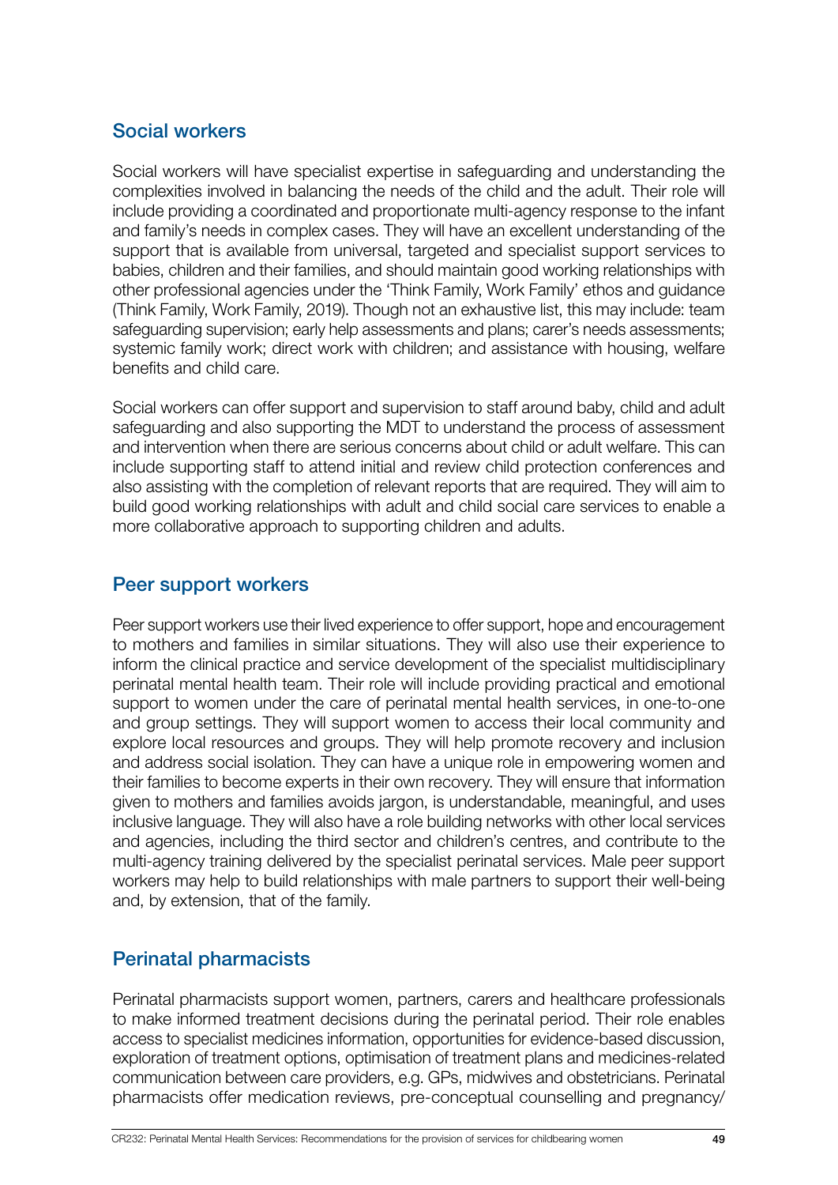## Social workers

Social workers will have specialist expertise in safeguarding and understanding the complexities involved in balancing the needs of the child and the adult. Their role will include providing a coordinated and proportionate multi-agency response to the infant and family's needs in complex cases. They will have an excellent understanding of the support that is available from universal, targeted and specialist support services to babies, children and their families, and should maintain good working relationships with other professional agencies under the 'Think Family, Work Family' ethos and guidance (Think Family, Work Family, 2019). Though not an exhaustive list, this may include: team safeguarding supervision; early help assessments and plans; carer's needs assessments; systemic family work; direct work with children; and assistance with housing, welfare benefits and child care.

Social workers can offer support and supervision to staff around baby, child and adult safeguarding and also supporting the MDT to understand the process of assessment and intervention when there are serious concerns about child or adult welfare. This can include supporting staff to attend initial and review child protection conferences and also assisting with the completion of relevant reports that are required. They will aim to build good working relationships with adult and child social care services to enable a more collaborative approach to supporting children and adults.

## Peer support workers

Peer support workers use their lived experience to offer support, hope and encouragement to mothers and families in similar situations. They will also use their experience to inform the clinical practice and service development of the specialist multidisciplinary perinatal mental health team. Their role will include providing practical and emotional support to women under the care of perinatal mental health services, in one-to-one and group settings. They will support women to access their local community and explore local resources and groups. They will help promote recovery and inclusion and address social isolation. They can have a unique role in empowering women and their families to become experts in their own recovery. They will ensure that information given to mothers and families avoids jargon, is understandable, meaningful, and uses inclusive language. They will also have a role building networks with other local services and agencies, including the third sector and children's centres, and contribute to the multi-agency training delivered by the specialist perinatal services. Male peer support workers may help to build relationships with male partners to support their well-being and, by extension, that of the family.

## Perinatal pharmacists

Perinatal pharmacists support women, partners, carers and healthcare professionals to make informed treatment decisions during the perinatal period. Their role enables access to specialist medicines information, opportunities for evidence-based discussion, exploration of treatment options, optimisation of treatment plans and medicines-related communication between care providers, e.g. GPs, midwives and obstetricians. Perinatal pharmacists offer medication reviews, pre-conceptual counselling and pregnancy/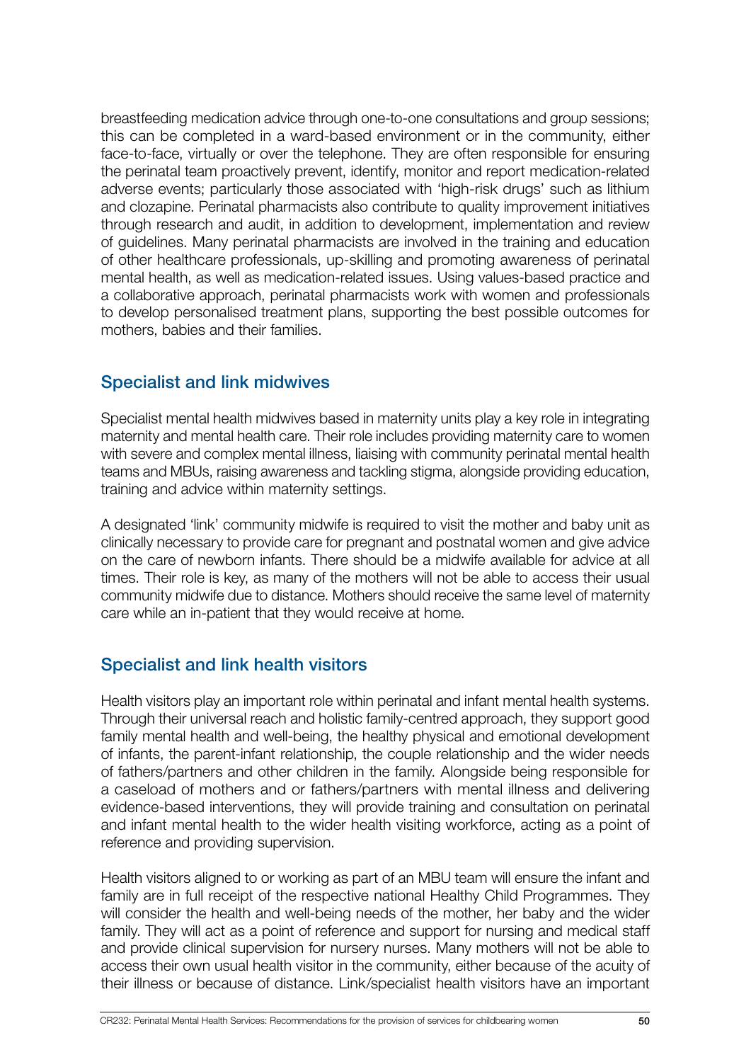breastfeeding medication advice through one-to-one consultations and group sessions; this can be completed in a ward-based environment or in the community, either face-to-face, virtually or over the telephone. They are often responsible for ensuring the perinatal team proactively prevent, identify, monitor and report medication-related adverse events; particularly those associated with 'high-risk drugs' such as lithium and clozapine. Perinatal pharmacists also contribute to quality improvement initiatives through research and audit, in addition to development, implementation and review of guidelines. Many perinatal pharmacists are involved in the training and education of other healthcare professionals, up-skilling and promoting awareness of perinatal mental health, as well as medication-related issues. Using values-based practice and a collaborative approach, perinatal pharmacists work with women and professionals to develop personalised treatment plans, supporting the best possible outcomes for mothers, babies and their families.

## Specialist and link midwives

Specialist mental health midwives based in maternity units play a key role in integrating maternity and mental health care. Their role includes providing maternity care to women with severe and complex mental illness, liaising with community perinatal mental health teams and MBUs, raising awareness and tackling stigma, alongside providing education, training and advice within maternity settings.

A designated 'link' community midwife is required to visit the mother and baby unit as clinically necessary to provide care for pregnant and postnatal women and give advice on the care of newborn infants. There should be a midwife available for advice at all times. Their role is key, as many of the mothers will not be able to access their usual community midwife due to distance. Mothers should receive the same level of maternity care while an in-patient that they would receive at home.

## Specialist and link health visitors

Health visitors play an important role within perinatal and infant mental health systems. Through their universal reach and holistic family-centred approach, they support good family mental health and well-being, the healthy physical and emotional development of infants, the parent-infant relationship, the couple relationship and the wider needs of fathers/partners and other children in the family. Alongside being responsible for a caseload of mothers and or fathers/partners with mental illness and delivering evidence-based interventions, they will provide training and consultation on perinatal and infant mental health to the wider health visiting workforce, acting as a point of reference and providing supervision.

Health visitors aligned to or working as part of an MBU team will ensure the infant and family are in full receipt of the respective national Healthy Child Programmes. They will consider the health and well-being needs of the mother, her baby and the wider family. They will act as a point of reference and support for nursing and medical staff and provide clinical supervision for nursery nurses. Many mothers will not be able to access their own usual health visitor in the community, either because of the acuity of their illness or because of distance. Link/specialist health visitors have an important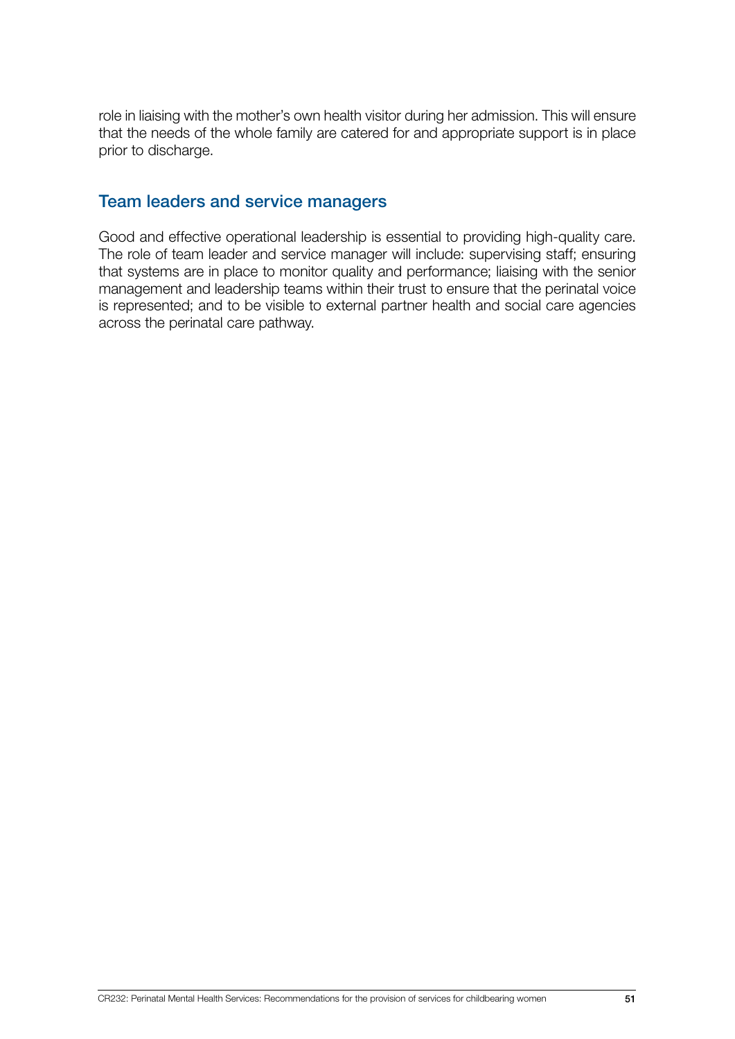role in liaising with the mother's own health visitor during her admission. This will ensure that the needs of the whole family are catered for and appropriate support is in place prior to discharge.

## Team leaders and service managers

Good and effective operational leadership is essential to providing high-quality care. The role of team leader and service manager will include: supervising staff; ensuring that systems are in place to monitor quality and performance; liaising with the senior management and leadership teams within their trust to ensure that the perinatal voice is represented; and to be visible to external partner health and social care agencies across the perinatal care pathway.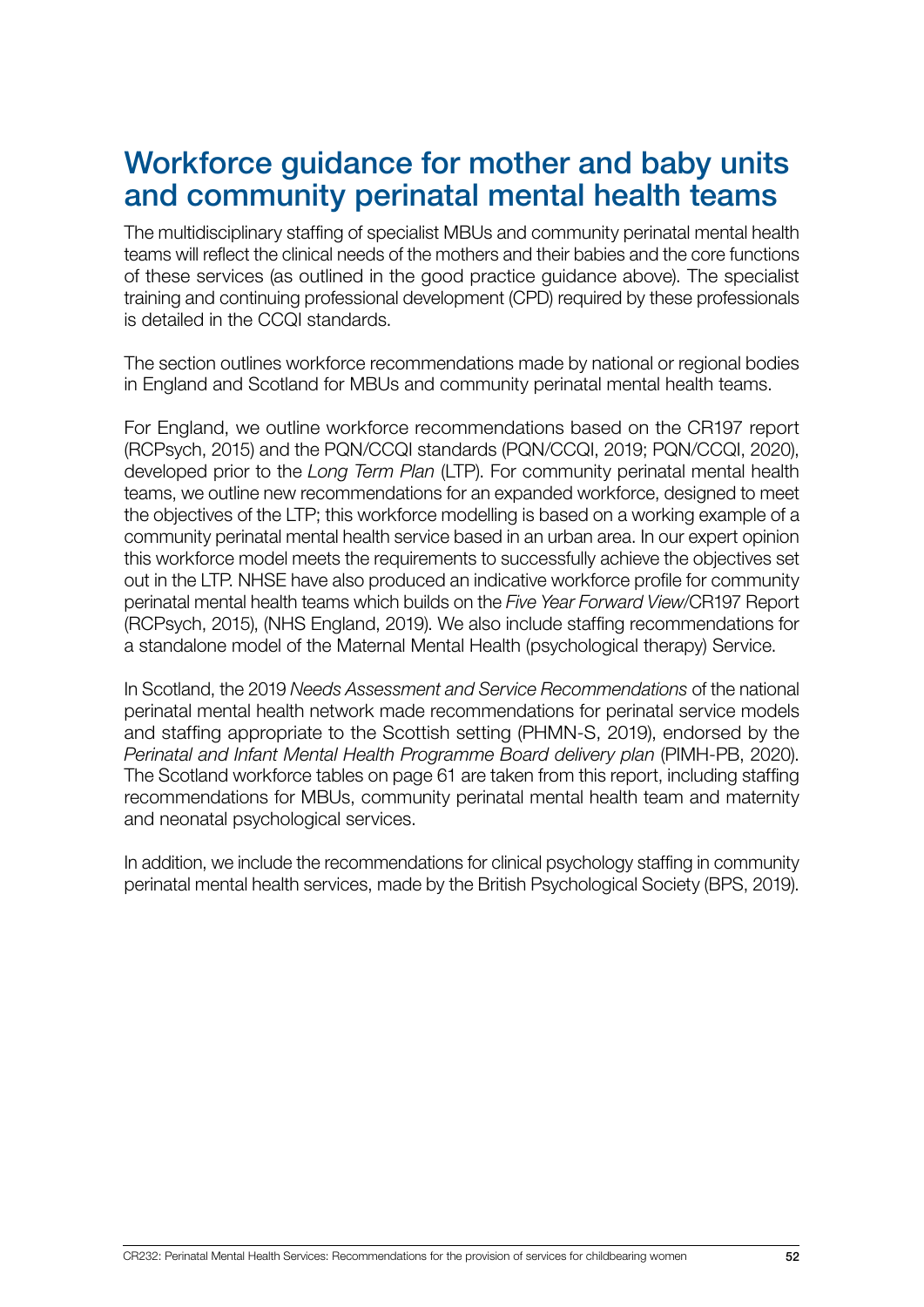# Workforce guidance for mother and baby units and community perinatal mental health teams

The multidisciplinary staffing of specialist MBUs and community perinatal mental health teams will reflect the clinical needs of the mothers and their babies and the core functions of these services (as outlined in the good practice guidance above). The specialist training and continuing professional development (CPD) required by these professionals is detailed in the CCQI standards.

The section outlines workforce recommendations made by national or regional bodies in England and Scotland for MBUs and community perinatal mental health teams.

For England, we outline workforce recommendations based on the CR197 report (RCPsych, 2015) and the PQN/CCQI standards (PQN/CCQI, 2019; PQN/CCQI, 2020), developed prior to the *Long Term Plan* (LTP). For community perinatal mental health teams, we outline new recommendations for an expanded workforce, designed to meet the objectives of the LTP; this workforce modelling is based on a working example of a community perinatal mental health service based in an urban area. In our expert opinion this workforce model meets the requirements to successfully achieve the objectives set out in the LTP. NHSE have also produced an indicative workforce profile for community perinatal mental health teams which builds on the *Five Year Forward View*/CR197 Report (RCPsych, 2015), (NHS England, 2019). We also include staffing recommendations for a standalone model of the Maternal Mental Health (psychological therapy) Service.

In Scotland, the 2019 *Needs Assessment and Service Recommendations* of the national perinatal mental health network made recommendations for perinatal service models and staffing appropriate to the Scottish setting (PHMN-S, 2019), endorsed by the *Perinatal and Infant Mental Health Programme Board delivery plan* (PIMH-PB, 2020). The Scotland workforce tables on page 61 are taken from this report, including staffing recommendations for MBUs, community perinatal mental health team and maternity and neonatal psychological services.

In addition, we include the recommendations for clinical psychology staffing in community perinatal mental health services, made by the British Psychological Society (BPS, 2019).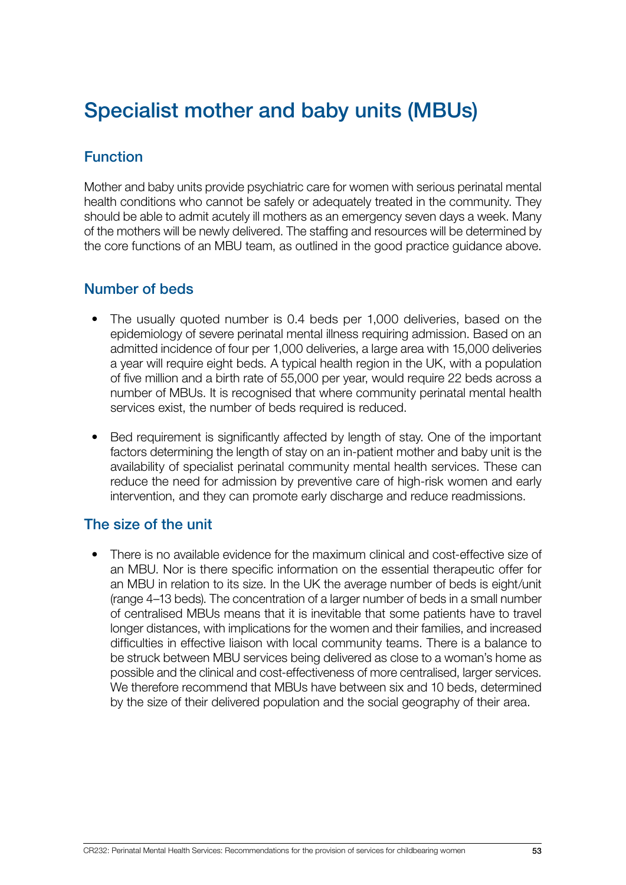# Specialist mother and baby units (MBUs)

## Function

Mother and baby units provide psychiatric care for women with serious perinatal mental health conditions who cannot be safely or adequately treated in the community. They should be able to admit acutely ill mothers as an emergency seven days a week. Many of the mothers will be newly delivered. The staffing and resources will be determined by the core functions of an MBU team, as outlined in the good practice guidance above.

## Number of beds

- The usually quoted number is 0.4 beds per 1,000 deliveries, based on the epidemiology of severe perinatal mental illness requiring admission. Based on an admitted incidence of four per 1,000 deliveries, a large area with 15,000 deliveries a year will require eight beds. A typical health region in the UK, with a population of five million and a birth rate of 55,000 per year, would require 22 beds across a number of MBUs. It is recognised that where community perinatal mental health services exist, the number of beds required is reduced.
- Bed requirement is significantly affected by length of stay. One of the important factors determining the length of stay on an in-patient mother and baby unit is the availability of specialist perinatal community mental health services. These can reduce the need for admission by preventive care of high-risk women and early intervention, and they can promote early discharge and reduce readmissions.

## The size of the unit

- There is no available evidence for the maximum clinical and cost-effective size of an MBU. Nor is there specific information on the essential therapeutic offer for an MBU in relation to its size. In the UK the average number of beds is eight/unit (range 4–13 beds). The concentration of a larger number of beds in a small number of centralised MBUs means that it is inevitable that some patients have to travel longer distances, with implications for the women and their families, and increased difficulties in effective liaison with local community teams. There is a balance to be struck between MBU services being delivered as close to a woman's home as possible and the clinical and cost-effectiveness of more centralised, larger services. We therefore recommend that MBUs have between six and 10 beds, determined by the size of their delivered population and the social geography of their area.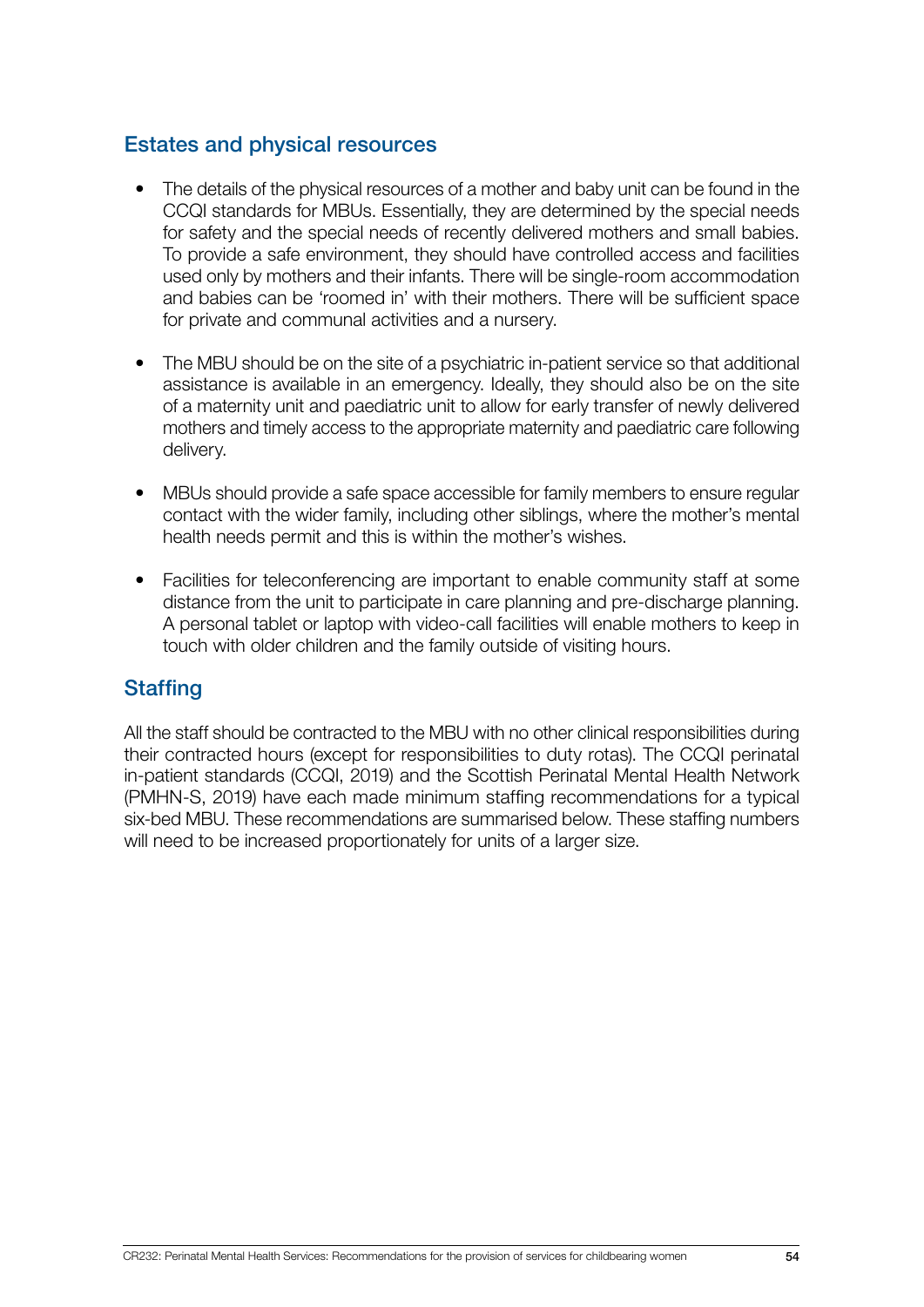## Estates and physical resources

- The details of the physical resources of a mother and baby unit can be found in the CCQI standards for MBUs. Essentially, they are determined by the special needs for safety and the special needs of recently delivered mothers and small babies. To provide a safe environment, they should have controlled access and facilities used only by mothers and their infants. There will be single-room accommodation and babies can be 'roomed in' with their mothers. There will be sufficient space for private and communal activities and a nursery.

- The MBU should be on the site of a psychiatric in-patient service so that additional assistance is available in an emergency. Ideally, they should also be on the site of a maternity unit and paediatric unit to allow for early transfer of newly delivered mothers and timely access to the appropriate maternity and paediatric care following delivery.

- MBUs should provide a safe space accessible for family members to ensure regular contact with the wider family, including other siblings, where the mother's mental health needs permit and this is within the mother's wishes.

- Facilities for teleconferencing are important to enable community staff at some distance from the unit to participate in care planning and pre-discharge planning. A personal tablet or laptop with video-call facilities will enable mothers to keep in touch with older children and the family outside of visiting hours.

## Staffing

All the staff should be contracted to the MBU with no other clinical responsibilities during their contracted hours (except for responsibilities to duty rotas). The CCQI perinatal in-patient standards (CCQI, 2019) and the Scottish Perinatal Mental Health Network (PMHN-S, 2019) have each made minimum staffing recommendations for a typical six-bed MBU. These recommendations are summarised below. These staffing numbers will need to be increased proportionately for units of a larger size.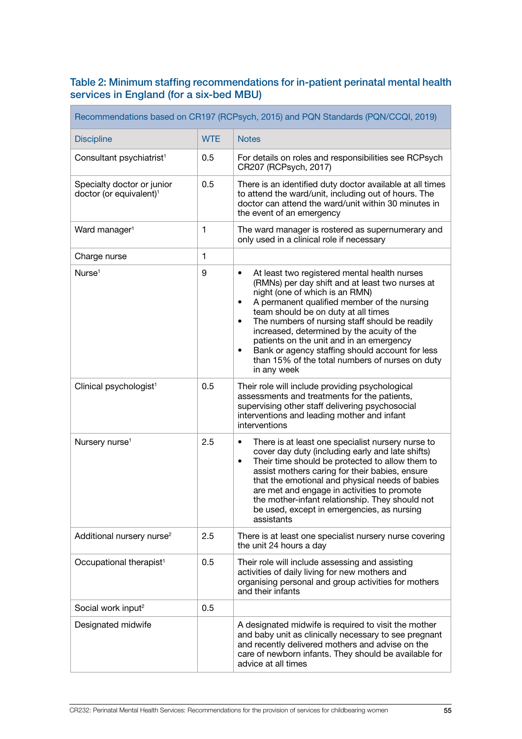### Table 2: Minimum staffing recommendations for in-patient perinatal mental health services in England (for a six-bed MBU)

| Recommendations based on CR197 (RCPsych, 2015) and PQN Standards (PQN/CCQI, 2019) | | |
|---|---|---|
| **Discipline** | **WTE** | **Notes** |
| Consultant psychiatrist[1] | 0.5 | For details on roles and responsibilities see RCPsych CR207 (RCPsych, 2017) |
| Specialty doctor or junior doctor (or equivalent)[1] | 0.5 | There is an identified duty doctor available at all times to attend the ward/unit, including out of hours. The doctor can attend the ward/unit within 30 minutes in the event of an emergency |
| Ward manager[1] | 1 | The ward manager is rostered as supernumerary and only used in a clinical role if necessary |
| Charge nurse | 1 | |
| Nurse[1] | 9 | • At least two registered mental health nurses (RMNs) per day shift and at least two nurses at night (one of which is an RMN)<br>• A permanent qualified member of the nursing team should be on duty at all times<br>• The numbers of nursing staff should be readily increased, determined by the acuity of the patients on the unit and in an emergency<br>• Bank or agency staffing should account for less than 15% of the total numbers of nurses on duty in any week |
| Clinical psychologist[1] | 0.5 | Their role will include providing psychological assessments and treatments for the patients, supervising other staff delivering psychosocial interventions and leading mother and infant interventions |
| Nursery nurse[1] | 2.5 | • There is at least one specialist nursery nurse to cover day duty (including early and late shifts)<br>• Their time should be protected to allow them to assist mothers caring for their babies, ensure that the emotional and physical needs of babies are met and engage in activities to promote the mother-infant relationship. They should not be used, except in emergencies, as nursing assistants |
| Additional nursery nurse[2] | 2.5 | There is at least one specialist nursery nurse covering the unit 24 hours a day |
| Occupational therapist[1] | 0.5 | Their role will include assessing and assisting activities of daily living for new mothers and organising personal and group activities for mothers and their infants |
| Social work input[2] | 0.5 | |
| Designated midwife | | A designated midwife is required to visit the mother and baby unit as clinically necessary to see pregnant and recently delivered mothers and advise on the care of newborn infants. They should be available for advice at all times |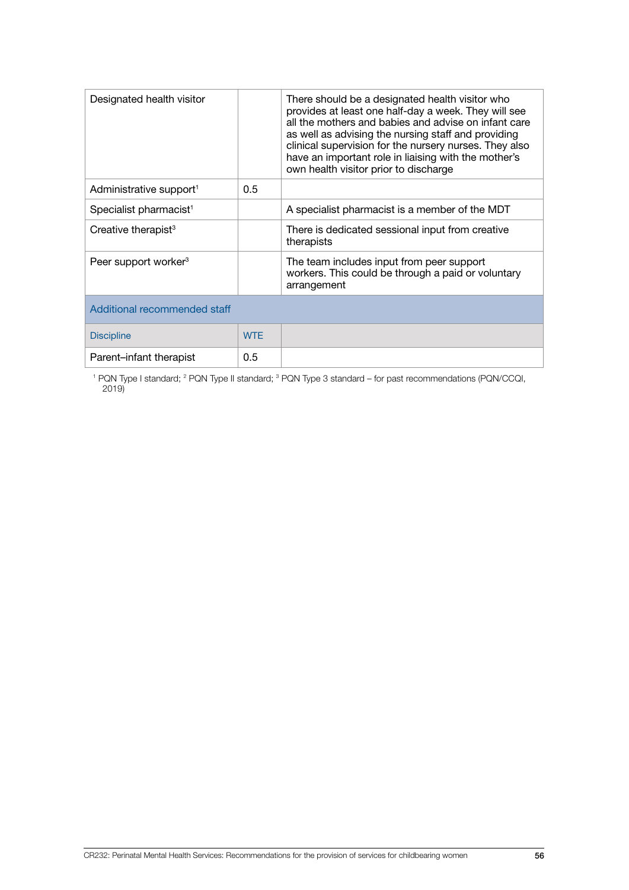| | | |
|---|---|---|
| Designated health visitor | | There should be a designated health visitor who provides at least one half-day a week. They will see all the mothers and babies and advise on infant care as well as advising the nursing staff and providing clinical supervision for the nursery nurses. They also have an important role in liaising with the mother's own health visitor prior to discharge |
| Administrative support[1] | 0.5 | |
| Specialist pharmacist[1] | | A specialist pharmacist is a member of the MDT |
| Creative therapist[3] | | There is dedicated sessional input from creative therapists |
| Peer support worker[3] | | The team includes input from peer support workers. This could be through a paid or voluntary arrangement |
| **Additional recommended staff** | | |
| Discipline | WTE | |
| Parent–infant therapist | 0.5 | |

[1] PQN Type I standard; [2] PQN Type II standard; [3] PQN Type 3 standard – for past recommendations (PQN/CCQI, 2019)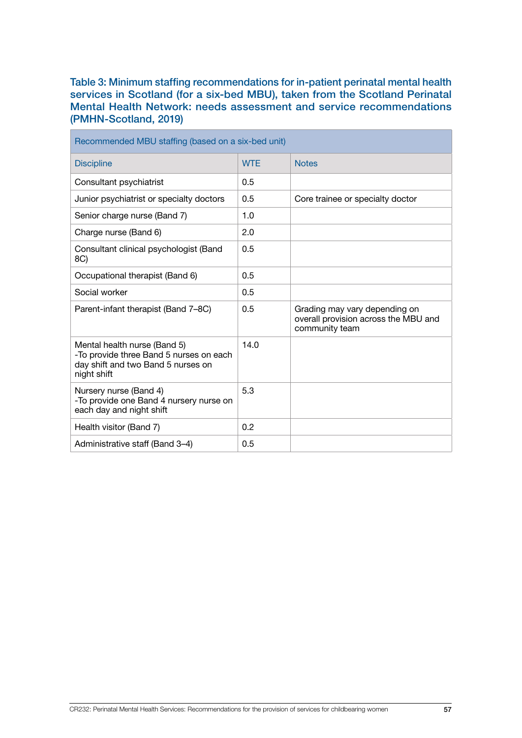**Table 3: Minimum staffing recommendations for in-patient perinatal mental health services in Scotland (for a six-bed MBU), taken from the Scotland Perinatal Mental Health Network: needs assessment and service recommendations (PMHN-Scotland, 2019)**

| Recommended MBU staffing (based on a six-bed unit) | | |
|---|---|---|
| **Discipline** | **WTE** | **Notes** |
| Consultant psychiatrist | 0.5 | |
| Junior psychiatrist or specialty doctors | 0.5 | Core trainee or specialty doctor |
| Senior charge nurse (Band 7) | 1.0 | |
| Charge nurse (Band 6) | 2.0 | |
| Consultant clinical psychologist (Band 8C) | 0.5 | |
| Occupational therapist (Band 6) | 0.5 | |
| Social worker | 0.5 | |
| Parent-infant therapist (Band 7–8C) | 0.5 | Grading may vary depending on overall provision across the MBU and community team |
| Mental health nurse (Band 5) -To provide three Band 5 nurses on each day shift and two Band 5 nurses on night shift | 14.0 | |
| Nursery nurse (Band 4) -To provide one Band 4 nursery nurse on each day and night shift | 5.3 | |
| Health visitor (Band 7) | 0.2 | |
| Administrative staff (Band 3–4) | 0.5 | |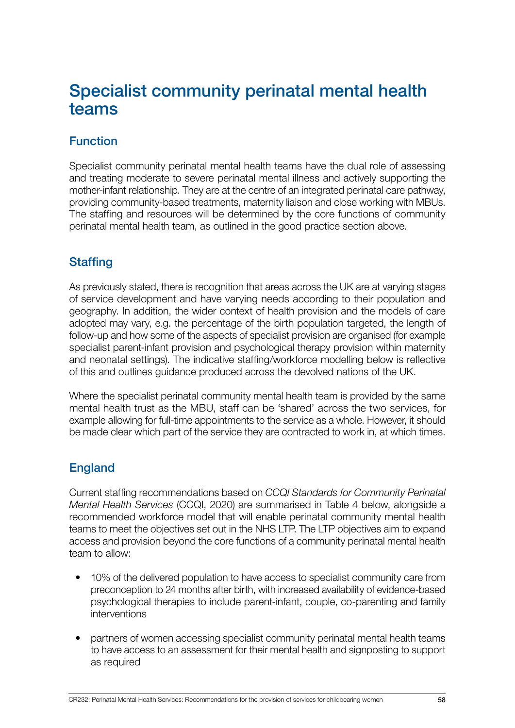# Specialist community perinatal mental health teams

## Function

Specialist community perinatal mental health teams have the dual role of assessing and treating moderate to severe perinatal mental illness and actively supporting the mother-infant relationship. They are at the centre of an integrated perinatal care pathway, providing community-based treatments, maternity liaison and close working with MBUs. The staffing and resources will be determined by the core functions of community perinatal mental health team, as outlined in the good practice section above.

## Staffing

As previously stated, there is recognition that areas across the UK are at varying stages of service development and have varying needs according to their population and geography. In addition, the wider context of health provision and the models of care adopted may vary, e.g. the percentage of the birth population targeted, the length of follow-up and how some of the aspects of specialist provision are organised (for example specialist parent-infant provision and psychological therapy provision within maternity and neonatal settings). The indicative staffing/workforce modelling below is reflective of this and outlines guidance produced across the devolved nations of the UK.

Where the specialist perinatal community mental health team is provided by the same mental health trust as the MBU, staff can be 'shared' across the two services, for example allowing for full-time appointments to the service as a whole. However, it should be made clear which part of the service they are contracted to work in, at which times.

## England

Current staffing recommendations based on *CCQI Standards for Community Perinatal Mental Health Services* (CCQI, 2020) are summarised in Table 4 below, alongside a recommended workforce model that will enable perinatal community mental health teams to meet the objectives set out in the NHS LTP. The LTP objectives aim to expand access and provision beyond the core functions of a community perinatal mental health team to allow:

- 10% of the delivered population to have access to specialist community care from preconception to 24 months after birth, with increased availability of evidence-based psychological therapies to include parent-infant, couple, co-parenting and family interventions
- partners of women accessing specialist community perinatal mental health teams to have access to an assessment for their mental health and signposting to support as required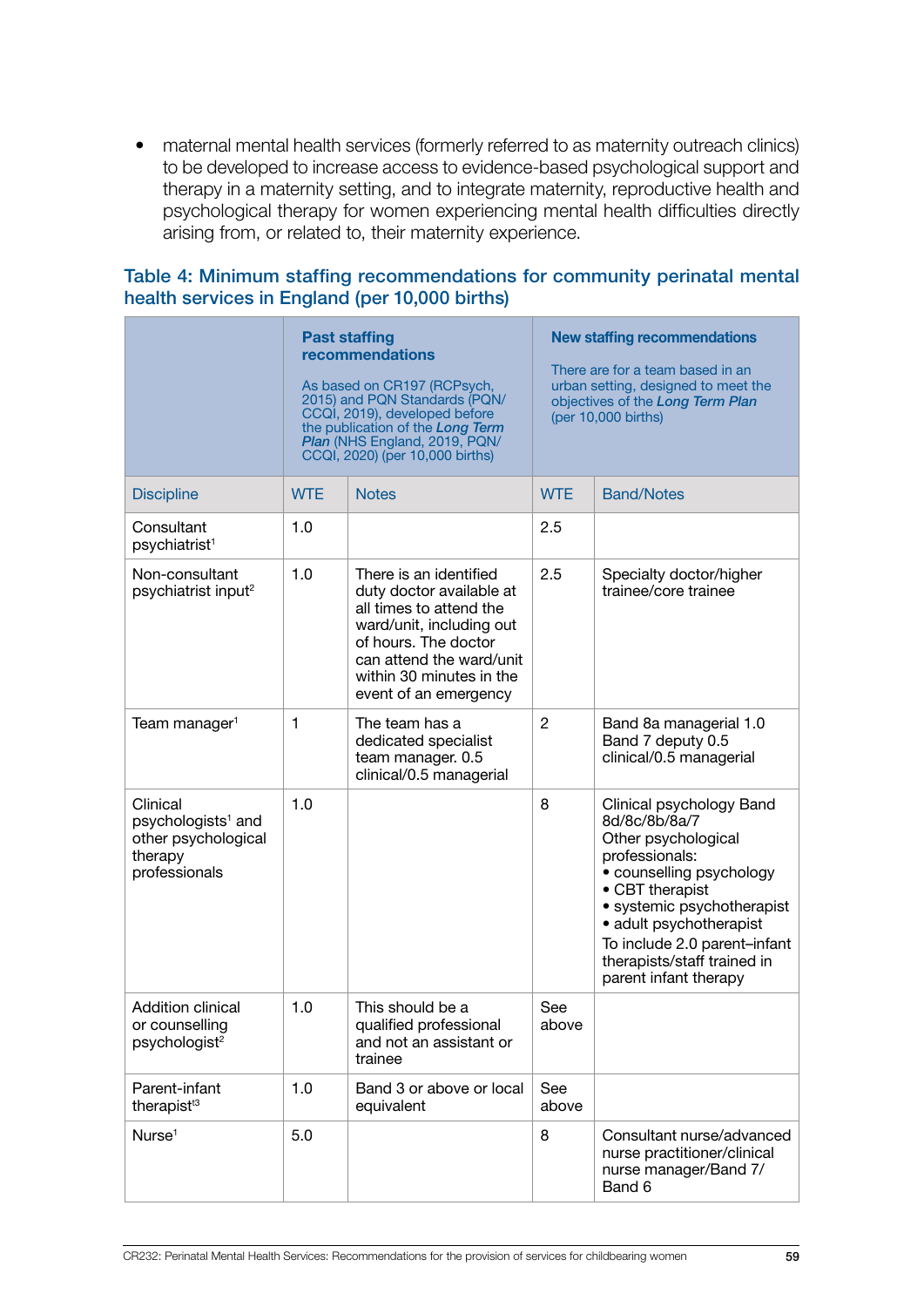- maternal mental health services (formerly referred to as maternity outreach clinics) to be developed to increase access to evidence-based psychological support and therapy in a maternity setting, and to integrate maternity, reproductive health and psychological therapy for women experiencing mental health difficulties directly arising from, or related to, their maternity experience.

### Table 4: Minimum staffing recommendations for community perinatal mental health services in England (per 10,000 births)

| | **Past staffing recommendations** As based on CR197 (RCPsych, 2015) and PQN Standards (PQN/CCQI, 2019), developed before the publication of the ***Long Term Plan*** (NHS England, 2019, PQN/CCQI, 2020) (per 10,000 births) | | **New staffing recommendations** There are for a team based in an urban setting, designed to meet the objectives of the ***Long Term Plan*** (per 10,000 births) | |
|---|---|---|---|---|
| Discipline | WTE | Notes | WTE | Band/Notes |
| Consultant psychiatrist[1] | 1.0 | | 2.5 | |
| Non-consultant psychiatrist input[2] | 1.0 | There is an identified duty doctor available at all times to attend the ward/unit, including out of hours. The doctor can attend the ward/unit within 30 minutes in the event of an emergency | 2.5 | Specialty doctor/higher trainee/core trainee |
| Team manager[1] | 1 | The team has a dedicated specialist team manager. 0.5 clinical/0.5 managerial | 2 | Band 8a managerial 1.0<br>Band 7 deputy 0.5 clinical/0.5 managerial |
| Clinical psychologists[1] and other psychological therapy professionals | 1.0 | | 8 | Clinical psychology Band 8d/8c/8b/8a/7<br>Other psychological professionals:<br>• counselling psychology<br>• CBT therapist<br>• systemic psychotherapist<br>• adult psychotherapist<br>To include 2.0 parent–infant therapists/staff trained in parent infant therapy |
| Addition clinical or counselling psychologist[2] | 1.0 | This should be a qualified professional and not an assistant or trainee | See above | |
| Parent-infant therapist[t3] | 1.0 | Band 3 or above or local equivalent | See above | |
| Nurse[1] | 5.0 | | 8 | Consultant nurse/advanced nurse practitioner/clinical nurse manager/Band 7/Band 6 |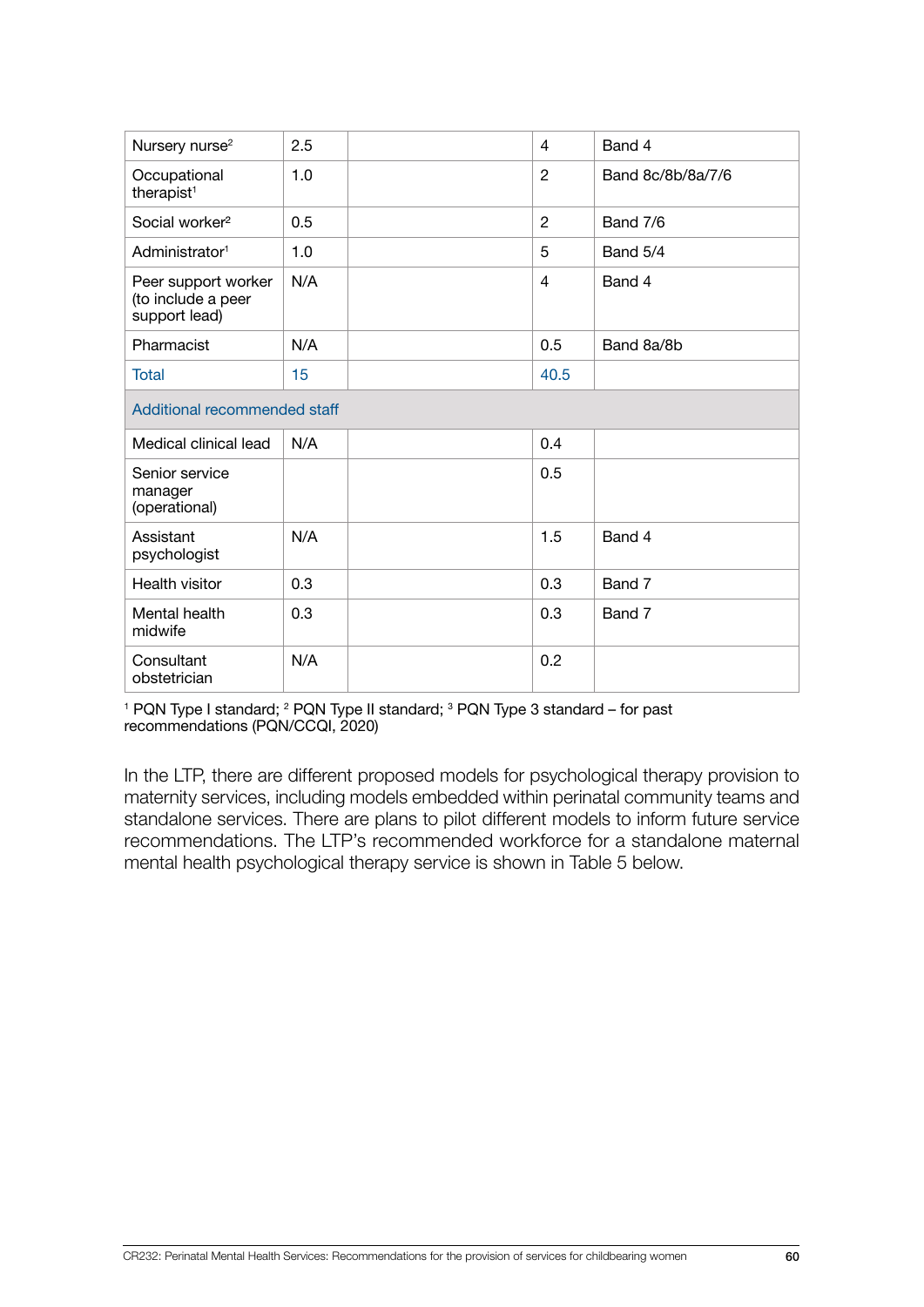| | | | | |
|---|---|---|---|---|
| Nursery nurse[2] | 2.5 | | 4 | Band 4 |
| Occupational therapist[1] | 1.0 | | 2 | Band 8c/8b/8a/7/6 |
| Social worker[2] | 0.5 | | 2 | Band 7/6 |
| Administrator[1] | 1.0 | | 5 | Band 5/4 |
| Peer support worker (to include a peer support lead) | N/A | | 4 | Band 4 |
| Pharmacist | N/A | | 0.5 | Band 8a/8b |
| Total | 15 | | 40.5 | |
| Additional recommended staff | | | | |
| Medical clinical lead | N/A | | 0.4 | |
| Senior service manager (operational) | | | 0.5 | |
| Assistant psychologist | N/A | | 1.5 | Band 4 |
| Health visitor | 0.3 | | 0.3 | Band 7 |
| Mental health midwife | 0.3 | | 0.3 | Band 7 |
| Consultant obstetrician | N/A | | 0.2 | |

[1] PQN Type I standard; [2] PQN Type II standard; [3] PQN Type 3 standard – for past recommendations (PQN/CCQI, 2020)

In the LTP, there are different proposed models for psychological therapy provision to maternity services, including models embedded within perinatal community teams and standalone services. There are plans to pilot different models to inform future service recommendations. The LTP's recommended workforce for a standalone maternal mental health psychological therapy service is shown in Table 5 below.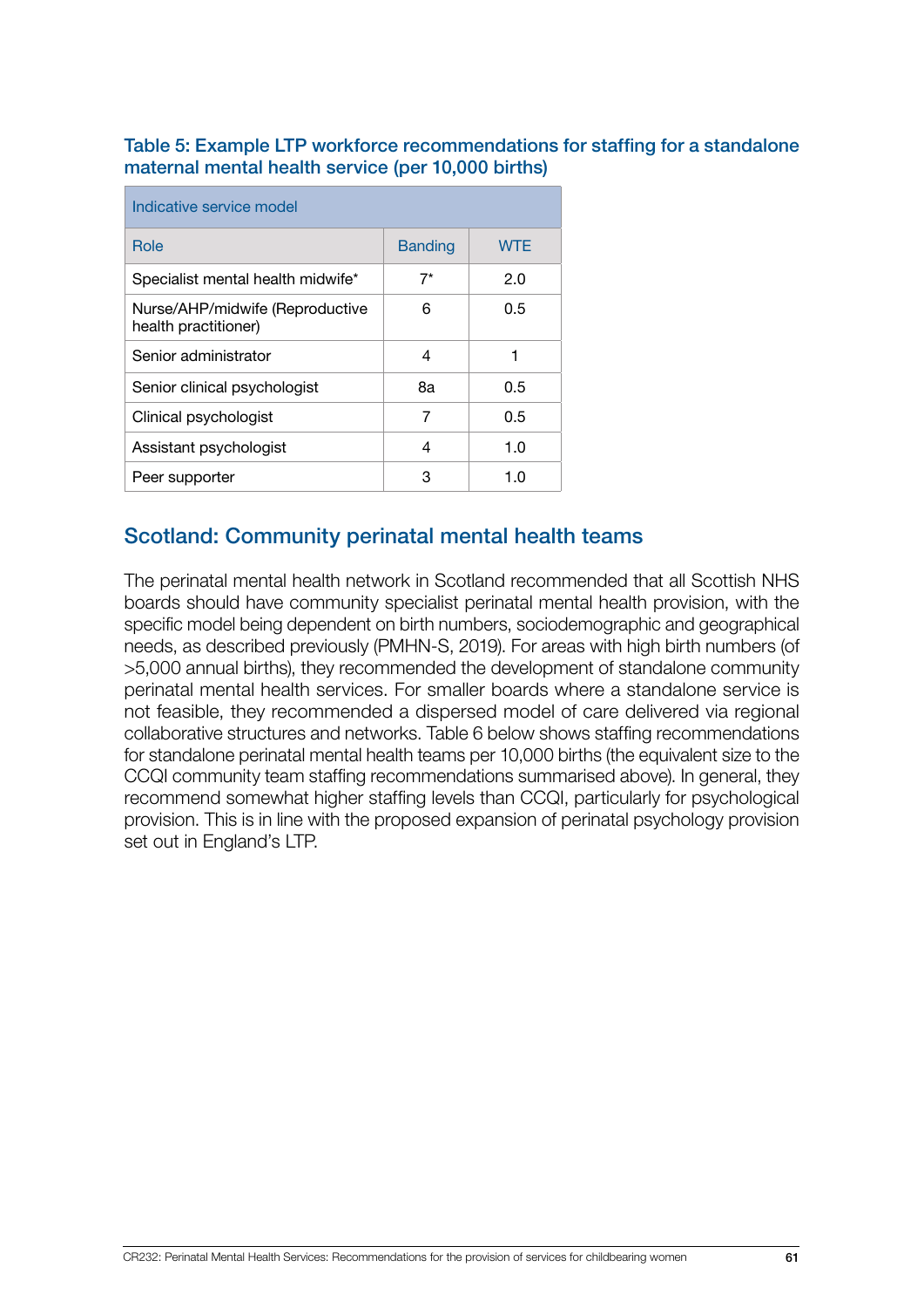**Table 5: Example LTP workforce recommendations for staffing for a standalone maternal mental health service (per 10,000 births)**

| Indicative service model | | |
|---|---|---|
| Role | Banding | WTE |
| Specialist mental health midwife* | 7* | 2.0 |
| Nurse/AHP/midwife (Reproductive health practitioner) | 6 | 0.5 |
| Senior administrator | 4 | 1 |
| Senior clinical psychologist | 8a | 0.5 |
| Clinical psychologist | 7 | 0.5 |
| Assistant psychologist | 4 | 1.0 |
| Peer supporter | 3 | 1.0 |

## Scotland: Community perinatal mental health teams

The perinatal mental health network in Scotland recommended that all Scottish NHS boards should have community specialist perinatal mental health provision, with the specific model being dependent on birth numbers, sociodemographic and geographical needs, as described previously (PMHN-S, 2019). For areas with high birth numbers (of >5,000 annual births), they recommended the development of standalone community perinatal mental health services. For smaller boards where a standalone service is not feasible, they recommended a dispersed model of care delivered via regional collaborative structures and networks. Table 6 below shows staffing recommendations for standalone perinatal mental health teams per 10,000 births (the equivalent size to the CCQI community team staffing recommendations summarised above). In general, they recommend somewhat higher staffing levels than CCQI, particularly for psychological provision. This is in line with the proposed expansion of perinatal psychology provision set out in England's LTP.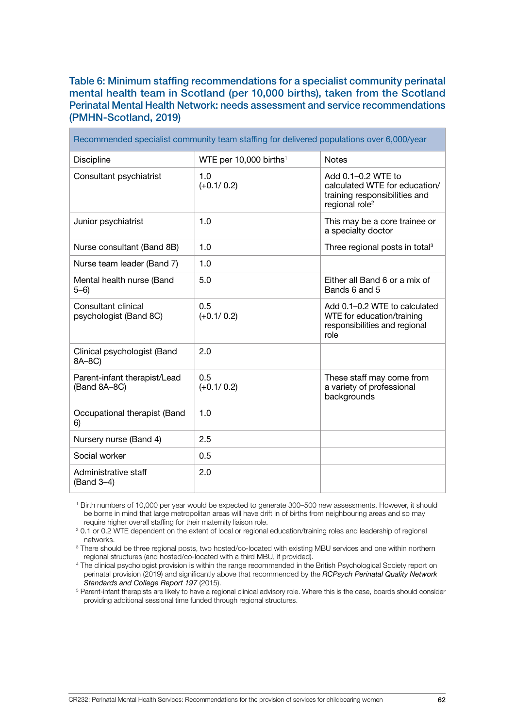### Table 6: Minimum staffing recommendations for a specialist community perinatal mental health team in Scotland (per 10,000 births), taken from the Scotland Perinatal Mental Health Network: needs assessment and service recommendations (PMHN-Scotland, 2019)

| Recommended specialist community team staffing for delivered populations over 6,000/year | | |
|---|---|---|
| Discipline | WTE per 10,000 births[1] | Notes |
| Consultant psychiatrist | 1.0 (+0.1/ 0.2) | Add 0.1–0.2 WTE to calculated WTE for education/ training responsibilities and regional role[2] |
| Junior psychiatrist | 1.0 | This may be a core trainee or a specialty doctor |
| Nurse consultant (Band 8B) | 1.0 | Three regional posts in total[3] |
| Nurse team leader (Band 7) | 1.0 | |
| Mental health nurse (Band 5–6) | 5.0 | Either all Band 6 or a mix of Bands 6 and 5 |
| Consultant clinical psychologist (Band 8C) | 0.5 (+0.1/ 0.2) | Add 0.1–0.2 WTE to calculated WTE for education/training responsibilities and regional role |
| Clinical psychologist (Band 8A–8C) | 2.0 | |
| Parent-infant therapist/Lead (Band 8A–8C) | 0.5 (+0.1/ 0.2) | These staff may come from a variety of professional backgrounds |
| Occupational therapist (Band 6) | 1.0 | |
| Nursery nurse (Band 4) | 2.5 | |
| Social worker | 0.5 | |
| Administrative staff (Band 3–4) | 2.0 | |

[1] Birth numbers of 10,000 per year would be expected to generate 300–500 new assessments. However, it should be borne in mind that large metropolitan areas will have drift in of births from neighbouring areas and so may require higher overall staffing for their maternity liaison role.

[2] 0.1 or 0.2 WTE dependent on the extent of local or regional education/training roles and leadership of regional networks.

[3] There should be three regional posts, two hosted/co-located with existing MBU services and one within northern regional structures (and hosted/co-located with a third MBU, if provided).

[4] The clinical psychologist provision is within the range recommended in the British Psychological Society report on perinatal provision (2019) and significantly above that recommended by the *RCPsych Perinatal Quality Network Standards and College Report 197* (2015).

[5] Parent-infant therapists are likely to have a regional clinical advisory role. Where this is the case, boards should consider providing additional sessional time funded through regional structures.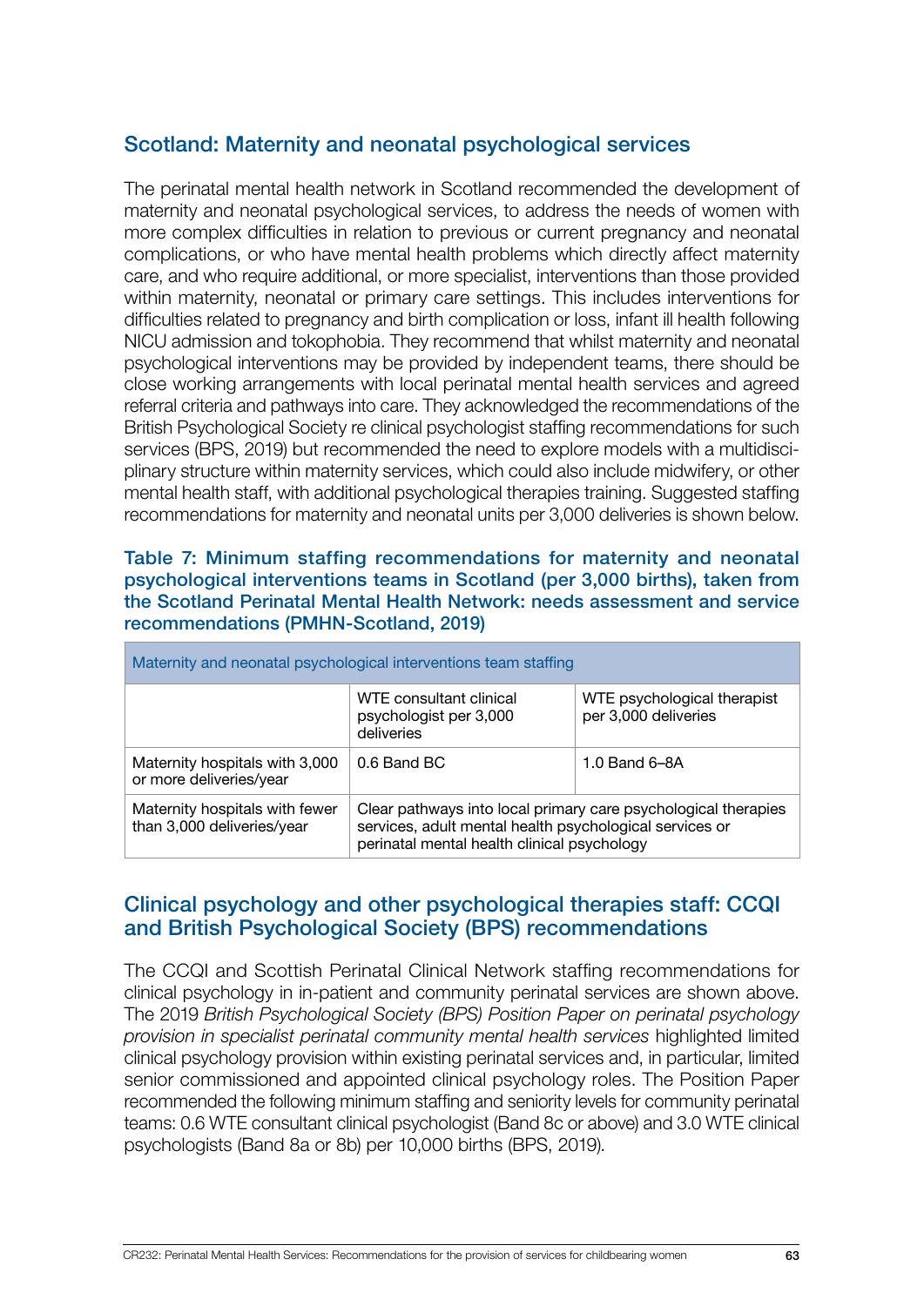## Scotland: Maternity and neonatal psychological services

The perinatal mental health network in Scotland recommended the development of maternity and neonatal psychological services, to address the needs of women with more complex difficulties in relation to previous or current pregnancy and neonatal complications, or who have mental health problems which directly affect maternity care, and who require additional, or more specialist, interventions than those provided within maternity, neonatal or primary care settings. This includes interventions for difficulties related to pregnancy and birth complication or loss, infant ill health following NICU admission and tokophobia. They recommend that whilst maternity and neonatal psychological interventions may be provided by independent teams, there should be close working arrangements with local perinatal mental health services and agreed referral criteria and pathways into care. They acknowledged the recommendations of the British Psychological Society re clinical psychologist staffing recommendations for such services (BPS, 2019) but recommended the need to explore models with a multidisciplinary structure within maternity services, which could also include midwifery, or other mental health staff, with additional psychological therapies training. Suggested staffing recommendations for maternity and neonatal units per 3,000 deliveries is shown below.

**Table 7: Minimum staffing recommendations for maternity and neonatal psychological interventions teams in Scotland (per 3,000 births), taken from the Scotland Perinatal Mental Health Network: needs assessment and service recommendations (PMHN-Scotland, 2019)**

| Maternity and neonatal psychological interventions team staffing | | |
|---|---|---|
| | WTE consultant clinical psychologist per 3,000 deliveries | WTE psychological therapist per 3,000 deliveries |
| Maternity hospitals with 3,000 or more deliveries/year | 0.6 Band BC | 1.0 Band 6–8A |
| Maternity hospitals with fewer than 3,000 deliveries/year | Clear pathways into local primary care psychological therapies services, adult mental health psychological services or perinatal mental health clinical psychology | |

## Clinical psychology and other psychological therapies staff: CCQI and British Psychological Society (BPS) recommendations

The CCQI and Scottish Perinatal Clinical Network staffing recommendations for clinical psychology in in-patient and community perinatal services are shown above. The 2019 *British Psychological Society (BPS) Position Paper on perinatal psychology provision in specialist perinatal community mental health services* highlighted limited clinical psychology provision within existing perinatal services and, in particular, limited senior commissioned and appointed clinical psychology roles. The Position Paper recommended the following minimum staffing and seniority levels for community perinatal teams: 0.6 WTE consultant clinical psychologist (Band 8c or above) and 3.0 WTE clinical psychologists (Band 8a or 8b) per 10,000 births (BPS, 2019).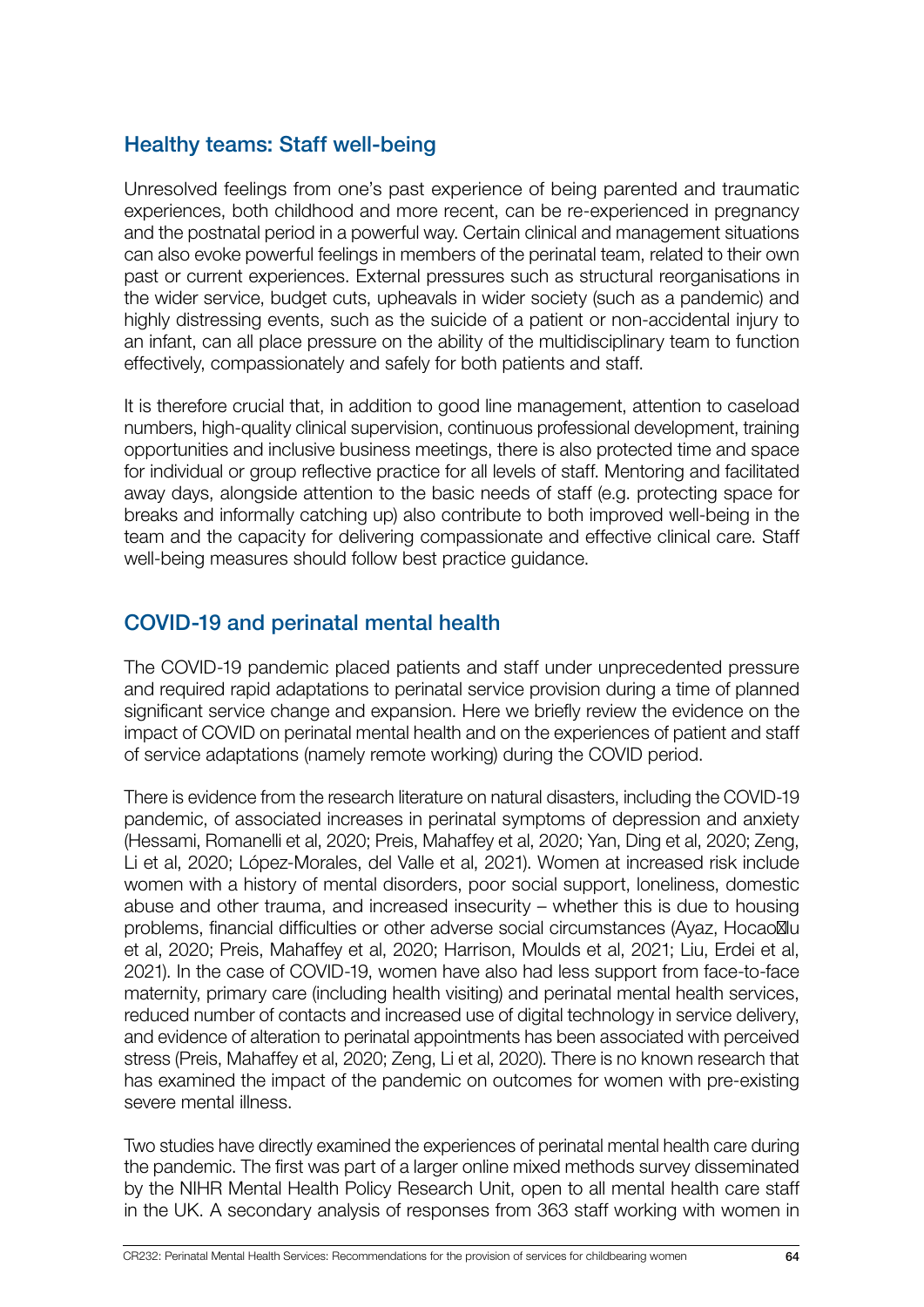## Healthy teams: Staff well-being

Unresolved feelings from one's past experience of being parented and traumatic experiences, both childhood and more recent, can be re-experienced in pregnancy and the postnatal period in a powerful way. Certain clinical and management situations can also evoke powerful feelings in members of the perinatal team, related to their own past or current experiences. External pressures such as structural reorganisations in the wider service, budget cuts, upheavals in wider society (such as a pandemic) and highly distressing events, such as the suicide of a patient or non-accidental injury to an infant, can all place pressure on the ability of the multidisciplinary team to function effectively, compassionately and safely for both patients and staff.

It is therefore crucial that, in addition to good line management, attention to caseload numbers, high-quality clinical supervision, continuous professional development, training opportunities and inclusive business meetings, there is also protected time and space for individual or group reflective practice for all levels of staff. Mentoring and facilitated away days, alongside attention to the basic needs of staff (e.g. protecting space for breaks and informally catching up) also contribute to both improved well-being in the team and the capacity for delivering compassionate and effective clinical care. Staff well-being measures should follow best practice guidance.

## COVID-19 and perinatal mental health

The COVID-19 pandemic placed patients and staff under unprecedented pressure and required rapid adaptations to perinatal service provision during a time of planned significant service change and expansion. Here we briefly review the evidence on the impact of COVID on perinatal mental health and on the experiences of patient and staff of service adaptations (namely remote working) during the COVID period.

There is evidence from the research literature on natural disasters, including the COVID-19 pandemic, of associated increases in perinatal symptoms of depression and anxiety (Hessami, Romanelli et al, 2020; Preis, Mahaffey et al, 2020; Yan, Ding et al, 2020; Zeng, Li et al, 2020; López-Morales, del Valle et al, 2021). Women at increased risk include women with a history of mental disorders, poor social support, loneliness, domestic abuse and other trauma, and increased insecurity – whether this is due to housing problems, financial difficulties or other adverse social circumstances (Ayaz, Hocaoğlu et al, 2020; Preis, Mahaffey et al, 2020; Harrison, Moulds et al, 2021; Liu, Erdei et al, 2021). In the case of COVID-19, women have also had less support from face-to-face maternity, primary care (including health visiting) and perinatal mental health services, reduced number of contacts and increased use of digital technology in service delivery, and evidence of alteration to perinatal appointments has been associated with perceived stress (Preis, Mahaffey et al, 2020; Zeng, Li et al, 2020). There is no known research that has examined the impact of the pandemic on outcomes for women with pre-existing severe mental illness.

Two studies have directly examined the experiences of perinatal mental health care during the pandemic. The first was part of a larger online mixed methods survey disseminated by the NIHR Mental Health Policy Research Unit, open to all mental health care staff in the UK. A secondary analysis of responses from 363 staff working with women in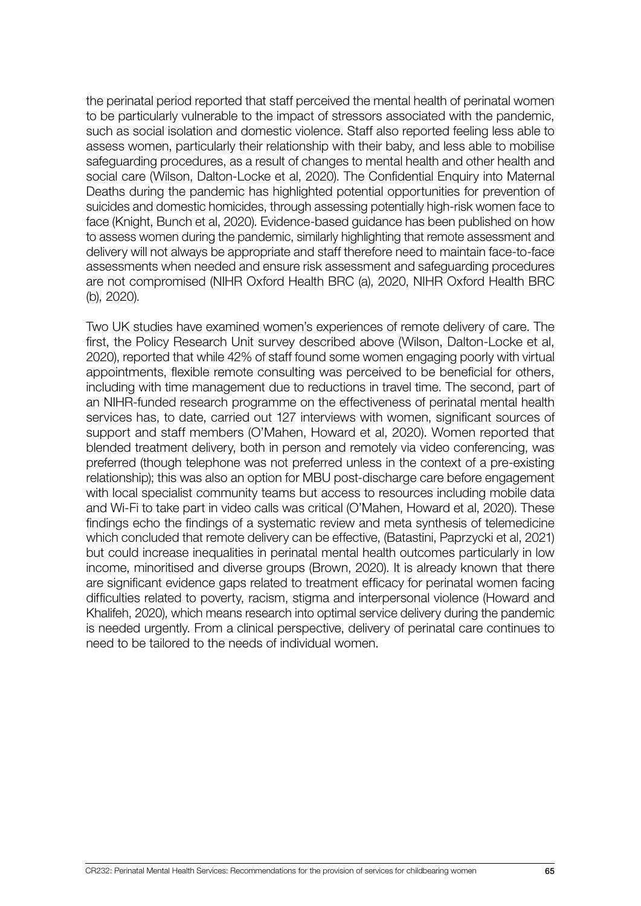the perinatal period reported that staff perceived the mental health of perinatal women to be particularly vulnerable to the impact of stressors associated with the pandemic, such as social isolation and domestic violence. Staff also reported feeling less able to assess women, particularly their relationship with their baby, and less able to mobilise safeguarding procedures, as a result of changes to mental health and other health and social care (Wilson, Dalton-Locke et al, 2020). The Confidential Enquiry into Maternal Deaths during the pandemic has highlighted potential opportunities for prevention of suicides and domestic homicides, through assessing potentially high-risk women face to face (Knight, Bunch et al, 2020). Evidence-based guidance has been published on how to assess women during the pandemic, similarly highlighting that remote assessment and delivery will not always be appropriate and staff therefore need to maintain face-to-face assessments when needed and ensure risk assessment and safeguarding procedures are not compromised (NIHR Oxford Health BRC (a), 2020, NIHR Oxford Health BRC (b), 2020).

Two UK studies have examined women's experiences of remote delivery of care. The first, the Policy Research Unit survey described above (Wilson, Dalton-Locke et al, 2020), reported that while 42% of staff found some women engaging poorly with virtual appointments, flexible remote consulting was perceived to be beneficial for others, including with time management due to reductions in travel time. The second, part of an NIHR-funded research programme on the effectiveness of perinatal mental health services has, to date, carried out 127 interviews with women, significant sources of support and staff members (O'Mahen, Howard et al, 2020). Women reported that blended treatment delivery, both in person and remotely via video conferencing, was preferred (though telephone was not preferred unless in the context of a pre-existing relationship); this was also an option for MBU post-discharge care before engagement with local specialist community teams but access to resources including mobile data and Wi-Fi to take part in video calls was critical (O'Mahen, Howard et al, 2020). These findings echo the findings of a systematic review and meta synthesis of telemedicine which concluded that remote delivery can be effective, (Batastini, Paprzycki et al, 2021) but could increase inequalities in perinatal mental health outcomes particularly in low income, minoritised and diverse groups (Brown, 2020). It is already known that there are significant evidence gaps related to treatment efficacy for perinatal women facing difficulties related to poverty, racism, stigma and interpersonal violence (Howard and Khalifeh, 2020), which means research into optimal service delivery during the pandemic is needed urgently. From a clinical perspective, delivery of perinatal care continues to need to be tailored to the needs of individual women.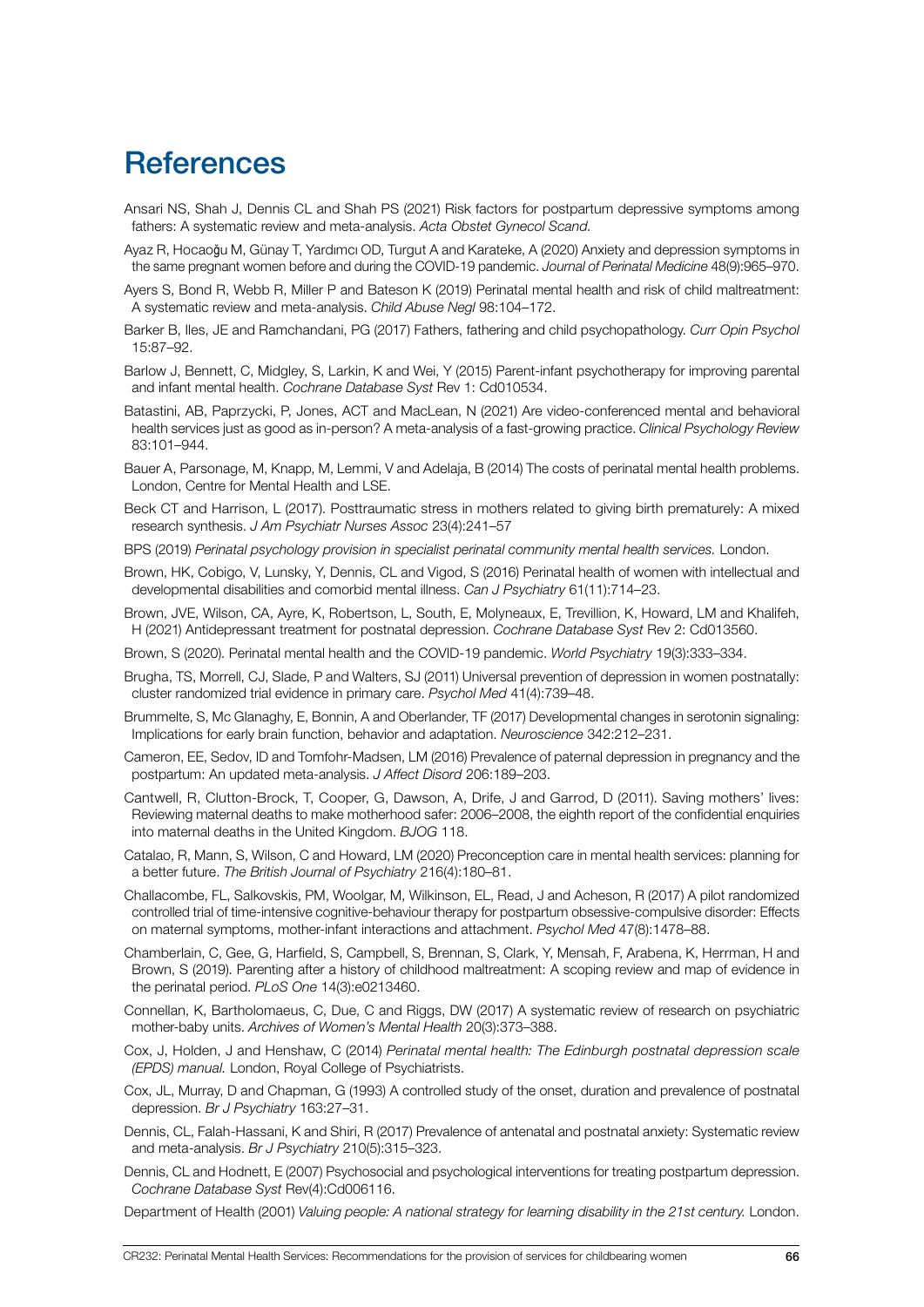# References

Ansari NS, Shah J, Dennis CL and Shah PS (2021) Risk factors for postpartum depressive symptoms among fathers: A systematic review and meta-analysis. *Acta Obstet Gynecol Scand.*

Ayaz R, Hocaoğlu M, Günay T, Yardımcı OD, Turgut A and Karateke, A (2020) Anxiety and depression symptoms in the same pregnant women before and during the COVID-19 pandemic. *Journal of Perinatal Medicine* 48(9):965–970.

Ayers S, Bond R, Webb R, Miller P and Bateson K (2019) Perinatal mental health and risk of child maltreatment: A systematic review and meta-analysis. *Child Abuse Negl* 98:104–172.

Barker B, Iles, JE and Ramchandani, PG (2017) Fathers, fathering and child psychopathology. *Curr Opin Psychol* 15:87–92.

Barlow J, Bennett, C, Midgley, S, Larkin, K and Wei, Y (2015) Parent-infant psychotherapy for improving parental and infant mental health. *Cochrane Database Syst* Rev 1: Cd010534.

Batastini, AB, Paprzycki, P, Jones, ACT and MacLean, N (2021) Are video-conferenced mental and behavioral health services just as good as in-person? A meta-analysis of a fast-growing practice. *Clinical Psychology Review* 83:101–944.

Bauer A, Parsonage, M, Knapp, M, Lemmi, V and Adelaja, B (2014) The costs of perinatal mental health problems. London, Centre for Mental Health and LSE.

Beck CT and Harrison, L (2017). Posttraumatic stress in mothers related to giving birth prematurely: A mixed research synthesis. *J Am Psychiatr Nurses Assoc* 23(4):241–57

BPS (2019) *Perinatal psychology provision in specialist perinatal community mental health services.* London.

Brown, HK, Cobigo, V, Lunsky, Y, Dennis, CL and Vigod, S (2016) Perinatal health of women with intellectual and developmental disabilities and comorbid mental illness. *Can J Psychiatry* 61(11):714–23.

Brown, JVE, Wilson, CA, Ayre, K, Robertson, L, South, E, Molyneaux, E, Trevillion, K, Howard, LM and Khalifeh, H (2021) Antidepressant treatment for postnatal depression. *Cochrane Database Syst* Rev 2: Cd013560.

Brown, S (2020). Perinatal mental health and the COVID-19 pandemic. *World Psychiatry* 19(3):333–334.

Brugha, TS, Morrell, CJ, Slade, P and Walters, SJ (2011) Universal prevention of depression in women postnatally: cluster randomized trial evidence in primary care. *Psychol Med* 41(4):739–48.

Brummelte, S, Mc Glanaghy, E, Bonnin, A and Oberlander, TF (2017) Developmental changes in serotonin signaling: Implications for early brain function, behavior and adaptation. *Neuroscience* 342:212–231.

Cameron, EE, Sedov, ID and Tomfohr-Madsen, LM (2016) Prevalence of paternal depression in pregnancy and the postpartum: An updated meta-analysis. *J Affect Disord* 206:189–203.

Cantwell, R, Clutton-Brock, T, Cooper, G, Dawson, A, Drife, J and Garrod, D (2011). Saving mothers' lives: Reviewing maternal deaths to make motherhood safer: 2006–2008, the eighth report of the confidential enquiries into maternal deaths in the United Kingdom. *BJOG* 118.

Catalao, R, Mann, S, Wilson, C and Howard, LM (2020) Preconception care in mental health services: planning for a better future. *The British Journal of Psychiatry* 216(4):180–81.

Challacombe, FL, Salkovskis, PM, Woolgar, M, Wilkinson, EL, Read, J and Acheson, R (2017) A pilot randomized controlled trial of time-intensive cognitive-behaviour therapy for postpartum obsessive-compulsive disorder: Effects on maternal symptoms, mother-infant interactions and attachment. *Psychol Med* 47(8):1478–88.

Chamberlain, C, Gee, G, Harfield, S, Campbell, S, Brennan, S, Clark, Y, Mensah, F, Arabena, K, Herrman, H and Brown, S (2019). Parenting after a history of childhood maltreatment: A scoping review and map of evidence in the perinatal period. *PLoS One* 14(3):e0213460.

Connellan, K, Bartholomaeus, C, Due, C and Riggs, DW (2017) A systematic review of research on psychiatric mother-baby units. *Archives of Women's Mental Health* 20(3):373–388.

Cox, J, Holden, J and Henshaw, C (2014) *Perinatal mental health: The Edinburgh postnatal depression scale (EPDS) manual.* London, Royal College of Psychiatrists.

Cox, JL, Murray, D and Chapman, G (1993) A controlled study of the onset, duration and prevalence of postnatal depression. *Br J Psychiatry* 163:27–31.

Dennis, CL, Falah-Hassani, K and Shiri, R (2017) Prevalence of antenatal and postnatal anxiety: Systematic review and meta-analysis. *Br J Psychiatry* 210(5):315–323.

Dennis, CL and Hodnett, E (2007) Psychosocial and psychological interventions for treating postpartum depression. *Cochrane Database Syst* Rev(4):Cd006116.

Department of Health (2001) *Valuing people: A national strategy for learning disability in the 21st century.* London.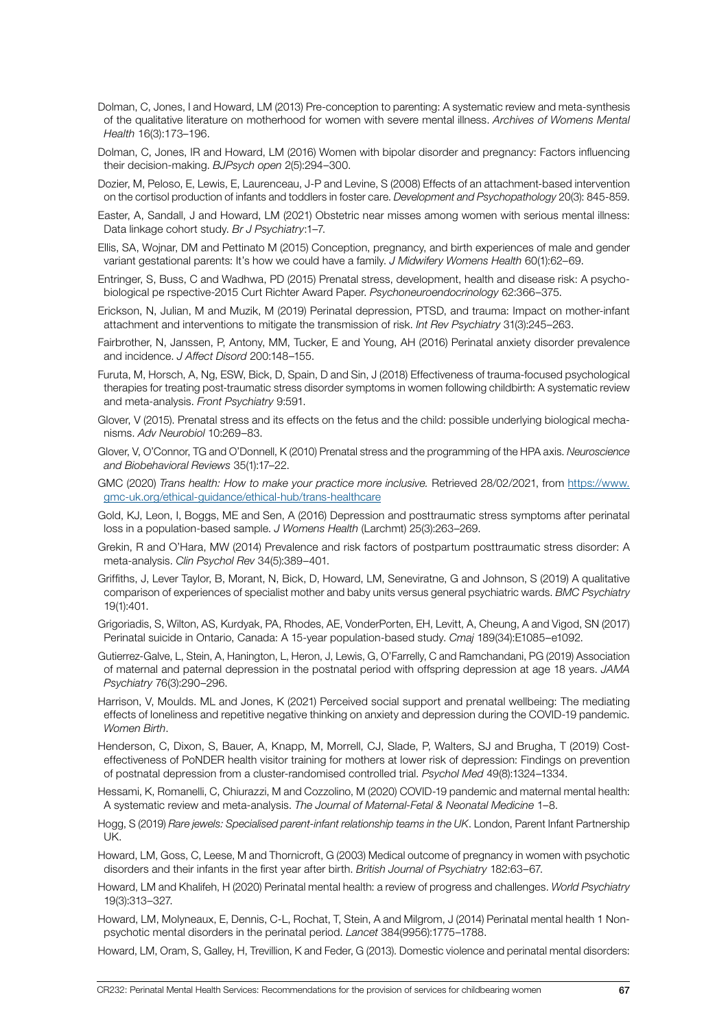Dolman, C, Jones, I and Howard, LM (2013) Pre-conception to parenting: A systematic review and meta-synthesis of the qualitative literature on motherhood for women with severe mental illness. *Archives of Womens Mental Health* 16(3):173–196.

Dolman, C, Jones, IR and Howard, LM (2016) Women with bipolar disorder and pregnancy: Factors influencing their decision-making. *BJPsych open* 2(5):294–300.

Dozier, M, Peloso, E, Lewis, E, Laurenceau, J-P and Levine, S (2008) Effects of an attachment-based intervention on the cortisol production of infants and toddlers in foster care. *Development and Psychopathology* 20(3): 845-859.

Easter, A, Sandall, J and Howard, LM (2021) Obstetric near misses among women with serious mental illness: Data linkage cohort study. *Br J Psychiatry*:1–7.

Ellis, SA, Wojnar, DM and Pettinato M (2015) Conception, pregnancy, and birth experiences of male and gender variant gestational parents: It's how we could have a family. *J Midwifery Womens Health* 60(1):62–69.

Entringer, S, Buss, C and Wadhwa, PD (2015) Prenatal stress, development, health and disease risk: A psychobiological pe rspective-2015 Curt Richter Award Paper. *Psychoneuroendocrinology* 62:366–375.

Erickson, N, Julian, M and Muzik, M (2019) Perinatal depression, PTSD, and trauma: Impact on mother-infant attachment and interventions to mitigate the transmission of risk. *Int Rev Psychiatry* 31(3):245–263.

Fairbrother, N, Janssen, P, Antony, MM, Tucker, E and Young, AH (2016) Perinatal anxiety disorder prevalence and incidence. *J Affect Disord* 200:148–155.

Furuta, M, Horsch, A, Ng, ESW, Bick, D, Spain, D and Sin, J (2018) Effectiveness of trauma-focused psychological therapies for treating post-traumatic stress disorder symptoms in women following childbirth: A systematic review and meta-analysis. *Front Psychiatry* 9:591.

Glover, V (2015). Prenatal stress and its effects on the fetus and the child: possible underlying biological mechanisms. *Adv Neurobiol* 10:269–83.

Glover, V, O'Connor, TG and O'Donnell, K (2010) Prenatal stress and the programming of the HPA axis. *Neuroscience and Biobehavioral Reviews* 35(1):17–22.

GMC (2020) *Trans health: How to make your practice more inclusive.* Retrieved 28/02/2021, from https://www.gmc-uk.org/ethical-guidance/ethical-hub/trans-healthcare

Gold, KJ, Leon, I, Boggs, ME and Sen, A (2016) Depression and posttraumatic stress symptoms after perinatal loss in a population-based sample. *J Womens Health* (Larchmt) 25(3):263–269.

Grekin, R and O'Hara, MW (2014) Prevalence and risk factors of postpartum posttraumatic stress disorder: A meta-analysis. *Clin Psychol Rev* 34(5):389–401.

Griffiths, J, Lever Taylor, B, Morant, N, Bick, D, Howard, LM, Seneviratne, G and Johnson, S (2019) A qualitative comparison of experiences of specialist mother and baby units versus general psychiatric wards. *BMC Psychiatry* 19(1):401.

Grigoriadis, S, Wilton, AS, Kurdyak, PA, Rhodes, AE, VonderPorten, EH, Levitt, A, Cheung, A and Vigod, SN (2017) Perinatal suicide in Ontario, Canada: A 15-year population-based study. *Cmaj* 189(34):E1085–e1092.

Gutierrez-Galve, L, Stein, A, Hanington, L, Heron, J, Lewis, G, O'Farrelly, C and Ramchandani, PG (2019) Association of maternal and paternal depression in the postnatal period with offspring depression at age 18 years. *JAMA Psychiatry* 76(3):290–296.

Harrison, V, Moulds. ML and Jones, K (2021) Perceived social support and prenatal wellbeing: The mediating effects of loneliness and repetitive negative thinking on anxiety and depression during the COVID-19 pandemic. *Women Birth*.

Henderson, C, Dixon, S, Bauer, A, Knapp, M, Morrell, CJ, Slade, P, Walters, SJ and Brugha, T (2019) Cost-effectiveness of PoNDER health visitor training for mothers at lower risk of depression: Findings on prevention of postnatal depression from a cluster-randomised controlled trial. *Psychol Med* 49(8):1324–1334.

Hessami, K, Romanelli, C, Chiurazzi, M and Cozzolino, M (2020) COVID-19 pandemic and maternal mental health: A systematic review and meta-analysis. *The Journal of Maternal-Fetal & Neonatal Medicine* 1–8.

Hogg, S (2019) *Rare jewels: Specialised parent-infant relationship teams in the UK*. London, Parent Infant Partnership UK.

Howard, LM, Goss, C, Leese, M and Thornicroft, G (2003) Medical outcome of pregnancy in women with psychotic disorders and their infants in the first year after birth. *British Journal of Psychiatry* 182:63–67.

Howard, LM and Khalifeh, H (2020) Perinatal mental health: a review of progress and challenges. *World Psychiatry* 19(3):313–327.

Howard, LM, Molyneaux, E, Dennis, C-L, Rochat, T, Stein, A and Milgrom, J (2014) Perinatal mental health 1 Non-psychotic mental disorders in the perinatal period. *Lancet* 384(9956):1775–1788.

Howard, LM, Oram, S, Galley, H, Trevillion, K and Feder, G (2013). Domestic violence and perinatal mental disorders: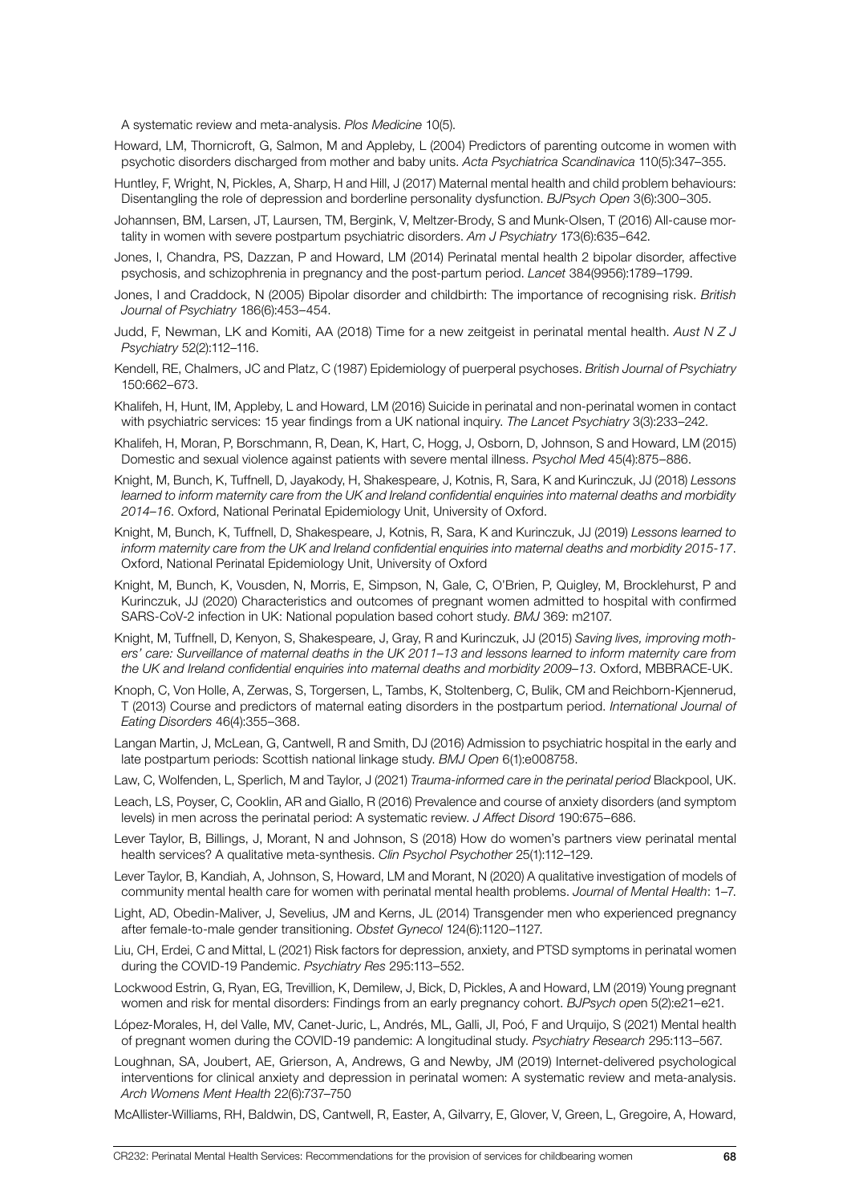A systematic review and meta-analysis. *Plos Medicine* 10(5).

Howard, LM, Thornicroft, G, Salmon, M and Appleby, L (2004) Predictors of parenting outcome in women with psychotic disorders discharged from mother and baby units. *Acta Psychiatrica Scandinavica* 110(5):347–355.

Huntley, F, Wright, N, Pickles, A, Sharp, H and Hill, J (2017) Maternal mental health and child problem behaviours: Disentangling the role of depression and borderline personality dysfunction. *BJPsych Open* 3(6):300–305.

Johannsen, BM, Larsen, JT, Laursen, TM, Bergink, V, Meltzer-Brody, S and Munk-Olsen, T (2016) All-cause mortality in women with severe postpartum psychiatric disorders. *Am J Psychiatry* 173(6):635–642.

Jones, I, Chandra, PS, Dazzan, P and Howard, LM (2014) Perinatal mental health 2 bipolar disorder, affective psychosis, and schizophrenia in pregnancy and the post-partum period. *Lancet* 384(9956):1789–1799.

Jones, I and Craddock, N (2005) Bipolar disorder and childbirth: The importance of recognising risk. *British Journal of Psychiatry* 186(6):453–454.

Judd, F, Newman, LK and Komiti, AA (2018) Time for a new zeitgeist in perinatal mental health. *Aust N Z J Psychiatry* 52(2):112–116.

Kendell, RE, Chalmers, JC and Platz, C (1987) Epidemiology of puerperal psychoses. *British Journal of Psychiatry* 150:662–673.

Khalifeh, H, Hunt, IM, Appleby, L and Howard, LM (2016) Suicide in perinatal and non-perinatal women in contact with psychiatric services: 15 year findings from a UK national inquiry. *The Lancet Psychiatry* 3(3):233–242.

Khalifeh, H, Moran, P, Borschmann, R, Dean, K, Hart, C, Hogg, J, Osborn, D, Johnson, S and Howard, LM (2015) Domestic and sexual violence against patients with severe mental illness. *Psychol Med* 45(4):875–886.

Knight, M, Bunch, K, Tuffnell, D, Jayakody, H, Shakespeare, J, Kotnis, R, Sara, K and Kurinczuk, JJ (2018) *Lessons learned to inform maternity care from the UK and Ireland confidential enquiries into maternal deaths and morbidity 2014–16*. Oxford, National Perinatal Epidemiology Unit, University of Oxford.

Knight, M, Bunch, K, Tuffnell, D, Shakespeare, J, Kotnis, R, Sara, K and Kurinczuk, JJ (2019) *Lessons learned to inform maternity care from the UK and Ireland confidential enquiries into maternal deaths and morbidity 2015-17*. Oxford, National Perinatal Epidemiology Unit, University of Oxford

Knight, M, Bunch, K, Vousden, N, Morris, E, Simpson, N, Gale, C, O'Brien, P, Quigley, M, Brocklehurst, P and Kurinczuk, JJ (2020) Characteristics and outcomes of pregnant women admitted to hospital with confirmed SARS-CoV-2 infection in UK: National population based cohort study. *BMJ* 369: m2107.

Knight, M, Tuffnell, D, Kenyon, S, Shakespeare, J, Gray, R and Kurinczuk, JJ (2015) *Saving lives, improving mothers' care: Surveillance of maternal deaths in the UK 2011–13 and lessons learned to inform maternity care from the UK and Ireland confidential enquiries into maternal deaths and morbidity 2009–13*. Oxford, MBBRACE-UK.

Knoph, C, Von Holle, A, Zerwas, S, Torgersen, L, Tambs, K, Stoltenberg, C, Bulik, CM and Reichborn-Kjennerud, T (2013) Course and predictors of maternal eating disorders in the postpartum period. *International Journal of Eating Disorders* 46(4):355–368.

Langan Martin, J, McLean, G, Cantwell, R and Smith, DJ (2016) Admission to psychiatric hospital in the early and late postpartum periods: Scottish national linkage study. *BMJ Open* 6(1):e008758.

Law, C, Wolfenden, L, Sperlich, M and Taylor, J (2021) *Trauma-informed care in the perinatal period* Blackpool, UK.

Leach, LS, Poyser, C, Cooklin, AR and Giallo, R (2016) Prevalence and course of anxiety disorders (and symptom levels) in men across the perinatal period: A systematic review. *J Affect Disord* 190:675–686.

Lever Taylor, B, Billings, J, Morant, N and Johnson, S (2018) How do women's partners view perinatal mental health services? A qualitative meta-synthesis. *Clin Psychol Psychother* 25(1):112–129.

Lever Taylor, B, Kandiah, A, Johnson, S, Howard, LM and Morant, N (2020) A qualitative investigation of models of community mental health care for women with perinatal mental health problems. *Journal of Mental Health*: 1–7.

Light, AD, Obedin-Maliver, J, Sevelius, JM and Kerns, JL (2014) Transgender men who experienced pregnancy after female-to-male gender transitioning. *Obstet Gynecol* 124(6):1120–1127.

Liu, CH, Erdei, C and Mittal, L (2021) Risk factors for depression, anxiety, and PTSD symptoms in perinatal women during the COVID-19 Pandemic. *Psychiatry Res* 295:113–552.

Lockwood Estrin, G, Ryan, EG, Trevillion, K, Demilew, J, Bick, D, Pickles, A and Howard, LM (2019) Young pregnant women and risk for mental disorders: Findings from an early pregnancy cohort. *BJPsych open* 5(2):e21–e21.

López-Morales, H, del Valle, MV, Canet-Juric, L, Andrés, ML, Galli, JI, Poó, F and Urquijo, S (2021) Mental health of pregnant women during the COVID-19 pandemic: A longitudinal study. *Psychiatry Research* 295:113–567.

Loughnan, SA, Joubert, AE, Grierson, A, Andrews, G and Newby, JM (2019) Internet-delivered psychological interventions for clinical anxiety and depression in perinatal women: A systematic review and meta-analysis. *Arch Womens Ment Health* 22(6):737–750

McAllister-Williams, RH, Baldwin, DS, Cantwell, R, Easter, A, Gilvarry, E, Glover, V, Green, L, Gregoire, A, Howard,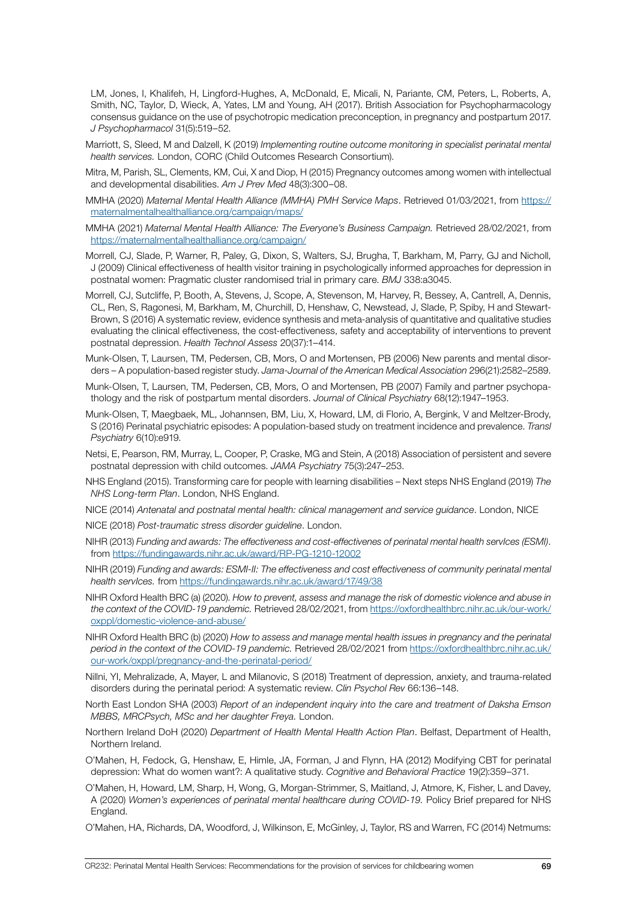LM, Jones, I, Khalifeh, H, Lingford-Hughes, A, McDonald, E, Micali, N, Pariante, CM, Peters, L, Roberts, A, Smith, NC, Taylor, D, Wieck, A, Yates, LM and Young, AH (2017). British Association for Psychopharmacology consensus guidance on the use of psychotropic medication preconception, in pregnancy and postpartum 2017. *J Psychopharmacol* 31(5):519–52.

Marriott, S, Sleed, M and Dalzell, K (2019) *Implementing routine outcome monitoring in specialist perinatal mental health services.* London, CORC (Child Outcomes Research Consortium).

Mitra, M, Parish, SL, Clements, KM, Cui, X and Diop, H (2015) Pregnancy outcomes among women with intellectual and developmental disabilities. *Am J Prev Med* 48(3):300–08.

MMHA (2020) *Maternal Mental Health Alliance (MMHA) PMH Service Maps*. Retrieved 01/03/2021, from https://maternalmentalhealthalliance.org/campaign/maps/

MMHA (2021) *Maternal Mental Health Alliance: The Everyone's Business Campaign.* Retrieved 28/02/2021, from https://maternalmentalhealthalliance.org/campaign/

Morrell, CJ, Slade, P, Warner, R, Paley, G, Dixon, S, Walters, SJ, Brugha, T, Barkham, M, Parry, GJ and Nicholl, J (2009) Clinical effectiveness of health visitor training in psychologically informed approaches for depression in postnatal women: Pragmatic cluster randomised trial in primary care. *BMJ* 338:a3045.

Morrell, CJ, Sutcliffe, P, Booth, A, Stevens, J, Scope, A, Stevenson, M, Harvey, R, Bessey, A, Cantrell, A, Dennis, CL, Ren, S, Ragonesi, M, Barkham, M, Churchill, D, Henshaw, C, Newstead, J, Slade, P, Spiby, H and Stewart-Brown, S (2016) A systematic review, evidence synthesis and meta-analysis of quantitative and qualitative studies evaluating the clinical effectiveness, the cost-effectiveness, safety and acceptability of interventions to prevent postnatal depression. *Health Technol Assess* 20(37):1–414.

Munk-Olsen, T, Laursen, TM, Pedersen, CB, Mors, O and Mortensen, PB (2006) New parents and mental disorders – A population-based register study. *Jama-Journal of the American Medical Association* 296(21):2582–2589.

Munk-Olsen, T, Laursen, TM, Pedersen, CB, Mors, O and Mortensen, PB (2007) Family and partner psychopathology and the risk of postpartum mental disorders. *Journal of Clinical Psychiatry* 68(12):1947–1953.

Munk-Olsen, T, Maegbaek, ML, Johannsen, BM, Liu, X, Howard, LM, di Florio, A, Bergink, V and Meltzer-Brody, S (2016) Perinatal psychiatric episodes: A population-based study on treatment incidence and prevalence. *Transl Psychiatry* 6(10):e919.

Netsi, E, Pearson, RM, Murray, L, Cooper, P, Craske, MG and Stein, A (2018) Association of persistent and severe postnatal depression with child outcomes. *JAMA Psychiatry* 75(3):247–253.

NHS England (2015). Transforming care for people with learning disabilities – Next steps NHS England (2019) *The NHS Long-term Plan*. London, NHS England.

NICE (2014) *Antenatal and postnatal mental health: clinical management and service guidance*. London, NICE

NICE (2018) *Post-traumatic stress disorder guideline*. London.

NIHR (2013) *Funding and awards: The effectiveness and cost-effectivenes of perinatal mental health servIces (ESMI)*. from https://fundingawards.nihr.ac.uk/award/RP-PG-1210-12002

NIHR (2019) *Funding and awards: ESMI-II: The effectiveness and cost effectiveness of community perinatal mental health servIces.* from https://fundingawards.nihr.ac.uk/award/17/49/38

NIHR Oxford Health BRC (a) (2020). *How to prevent, assess and manage the risk of domestic violence and abuse in the context of the COVID-19 pandemic.* Retrieved 28/02/2021, from https://oxfordhealthbrc.nihr.ac.uk/our-work/oxppl/domestic-violence-and-abuse/

NIHR Oxford Health BRC (b) (2020) *How to assess and manage mental health issues in pregnancy and the perinatal period in the context of the COVID-19 pandemic.* Retrieved 28/02/2021 from https://oxfordhealthbrc.nihr.ac.uk/our-work/oxppl/pregnancy-and-the-perinatal-period/

Nillni, YI, Mehralizade, A, Mayer, L and Milanovic, S (2018) Treatment of depression, anxiety, and trauma-related disorders during the perinatal period: A systematic review. *Clin Psychol Rev* 66:136–148.

North East London SHA (2003) *Report of an independent inquiry into the care and treatment of Daksha Emson MBBS, MRCPsych, MSc and her daughter Freya.* London.

Northern Ireland DoH (2020) *Department of Health Mental Health Action Plan*. Belfast, Department of Health, Northern Ireland.

O'Mahen, H, Fedock, G, Henshaw, E, Himle, JA, Forman, J and Flynn, HA (2012) Modifying CBT for perinatal depression: What do women want?: A qualitative study. *Cognitive and Behavioral Practice* 19(2):359–371.

O'Mahen, H, Howard, LM, Sharp, H, Wong, G, Morgan-Strimmer, S, Maitland, J, Atmore, K, Fisher, L and Davey, A (2020) *Women's experiences of perinatal mental healthcare during COVID-19.* Policy Brief prepared for NHS England.

O'Mahen, HA, Richards, DA, Woodford, J, Wilkinson, E, McGinley, J, Taylor, RS and Warren, FC (2014) Netmums: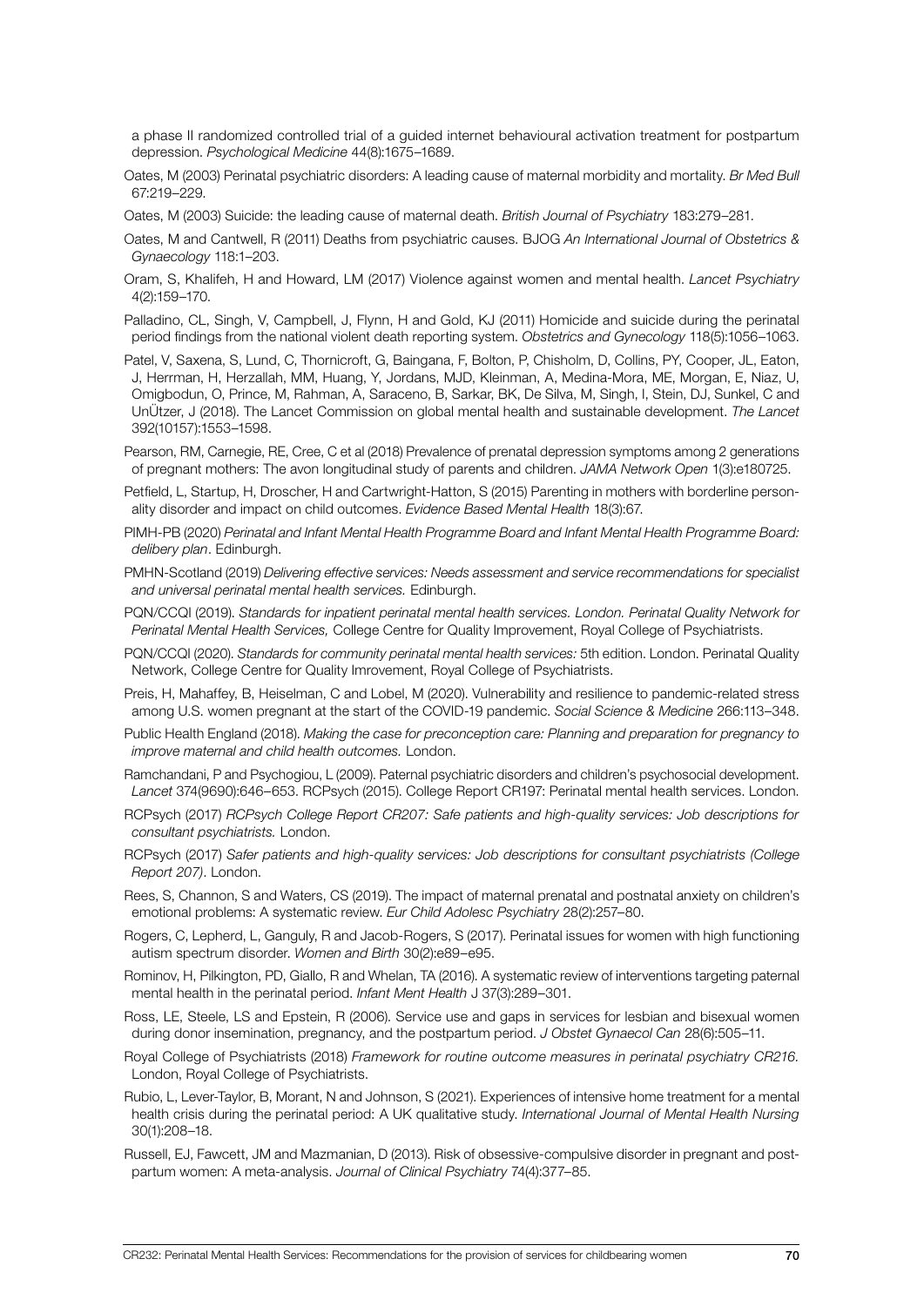a phase II randomized controlled trial of a guided internet behavioural activation treatment for postpartum depression. *Psychological Medicine* 44(8):1675–1689.

Oates, M (2003) Perinatal psychiatric disorders: A leading cause of maternal morbidity and mortality. *Br Med Bull* 67:219–229.

Oates, M (2003) Suicide: the leading cause of maternal death. *British Journal of Psychiatry* 183:279–281.

Oates, M and Cantwell, R (2011) Deaths from psychiatric causes. BJOG *An International Journal of Obstetrics & Gynaecology* 118:1–203.

Oram, S, Khalifeh, H and Howard, LM (2017) Violence against women and mental health. *Lancet Psychiatry* 4(2):159–170.

Palladino, CL, Singh, V, Campbell, J, Flynn, H and Gold, KJ (2011) Homicide and suicide during the perinatal period findings from the national violent death reporting system. *Obstetrics and Gynecology* 118(5):1056–1063.

Patel, V, Saxena, S, Lund, C, Thornicroft, G, Baingana, F, Bolton, P, Chisholm, D, Collins, PY, Cooper, JL, Eaton, J, Herrman, H, Herzallah, MM, Huang, Y, Jordans, MJD, Kleinman, A, Medina-Mora, ME, Morgan, E, Niaz, U, Omigbodun, O, Prince, M, Rahman, A, Saraceno, B, Sarkar, BK, De Silva, M, Singh, I, Stein, DJ, Sunkel, C and UnÜtzer, J (2018). The Lancet Commission on global mental health and sustainable development. *The Lancet* 392(10157):1553–1598.

Pearson, RM, Carnegie, RE, Cree, C et al (2018) Prevalence of prenatal depression symptoms among 2 generations of pregnant mothers: The avon longitudinal study of parents and children. *JAMA Network Open* 1(3):e180725.

Petfield, L, Startup, H, Droscher, H and Cartwright-Hatton, S (2015) Parenting in mothers with borderline personality disorder and impact on child outcomes. *Evidence Based Mental Health* 18(3):67.

PIMH-PB (2020) *Perinatal and Infant Mental Health Programme Board and Infant Mental Health Programme Board: delibery plan*. Edinburgh.

PMHN-Scotland (2019) *Delivering effective services: Needs assessment and service recommendations for specialist and universal perinatal mental health services.* Edinburgh.

PQN/CCQI (2019). *Standards for inpatient perinatal mental health services. London. Perinatal Quality Network for Perinatal Mental Health Services,* College Centre for Quality Improvement, Royal College of Psychiatrists.

PQN/CCQI (2020). *Standards for community perinatal mental health services:* 5th edition. London. Perinatal Quality Network, College Centre for Quality Imrovement, Royal College of Psychiatrists.

Preis, H, Mahaffey, B, Heiselman, C and Lobel, M (2020). Vulnerability and resilience to pandemic-related stress among U.S. women pregnant at the start of the COVID-19 pandemic. *Social Science & Medicine* 266:113–348.

Public Health England (2018). *Making the case for preconception care: Planning and preparation for pregnancy to improve maternal and child health outcomes.* London.

Ramchandani, P and Psychogiou, L (2009). Paternal psychiatric disorders and children's psychosocial development. *Lancet* 374(9690):646–653. RCPsych (2015). College Report CR197: Perinatal mental health services. London.

RCPsych (2017) *RCPsych College Report CR207: Safe patients and high-quality services: Job descriptions for consultant psychiatrists.* London.

RCPsych (2017) *Safer patients and high-quality services: Job descriptions for consultant psychiatrists (College Report 207)*. London.

Rees, S, Channon, S and Waters, CS (2019). The impact of maternal prenatal and postnatal anxiety on children's emotional problems: A systematic review. *Eur Child Adolesc Psychiatry* 28(2):257–80.

Rogers, C, Lepherd, L, Ganguly, R and Jacob-Rogers, S (2017). Perinatal issues for women with high functioning autism spectrum disorder. *Women and Birth* 30(2):e89–e95.

Rominov, H, Pilkington, PD, Giallo, R and Whelan, TA (2016). A systematic review of interventions targeting paternal mental health in the perinatal period. *Infant Ment Health* J 37(3):289–301.

Ross, LE, Steele, LS and Epstein, R (2006). Service use and gaps in services for lesbian and bisexual women during donor insemination, pregnancy, and the postpartum period. *J Obstet Gynaecol Can* 28(6):505–11.

Royal College of Psychiatrists (2018) *Framework for routine outcome measures in perinatal psychiatry CR216.* London, Royal College of Psychiatrists.

Rubio, L, Lever-Taylor, B, Morant, N and Johnson, S (2021). Experiences of intensive home treatment for a mental health crisis during the perinatal period: A UK qualitative study. *International Journal of Mental Health Nursing* 30(1):208–18.

Russell, EJ, Fawcett, JM and Mazmanian, D (2013). Risk of obsessive-compulsive disorder in pregnant and postpartum women: A meta-analysis. *Journal of Clinical Psychiatry* 74(4):377–85.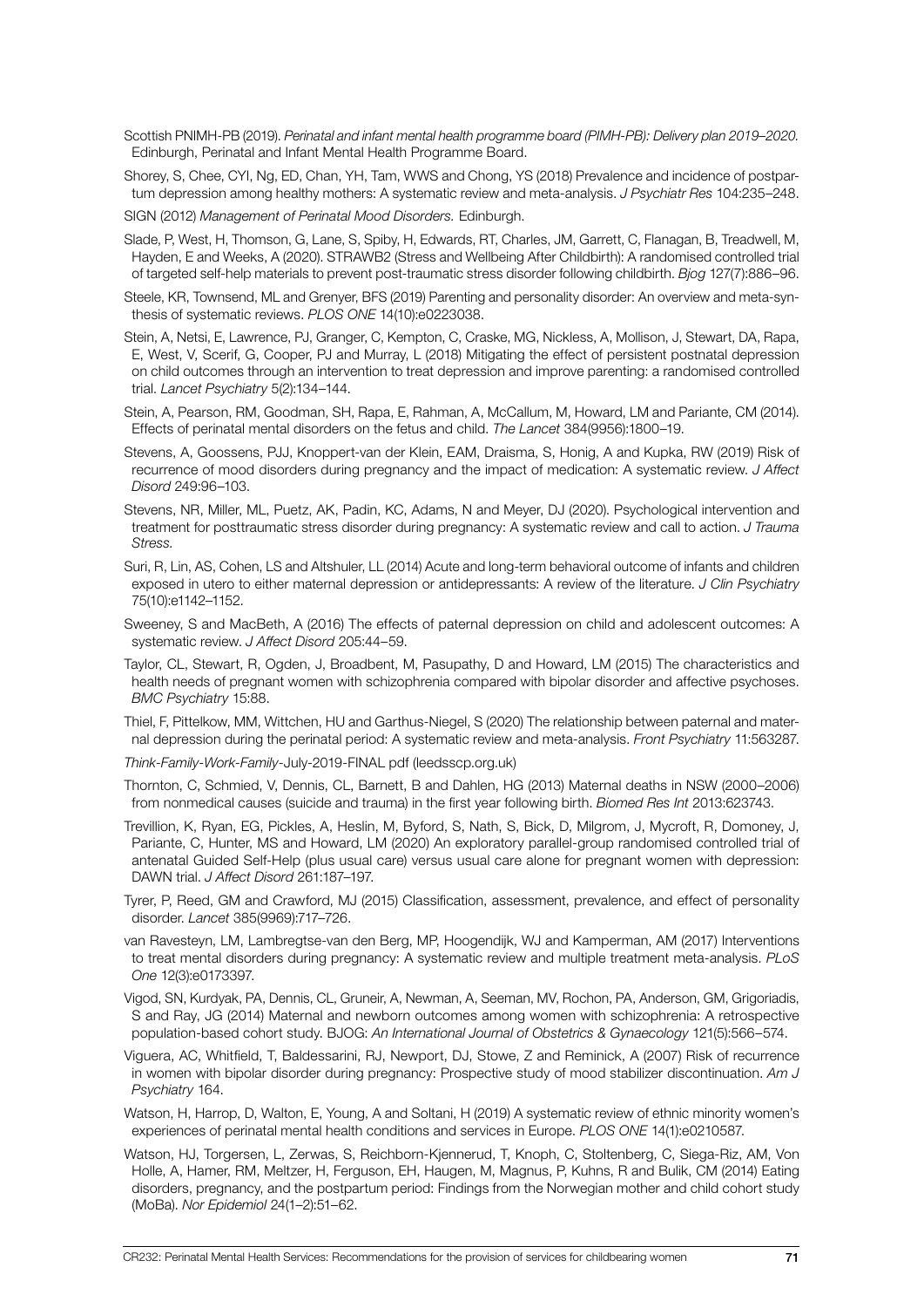Scottish PNIMH-PB (2019). *Perinatal and infant mental health programme board (PIMH-PB): Delivery plan 2019–2020.* Edinburgh, Perinatal and Infant Mental Health Programme Board.

Shorey, S, Chee, CYI, Ng, ED, Chan, YH, Tam, WWS and Chong, YS (2018) Prevalence and incidence of postpartum depression among healthy mothers: A systematic review and meta-analysis. *J Psychiatr Res* 104:235–248.

SIGN (2012) *Management of Perinatal Mood Disorders.* Edinburgh.

Slade, P, West, H, Thomson, G, Lane, S, Spiby, H, Edwards, RT, Charles, JM, Garrett, C, Flanagan, B, Treadwell, M, Hayden, E and Weeks, A (2020). STRAWB2 (Stress and Wellbeing After Childbirth): A randomised controlled trial of targeted self-help materials to prevent post-traumatic stress disorder following childbirth. *Bjog* 127(7):886–96.

Steele, KR, Townsend, ML and Grenyer, BFS (2019) Parenting and personality disorder: An overview and meta-synthesis of systematic reviews. *PLOS ONE* 14(10):e0223038.

Stein, A, Netsi, E, Lawrence, PJ, Granger, C, Kempton, C, Craske, MG, Nickless, A, Mollison, J, Stewart, DA, Rapa, E, West, V, Scerif, G, Cooper, PJ and Murray, L (2018) Mitigating the effect of persistent postnatal depression on child outcomes through an intervention to treat depression and improve parenting: a randomised controlled trial. *Lancet Psychiatry* 5(2):134–144.

Stein, A, Pearson, RM, Goodman, SH, Rapa, E, Rahman, A, McCallum, M, Howard, LM and Pariante, CM (2014). Effects of perinatal mental disorders on the fetus and child. *The Lancet* 384(9956):1800–19.

Stevens, A, Goossens, PJJ, Knoppert-van der Klein, EAM, Draisma, S, Honig, A and Kupka, RW (2019) Risk of recurrence of mood disorders during pregnancy and the impact of medication: A systematic review. *J Affect Disord* 249:96–103.

Stevens, NR, Miller, ML, Puetz, AK, Padin, KC, Adams, N and Meyer, DJ (2020). Psychological intervention and treatment for posttraumatic stress disorder during pregnancy: A systematic review and call to action. *J Trauma Stress.*

Suri, R, Lin, AS, Cohen, LS and Altshuler, LL (2014) Acute and long-term behavioral outcome of infants and children exposed in utero to either maternal depression or antidepressants: A review of the literature. *J Clin Psychiatry* 75(10):e1142–1152.

Sweeney, S and MacBeth, A (2016) The effects of paternal depression on child and adolescent outcomes: A systematic review. *J Affect Disord* 205:44–59.

Taylor, CL, Stewart, R, Ogden, J, Broadbent, M, Pasupathy, D and Howard, LM (2015) The characteristics and health needs of pregnant women with schizophrenia compared with bipolar disorder and affective psychoses. *BMC Psychiatry* 15:88.

Thiel, F, Pittelkow, MM, Wittchen, HU and Garthus-Niegel, S (2020) The relationship between paternal and maternal depression during the perinatal period: A systematic review and meta-analysis. *Front Psychiatry* 11:563287.

*Think-Family-Work-Family*-July-2019-FINAL pdf (leedsscp.org.uk)

Thornton, C, Schmied, V, Dennis, CL, Barnett, B and Dahlen, HG (2013) Maternal deaths in NSW (2000–2006) from nonmedical causes (suicide and trauma) in the first year following birth. *Biomed Res Int* 2013:623743.

Trevillion, K, Ryan, EG, Pickles, A, Heslin, M, Byford, S, Nath, S, Bick, D, Milgrom, J, Mycroft, R, Domoney, J, Pariante, C, Hunter, MS and Howard, LM (2020) An exploratory parallel-group randomised controlled trial of antenatal Guided Self-Help (plus usual care) versus usual care alone for pregnant women with depression: DAWN trial. *J Affect Disord* 261:187–197.

Tyrer, P, Reed, GM and Crawford, MJ (2015) Classification, assessment, prevalence, and effect of personality disorder. *Lancet* 385(9969):717–726.

van Ravesteyn, LM, Lambregtse-van den Berg, MP, Hoogendijk, WJ and Kamperman, AM (2017) Interventions to treat mental disorders during pregnancy: A systematic review and multiple treatment meta-analysis. *PLoS One* 12(3):e0173397.

Vigod, SN, Kurdyak, PA, Dennis, CL, Gruneir, A, Newman, A, Seeman, MV, Rochon, PA, Anderson, GM, Grigoriadis, S and Ray, JG (2014) Maternal and newborn outcomes among women with schizophrenia: A retrospective population-based cohort study. BJOG: *An International Journal of Obstetrics & Gynaecology* 121(5):566–574.

Viguera, AC, Whitfield, T, Baldessarini, RJ, Newport, DJ, Stowe, Z and Reminick, A (2007) Risk of recurrence in women with bipolar disorder during pregnancy: Prospective study of mood stabilizer discontinuation. *Am J Psychiatry* 164.

Watson, H, Harrop, D, Walton, E, Young, A and Soltani, H (2019) A systematic review of ethnic minority women's experiences of perinatal mental health conditions and services in Europe. *PLOS ONE* 14(1):e0210587.

Watson, HJ, Torgersen, L, Zerwas, S, Reichborn-Kjennerud, T, Knoph, C, Stoltenberg, C, Siega-Riz, AM, Von Holle, A, Hamer, RM, Meltzer, H, Ferguson, EH, Haugen, M, Magnus, P, Kuhns, R and Bulik, CM (2014) Eating disorders, pregnancy, and the postpartum period: Findings from the Norwegian mother and child cohort study (MoBa). *Nor Epidemiol* 24(1–2):51–62.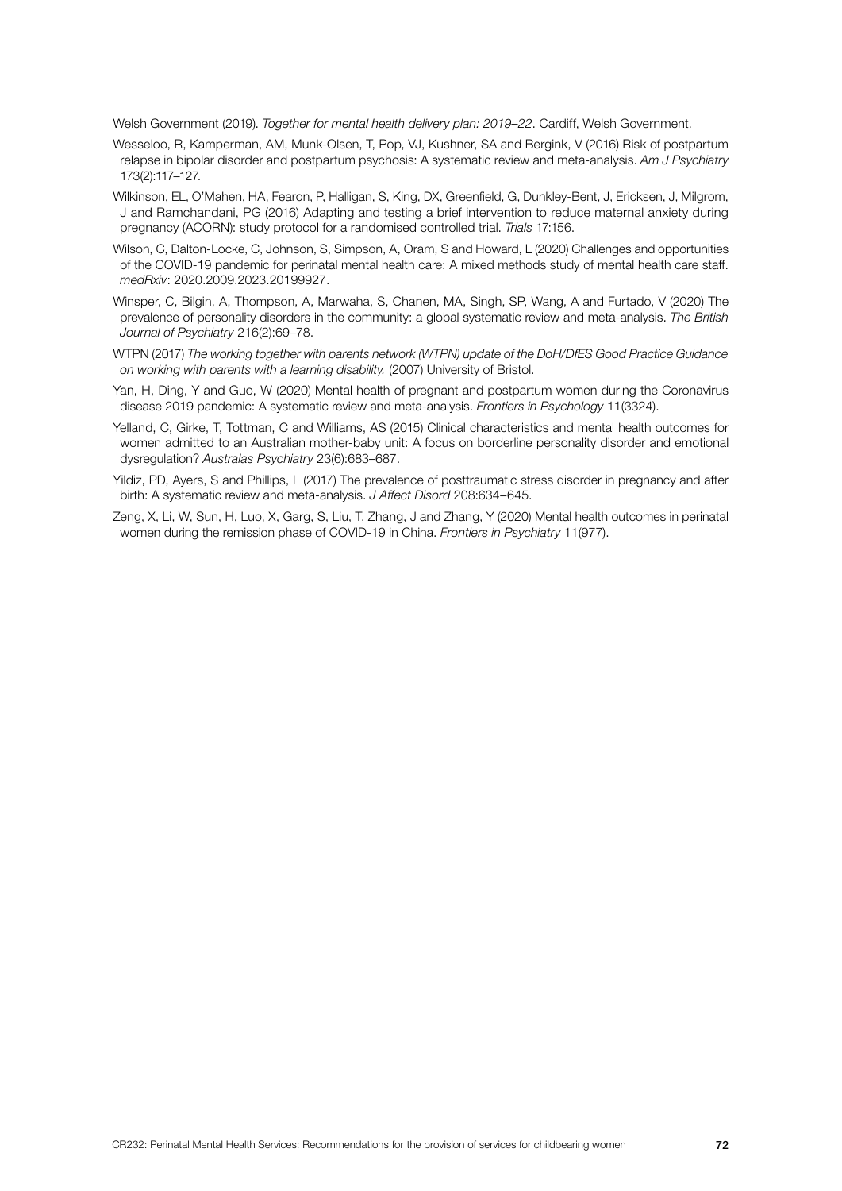Welsh Government (2019). *Together for mental health delivery plan: 2019–22*. Cardiff, Welsh Government.

Wesseloo, R, Kamperman, AM, Munk-Olsen, T, Pop, VJ, Kushner, SA and Bergink, V (2016) Risk of postpartum relapse in bipolar disorder and postpartum psychosis: A systematic review and meta-analysis. *Am J Psychiatry* 173(2):117–127.

Wilkinson, EL, O'Mahen, HA, Fearon, P, Halligan, S, King, DX, Greenfield, G, Dunkley-Bent, J, Ericksen, J, Milgrom, J and Ramchandani, PG (2016) Adapting and testing a brief intervention to reduce maternal anxiety during pregnancy (ACORN): study protocol for a randomised controlled trial. *Trials* 17:156.

Wilson, C, Dalton-Locke, C, Johnson, S, Simpson, A, Oram, S and Howard, L (2020) Challenges and opportunities of the COVID-19 pandemic for perinatal mental health care: A mixed methods study of mental health care staff. *medRxiv*: 2020.2009.2023.20199927.

Winsper, C, Bilgin, A, Thompson, A, Marwaha, S, Chanen, MA, Singh, SP, Wang, A and Furtado, V (2020) The prevalence of personality disorders in the community: a global systematic review and meta-analysis. *The British Journal of Psychiatry* 216(2):69–78.

WTPN (2017) *The working together with parents network (WTPN) update of the DoH/DfES Good Practice Guidance on working with parents with a learning disability.* (2007) University of Bristol.

Yan, H, Ding, Y and Guo, W (2020) Mental health of pregnant and postpartum women during the Coronavirus disease 2019 pandemic: A systematic review and meta-analysis. *Frontiers in Psychology* 11(3324).

Yelland, C, Girke, T, Tottman, C and Williams, AS (2015) Clinical characteristics and mental health outcomes for women admitted to an Australian mother-baby unit: A focus on borderline personality disorder and emotional dysregulation? *Australas Psychiatry* 23(6):683–687.

Yildiz, PD, Ayers, S and Phillips, L (2017) The prevalence of posttraumatic stress disorder in pregnancy and after birth: A systematic review and meta-analysis. *J Affect Disord* 208:634–645.

Zeng, X, Li, W, Sun, H, Luo, X, Garg, S, Liu, T, Zhang, J and Zhang, Y (2020) Mental health outcomes in perinatal women during the remission phase of COVID-19 in China. *Frontiers in Psychiatry* 11(977).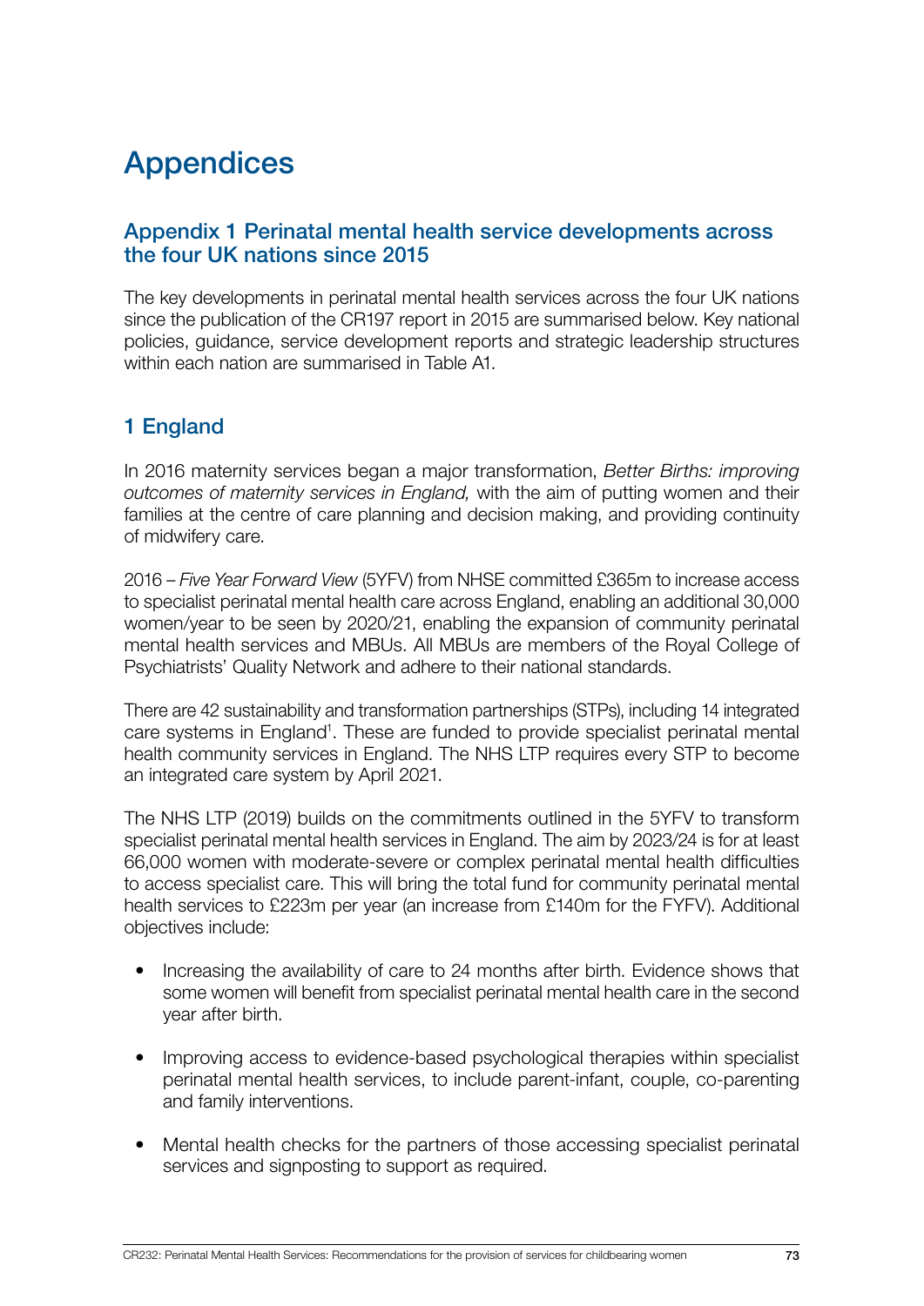# Appendices

## Appendix 1 Perinatal mental health service developments across the four UK nations since 2015

The key developments in perinatal mental health services across the four UK nations since the publication of the CR197 report in 2015 are summarised below. Key national policies, guidance, service development reports and strategic leadership structures within each nation are summarised in Table A1.

## 1 England

In 2016 maternity services began a major transformation, *Better Births: improving outcomes of maternity services in England,* with the aim of putting women and their families at the centre of care planning and decision making, and providing continuity of midwifery care.

2016 – *Five Year Forward View* (5YFV) from NHSE committed £365m to increase access to specialist perinatal mental health care across England, enabling an additional 30,000 women/year to be seen by 2020/21, enabling the expansion of community perinatal mental health services and MBUs. All MBUs are members of the Royal College of Psychiatrists' Quality Network and adhere to their national standards.

There are 42 sustainability and transformation partnerships (STPs), including 14 integrated care systems in England[1]. These are funded to provide specialist perinatal mental health community services in England. The NHS LTP requires every STP to become an integrated care system by April 2021.

The NHS LTP (2019) builds on the commitments outlined in the 5YFV to transform specialist perinatal mental health services in England. The aim by 2023/24 is for at least 66,000 women with moderate-severe or complex perinatal mental health difficulties to access specialist care. This will bring the total fund for community perinatal mental health services to £223m per year (an increase from £140m for the FYFV). Additional objectives include:

- Increasing the availability of care to 24 months after birth. Evidence shows that some women will benefit from specialist perinatal mental health care in the second year after birth.
- Improving access to evidence-based psychological therapies within specialist perinatal mental health services, to include parent-infant, couple, co-parenting and family interventions.
- Mental health checks for the partners of those accessing specialist perinatal services and signposting to support as required.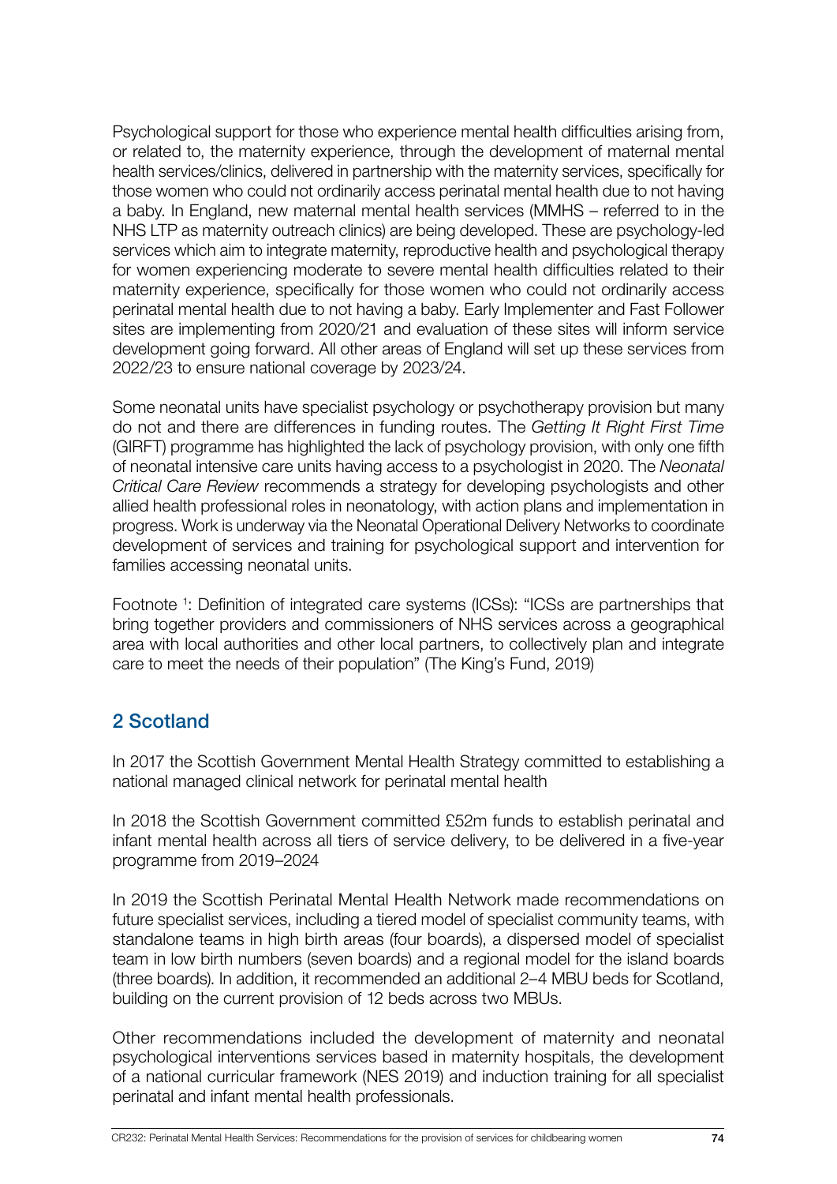Psychological support for those who experience mental health difficulties arising from, or related to, the maternity experience, through the development of maternal mental health services/clinics, delivered in partnership with the maternity services, specifically for those women who could not ordinarily access perinatal mental health due to not having a baby. In England, new maternal mental health services (MMHS – referred to in the NHS LTP as maternity outreach clinics) are being developed. These are psychology-led services which aim to integrate maternity, reproductive health and psychological therapy for women experiencing moderate to severe mental health difficulties related to their maternity experience, specifically for those women who could not ordinarily access perinatal mental health due to not having a baby. Early Implementer and Fast Follower sites are implementing from 2020/21 and evaluation of these sites will inform service development going forward. All other areas of England will set up these services from 2022/23 to ensure national coverage by 2023/24.

Some neonatal units have specialist psychology or psychotherapy provision but many do not and there are differences in funding routes. The *Getting It Right First Time* (GIRFT) programme has highlighted the lack of psychology provision, with only one fifth of neonatal intensive care units having access to a psychologist in 2020. The *Neonatal Critical Care Review* recommends a strategy for developing psychologists and other allied health professional roles in neonatology, with action plans and implementation in progress. Work is underway via the Neonatal Operational Delivery Networks to coordinate development of services and training for psychological support and intervention for families accessing neonatal units.

Footnote [1]: Definition of integrated care systems (ICSs): "ICSs are partnerships that bring together providers and commissioners of NHS services across a geographical area with local authorities and other local partners, to collectively plan and integrate care to meet the needs of their population" (The King's Fund, 2019)

## 2 Scotland

In 2017 the Scottish Government Mental Health Strategy committed to establishing a national managed clinical network for perinatal mental health

In 2018 the Scottish Government committed £52m funds to establish perinatal and infant mental health across all tiers of service delivery, to be delivered in a five-year programme from 2019–2024

In 2019 the Scottish Perinatal Mental Health Network made recommendations on future specialist services, including a tiered model of specialist community teams, with standalone teams in high birth areas (four boards), a dispersed model of specialist team in low birth numbers (seven boards) and a regional model for the island boards (three boards). In addition, it recommended an additional 2–4 MBU beds for Scotland, building on the current provision of 12 beds across two MBUs.

Other recommendations included the development of maternity and neonatal psychological interventions services based in maternity hospitals, the development of a national curricular framework (NES 2019) and induction training for all specialist perinatal and infant mental health professionals.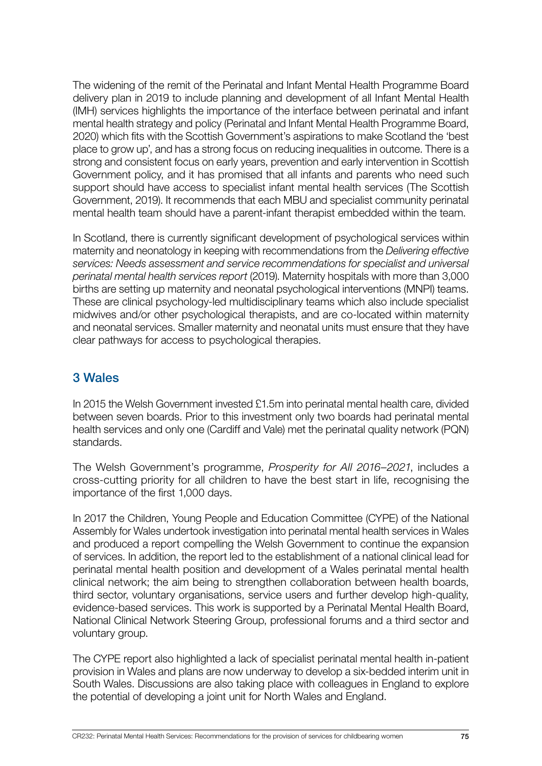The widening of the remit of the Perinatal and Infant Mental Health Programme Board delivery plan in 2019 to include planning and development of all Infant Mental Health (IMH) services highlights the importance of the interface between perinatal and infant mental health strategy and policy (Perinatal and Infant Mental Health Programme Board, 2020) which fits with the Scottish Government's aspirations to make Scotland the 'best place to grow up', and has a strong focus on reducing inequalities in outcome. There is a strong and consistent focus on early years, prevention and early intervention in Scottish Government policy, and it has promised that all infants and parents who need such support should have access to specialist infant mental health services (The Scottish Government, 2019). It recommends that each MBU and specialist community perinatal mental health team should have a parent-infant therapist embedded within the team.

In Scotland, there is currently significant development of psychological services within maternity and neonatology in keeping with recommendations from the *Delivering effective services: Needs assessment and service recommendations for specialist and universal perinatal mental health services report* (2019). Maternity hospitals with more than 3,000 births are setting up maternity and neonatal psychological interventions (MNPI) teams. These are clinical psychology-led multidisciplinary teams which also include specialist midwives and/or other psychological therapists, and are co-located within maternity and neonatal services. Smaller maternity and neonatal units must ensure that they have clear pathways for access to psychological therapies.

## 3 Wales

In 2015 the Welsh Government invested £1.5m into perinatal mental health care, divided between seven boards. Prior to this investment only two boards had perinatal mental health services and only one (Cardiff and Vale) met the perinatal quality network (PQN) standards.

The Welsh Government's programme, *Prosperity for All 2016–2021*, includes a cross-cutting priority for all children to have the best start in life, recognising the importance of the first 1,000 days.

In 2017 the Children, Young People and Education Committee (CYPE) of the National Assembly for Wales undertook investigation into perinatal mental health services in Wales and produced a report compelling the Welsh Government to continue the expansion of services. In addition, the report led to the establishment of a national clinical lead for perinatal mental health position and development of a Wales perinatal mental health clinical network; the aim being to strengthen collaboration between health boards, third sector, voluntary organisations, service users and further develop high-quality, evidence-based services. This work is supported by a Perinatal Mental Health Board, National Clinical Network Steering Group, professional forums and a third sector and voluntary group.

The CYPE report also highlighted a lack of specialist perinatal mental health in-patient provision in Wales and plans are now underway to develop a six-bedded interim unit in South Wales. Discussions are also taking place with colleagues in England to explore the potential of developing a joint unit for North Wales and England.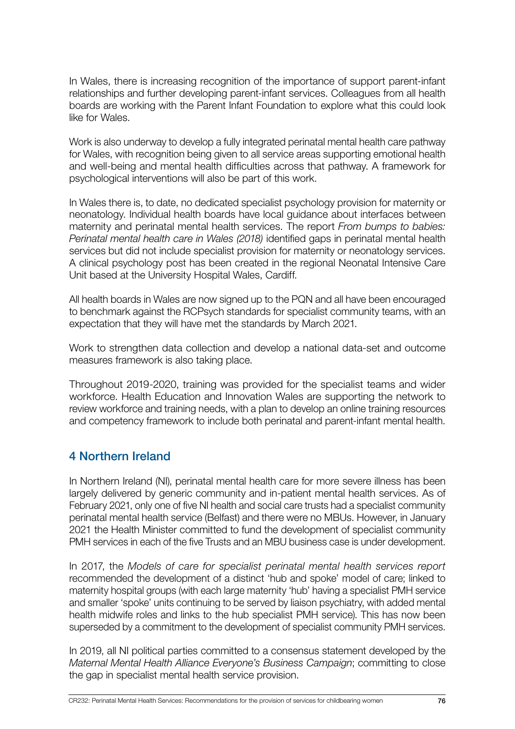In Wales, there is increasing recognition of the importance of support parent-infant relationships and further developing parent-infant services. Colleagues from all health boards are working with the Parent Infant Foundation to explore what this could look like for Wales.

Work is also underway to develop a fully integrated perinatal mental health care pathway for Wales, with recognition being given to all service areas supporting emotional health and well-being and mental health difficulties across that pathway. A framework for psychological interventions will also be part of this work.

In Wales there is, to date, no dedicated specialist psychology provision for maternity or neonatology. Individual health boards have local guidance about interfaces between maternity and perinatal mental health services. The report *From bumps to babies: Perinatal mental health care in Wales (2018)* identified gaps in perinatal mental health services but did not include specialist provision for maternity or neonatology services. A clinical psychology post has been created in the regional Neonatal Intensive Care Unit based at the University Hospital Wales, Cardiff.

All health boards in Wales are now signed up to the PQN and all have been encouraged to benchmark against the RCPsych standards for specialist community teams, with an expectation that they will have met the standards by March 2021.

Work to strengthen data collection and develop a national data-set and outcome measures framework is also taking place.

Throughout 2019-2020, training was provided for the specialist teams and wider workforce. Health Education and Innovation Wales are supporting the network to review workforce and training needs, with a plan to develop an online training resources and competency framework to include both perinatal and parent-infant mental health.

## 4 Northern Ireland

In Northern Ireland (NI), perinatal mental health care for more severe illness has been largely delivered by generic community and in-patient mental health services. As of February 2021, only one of five NI health and social care trusts had a specialist community perinatal mental health service (Belfast) and there were no MBUs. However, in January 2021 the Health Minister committed to fund the development of specialist community PMH services in each of the five Trusts and an MBU business case is under development.

In 2017, the *Models of care for specialist perinatal mental health services report* recommended the development of a distinct 'hub and spoke' model of care; linked to maternity hospital groups (with each large maternity 'hub' having a specialist PMH service and smaller 'spoke' units continuing to be served by liaison psychiatry, with added mental health midwife roles and links to the hub specialist PMH service). This has now been superseded by a commitment to the development of specialist community PMH services.

In 2019, all NI political parties committed to a consensus statement developed by the *Maternal Mental Health Alliance Everyone's Business Campaign*; committing to close the gap in specialist mental health service provision.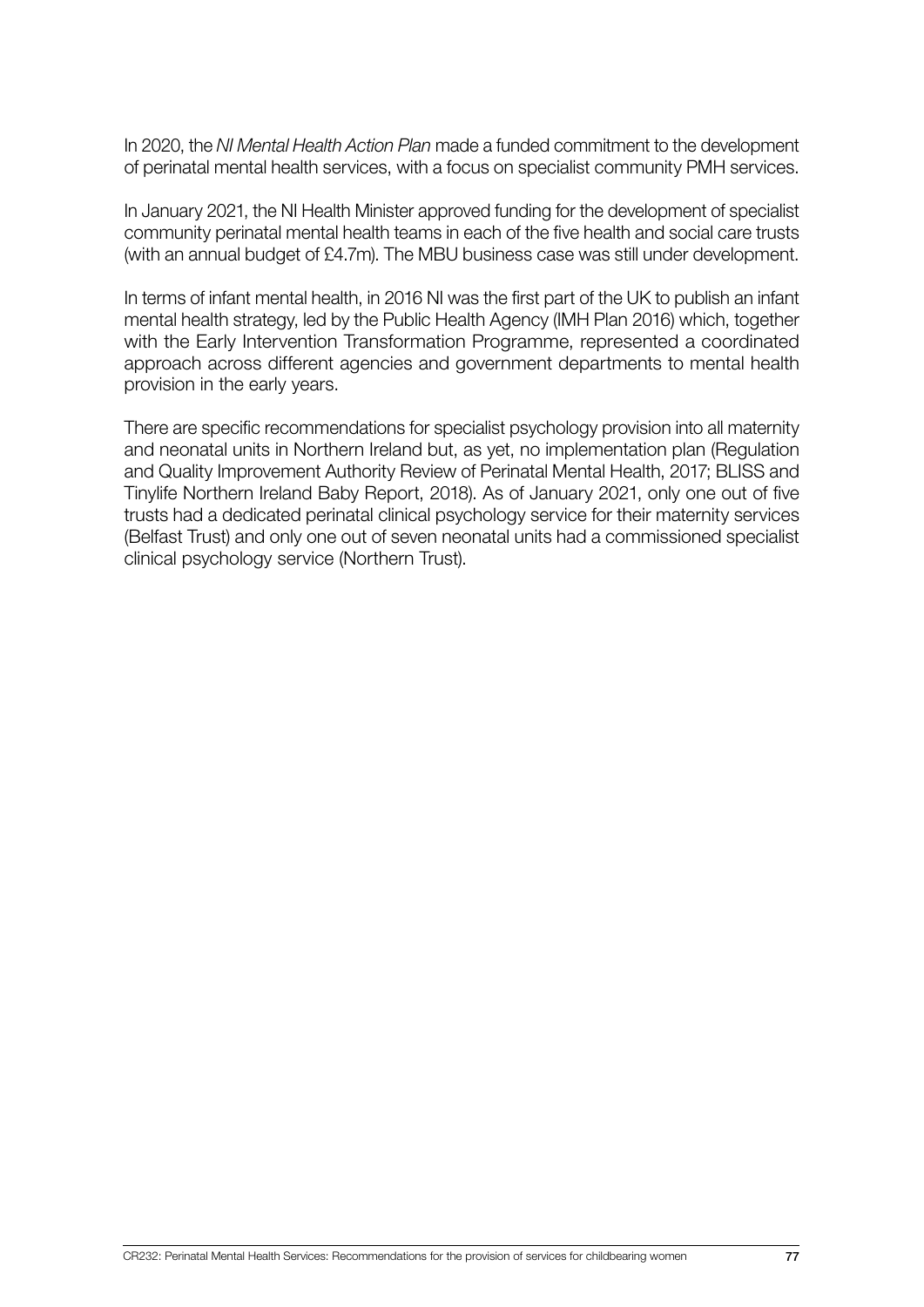In 2020, the *NI Mental Health Action Plan* made a funded commitment to the development of perinatal mental health services, with a focus on specialist community PMH services.

In January 2021, the NI Health Minister approved funding for the development of specialist community perinatal mental health teams in each of the five health and social care trusts (with an annual budget of £4.7m). The MBU business case was still under development.

In terms of infant mental health, in 2016 NI was the first part of the UK to publish an infant mental health strategy, led by the Public Health Agency (IMH Plan 2016) which, together with the Early Intervention Transformation Programme, represented a coordinated approach across different agencies and government departments to mental health provision in the early years.

There are specific recommendations for specialist psychology provision into all maternity and neonatal units in Northern Ireland but, as yet, no implementation plan (Regulation and Quality Improvement Authority Review of Perinatal Mental Health, 2017; BLISS and Tinylife Northern Ireland Baby Report, 2018). As of January 2021, only one out of five trusts had a dedicated perinatal clinical psychology service for their maternity services (Belfast Trust) and only one out of seven neonatal units had a commissioned specialist clinical psychology service (Northern Trust).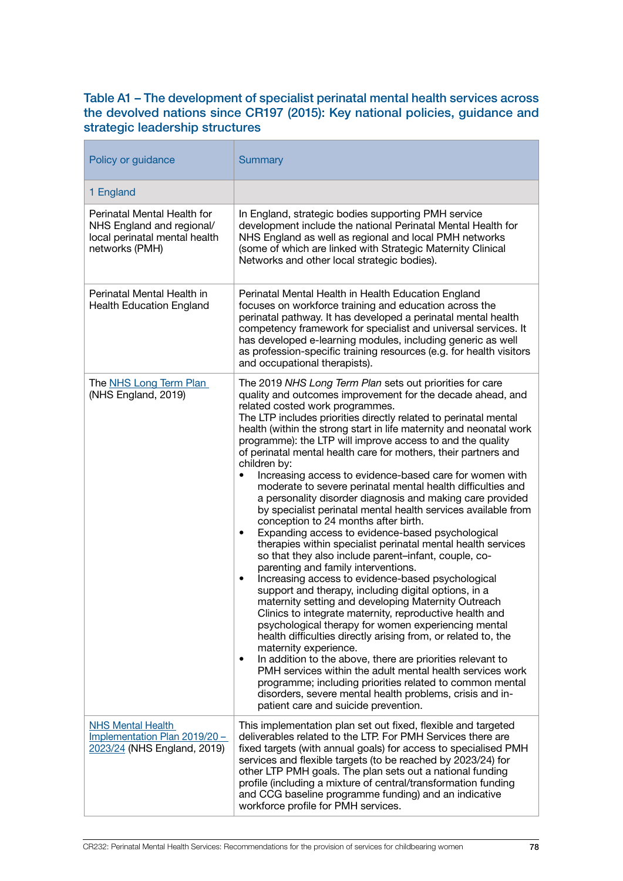**Table A1 – The development of specialist perinatal mental health services across the devolved nations since CR197 (2015): Key national policies, guidance and strategic leadership structures**

| Policy or guidance | Summary |
|---|---|
| 1 England | |
| Perinatal Mental Health for NHS England and regional/ local perinatal mental health networks (PMH) | In England, strategic bodies supporting PMH service development include the national Perinatal Mental Health for NHS England as well as regional and local PMH networks (some of which are linked with Strategic Maternity Clinical Networks and other local strategic bodies). |
| Perinatal Mental Health in Health Education England | Perinatal Mental Health in Health Education England focuses on workforce training and education across the perinatal pathway. It has developed a perinatal mental health competency framework for specialist and universal services. It has developed e-learning modules, including generic as well as profession-specific training resources (e.g. for health visitors and occupational therapists). |
| The NHS Long Term Plan (NHS England, 2019) | The 2019 *NHS Long Term Plan* sets out priorities for care quality and outcomes improvement for the decade ahead, and related costed work programmes.<br>The LTP includes priorities directly related to perinatal mental health (within the strong start in life maternity and neonatal work programme): the LTP will improve access to and the quality of perinatal mental health care for mothers, their partners and children by:<br>• Increasing access to evidence-based care for women with moderate to severe perinatal mental health difficulties and a personality disorder diagnosis and making care provided by specialist perinatal mental health services available from conception to 24 months after birth.<br>• Expanding access to evidence-based psychological therapies within specialist perinatal mental health services so that they also include parent–infant, couple, co-parenting and family interventions.<br>• Increasing access to evidence-based psychological support and therapy, including digital options, in a maternity setting and developing Maternity Outreach Clinics to integrate maternity, reproductive health and psychological therapy for women experiencing mental health difficulties directly arising from, or related to, the maternity experience.<br>• In addition to the above, there are priorities relevant to PMH services within the adult mental health services work programme; including priorities related to common mental disorders, severe mental health problems, crisis and in-patient care and suicide prevention. |
| NHS Mental Health Implementation Plan 2019/20 – 2023/24 (NHS England, 2019) | This implementation plan set out fixed, flexible and targeted deliverables related to the LTP. For PMH Services there are fixed targets (with annual goals) for access to specialised PMH services and flexible targets (to be reached by 2023/24) for other LTP PMH goals. The plan sets out a national funding profile (including a mixture of central/transformation funding and CCG baseline programme funding) and an indicative workforce profile for PMH services. |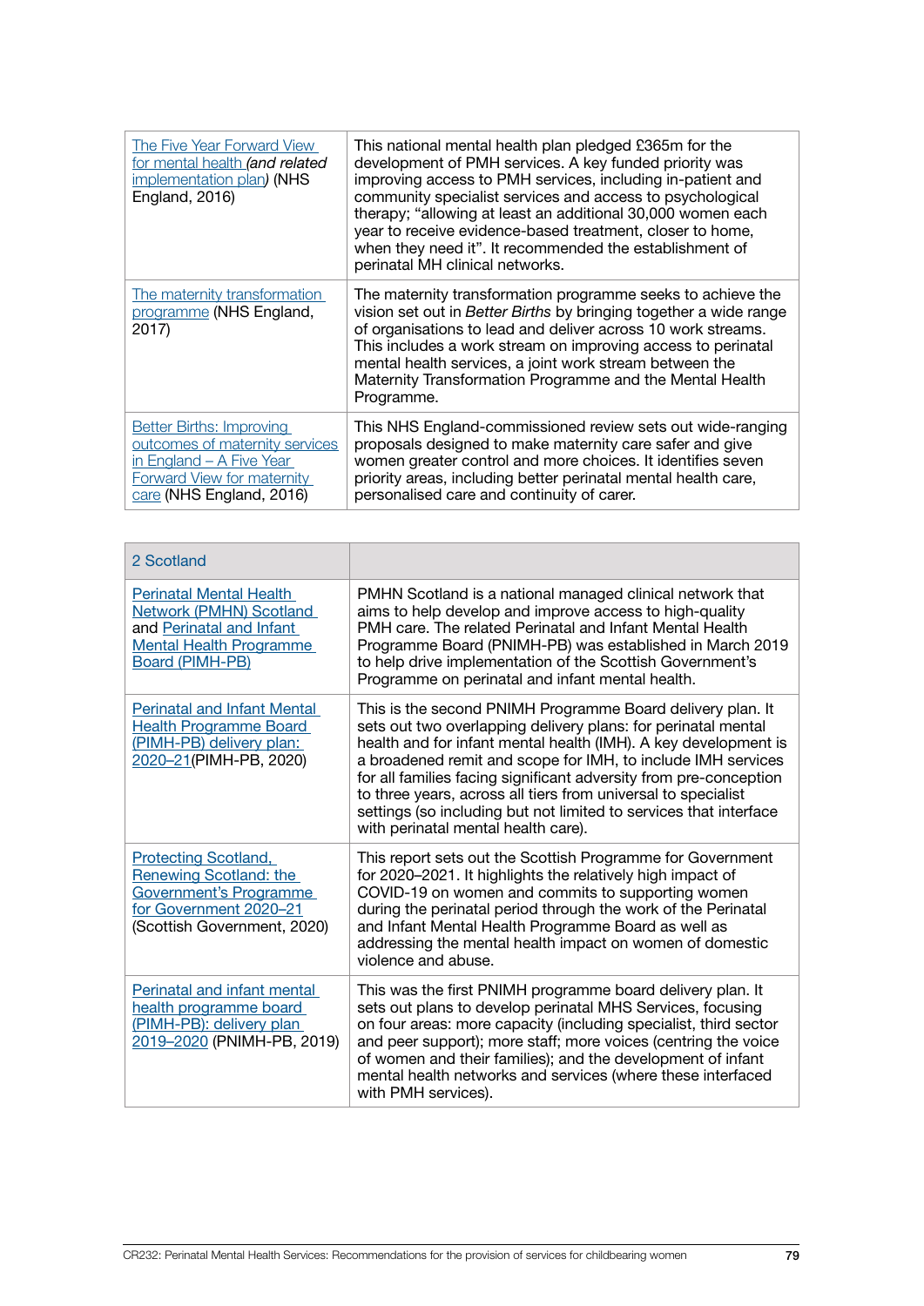| | |
|---|---|
| The Five Year Forward View for mental health *(and related implementation plan)* (NHS England, 2016) | This national mental health plan pledged £365m for the development of PMH services. A key funded priority was improving access to PMH services, including in-patient and community specialist services and access to psychological therapy; "allowing at least an additional 30,000 women each year to receive evidence-based treatment, closer to home, when they need it". It recommended the establishment of perinatal MH clinical networks. |
| The maternity transformation programme (NHS England, 2017) | The maternity transformation programme seeks to achieve the vision set out in *Better Births* by bringing together a wide range of organisations to lead and deliver across 10 work streams. This includes a work stream on improving access to perinatal mental health services, a joint work stream between the Maternity Transformation Programme and the Mental Health Programme. |
| Better Births: Improving outcomes of maternity services in England – A Five Year Forward View for maternity care (NHS England, 2016) | This NHS England-commissioned review sets out wide-ranging proposals designed to make maternity care safer and give women greater control and more choices. It identifies seven priority areas, including better perinatal mental health care, personalised care and continuity of carer. |

| 2 Scotland | |
|---|---|
| Perinatal Mental Health Network (PMHN) Scotland and Perinatal and Infant Mental Health Programme Board (PIMH-PB) | PMHN Scotland is a national managed clinical network that aims to help develop and improve access to high-quality PMH care. The related Perinatal and Infant Mental Health Programme Board (PNIMH-PB) was established in March 2019 to help drive implementation of the Scottish Government's Programme on perinatal and infant mental health. |
| Perinatal and Infant Mental Health Programme Board (PIMH-PB) delivery plan: 2020–21(PIMH-PB, 2020) | This is the second PNIMH Programme Board delivery plan. It sets out two overlapping delivery plans: for perinatal mental health and for infant mental health (IMH). A key development is a broadened remit and scope for IMH, to include IMH services for all families facing significant adversity from pre-conception to three years, across all tiers from universal to specialist settings (so including but not limited to services that interface with perinatal mental health care). |
| Protecting Scotland, Renewing Scotland: the Government's Programme for Government 2020–21 (Scottish Government, 2020) | This report sets out the Scottish Programme for Government for 2020–2021. It highlights the relatively high impact of COVID-19 on women and commits to supporting women during the perinatal period through the work of the Perinatal and Infant Mental Health Programme Board as well as addressing the mental health impact on women of domestic violence and abuse. |
| Perinatal and infant mental health programme board (PIMH-PB): delivery plan 2019–2020 (PNIMH-PB, 2019) | This was the first PNIMH programme board delivery plan. It sets out plans to develop perinatal MHS Services, focusing on four areas: more capacity (including specialist, third sector and peer support); more staff; more voices (centring the voice of women and their families); and the development of infant mental health networks and services (where these interfaced with PMH services). |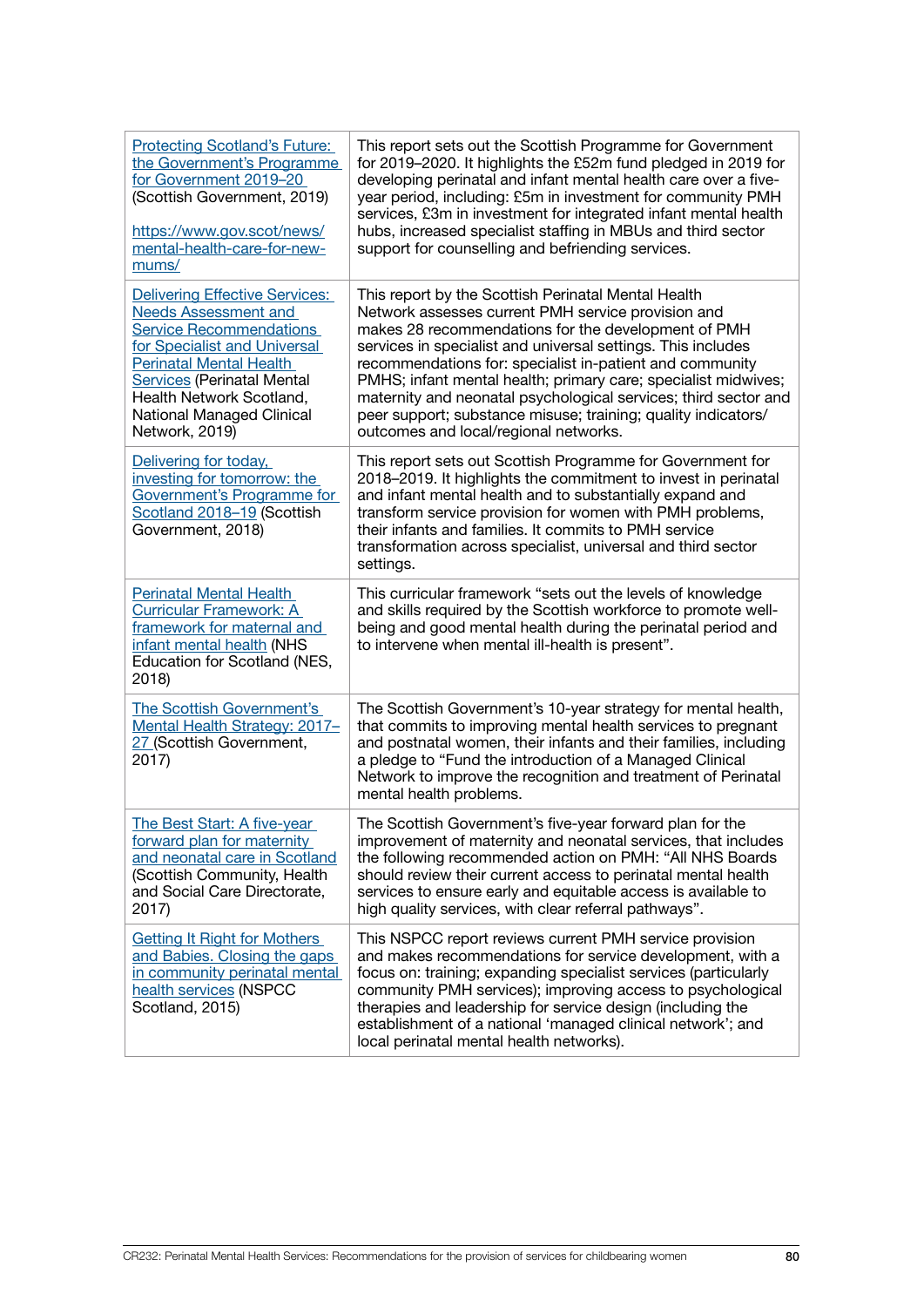| | |
|---|---|
| Protecting Scotland's Future: the Government's Programme for Government 2019–20 (Scottish Government, 2019)<br><br>https://www.gov.scot/news/mental-health-care-for-new-mums/ | This report sets out the Scottish Programme for Government for 2019–2020. It highlights the £52m fund pledged in 2019 for developing perinatal and infant mental health care over a five-year period, including: £5m in investment for community PMH services, £3m in investment for integrated infant mental health hubs, increased specialist staffing in MBUs and third sector support for counselling and befriending services. |
| Delivering Effective Services: Needs Assessment and Service Recommendations for Specialist and Universal Perinatal Mental Health Services (Perinatal Mental Health Network Scotland, National Managed Clinical Network, 2019) | This report by the Scottish Perinatal Mental Health Network assesses current PMH service provision and makes 28 recommendations for the development of PMH services in specialist and universal settings. This includes recommendations for: specialist in-patient and community PMHS; infant mental health; primary care; specialist midwives; maternity and neonatal psychological services; third sector and peer support; substance misuse; training; quality indicators/ outcomes and local/regional networks. |
| Delivering for today, investing for tomorrow: the Government's Programme for Scotland 2018–19 (Scottish Government, 2018) | This report sets out Scottish Programme for Government for 2018–2019. It highlights the commitment to invest in perinatal and infant mental health and to substantially expand and transform service provision for women with PMH problems, their infants and families. It commits to PMH service transformation across specialist, universal and third sector settings. |
| Perinatal Mental Health Curricular Framework: A framework for maternal and infant mental health (NHS Education for Scotland (NES, 2018) | This curricular framework "sets out the levels of knowledge and skills required by the Scottish workforce to promote well-being and good mental health during the perinatal period and to intervene when mental ill-health is present". |
| The Scottish Government's Mental Health Strategy: 2017–27 (Scottish Government, 2017) | The Scottish Government's 10-year strategy for mental health, that commits to improving mental health services to pregnant and postnatal women, their infants and their families, including a pledge to "Fund the introduction of a Managed Clinical Network to improve the recognition and treatment of Perinatal mental health problems. |
| The Best Start: A five-year forward plan for maternity and neonatal care in Scotland (Scottish Community, Health and Social Care Directorate, 2017) | The Scottish Government's five-year forward plan for the improvement of maternity and neonatal services, that includes the following recommended action on PMH: "All NHS Boards should review their current access to perinatal mental health services to ensure early and equitable access is available to high quality services, with clear referral pathways". |
| Getting It Right for Mothers and Babies. Closing the gaps in community perinatal mental health services (NSPCC Scotland, 2015) | This NSPCC report reviews current PMH service provision and makes recommendations for service development, with a focus on: training; expanding specialist services (particularly community PMH services); improving access to psychological therapies and leadership for service design (including the establishment of a national 'managed clinical network'; and local perinatal mental health networks). |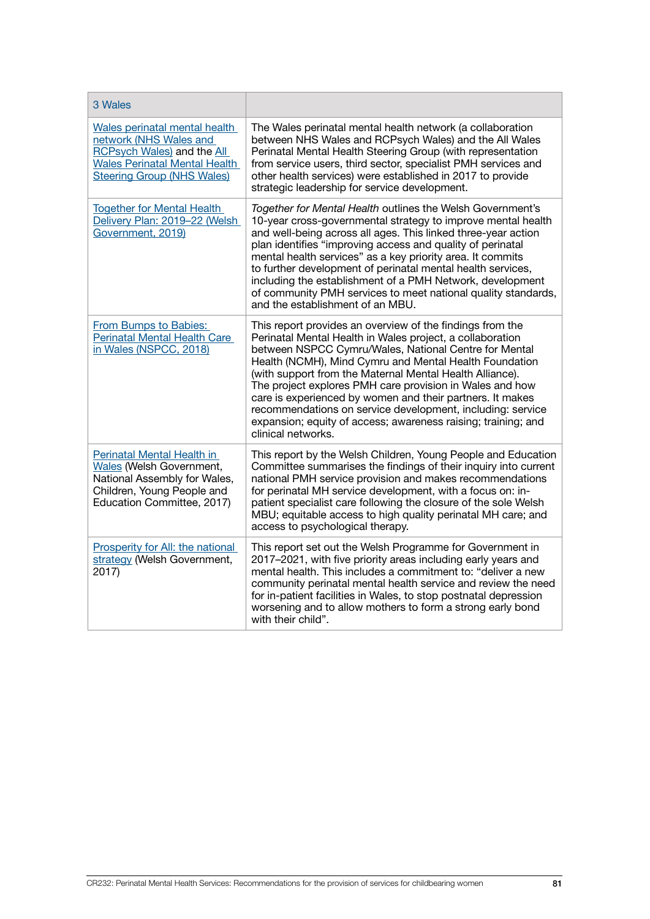| 3 Wales | |
|---|---|
| Wales perinatal mental health network (NHS Wales and RCPsych Wales) and the All Wales Perinatal Mental Health Steering Group (NHS Wales) | The Wales perinatal mental health network (a collaboration between NHS Wales and RCPsych Wales) and the All Wales Perinatal Mental Health Steering Group (with representation from service users, third sector, specialist PMH services and other health services) were established in 2017 to provide strategic leadership for service development. |
| Together for Mental Health Delivery Plan: 2019–22 (Welsh Government, 2019) | *Together for Mental Health* outlines the Welsh Government's 10-year cross-governmental strategy to improve mental health and well-being across all ages. This linked three-year action plan identifies "improving access and quality of perinatal mental health services" as a key priority area. It commits to further development of perinatal mental health services, including the establishment of a PMH Network, development of community PMH services to meet national quality standards, and the establishment of an MBU. |
| From Bumps to Babies: Perinatal Mental Health Care in Wales (NSPCC, 2018) | This report provides an overview of the findings from the Perinatal Mental Health in Wales project, a collaboration between NSPCC Cymru/Wales, National Centre for Mental Health (NCMH), Mind Cymru and Mental Health Foundation (with support from the Maternal Mental Health Alliance). The project explores PMH care provision in Wales and how care is experienced by women and their partners. It makes recommendations on service development, including: service expansion; equity of access; awareness raising; training; and clinical networks. |
| Perinatal Mental Health in Wales (Welsh Government, National Assembly for Wales, Children, Young People and Education Committee, 2017) | This report by the Welsh Children, Young People and Education Committee summarises the findings of their inquiry into current national PMH service provision and makes recommendations for perinatal MH service development, with a focus on: in-patient specialist care following the closure of the sole Welsh MBU; equitable access to high quality perinatal MH care; and access to psychological therapy. |
| Prosperity for All: the national strategy (Welsh Government, 2017) | This report set out the Welsh Programme for Government in 2017–2021, with five priority areas including early years and mental health. This includes a commitment to: "deliver a new community perinatal mental health service and review the need for in-patient facilities in Wales, to stop postnatal depression worsening and to allow mothers to form a strong early bond with their child". |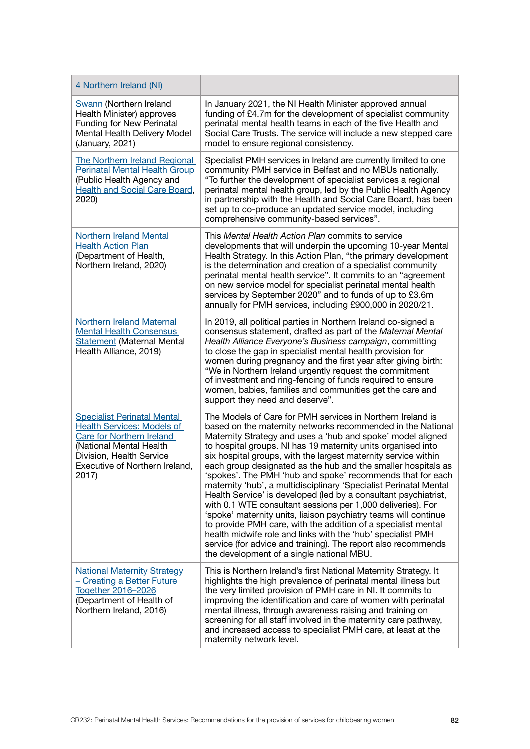| 4 Northern Ireland (NI) | |
|---|---|
| Swann (Northern Ireland Health Minister) approves Funding for New Perinatal Mental Health Delivery Model (January, 2021) | In January 2021, the NI Health Minister approved annual funding of £4.7m for the development of specialist community perinatal mental health teams in each of the five Health and Social Care Trusts. The service will include a new stepped care model to ensure regional consistency. |
| The Northern Ireland Regional Perinatal Mental Health Group (Public Health Agency and Health and Social Care Board, 2020) | Specialist PMH services in Ireland are currently limited to one community PMH service in Belfast and no MBUs nationally. "To further the development of specialist services a regional perinatal mental health group, led by the Public Health Agency in partnership with the Health and Social Care Board, has been set up to co-produce an updated service model, including comprehensive community-based services". |
| Northern Ireland Mental Health Action Plan (Department of Health, Northern Ireland, 2020) | This *Mental Health Action Plan* commits to service developments that will underpin the upcoming 10-year Mental Health Strategy. In this Action Plan, "the primary development is the determination and creation of a specialist community perinatal mental health service". It commits to an "agreement on new service model for specialist perinatal mental health services by September 2020" and to funds of up to £3.6m annually for PMH services, including £900,000 in 2020/21. |
| Northern Ireland Maternal Mental Health Consensus Statement (Maternal Mental Health Alliance, 2019) | In 2019, all political parties in Northern Ireland co-signed a consensus statement, drafted as part of the *Maternal Mental Health Alliance Everyone's Business campaign*, committing to close the gap in specialist mental health provision for women during pregnancy and the first year after giving birth: "We in Northern Ireland urgently request the commitment of investment and ring-fencing of funds required to ensure women, babies, families and communities get the care and support they need and deserve". |
| Specialist Perinatal Mental Health Services: Models of Care for Northern Ireland (National Mental Health Division, Health Service Executive of Northern Ireland, 2017) | The Models of Care for PMH services in Northern Ireland is based on the maternity networks recommended in the National Maternity Strategy and uses a 'hub and spoke' model aligned to hospital groups. NI has 19 maternity units organised into six hospital groups, with the largest maternity service within each group designated as the hub and the smaller hospitals as 'spokes'. The PMH 'hub and spoke' recommends that for each maternity 'hub', a multidisciplinary 'Specialist Perinatal Mental Health Service' is developed (led by a consultant psychiatrist, with 0.1 WTE consultant sessions per 1,000 deliveries). For 'spoke' maternity units, liaison psychiatry teams will continue to provide PMH care, with the addition of a specialist mental health midwife role and links with the 'hub' specialist PMH service (for advice and training). The report also recommends the development of a single national MBU. |
| National Maternity Strategy – Creating a Better Future Together 2016–2026 (Department of Health of Northern Ireland, 2016) | This is Northern Ireland's first National Maternity Strategy. It highlights the high prevalence of perinatal mental illness but the very limited provision of PMH care in NI. It commits to improving the identification and care of women with perinatal mental illness, through awareness raising and training on screening for all staff involved in the maternity care pathway, and increased access to specialist PMH care, at least at the maternity network level. |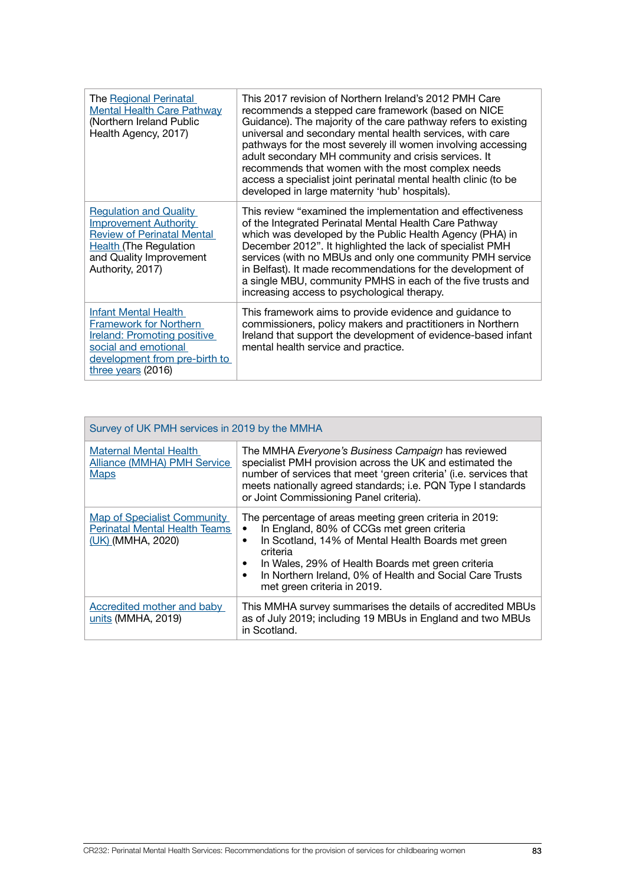| | |
|---|---|
| The Regional Perinatal Mental Health Care Pathway (Northern Ireland Public Health Agency, 2017) | This 2017 revision of Northern Ireland's 2012 PMH Care recommends a stepped care framework (based on NICE Guidance). The majority of the care pathway refers to existing universal and secondary mental health services, with care pathways for the most severely ill women involving accessing adult secondary MH community and crisis services. It recommends that women with the most complex needs access a specialist joint perinatal mental health clinic (to be developed in large maternity 'hub' hospitals). |
| Regulation and Quality Improvement Authority Review of Perinatal Mental Health (The Regulation and Quality Improvement Authority, 2017) | This review "examined the implementation and effectiveness of the Integrated Perinatal Mental Health Care Pathway which was developed by the Public Health Agency (PHA) in December 2012". It highlighted the lack of specialist PMH services (with no MBUs and only one community PMH service in Belfast). It made recommendations for the development of a single MBU, community PMHS in each of the five trusts and increasing access to psychological therapy. |
| Infant Mental Health Framework for Northern Ireland: Promoting positive social and emotional development from pre-birth to three years (2016) | This framework aims to provide evidence and guidance to commissioners, policy makers and practitioners in Northern Ireland that support the development of evidence-based infant mental health service and practice. |

| Survey of UK PMH services in 2019 by the MMHA | |
|---|---|
| Maternal Mental Health Alliance (MMHA) PMH Service Maps | The MMHA *Everyone's Business Campaign* has reviewed specialist PMH provision across the UK and estimated the number of services that meet 'green criteria' (i.e. services that meets nationally agreed standards; i.e. PQN Type I standards or Joint Commissioning Panel criteria). |
| Map of Specialist Community Perinatal Mental Health Teams (UK) (MMHA, 2020) | The percentage of areas meeting green criteria in 2019:<br>• In England, 80% of CCGs met green criteria<br>• In Scotland, 14% of Mental Health Boards met green criteria<br>• In Wales, 29% of Health Boards met green criteria<br>• In Northern Ireland, 0% of Health and Social Care Trusts met green criteria in 2019. |
| Accredited mother and baby units (MMHA, 2019) | This MMHA survey summarises the details of accredited MBUs as of July 2019; including 19 MBUs in England and two MBUs in Scotland. |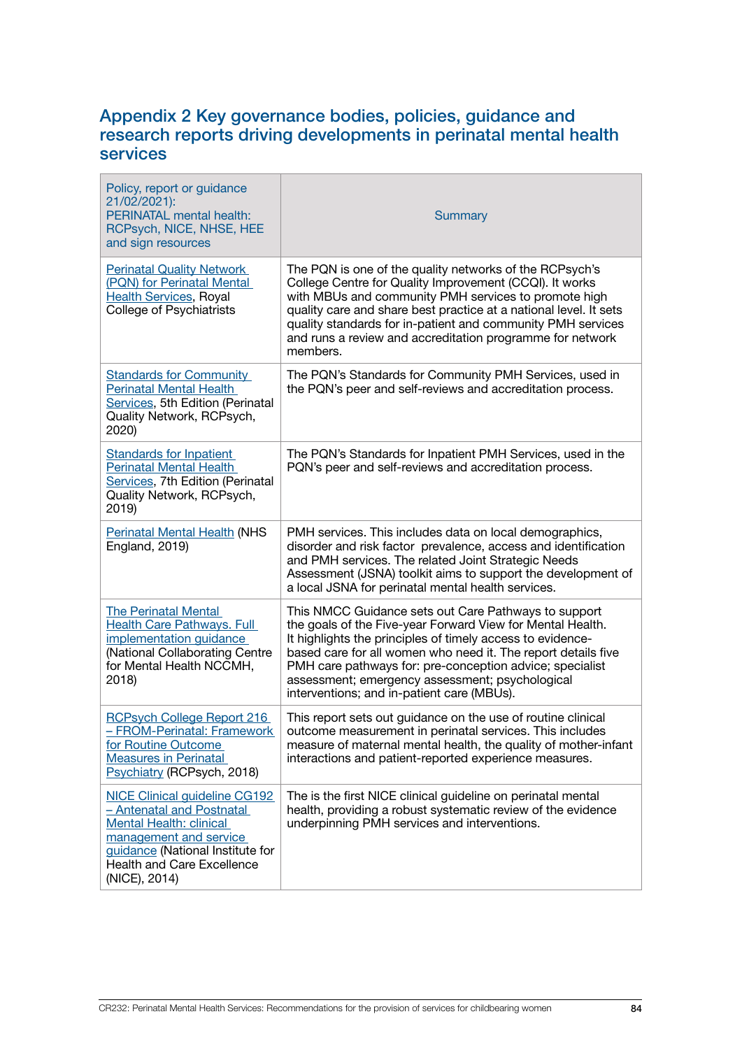## Appendix 2 Key governance bodies, policies, guidance and research reports driving developments in perinatal mental health services

| Policy, report or guidance 21/02/2021): PERINATAL mental health: RCPsych, NICE, NHSE, HEE and sign resources | Summary |
|---|---|
| Perinatal Quality Network (PQN) for Perinatal Mental Health Services, Royal College of Psychiatrists | The PQN is one of the quality networks of the RCPsych's College Centre for Quality Improvement (CCQI). It works with MBUs and community PMH services to promote high quality care and share best practice at a national level. It sets quality standards for in-patient and community PMH services and runs a review and accreditation programme for network members. |
| Standards for Community Perinatal Mental Health Services, 5th Edition (Perinatal Quality Network, RCPsych, 2020) | The PQN's Standards for Community PMH Services, used in the PQN's peer and self-reviews and accreditation process. |
| Standards for Inpatient Perinatal Mental Health Services, 7th Edition (Perinatal Quality Network, RCPsych, 2019) | The PQN's Standards for Inpatient PMH Services, used in the PQN's peer and self-reviews and accreditation process. |
| Perinatal Mental Health (NHS England, 2019) | PMH services. This includes data on local demographics, disorder and risk factor prevalence, access and identification and PMH services. The related Joint Strategic Needs Assessment (JSNA) toolkit aims to support the development of a local JSNA for perinatal mental health services. |
| The Perinatal Mental Health Care Pathways. Full implementation guidance (National Collaborating Centre for Mental Health NCCMH, 2018) | This NMCC Guidance sets out Care Pathways to support the goals of the Five-year Forward View for Mental Health. It highlights the principles of timely access to evidence-based care for all women who need it. The report details five PMH care pathways for: pre-conception advice; specialist assessment; emergency assessment; psychological interventions; and in-patient care (MBUs). |
| RCPsych College Report 216 – FROM-Perinatal: Framework for Routine Outcome Measures in Perinatal Psychiatry (RCPsych, 2018) | This report sets out guidance on the use of routine clinical outcome measurement in perinatal services. This includes measure of maternal mental health, the quality of mother-infant interactions and patient-reported experience measures. |
| NICE Clinical guideline CG192 – Antenatal and Postnatal Mental Health: clinical management and service guidance (National Institute for Health and Care Excellence (NICE), 2014) | The is the first NICE clinical guideline on perinatal mental health, providing a robust systematic review of the evidence underpinning PMH services and interventions. |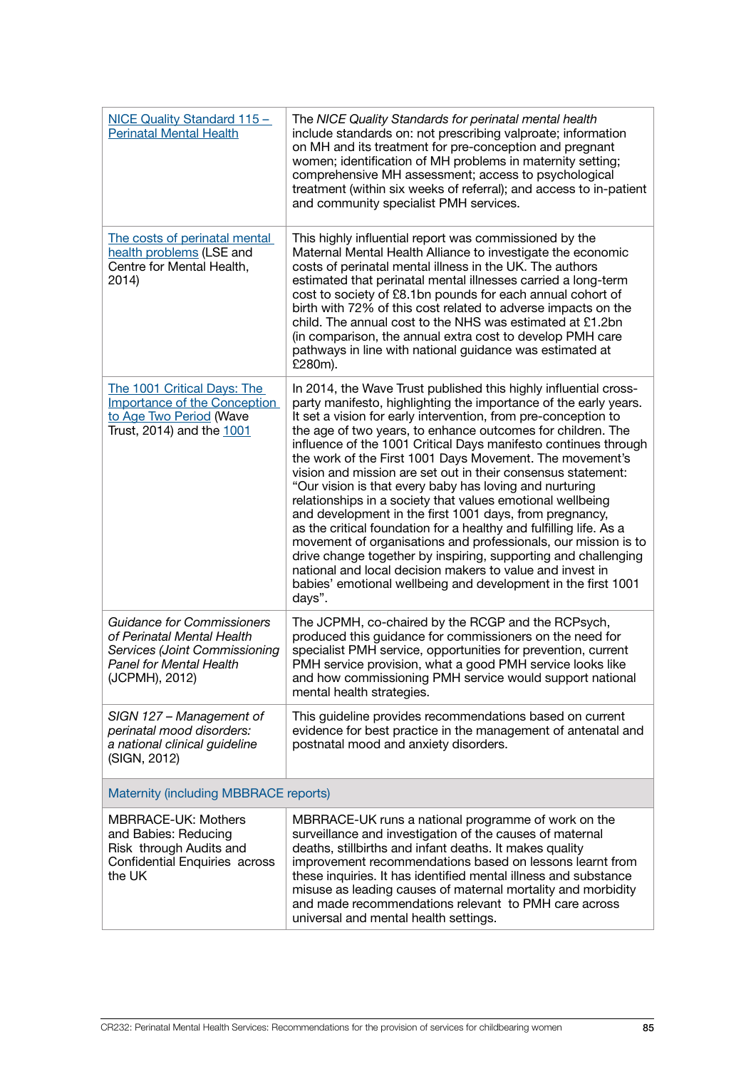| | |
|---|---|
| NICE Quality Standard 115 – Perinatal Mental Health | The *NICE Quality Standards for perinatal mental health* include standards on: not prescribing valproate; information on MH and its treatment for pre-conception and pregnant women; identification of MH problems in maternity setting; comprehensive MH assessment; access to psychological treatment (within six weeks of referral); and access to in-patient and community specialist PMH services. |
| The costs of perinatal mental health problems (LSE and Centre for Mental Health, 2014) | This highly influential report was commissioned by the Maternal Mental Health Alliance to investigate the economic costs of perinatal mental illness in the UK. The authors estimated that perinatal mental illnesses carried a long-term cost to society of £8.1bn pounds for each annual cohort of birth with 72% of this cost related to adverse impacts on the child. The annual cost to the NHS was estimated at £1.2bn (in comparison, the annual extra cost to develop PMH care pathways in line with national guidance was estimated at £280m). |
| The 1001 Critical Days: The Importance of the Conception to Age Two Period (Wave Trust, 2014) and the 1001 | In 2014, the Wave Trust published this highly influential cross-party manifesto, highlighting the importance of the early years. It set a vision for early intervention, from pre-conception to the age of two years, to enhance outcomes for children. The influence of the 1001 Critical Days manifesto continues through the work of the First 1001 Days Movement. The movement's vision and mission are set out in their consensus statement: "Our vision is that every baby has loving and nurturing relationships in a society that values emotional wellbeing and development in the first 1001 days, from pregnancy, as the critical foundation for a healthy and fulfilling life. As a movement of organisations and professionals, our mission is to drive change together by inspiring, supporting and challenging national and local decision makers to value and invest in babies' emotional wellbeing and development in the first 1001 days". |
| *Guidance for Commissioners of Perinatal Mental Health Services (Joint Commissioning Panel for Mental Health* (JCPMH), 2012) | The JCPMH, co-chaired by the RCGP and the RCPsych, produced this guidance for commissioners on the need for specialist PMH service, opportunities for prevention, current PMH service provision, what a good PMH service looks like and how commissioning PMH service would support national mental health strategies. |
| *SIGN 127 – Management of perinatal mood disorders: a national clinical guideline* (SIGN, 2012) | This guideline provides recommendations based on current evidence for best practice in the management of antenatal and postnatal mood and anxiety disorders. |
| **Maternity (including MBBRACE reports)** | |
| MBRRACE-UK: Mothers and Babies: Reducing Risk through Audits and Confidential Enquiries across the UK | MBRRACE-UK runs a national programme of work on the surveillance and investigation of the causes of maternal deaths, stillbirths and infant deaths. It makes quality improvement recommendations based on lessons learnt from these inquiries. It has identified mental illness and substance misuse as leading causes of maternal mortality and morbidity and made recommendations relevant to PMH care across universal and mental health settings. |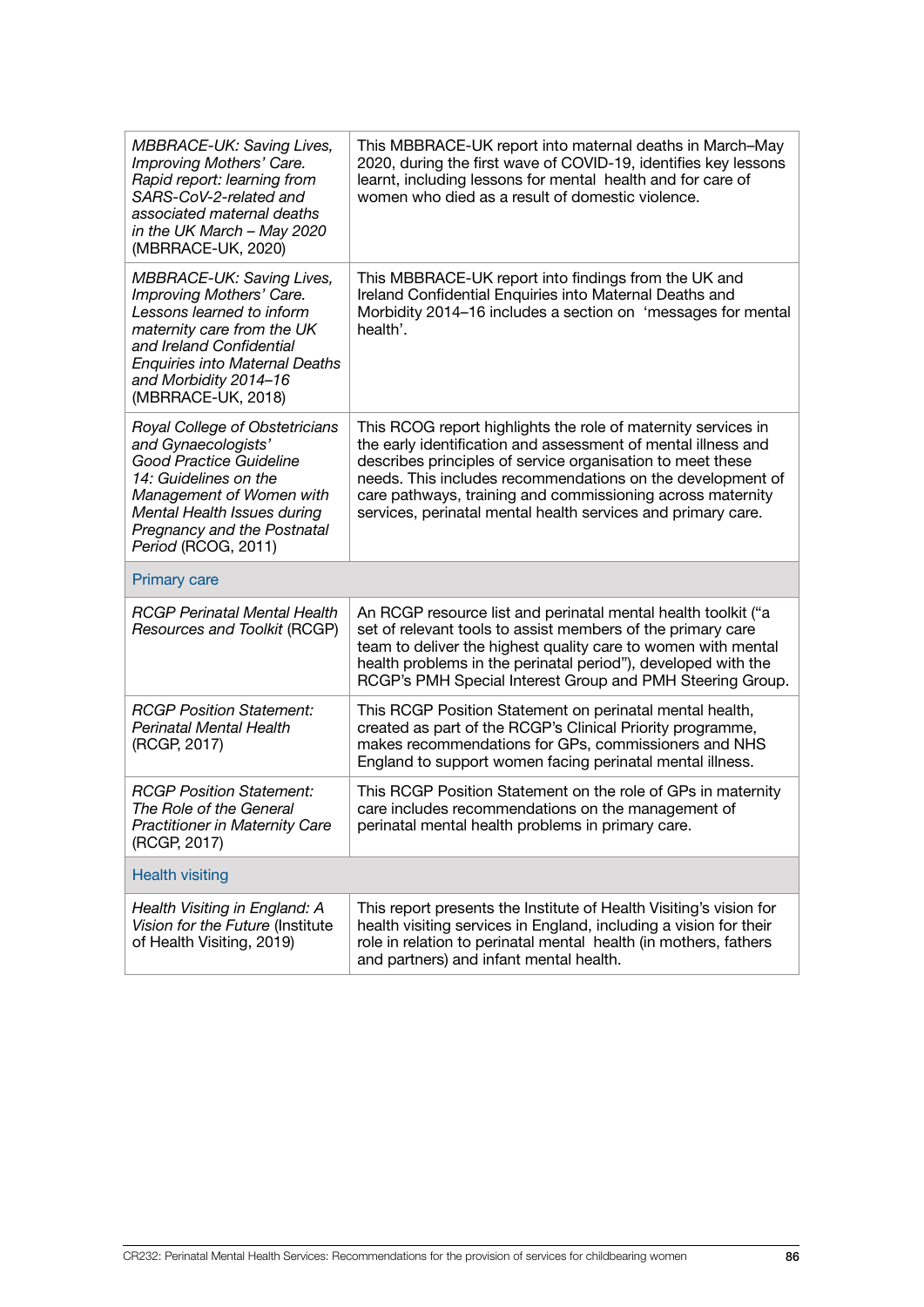| | |
|---|---|
| *MBBRACE-UK: Saving Lives, Improving Mothers' Care. Rapid report: learning from SARS-CoV-2-related and associated maternal deaths in the UK March – May 2020* (MBBRACE-UK, 2020) | This MBBRACE-UK report into maternal deaths in March–May 2020, during the first wave of COVID-19, identifies key lessons learnt, including lessons for mental health and for care of women who died as a result of domestic violence. |
| *MBBRACE-UK: Saving Lives, Improving Mothers' Care. Lessons learned to inform maternity care from the UK and Ireland Confidential Enquiries into Maternal Deaths and Morbidity 2014–16* (MBBRACE-UK, 2018) | This MBBRACE-UK report into findings from the UK and Ireland Confidential Enquiries into Maternal Deaths and Morbidity 2014–16 includes a section on 'messages for mental health'. |
| *Royal College of Obstetricians and Gynaecologists' Good Practice Guideline 14: Guidelines on the Management of Women with Mental Health Issues during Pregnancy and the Postnatal Period* (RCOG, 2011) | This RCOG report highlights the role of maternity services in the early identification and assessment of mental illness and describes principles of service organisation to meet these needs. This includes recommendations on the development of care pathways, training and commissioning across maternity services, perinatal mental health services and primary care. |
| **Primary care** | |
| *RCGP Perinatal Mental Health Resources and Toolkit* (RCGP) | An RCGP resource list and perinatal mental health toolkit ("a set of relevant tools to assist members of the primary care team to deliver the highest quality care to women with mental health problems in the perinatal period"), developed with the RCGP's PMH Special Interest Group and PMH Steering Group. |
| *RCGP Position Statement: Perinatal Mental Health* (RCGP, 2017) | This RCGP Position Statement on perinatal mental health, created as part of the RCGP's Clinical Priority programme, makes recommendations for GPs, commissioners and NHS England to support women facing perinatal mental illness. |
| *RCGP Position Statement: The Role of the General Practitioner in Maternity Care* (RCGP, 2017) | This RCGP Position Statement on the role of GPs in maternity care includes recommendations on the management of perinatal mental health problems in primary care. |
| **Health visiting** | |
| *Health Visiting in England: A Vision for the Future* (Institute of Health Visiting, 2019) | This report presents the Institute of Health Visiting's vision for health visiting services in England, including a vision for their role in relation to perinatal mental health (in mothers, fathers and partners) and infant mental health. |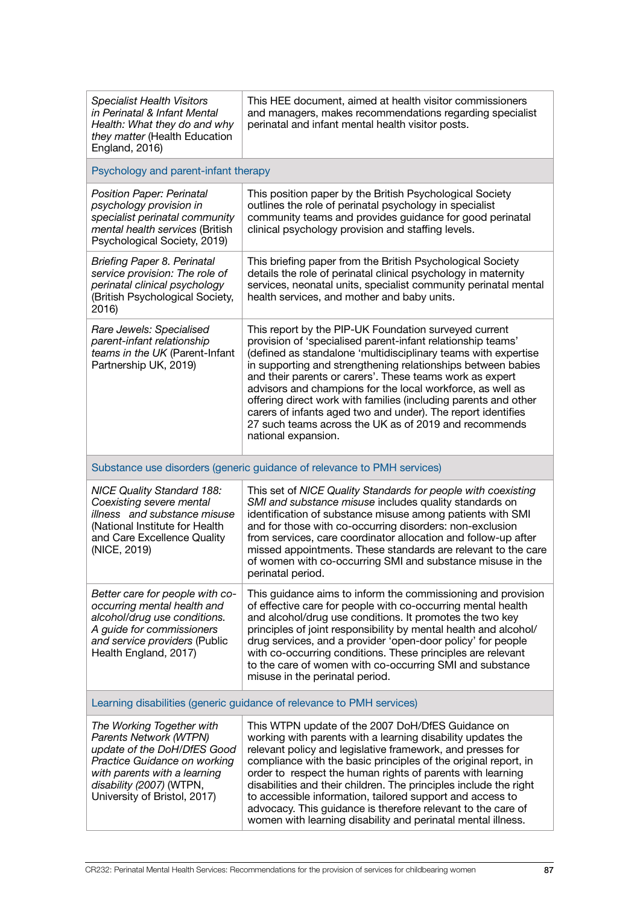| | |
|---|---|
| *Specialist Health Visitors in Perinatal & Infant Mental Health: What they do and why they matter* (Health Education England, 2016) | This HEE document, aimed at health visitor commissioners and managers, makes recommendations regarding specialist perinatal and infant mental health visitor posts. |
| Psychology and parent-infant therapy | |
| *Position Paper: Perinatal psychology provision in specialist perinatal community mental health services* (British Psychological Society, 2019) | This position paper by the British Psychological Society outlines the role of perinatal psychology in specialist community teams and provides guidance for good perinatal clinical psychology provision and staffing levels. |
| *Briefing Paper 8. Perinatal service provision: The role of perinatal clinical psychology* (British Psychological Society, 2016) | This briefing paper from the British Psychological Society details the role of perinatal clinical psychology in maternity services, neonatal units, specialist community perinatal mental health services, and mother and baby units. |
| *Rare Jewels: Specialised parent-infant relationship teams in the UK* (Parent-Infant Partnership UK, 2019) | This report by the PIP-UK Foundation surveyed current provision of 'specialised parent-infant relationship teams' (defined as standalone 'multidisciplinary teams with expertise in supporting and strengthening relationships between babies and their parents or carers'. These teams work as expert advisors and champions for the local workforce, as well as offering direct work with families (including parents and other carers of infants aged two and under). The report identifies 27 such teams across the UK as of 2019 and recommends national expansion. |
| Substance use disorders (generic guidance of relevance to PMH services) | |
| *NICE Quality Standard 188: Coexisting severe mental illness and substance misuse* (National Institute for Health and Care Excellence Quality (NICE, 2019) | This set of *NICE Quality Standards for people with coexisting SMI and substance misuse* includes quality standards on identification of substance misuse among patients with SMI and for those with co-occurring disorders: non-exclusion from services, care coordinator allocation and follow-up after missed appointments. These standards are relevant to the care of women with co-occurring SMI and substance misuse in the perinatal period. |
| *Better care for people with co-occurring mental health and alcohol/drug use conditions. A guide for commissioners and service providers* (Public Health England, 2017) | This guidance aims to inform the commissioning and provision of effective care for people with co-occurring mental health and alcohol/drug use conditions. It promotes the two key principles of joint responsibility by mental health and alcohol/drug services, and a provider 'open-door policy' for people with co-occurring conditions. These principles are relevant to the care of women with co-occurring SMI and substance misuse in the perinatal period. |
| Learning disabilities (generic guidance of relevance to PMH services) | |
| *The Working Together with Parents Network (WTPN) update of the DoH/DfES Good Practice Guidance on working with parents with a learning disability (2007)* (WTPN, University of Bristol, 2017) | This WTPN update of the 2007 DoH/DfES Guidance on working with parents with a learning disability updates the relevant policy and legislative framework, and presses for compliance with the basic principles of the original report, in order to respect the human rights of parents with learning disabilities and their children. The principles include the right to accessible information, tailored support and access to advocacy. This guidance is therefore relevant to the care of women with learning disability and perinatal mental illness. |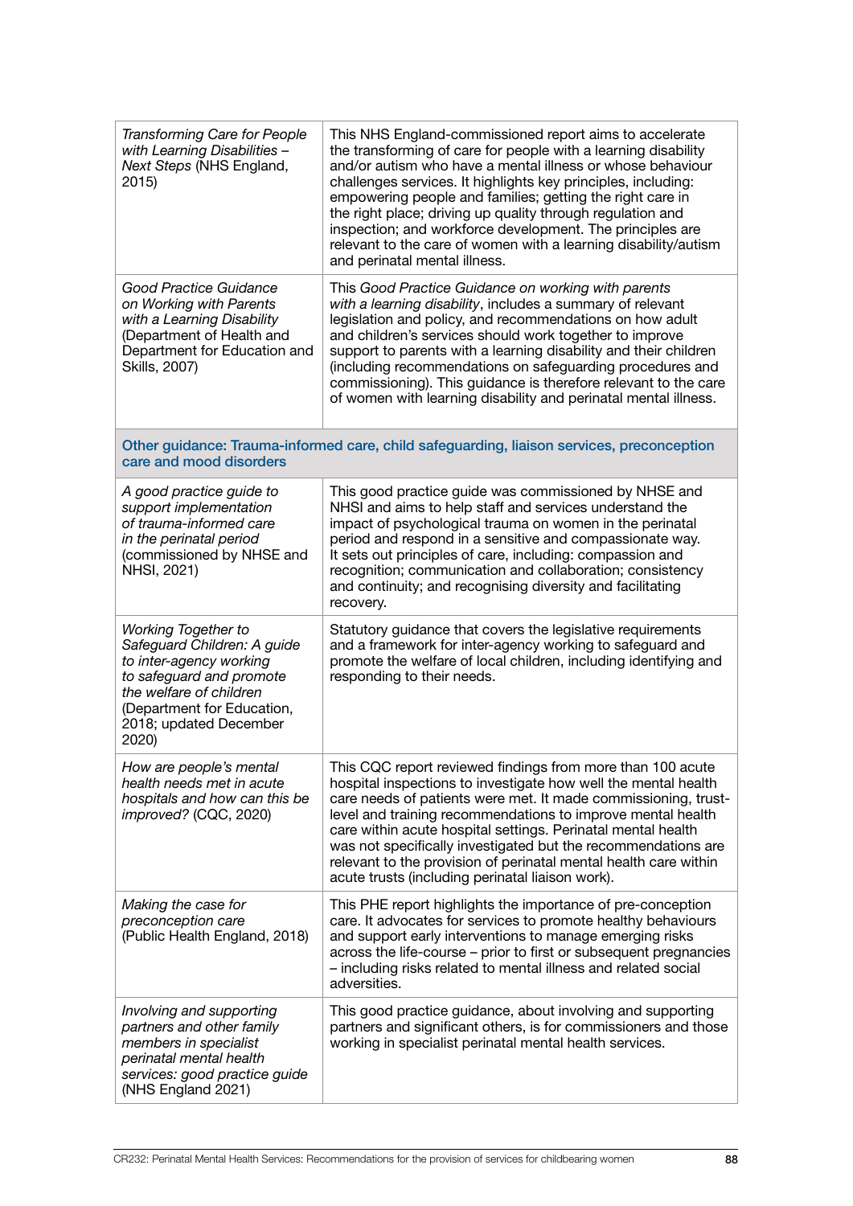| | |
|---|---|
| *Transforming Care for People with Learning Disabilities – Next Steps* (NHS England, 2015) | This NHS England-commissioned report aims to accelerate the transforming of care for people with a learning disability and/or autism who have a mental illness or whose behaviour challenges services. It highlights key principles, including: empowering people and families; getting the right care in the right place; driving up quality through regulation and inspection; and workforce development. The principles are relevant to the care of women with a learning disability/autism and perinatal mental illness. |
| *Good Practice Guidance on Working with Parents with a Learning Disability* (Department of Health and Department for Education and Skills, 2007) | This *Good Practice Guidance on working with parents with a learning disability*, includes a summary of relevant legislation and policy, and recommendations on how adult and children's services should work together to improve support to parents with a learning disability and their children (including recommendations on safeguarding procedures and commissioning). This guidance is therefore relevant to the care of women with learning disability and perinatal mental illness. |
| **Other guidance: Trauma-informed care, child safeguarding, liaison services, preconception care and mood disorders** | |
| *A good practice guide to support implementation of trauma-informed care in the perinatal period* (commissioned by NHSE and NHSI, 2021) | This good practice guide was commissioned by NHSE and NHSI and aims to help staff and services understand the impact of psychological trauma on women in the perinatal period and respond in a sensitive and compassionate way. It sets out principles of care, including: compassion and recognition; communication and collaboration; consistency and continuity; and recognising diversity and facilitating recovery. |
| *Working Together to Safeguard Children: A guide to inter-agency working to safeguard and promote the welfare of children* (Department for Education, 2018; updated December 2020) | Statutory guidance that covers the legislative requirements and a framework for inter-agency working to safeguard and promote the welfare of local children, including identifying and responding to their needs. |
| *How are people's mental health needs met in acute hospitals and how can this be improved?* (CQC, 2020) | This CQC report reviewed findings from more than 100 acute hospital inspections to investigate how well the mental health care needs of patients were met. It made commissioning, trust-level and training recommendations to improve mental health care within acute hospital settings. Perinatal mental health was not specifically investigated but the recommendations are relevant to the provision of perinatal mental health care within acute trusts (including perinatal liaison work). |
| *Making the case for preconception care* (Public Health England, 2018) | This PHE report highlights the importance of pre-conception care. It advocates for services to promote healthy behaviours and support early interventions to manage emerging risks across the life-course – prior to first or subsequent pregnancies – including risks related to mental illness and related social adversities. |
| *Involving and supporting partners and other family members in specialist perinatal mental health services: good practice guide* (NHS England 2021) | This good practice guidance, about involving and supporting partners and significant others, is for commissioners and those working in specialist perinatal mental health services. |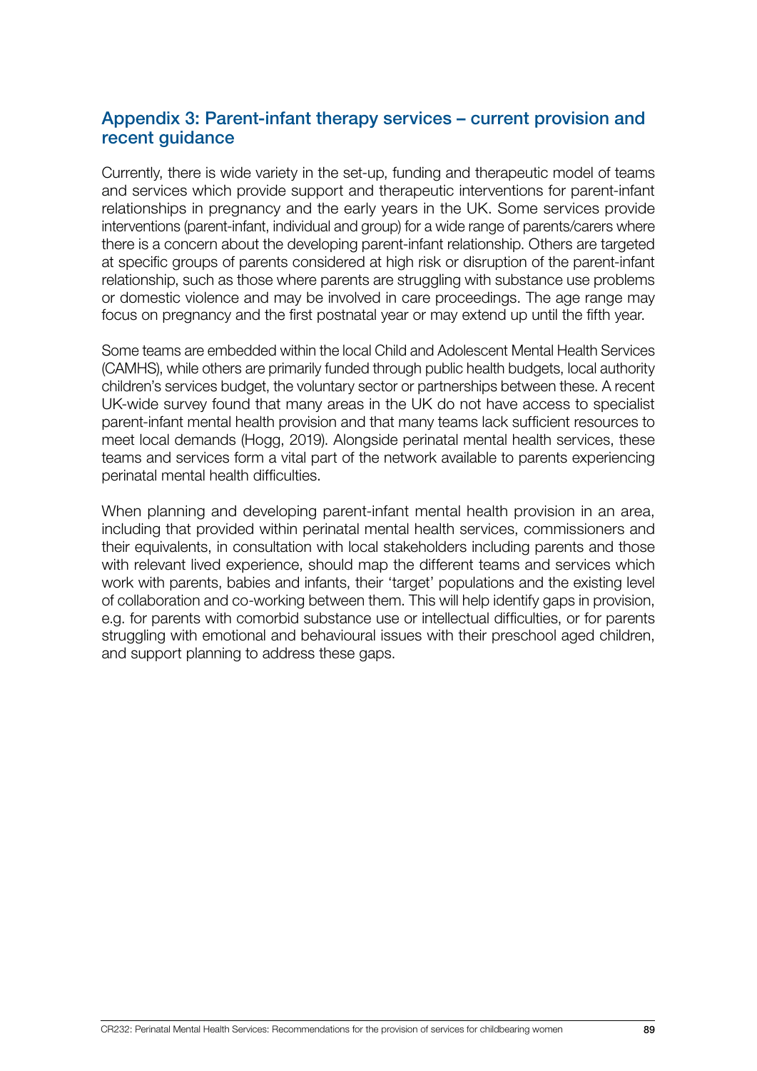## Appendix 3: Parent-infant therapy services – current provision and recent guidance

Currently, there is wide variety in the set-up, funding and therapeutic model of teams and services which provide support and therapeutic interventions for parent-infant relationships in pregnancy and the early years in the UK. Some services provide interventions (parent-infant, individual and group) for a wide range of parents/carers where there is a concern about the developing parent-infant relationship. Others are targeted at specific groups of parents considered at high risk or disruption of the parent-infant relationship, such as those where parents are struggling with substance use problems or domestic violence and may be involved in care proceedings. The age range may focus on pregnancy and the first postnatal year or may extend up until the fifth year.

Some teams are embedded within the local Child and Adolescent Mental Health Services (CAMHS), while others are primarily funded through public health budgets, local authority children's services budget, the voluntary sector or partnerships between these. A recent UK-wide survey found that many areas in the UK do not have access to specialist parent-infant mental health provision and that many teams lack sufficient resources to meet local demands (Hogg, 2019). Alongside perinatal mental health services, these teams and services form a vital part of the network available to parents experiencing perinatal mental health difficulties.

When planning and developing parent-infant mental health provision in an area, including that provided within perinatal mental health services, commissioners and their equivalents, in consultation with local stakeholders including parents and those with relevant lived experience, should map the different teams and services which work with parents, babies and infants, their 'target' populations and the existing level of collaboration and co-working between them. This will help identify gaps in provision, e.g. for parents with comorbid substance use or intellectual difficulties, or for parents struggling with emotional and behavioural issues with their preschool aged children, and support planning to address these gaps.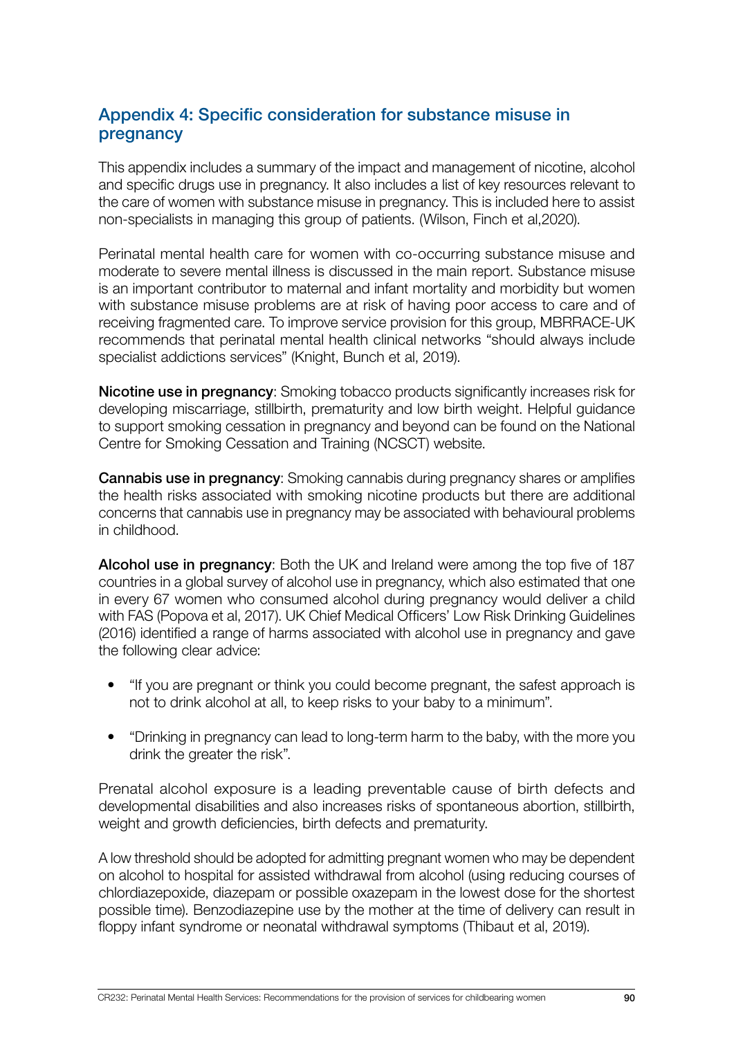## Appendix 4: Specific consideration for substance misuse in pregnancy

This appendix includes a summary of the impact and management of nicotine, alcohol and specific drugs use in pregnancy. It also includes a list of key resources relevant to the care of women with substance misuse in pregnancy. This is included here to assist non-specialists in managing this group of patients. (Wilson, Finch et al,2020).

Perinatal mental health care for women with co-occurring substance misuse and moderate to severe mental illness is discussed in the main report. Substance misuse is an important contributor to maternal and infant mortality and morbidity but women with substance misuse problems are at risk of having poor access to care and of receiving fragmented care. To improve service provision for this group, MBRRACE-UK recommends that perinatal mental health clinical networks "should always include specialist addictions services" (Knight, Bunch et al, 2019).

**Nicotine use in pregnancy**: Smoking tobacco products significantly increases risk for developing miscarriage, stillbirth, prematurity and low birth weight. Helpful guidance to support smoking cessation in pregnancy and beyond can be found on the National Centre for Smoking Cessation and Training (NCSCT) website.

**Cannabis use in pregnancy**: Smoking cannabis during pregnancy shares or amplifies the health risks associated with smoking nicotine products but there are additional concerns that cannabis use in pregnancy may be associated with behavioural problems in childhood.

**Alcohol use in pregnancy**: Both the UK and Ireland were among the top five of 187 countries in a global survey of alcohol use in pregnancy, which also estimated that one in every 67 women who consumed alcohol during pregnancy would deliver a child with FAS (Popova et al, 2017). UK Chief Medical Officers' Low Risk Drinking Guidelines (2016) identified a range of harms associated with alcohol use in pregnancy and gave the following clear advice:

- "If you are pregnant or think you could become pregnant, the safest approach is not to drink alcohol at all, to keep risks to your baby to a minimum".
- "Drinking in pregnancy can lead to long-term harm to the baby, with the more you drink the greater the risk".

Prenatal alcohol exposure is a leading preventable cause of birth defects and developmental disabilities and also increases risks of spontaneous abortion, stillbirth, weight and growth deficiencies, birth defects and prematurity.

A low threshold should be adopted for admitting pregnant women who may be dependent on alcohol to hospital for assisted withdrawal from alcohol (using reducing courses of chlordiazepoxide, diazepam or possible oxazepam in the lowest dose for the shortest possible time). Benzodiazepine use by the mother at the time of delivery can result in floppy infant syndrome or neonatal withdrawal symptoms (Thibaut et al, 2019).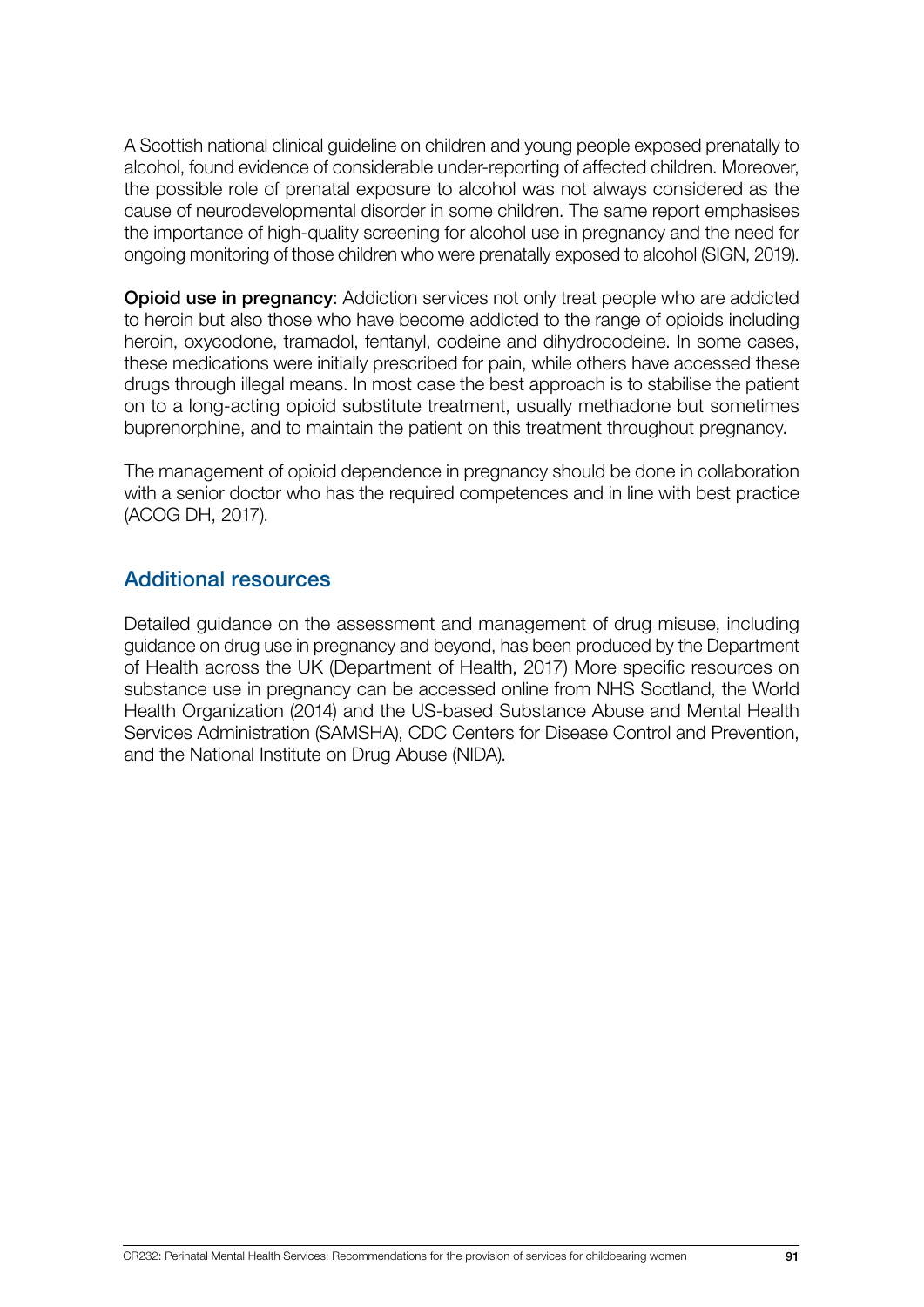A Scottish national clinical guideline on children and young people exposed prenatally to alcohol, found evidence of considerable under-reporting of affected children. Moreover, the possible role of prenatal exposure to alcohol was not always considered as the cause of neurodevelopmental disorder in some children. The same report emphasises the importance of high-quality screening for alcohol use in pregnancy and the need for ongoing monitoring of those children who were prenatally exposed to alcohol (SIGN, 2019).

**Opioid use in pregnancy**: Addiction services not only treat people who are addicted to heroin but also those who have become addicted to the range of opioids including heroin, oxycodone, tramadol, fentanyl, codeine and dihydrocodeine. In some cases, these medications were initially prescribed for pain, while others have accessed these drugs through illegal means. In most case the best approach is to stabilise the patient on to a long-acting opioid substitute treatment, usually methadone but sometimes buprenorphine, and to maintain the patient on this treatment throughout pregnancy.

The management of opioid dependence in pregnancy should be done in collaboration with a senior doctor who has the required competences and in line with best practice (ACOG DH, 2017).

## Additional resources

Detailed guidance on the assessment and management of drug misuse, including guidance on drug use in pregnancy and beyond, has been produced by the Department of Health across the UK (Department of Health, 2017) More specific resources on substance use in pregnancy can be accessed online from NHS Scotland, the World Health Organization (2014) and the US-based Substance Abuse and Mental Health Services Administration (SAMSHA), CDC Centers for Disease Control and Prevention, and the National Institute on Drug Abuse (NIDA).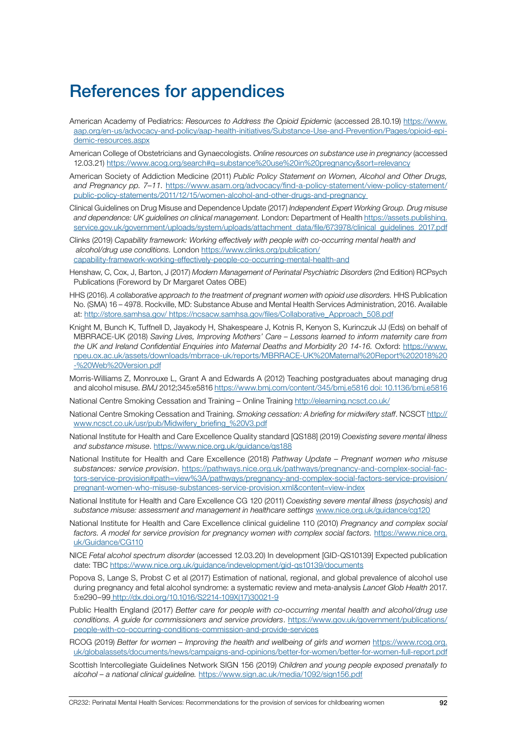# References for appendices

American Academy of Pediatrics: *Resources to Address the Opioid Epidemic* (accessed 28.10.19) https://www.aap.org/en-us/advocacy-and-policy/aap-health-initiatives/Substance-Use-and-Prevention/Pages/opioid-epidemic-resources.aspx

American College of Obstetricians and Gynaecologists. *Online resources on substance use in pregnancy* (accessed 12.03.21) https://www.acog.org/search#q=substance%20use%20in%20pregnancy&sort=relevancy

American Society of Addiction Medicine (2011) *Public Policy Statement on Women, Alcohol and Other Drugs, and Pregnancy pp. 7–11.* https://www.asam.org/advocacy/find-a-policy-statement/view-policy-statement/public-policy-statements/2011/12/15/women-alcohol-and-other-drugs-and-pregnancy

Clinical Guidelines on Drug Misuse and Dependence Update (2017) *Independent Expert Working Group. Drug misuse and dependence: UK guidelines on clinical management.* London: Department of Health https://assets.publishing.service.gov.uk/government/uploads/system/uploads/attachment_data/file/673978/clinical_guidelines_2017.pdf

Clinks (2019) *Capability framework: Working effectively with people with co-occurring mental health and alcohol/drug use conditions.* London https://www.clinks.org/publication/capability-framework-working-effectively-people-co-occurring-mental-health-and

Henshaw, C, Cox, J, Barton, J (2017) *Modern Management of Perinatal Psychiatric Disorders* (2nd Edition) RCPsych Publications (Foreword by Dr Margaret Oates OBE)

HHS (2016). *A collaborative approach to the treatment of pregnant women with opioid use disorders.* HHS Publication No. (SMA) 16 – 4978. Rockville, MD: Substance Abuse and Mental Health Services Administration, 2016. Available at: http://store.samhsa.gov/ https://ncsacw.samhsa.gov/files/Collaborative_Approach_508.pdf

Knight M, Bunch K, Tuffnell D, Jayakody H, Shakespeare J, Kotnis R, Kenyon S, Kurinczuk JJ (Eds) on behalf of MBRRACE-UK (2018) *Saving Lives, Improving Mothers' Care – Lessons learned to inform maternity care from the UK and Ireland Confidential Enquiries into Maternal Deaths and Morbidity 20 14-16.* Oxford: https://www.npeu.ox.ac.uk/assets/downloads/mbrrace-uk/reports/MBRRACE-UK%20Maternal%20Report%202018%20-%20Web%20Version.pdf

Morris-Williams Z, Monrouxe L, Grant A and Edwards A (2012) Teaching postgraduates about managing drug and alcohol misuse. *BMJ* 2012;345:e5816 https://www.bmj.com/content/345/bmj.e5816 doi: 10.1136/bmj.e5816

National Centre Smoking Cessation and Training – Online Training http://elearning.ncsct.co.uk/

National Centre Smoking Cessation and Training. *Smoking cessation: A briefing for midwifery staff*. NCSCT http://www.ncsct.co.uk/usr/pub/Midwifery_briefing_%20V3.pdf

National Institute for Health and Care Excellence Quality standard [QS188] (2019) *Coexisting severe mental illness and substance misuse*. https://www.nice.org.uk/guidance/qs188

National Institute for Health and Care Excellence (2018) *Pathway Update – Pregnant women who misuse substances: service provision*. https://pathways.nice.org.uk/pathways/pregnancy-and-complex-social-factors-service-provision#path=view%3A/pathways/pregnancy-and-complex-social-factors-service-provision/pregnant-women-who-misuse-substances-service-provision.xml&content=view-index

National Institute for Health and Care Excellence CG 120 (2011) *Coexisting severe mental illness (psychosis) and substance misuse: assessment and management in healthcare settings* www.nice.org.uk/guidance/cg120

National Institute for Health and Care Excellence clinical guideline 110 (2010) *Pregnancy and complex social factors. A model for service provision for pregnancy women with complex social factors.* https://www.nice.org.uk/Guidance/CG110

NICE *Fetal alcohol spectrum disorder* (accessed 12.03.20) In development [GID-QS10139] Expected publication date: TBC https://www.nice.org.uk/guidance/indevelopment/gid-qs10139/documents

Popova S, Lange S, Probst C et al (2017) Estimation of national, regional, and global prevalence of alcohol use during pregnancy and fetal alcohol syndrome: a systematic review and meta-analysis *Lancet Glob Health* 2017. 5:e290–99 http://dx.doi.org/10.1016/S2214-109X(17)30021-9

Public Health England (2017) *Better care for people with co-occurring mental health and alcohol/drug use conditions. A guide for commissioners and service providers*. https://www.gov.uk/government/publications/people-with-co-occurring-conditions-commission-and-provide-services

RCOG (2019) *Better for women – Improving the health and wellbeing of girls and women* https://www.rcog.org.uk/globalassets/documents/news/campaigns-and-opinions/better-for-women/better-for-women-full-report.pdf

Scottish Intercollegiate Guidelines Network SIGN 156 (2019) *Children and young people exposed prenatally to alcohol – a national clinical guideline.* https://www.sign.ac.uk/media/1092/sign156.pdf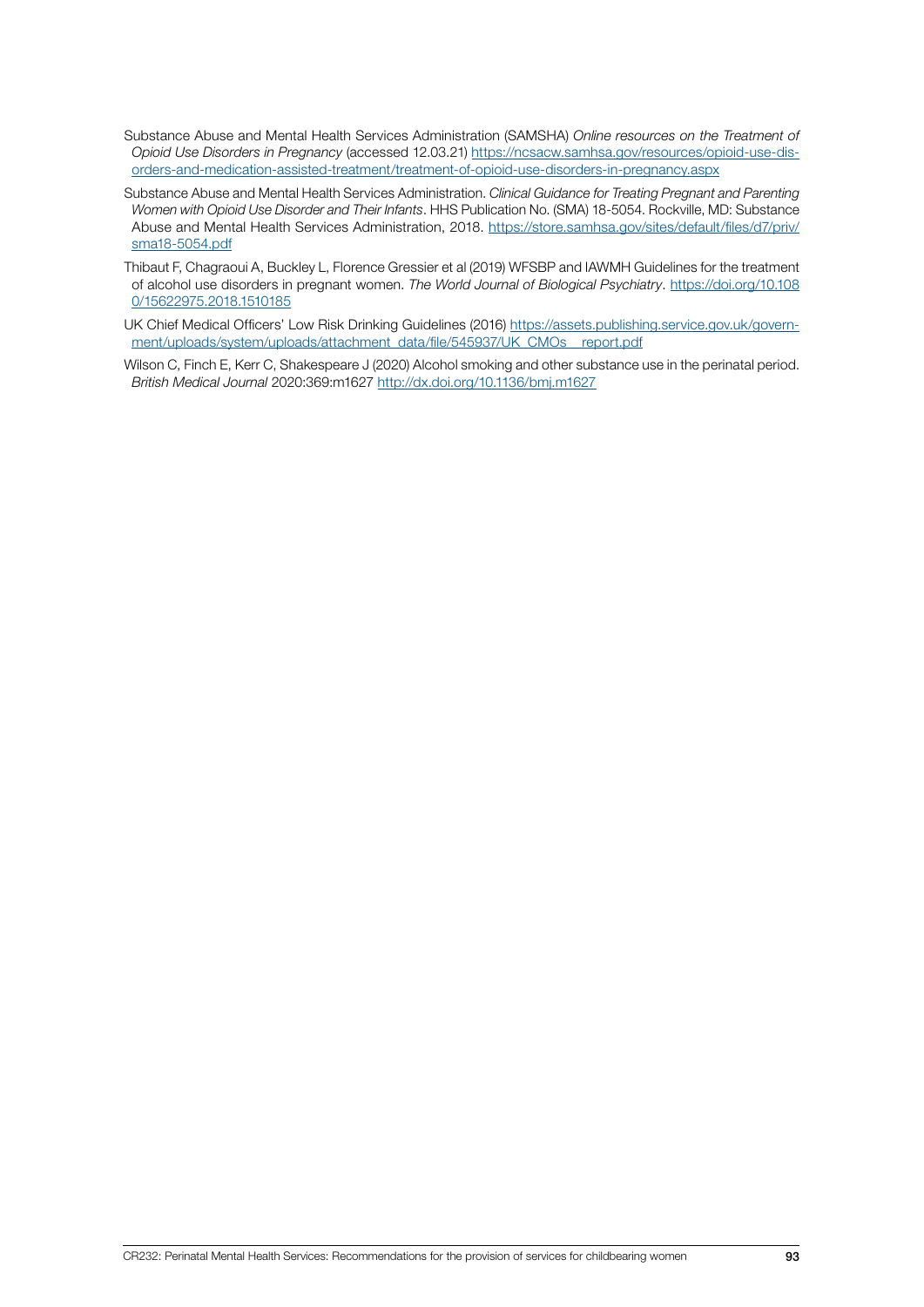Substance Abuse and Mental Health Services Administration (SAMSHA) *Online resources on the Treatment of Opioid Use Disorders in Pregnancy* (accessed 12.03.21) https://ncsacw.samhsa.gov/resources/opioid-use-disorders-and-medication-assisted-treatment/treatment-of-opioid-use-disorders-in-pregnancy.aspx

Substance Abuse and Mental Health Services Administration. *Clinical Guidance for Treating Pregnant and Parenting Women with Opioid Use Disorder and Their Infants*. HHS Publication No. (SMA) 18-5054. Rockville, MD: Substance Abuse and Mental Health Services Administration, 2018. https://store.samhsa.gov/sites/default/files/d7/priv/sma18-5054.pdf

Thibaut F, Chagraoui A, Buckley L, Florence Gressier et al (2019) WFSBP and IAWMH Guidelines for the treatment of alcohol use disorders in pregnant women. *The World Journal of Biological Psychiatry*. https://doi.org/10.1080/15622975.2018.1510185

UK Chief Medical Officers' Low Risk Drinking Guidelines (2016) https://assets.publishing.service.gov.uk/government/uploads/system/uploads/attachment_data/file/545937/UK_CMOs__report.pdf

Wilson C, Finch E, Kerr C, Shakespeare J (2020) Alcohol smoking and other substance use in the perinatal period. *British Medical Journal* 2020:369:m1627 http://dx.doi.org/10.1136/bmj.m1627